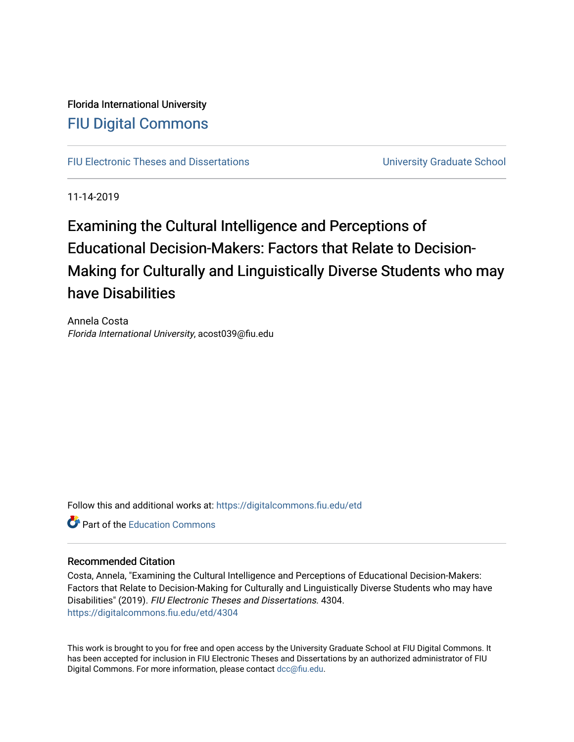Florida International University

# FIU Digital Commons

FIU Electronic Theses and Dissertations | University Graduate School

11-14-2019

# Examining the Cultural Intelligence and Perceptions of Educational Decision-Makers: Factors that Relate to Decision-Making for Culturally and Linguistically Diverse Students who may have Disabilities

Annela Costa
*Florida International University*, acost039@fiu.edu

Follow this and additional works at: https://digitalcommons.fiu.edu/etd

Part of the Education Commons

## Recommended Citation

Costa, Annela, "Examining the Cultural Intelligence and Perceptions of Educational Decision-Makers: Factors that Relate to Decision-Making for Culturally and Linguistically Diverse Students who may have Disabilities" (2019). *FIU Electronic Theses and Dissertations*. 4304.
https://digitalcommons.fiu.edu/etd/4304

This work is brought to you for free and open access by the University Graduate School at FIU Digital Commons. It has been accepted for inclusion in FIU Electronic Theses and Dissertations by an authorized administrator of FIU Digital Commons. For more information, please contact dcc@fiu.edu.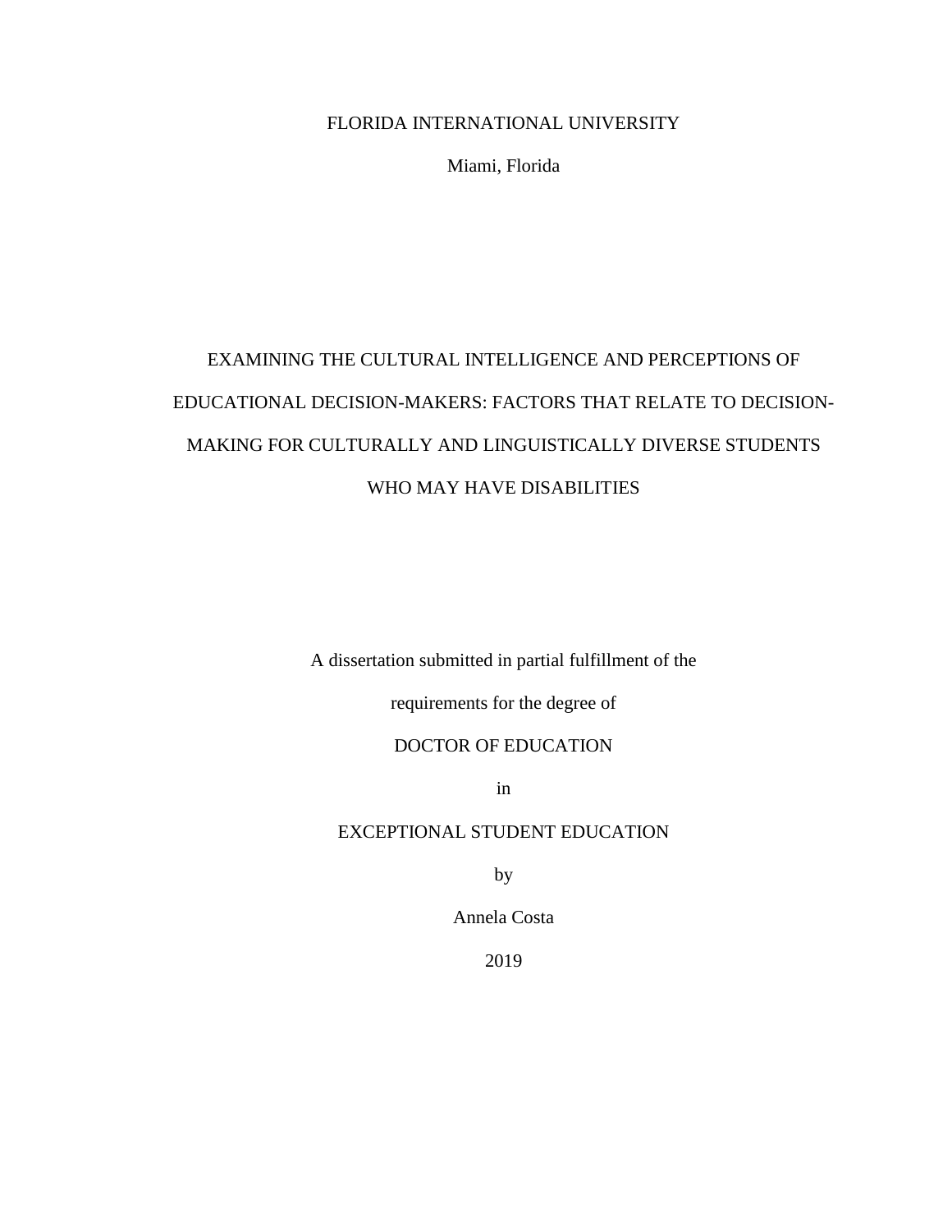FLORIDA INTERNATIONAL UNIVERSITY

Miami, Florida

# EXAMINING THE CULTURAL INTELLIGENCE AND PERCEPTIONS OF EDUCATIONAL DECISION-MAKERS: FACTORS THAT RELATE TO DECISION-MAKING FOR CULTURALLY AND LINGUISTICALLY DIVERSE STUDENTS WHO MAY HAVE DISABILITIES

A dissertation submitted in partial fulfillment of the

requirements for the degree of

DOCTOR OF EDUCATION

in

EXCEPTIONAL STUDENT EDUCATION

by

Annela Costa

2019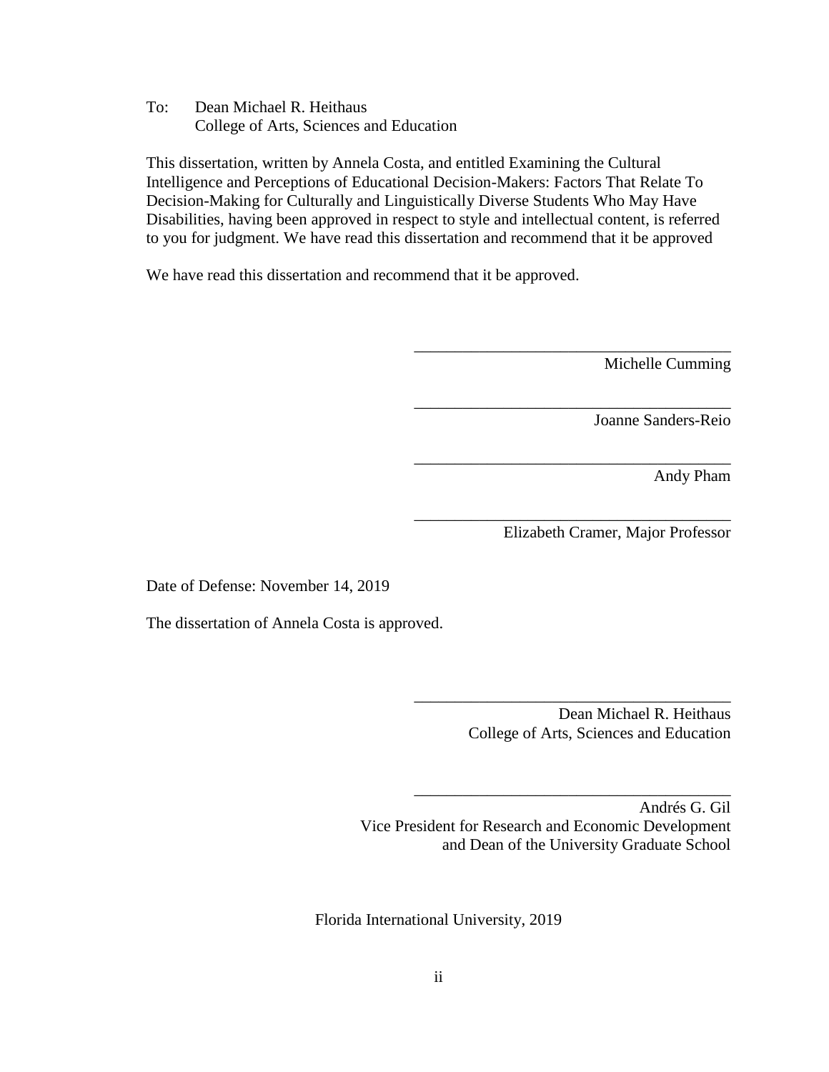To: Dean Michael R. Heithaus
College of Arts, Sciences and Education

This dissertation, written by Annela Costa, and entitled Examining the Cultural Intelligence and Perceptions of Educational Decision-Makers: Factors That Relate To Decision-Making for Culturally and Linguistically Diverse Students Who May Have Disabilities, having been approved in respect to style and intellectual content, is referred to you for judgment. We have read this dissertation and recommend that it be approved

We have read this dissertation and recommend that it be approved.

_______________________________________
Michelle Cumming

_______________________________________
Joanne Sanders-Reio

_______________________________________
Andy Pham

_______________________________________
Elizabeth Cramer, Major Professor

Date of Defense: November 14, 2019

The dissertation of Annela Costa is approved.

_______________________________________
Dean Michael R. Heithaus
College of Arts, Sciences and Education

_______________________________________
Andrés G. Gil
Vice President for Research and Economic Development
and Dean of the University Graduate School

Florida International University, 2019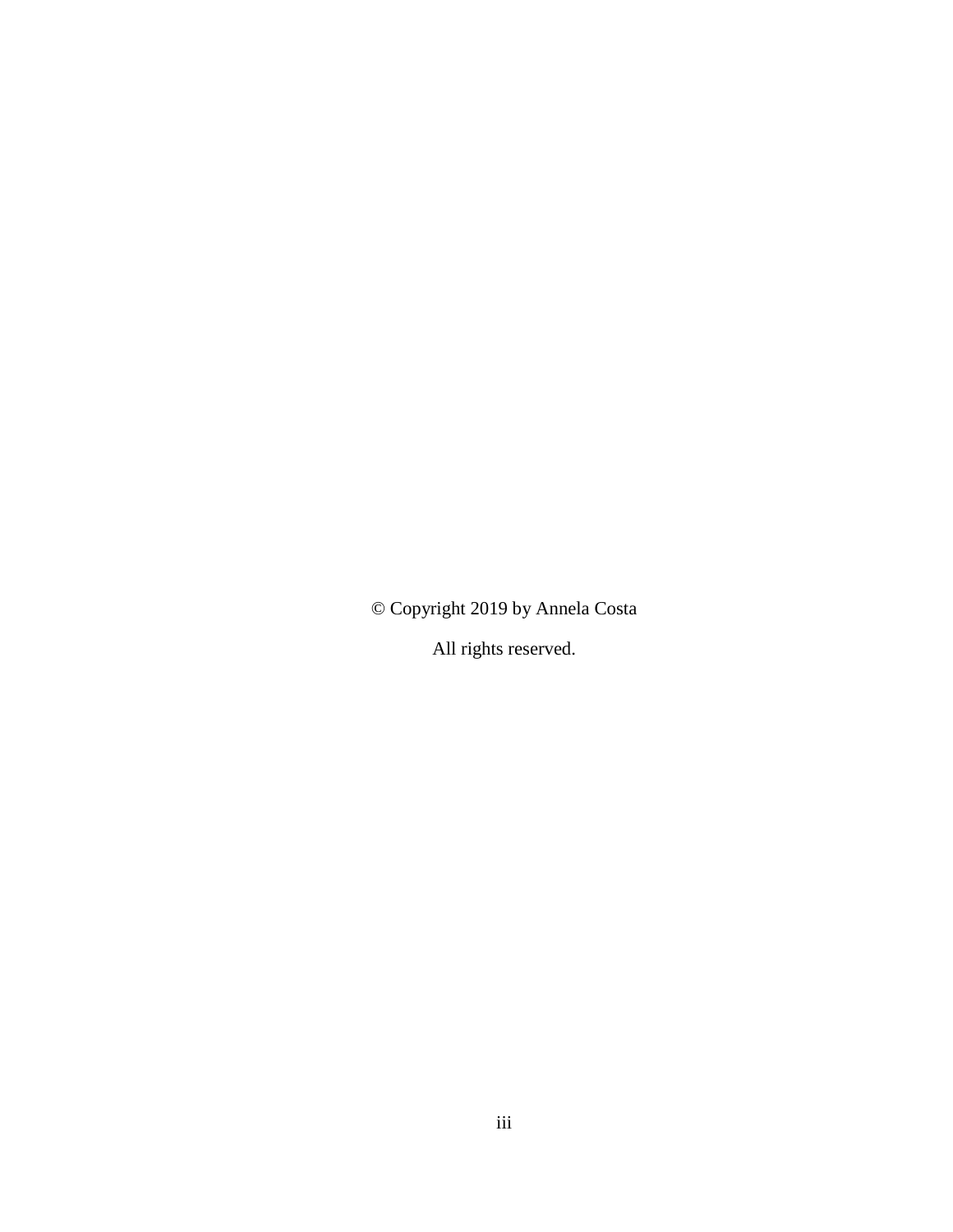© Copyright 2019 by Annela Costa

All rights reserved.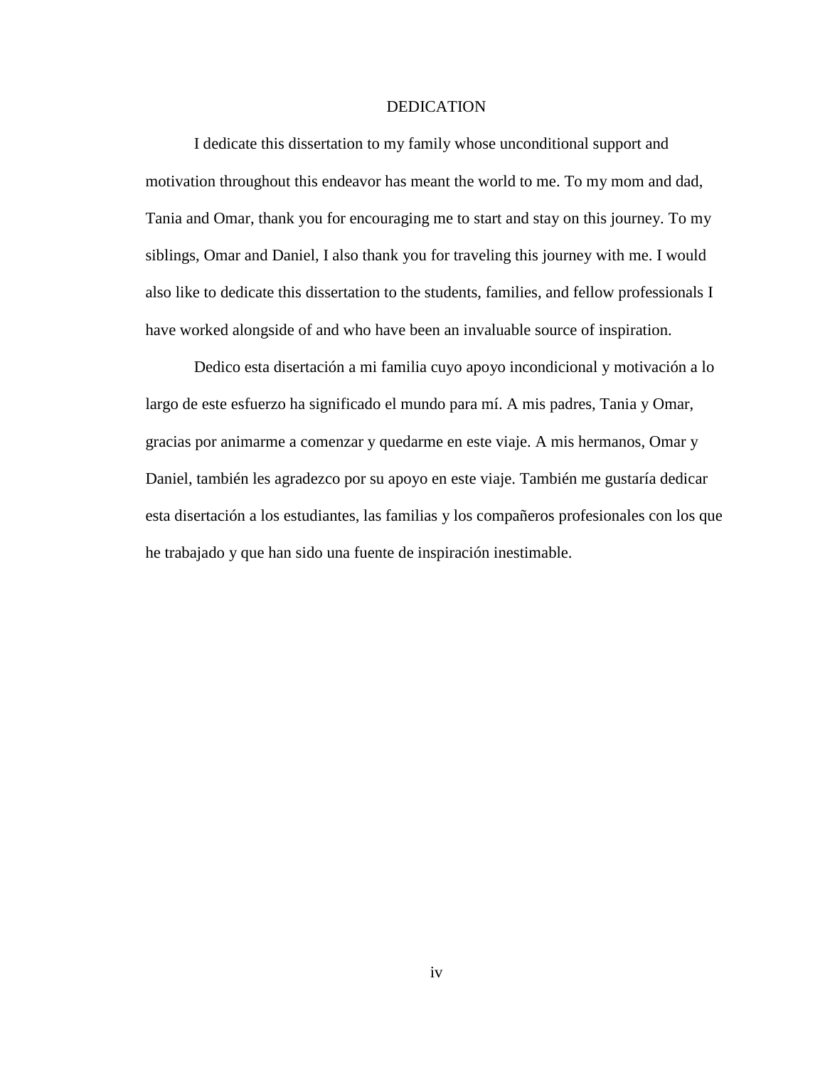# DEDICATION

I dedicate this dissertation to my family whose unconditional support and motivation throughout this endeavor has meant the world to me. To my mom and dad, Tania and Omar, thank you for encouraging me to start and stay on this journey. To my siblings, Omar and Daniel, I also thank you for traveling this journey with me. I would also like to dedicate this dissertation to the students, families, and fellow professionals I have worked alongside of and who have been an invaluable source of inspiration.

Dedico esta disertación a mi familia cuyo apoyo incondicional y motivación a lo largo de este esfuerzo ha significado el mundo para mí. A mis padres, Tania y Omar, gracias por animarme a comenzar y quedarme en este viaje. A mis hermanos, Omar y Daniel, también les agradezco por su apoyo en este viaje. También me gustaría dedicar esta disertación a los estudiantes, las familias y los compañeros profesionales con los que he trabajado y que han sido una fuente de inspiración inestimable.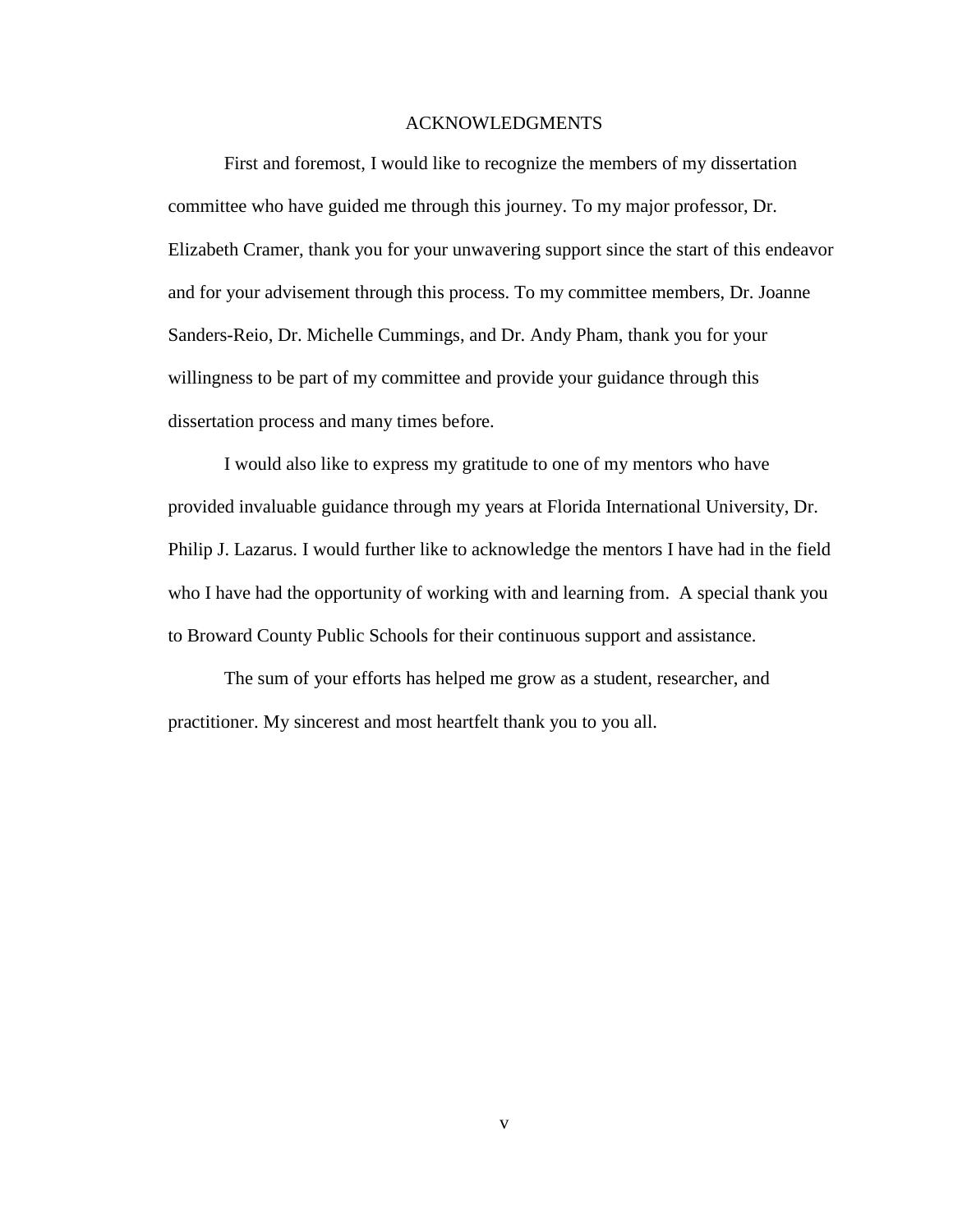# ACKNOWLEDGMENTS

First and foremost, I would like to recognize the members of my dissertation committee who have guided me through this journey. To my major professor, Dr. Elizabeth Cramer, thank you for your unwavering support since the start of this endeavor and for your advisement through this process. To my committee members, Dr. Joanne Sanders-Reio, Dr. Michelle Cummings, and Dr. Andy Pham, thank you for your willingness to be part of my committee and provide your guidance through this dissertation process and many times before.

I would also like to express my gratitude to one of my mentors who have provided invaluable guidance through my years at Florida International University, Dr. Philip J. Lazarus. I would further like to acknowledge the mentors I have had in the field who I have had the opportunity of working with and learning from. A special thank you to Broward County Public Schools for their continuous support and assistance.

The sum of your efforts has helped me grow as a student, researcher, and practitioner. My sincerest and most heartfelt thank you to you all.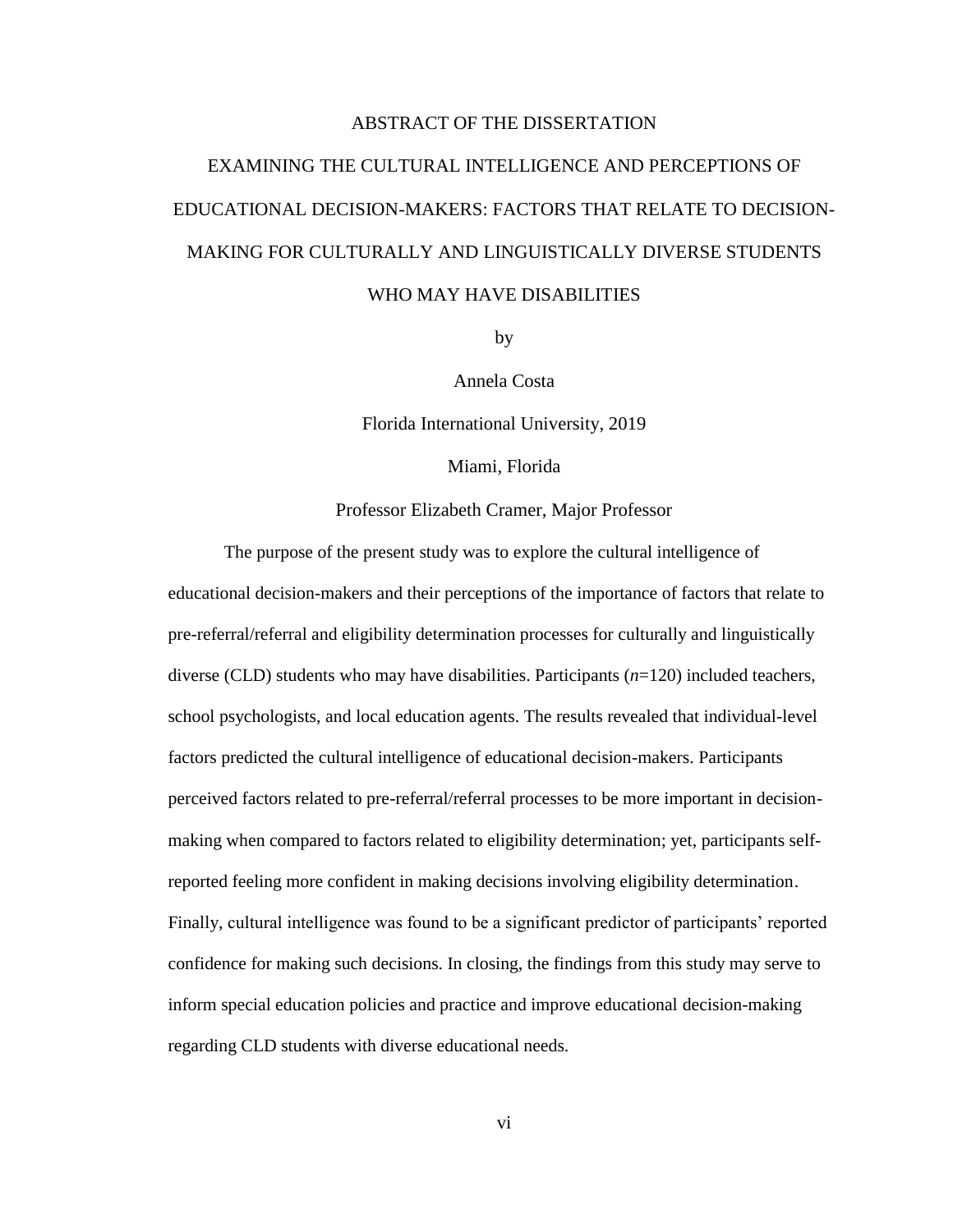# ABSTRACT OF THE DISSERTATION

## EXAMINING THE CULTURAL INTELLIGENCE AND PERCEPTIONS OF EDUCATIONAL DECISION-MAKERS: FACTORS THAT RELATE TO DECISION-MAKING FOR CULTURALLY AND LINGUISTICALLY DIVERSE STUDENTS WHO MAY HAVE DISABILITIES

by

Annela Costa

Florida International University, 2019

Miami, Florida

Professor Elizabeth Cramer, Major Professor

The purpose of the present study was to explore the cultural intelligence of educational decision-makers and their perceptions of the importance of factors that relate to pre-referral/referral and eligibility determination processes for culturally and linguistically diverse (CLD) students who may have disabilities. Participants ($n$=120) included teachers, school psychologists, and local education agents. The results revealed that individual-level factors predicted the cultural intelligence of educational decision-makers. Participants perceived factors related to pre-referral/referral processes to be more important in decision-making when compared to factors related to eligibility determination; yet, participants self-reported feeling more confident in making decisions involving eligibility determination. Finally, cultural intelligence was found to be a significant predictor of participants' reported confidence for making such decisions. In closing, the findings from this study may serve to inform special education policies and practice and improve educational decision-making regarding CLD students with diverse educational needs.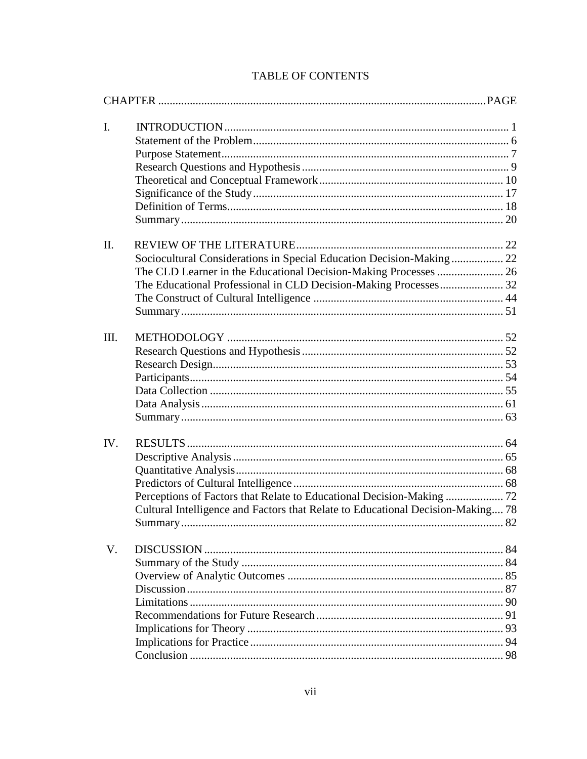# TABLE OF CONTENTS

| CHAPTER | | PAGE |
|---|---|---|
| I. | INTRODUCTION | 1 |
| | Statement of the Problem | 6 |
| | Purpose Statement | 7 |
| | Research Questions and Hypothesis | 9 |
| | Theoretical and Conceptual Framework | 10 |
| | Significance of the Study | 17 |
| | Definition of Terms | 18 |
| | Summary | 20 |
| II. | REVIEW OF THE LITERATURE | 22 |
| | Sociocultural Considerations in Special Education Decision-Making | 22 |
| | The CLD Learner in the Educational Decision-Making Processes | 26 |
| | The Educational Professional in CLD Decision-Making Processes | 32 |
| | The Construct of Cultural Intelligence | 44 |
| | Summary | 51 |
| III. | METHODOLOGY | 52 |
| | Research Questions and Hypothesis | 52 |
| | Research Design | 53 |
| | Participants | 54 |
| | Data Collection | 55 |
| | Data Analysis | 61 |
| | Summary | 63 |
| IV. | RESULTS | 64 |
| | Descriptive Analysis | 65 |
| | Quantitative Analysis | 68 |
| | Predictors of Cultural Intelligence | 68 |
| | Perceptions of Factors that Relate to Educational Decision-Making | 72 |
| | Cultural Intelligence and Factors that Relate to Educational Decision-Making | 78 |
| | Summary | 82 |
| V. | DISCUSSION | 84 |
| | Summary of the Study | 84 |
| | Overview of Analytic Outcomes | 85 |
| | Discussion | 87 |
| | Limitations | 90 |
| | Recommendations for Future Research | 91 |
| | Implications for Theory | 93 |
| | Implications for Practice | 94 |
| | Conclusion | 98 |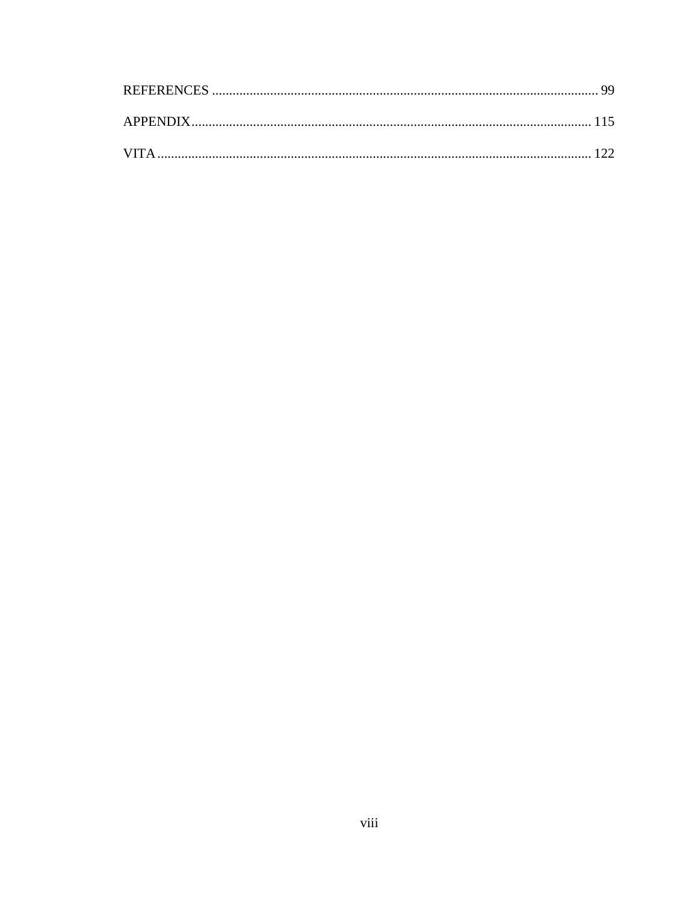REFERENCES ................................................................................................................ 99

APPENDIX.................................................................................................................... 115

VITA .............................................................................................................................. 122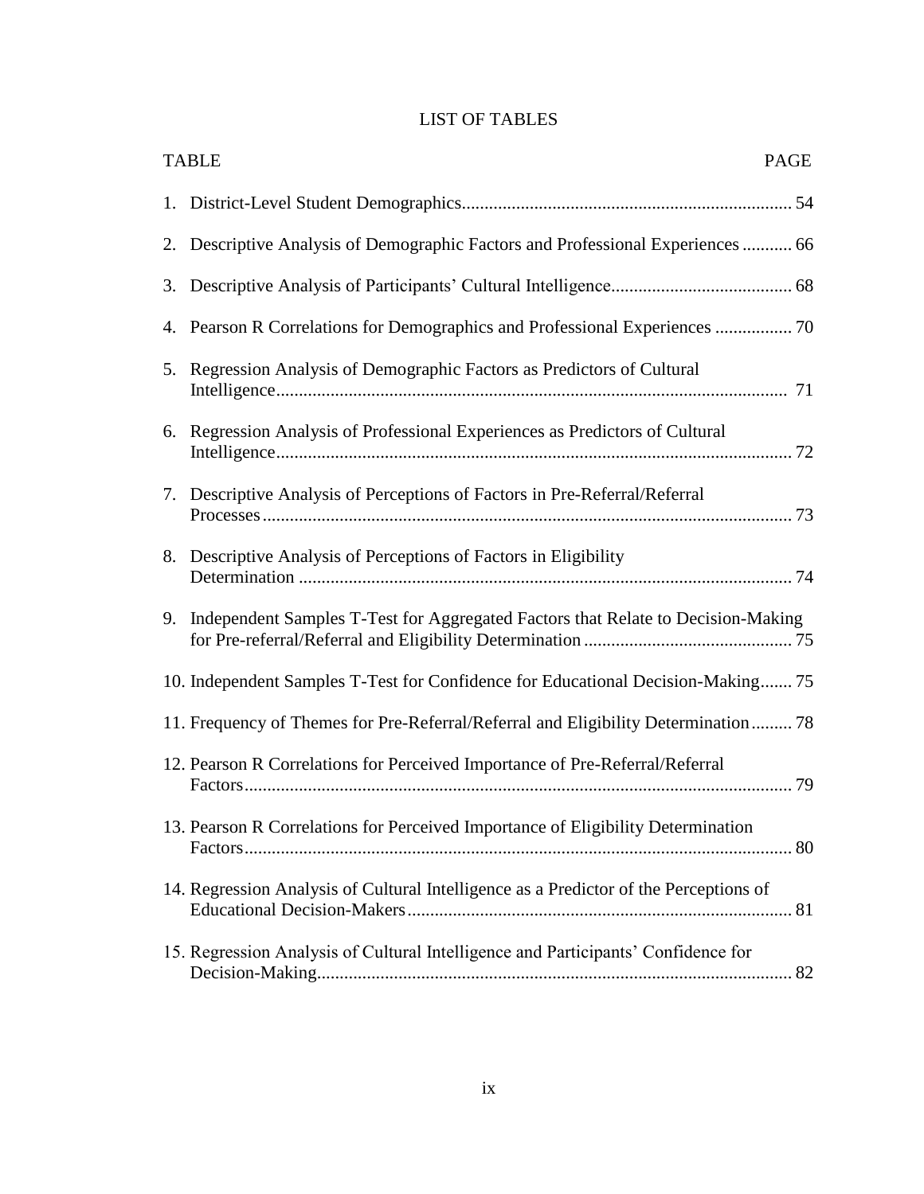# LIST OF TABLES

| TABLE | PAGE |
|---|---|
| 1. District-Level Student Demographics | 54 |
| 2. Descriptive Analysis of Demographic Factors and Professional Experiences | 66 |
| 3. Descriptive Analysis of Participants' Cultural Intelligence | 68 |
| 4. Pearson R Correlations for Demographics and Professional Experiences | 70 |
| 5. Regression Analysis of Demographic Factors as Predictors of Cultural Intelligence | 71 |
| 6. Regression Analysis of Professional Experiences as Predictors of Cultural Intelligence | 72 |
| 7. Descriptive Analysis of Perceptions of Factors in Pre-Referral/Referral Processes | 73 |
| 8. Descriptive Analysis of Perceptions of Factors in Eligibility Determination | 74 |
| 9. Independent Samples T-Test for Aggregated Factors that Relate to Decision-Making for Pre-referral/Referral and Eligibility Determination | 75 |
| 10. Independent Samples T-Test for Confidence for Educational Decision-Making | 75 |
| 11. Frequency of Themes for Pre-Referral/Referral and Eligibility Determination | 78 |
| 12. Pearson R Correlations for Perceived Importance of Pre-Referral/Referral Factors | 79 |
| 13. Pearson R Correlations for Perceived Importance of Eligibility Determination Factors | 80 |
| 14. Regression Analysis of Cultural Intelligence as a Predictor of the Perceptions of Educational Decision-Makers | 81 |
| 15. Regression Analysis of Cultural Intelligence and Participants' Confidence for Decision-Making | 82 |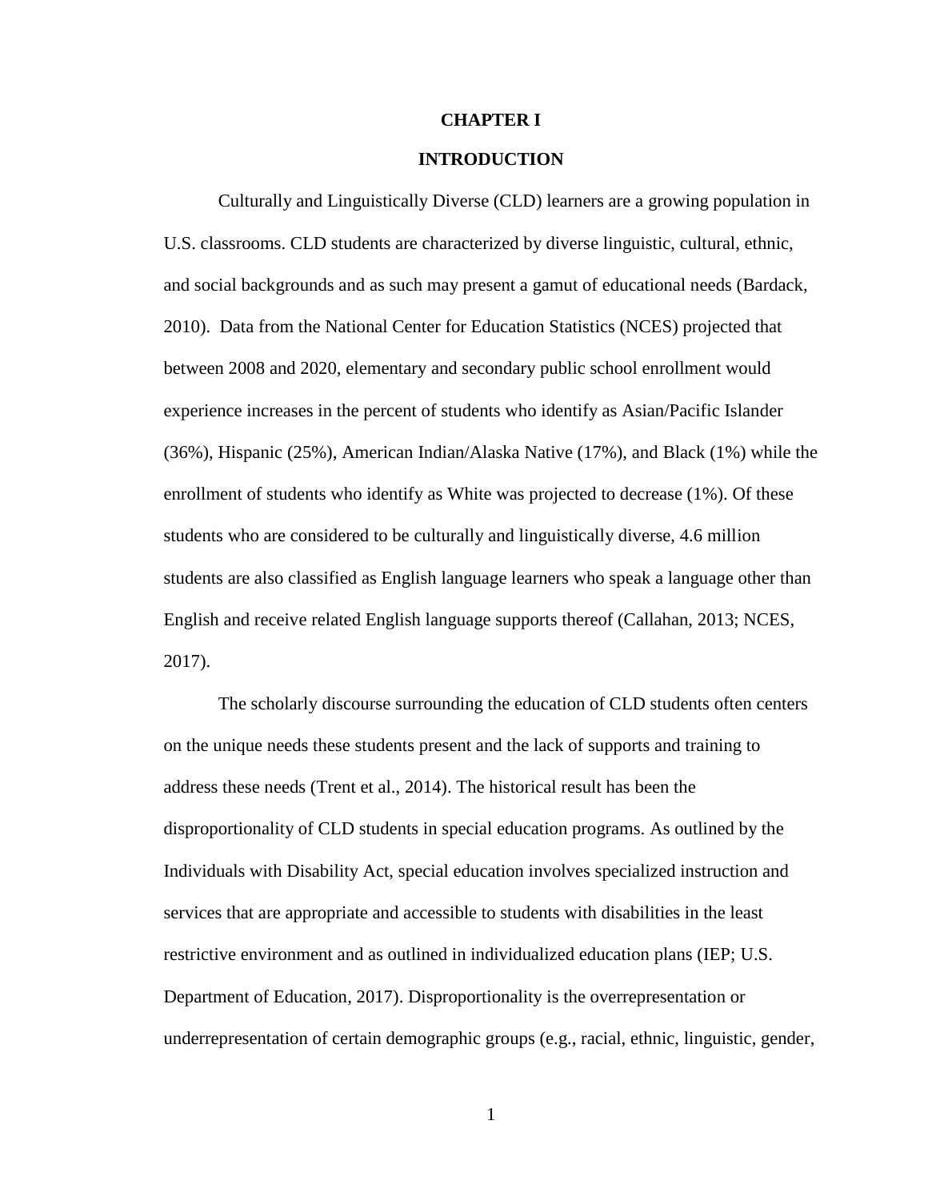# CHAPTER I

## INTRODUCTION

Culturally and Linguistically Diverse (CLD) learners are a growing population in U.S. classrooms. CLD students are characterized by diverse linguistic, cultural, ethnic, and social backgrounds and as such may present a gamut of educational needs (Bardack, 2010). Data from the National Center for Education Statistics (NCES) projected that between 2008 and 2020, elementary and secondary public school enrollment would experience increases in the percent of students who identify as Asian/Pacific Islander (36%), Hispanic (25%), American Indian/Alaska Native (17%), and Black (1%) while the enrollment of students who identify as White was projected to decrease (1%). Of these students who are considered to be culturally and linguistically diverse, 4.6 million students are also classified as English language learners who speak a language other than English and receive related English language supports thereof (Callahan, 2013; NCES, 2017).

The scholarly discourse surrounding the education of CLD students often centers on the unique needs these students present and the lack of supports and training to address these needs (Trent et al., 2014). The historical result has been the disproportionality of CLD students in special education programs. As outlined by the Individuals with Disability Act, special education involves specialized instruction and services that are appropriate and accessible to students with disabilities in the least restrictive environment and as outlined in individualized education plans (IEP; U.S. Department of Education, 2017). Disproportionality is the overrepresentation or underrepresentation of certain demographic groups (e.g., racial, ethnic, linguistic, gender,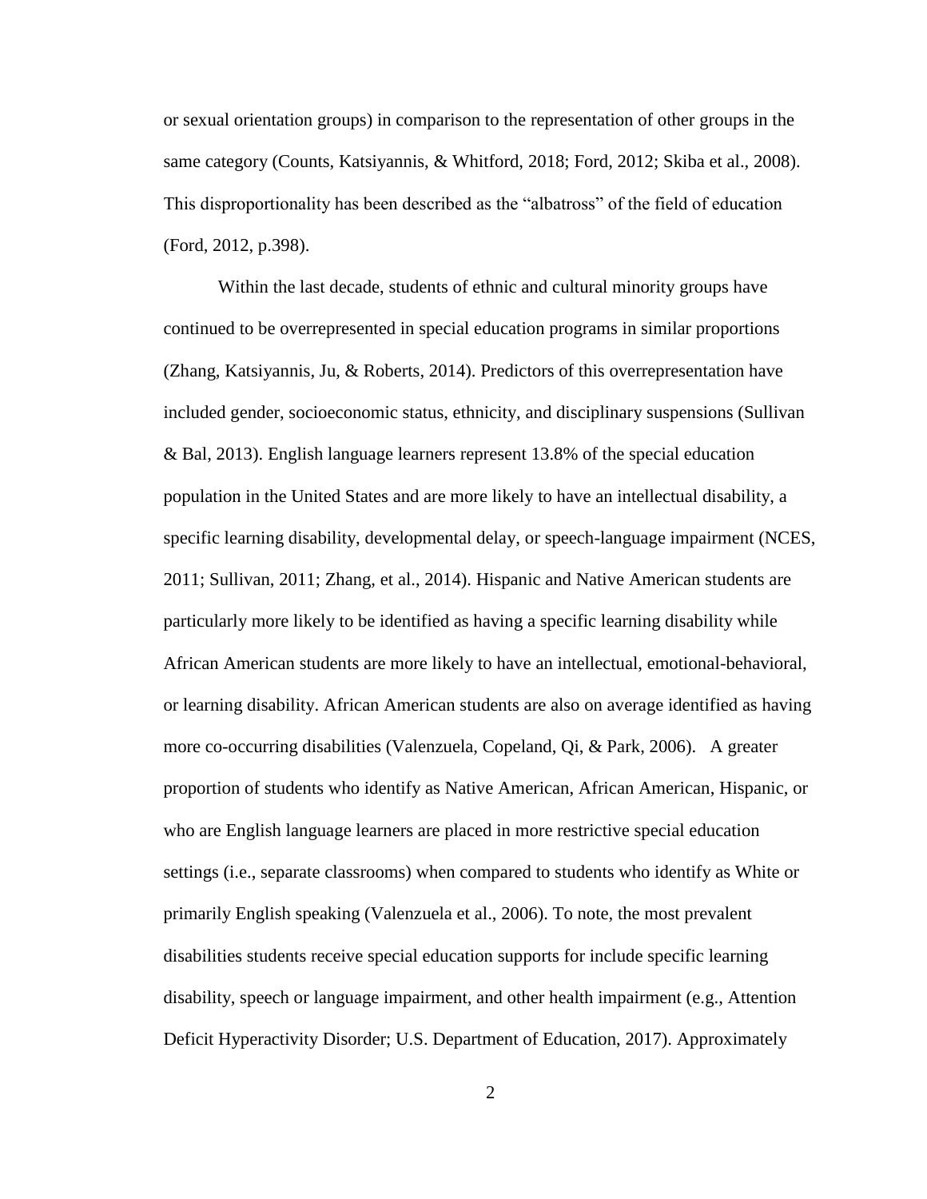or sexual orientation groups) in comparison to the representation of other groups in the same category (Counts, Katsiyannis, & Whitford, 2018; Ford, 2012; Skiba et al., 2008). This disproportionality has been described as the "albatross" of the field of education (Ford, 2012, p.398).

Within the last decade, students of ethnic and cultural minority groups have continued to be overrepresented in special education programs in similar proportions (Zhang, Katsiyannis, Ju, & Roberts, 2014). Predictors of this overrepresentation have included gender, socioeconomic status, ethnicity, and disciplinary suspensions (Sullivan & Bal, 2013). English language learners represent 13.8% of the special education population in the United States and are more likely to have an intellectual disability, a specific learning disability, developmental delay, or speech-language impairment (NCES, 2011; Sullivan, 2011; Zhang, et al., 2014). Hispanic and Native American students are particularly more likely to be identified as having a specific learning disability while African American students are more likely to have an intellectual, emotional-behavioral, or learning disability. African American students are also on average identified as having more co-occurring disabilities (Valenzuela, Copeland, Qi, & Park, 2006). A greater proportion of students who identify as Native American, African American, Hispanic, or who are English language learners are placed in more restrictive special education settings (i.e., separate classrooms) when compared to students who identify as White or primarily English speaking (Valenzuela et al., 2006). To note, the most prevalent disabilities students receive special education supports for include specific learning disability, speech or language impairment, and other health impairment (e.g., Attention Deficit Hyperactivity Disorder; U.S. Department of Education, 2017). Approximately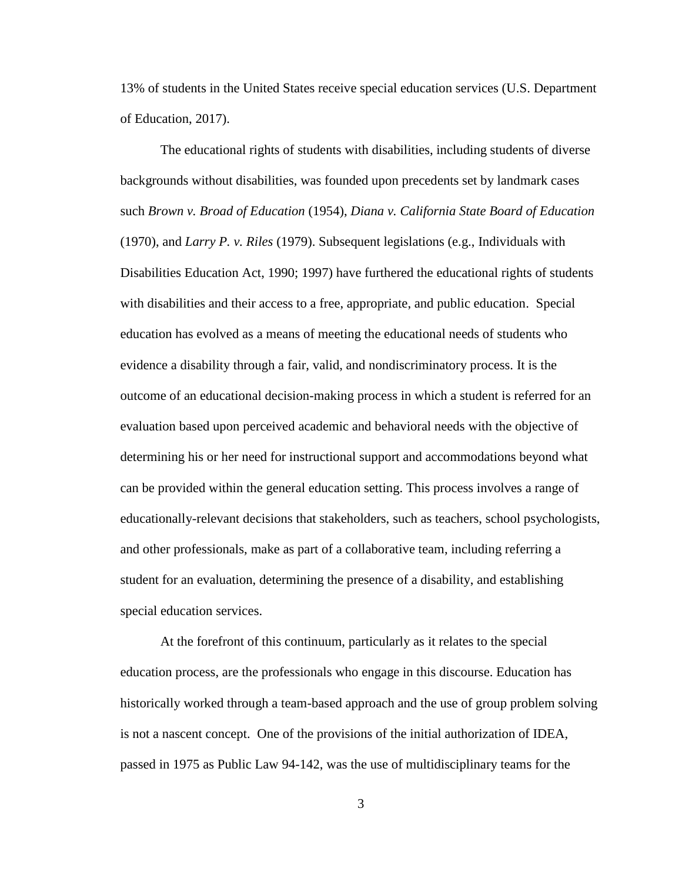13% of students in the United States receive special education services (U.S. Department of Education, 2017).

The educational rights of students with disabilities, including students of diverse backgrounds without disabilities, was founded upon precedents set by landmark cases such *Brown v. Broad of Education* (1954), *Diana v. California State Board of Education* (1970), and *Larry P. v. Riles* (1979). Subsequent legislations (e.g., Individuals with Disabilities Education Act, 1990; 1997) have furthered the educational rights of students with disabilities and their access to a free, appropriate, and public education. Special education has evolved as a means of meeting the educational needs of students who evidence a disability through a fair, valid, and nondiscriminatory process. It is the outcome of an educational decision-making process in which a student is referred for an evaluation based upon perceived academic and behavioral needs with the objective of determining his or her need for instructional support and accommodations beyond what can be provided within the general education setting. This process involves a range of educationally-relevant decisions that stakeholders, such as teachers, school psychologists, and other professionals, make as part of a collaborative team, including referring a student for an evaluation, determining the presence of a disability, and establishing special education services.

At the forefront of this continuum, particularly as it relates to the special education process, are the professionals who engage in this discourse. Education has historically worked through a team-based approach and the use of group problem solving is not a nascent concept. One of the provisions of the initial authorization of IDEA, passed in 1975 as Public Law 94-142, was the use of multidisciplinary teams for the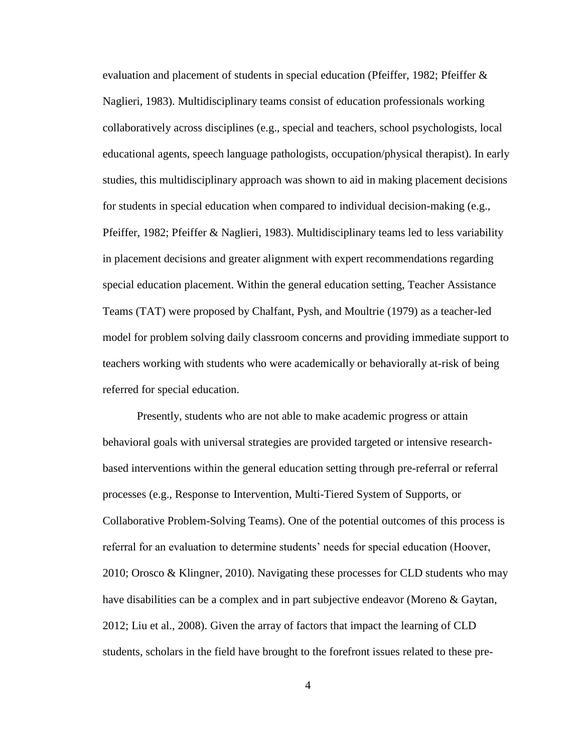evaluation and placement of students in special education (Pfeiffer, 1982; Pfeiffer & Naglieri, 1983). Multidisciplinary teams consist of education professionals working collaboratively across disciplines (e.g., special and teachers, school psychologists, local educational agents, speech language pathologists, occupation/physical therapist). In early studies, this multidisciplinary approach was shown to aid in making placement decisions for students in special education when compared to individual decision-making (e.g., Pfeiffer, 1982; Pfeiffer & Naglieri, 1983). Multidisciplinary teams led to less variability in placement decisions and greater alignment with expert recommendations regarding special education placement. Within the general education setting, Teacher Assistance Teams (TAT) were proposed by Chalfant, Pysh, and Moultrie (1979) as a teacher-led model for problem solving daily classroom concerns and providing immediate support to teachers working with students who were academically or behaviorally at-risk of being referred for special education.

Presently, students who are not able to make academic progress or attain behavioral goals with universal strategies are provided targeted or intensive research-based interventions within the general education setting through pre-referral or referral processes (e.g., Response to Intervention, Multi-Tiered System of Supports, or Collaborative Problem-Solving Teams). One of the potential outcomes of this process is referral for an evaluation to determine students' needs for special education (Hoover, 2010; Orosco & Klingner, 2010). Navigating these processes for CLD students who may have disabilities can be a complex and in part subjective endeavor (Moreno & Gaytan, 2012; Liu et al., 2008). Given the array of factors that impact the learning of CLD students, scholars in the field have brought to the forefront issues related to these pre-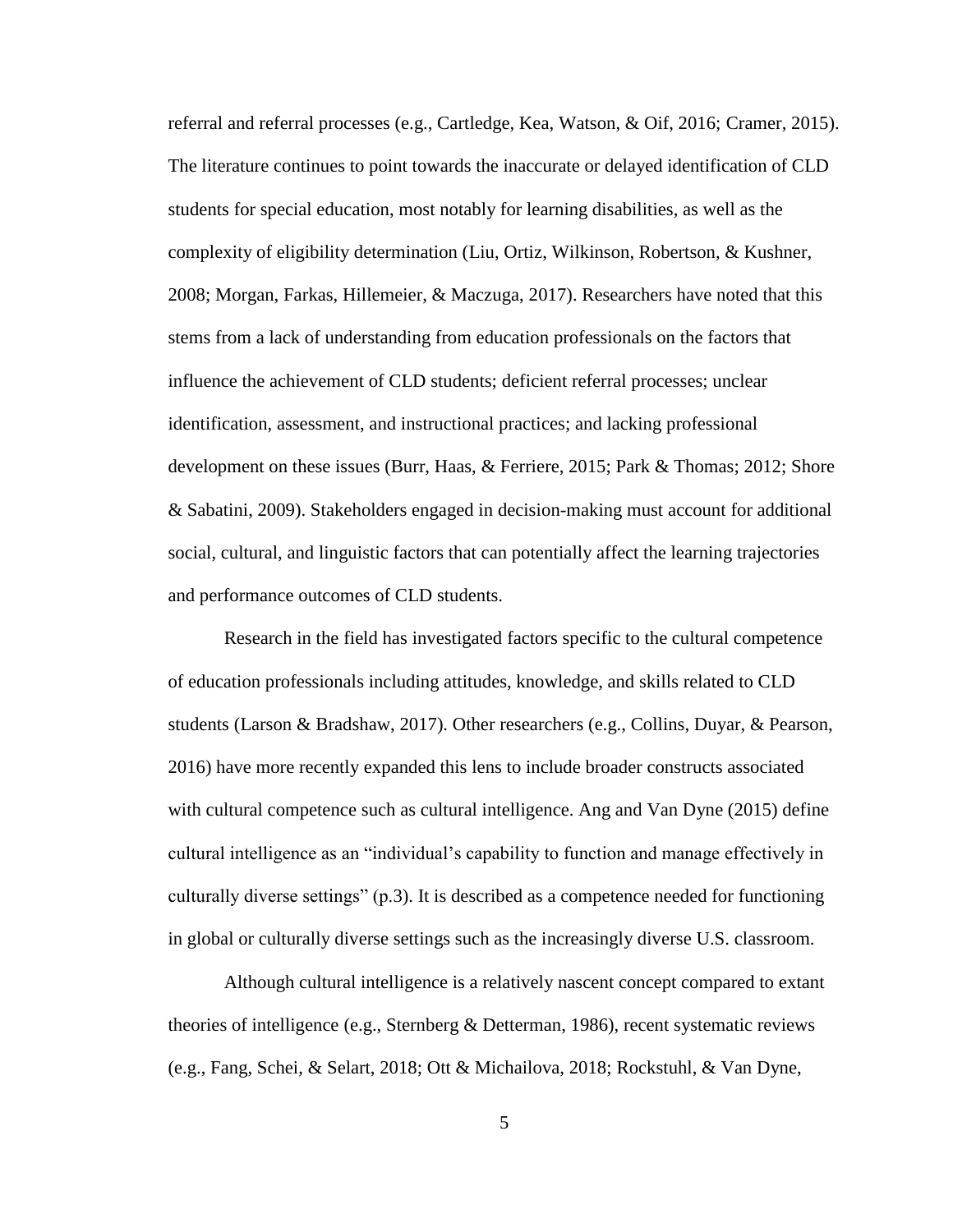referral and referral processes (e.g., Cartledge, Kea, Watson, & Oif, 2016; Cramer, 2015). The literature continues to point towards the inaccurate or delayed identification of CLD students for special education, most notably for learning disabilities, as well as the complexity of eligibility determination (Liu, Ortiz, Wilkinson, Robertson, & Kushner, 2008; Morgan, Farkas, Hillemeier, & Maczuga, 2017). Researchers have noted that this stems from a lack of understanding from education professionals on the factors that influence the achievement of CLD students; deficient referral processes; unclear identification, assessment, and instructional practices; and lacking professional development on these issues (Burr, Haas, & Ferriere, 2015; Park & Thomas; 2012; Shore & Sabatini, 2009). Stakeholders engaged in decision-making must account for additional social, cultural, and linguistic factors that can potentially affect the learning trajectories and performance outcomes of CLD students.

Research in the field has investigated factors specific to the cultural competence of education professionals including attitudes, knowledge, and skills related to CLD students (Larson & Bradshaw, 2017). Other researchers (e.g., Collins, Duyar, & Pearson, 2016) have more recently expanded this lens to include broader constructs associated with cultural competence such as cultural intelligence. Ang and Van Dyne (2015) define cultural intelligence as an "individual's capability to function and manage effectively in culturally diverse settings" (p.3). It is described as a competence needed for functioning in global or culturally diverse settings such as the increasingly diverse U.S. classroom.

Although cultural intelligence is a relatively nascent concept compared to extant theories of intelligence (e.g., Sternberg & Detterman, 1986), recent systematic reviews (e.g., Fang, Schei, & Selart, 2018; Ott & Michailova, 2018; Rockstuhl, & Van Dyne,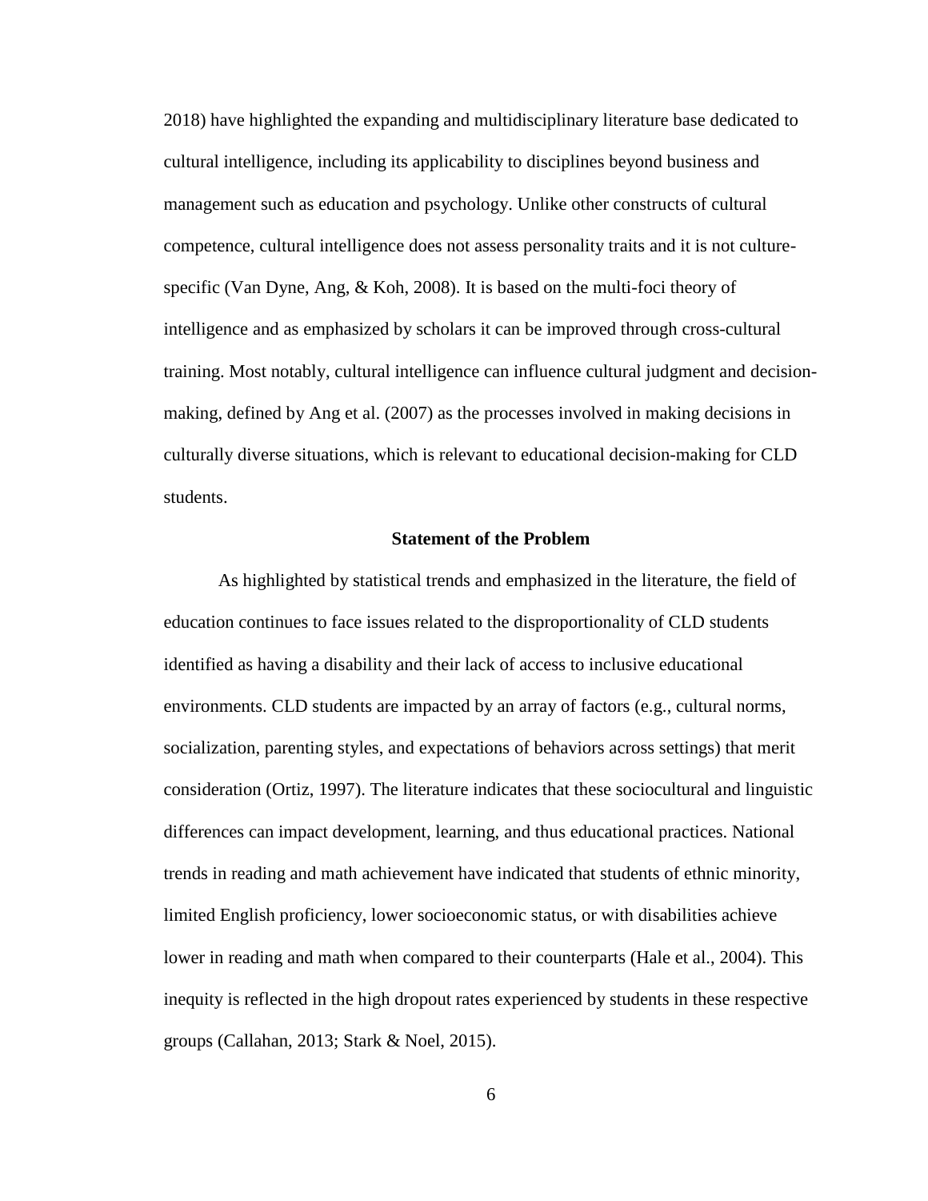2018) have highlighted the expanding and multidisciplinary literature base dedicated to cultural intelligence, including its applicability to disciplines beyond business and management such as education and psychology. Unlike other constructs of cultural competence, cultural intelligence does not assess personality traits and it is not culture-specific (Van Dyne, Ang, & Koh, 2008). It is based on the multi-foci theory of intelligence and as emphasized by scholars it can be improved through cross-cultural training. Most notably, cultural intelligence can influence cultural judgment and decision-making, defined by Ang et al. (2007) as the processes involved in making decisions in culturally diverse situations, which is relevant to educational decision-making for CLD students.

## Statement of the Problem

As highlighted by statistical trends and emphasized in the literature, the field of education continues to face issues related to the disproportionality of CLD students identified as having a disability and their lack of access to inclusive educational environments. CLD students are impacted by an array of factors (e.g., cultural norms, socialization, parenting styles, and expectations of behaviors across settings) that merit consideration (Ortiz, 1997). The literature indicates that these sociocultural and linguistic differences can impact development, learning, and thus educational practices. National trends in reading and math achievement have indicated that students of ethnic minority, limited English proficiency, lower socioeconomic status, or with disabilities achieve lower in reading and math when compared to their counterparts (Hale et al., 2004). This inequity is reflected in the high dropout rates experienced by students in these respective groups (Callahan, 2013; Stark & Noel, 2015).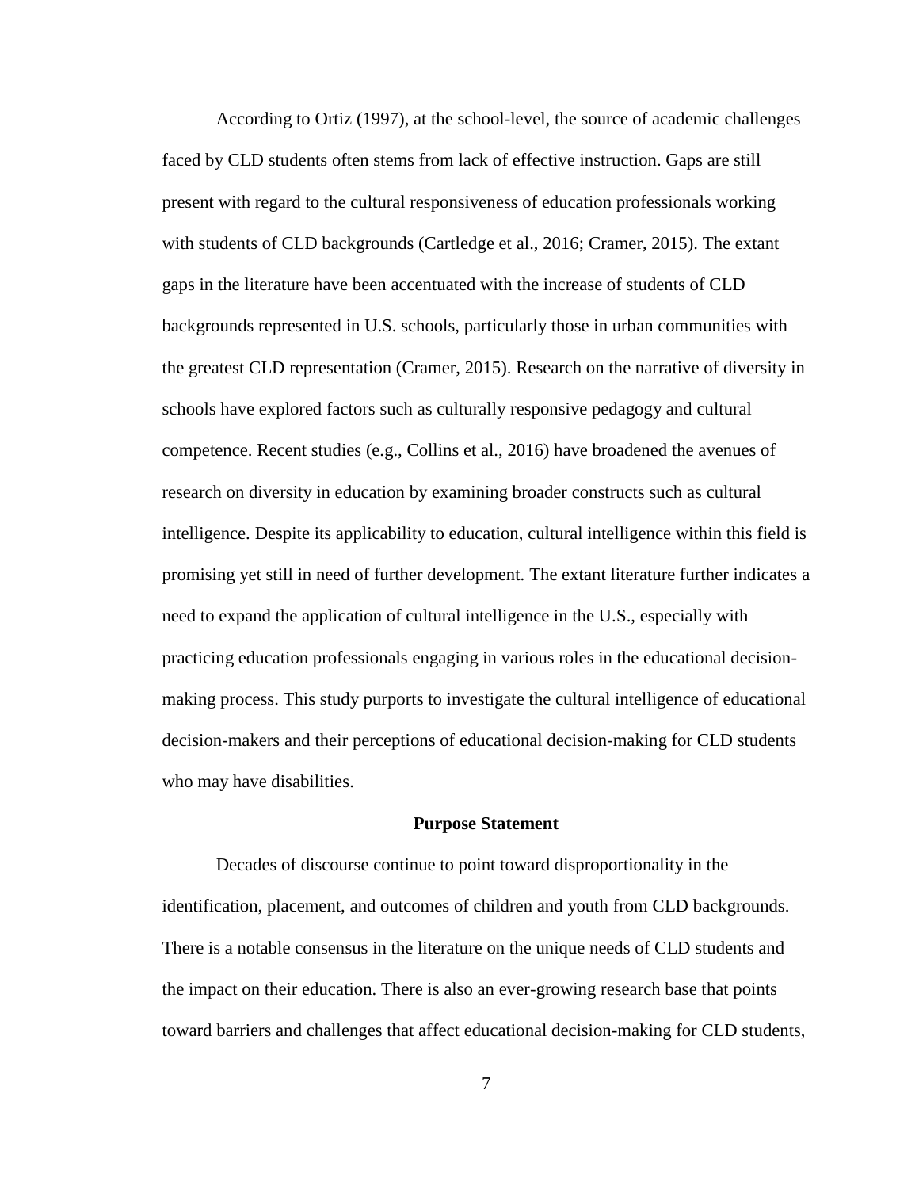According to Ortiz (1997), at the school-level, the source of academic challenges faced by CLD students often stems from lack of effective instruction. Gaps are still present with regard to the cultural responsiveness of education professionals working with students of CLD backgrounds (Cartledge et al., 2016; Cramer, 2015). The extant gaps in the literature have been accentuated with the increase of students of CLD backgrounds represented in U.S. schools, particularly those in urban communities with the greatest CLD representation (Cramer, 2015). Research on the narrative of diversity in schools have explored factors such as culturally responsive pedagogy and cultural competence. Recent studies (e.g., Collins et al., 2016) have broadened the avenues of research on diversity in education by examining broader constructs such as cultural intelligence. Despite its applicability to education, cultural intelligence within this field is promising yet still in need of further development. The extant literature further indicates a need to expand the application of cultural intelligence in the U.S., especially with practicing education professionals engaging in various roles in the educational decision-making process. This study purports to investigate the cultural intelligence of educational decision-makers and their perceptions of educational decision-making for CLD students who may have disabilities.

## Purpose Statement

Decades of discourse continue to point toward disproportionality in the identification, placement, and outcomes of children and youth from CLD backgrounds. There is a notable consensus in the literature on the unique needs of CLD students and the impact on their education. There is also an ever-growing research base that points toward barriers and challenges that affect educational decision-making for CLD students,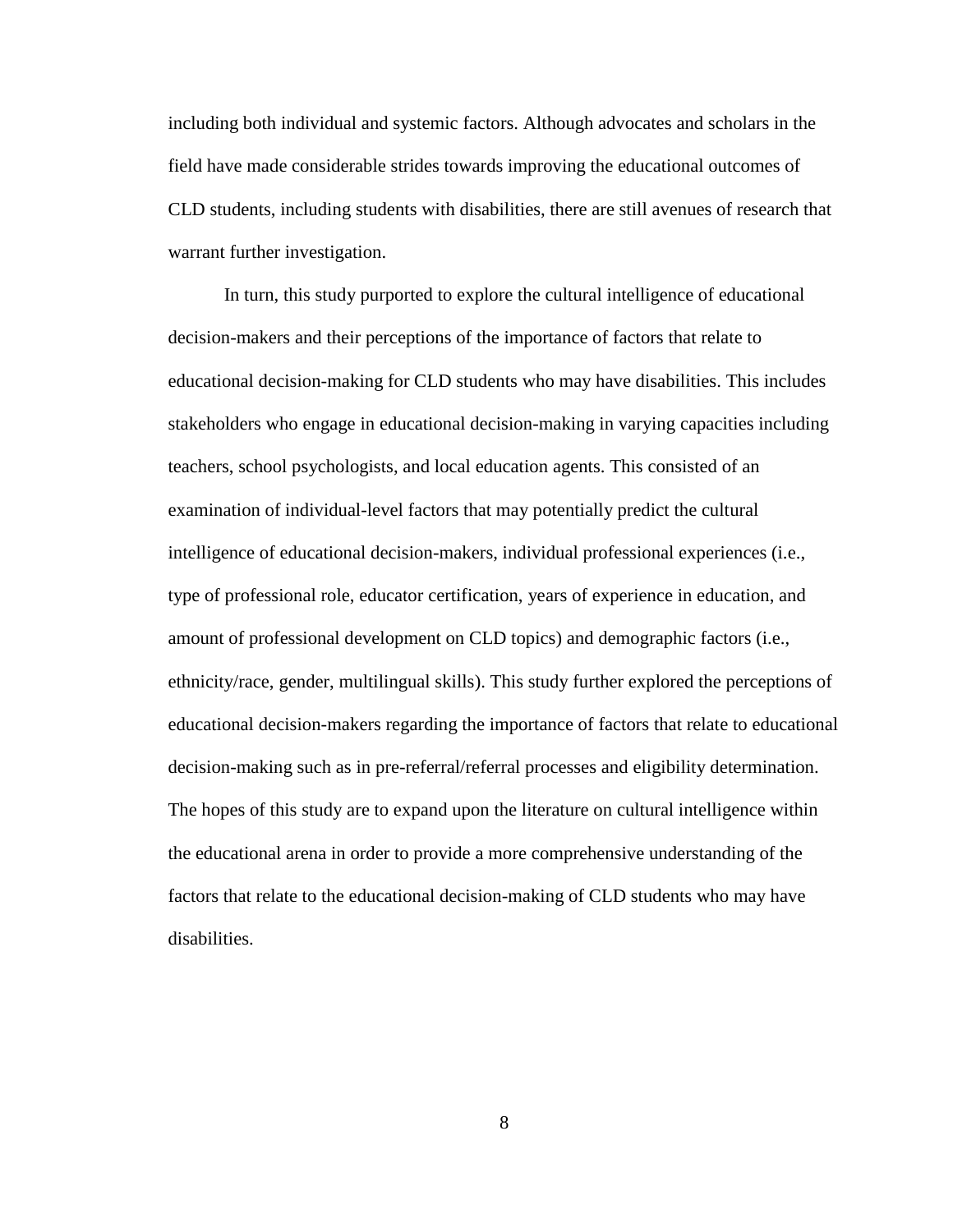including both individual and systemic factors. Although advocates and scholars in the field have made considerable strides towards improving the educational outcomes of CLD students, including students with disabilities, there are still avenues of research that warrant further investigation.

In turn, this study purported to explore the cultural intelligence of educational decision-makers and their perceptions of the importance of factors that relate to educational decision-making for CLD students who may have disabilities. This includes stakeholders who engage in educational decision-making in varying capacities including teachers, school psychologists, and local education agents. This consisted of an examination of individual-level factors that may potentially predict the cultural intelligence of educational decision-makers, individual professional experiences (i.e., type of professional role, educator certification, years of experience in education, and amount of professional development on CLD topics) and demographic factors (i.e., ethnicity/race, gender, multilingual skills). This study further explored the perceptions of educational decision-makers regarding the importance of factors that relate to educational decision-making such as in pre-referral/referral processes and eligibility determination. The hopes of this study are to expand upon the literature on cultural intelligence within the educational arena in order to provide a more comprehensive understanding of the factors that relate to the educational decision-making of CLD students who may have disabilities.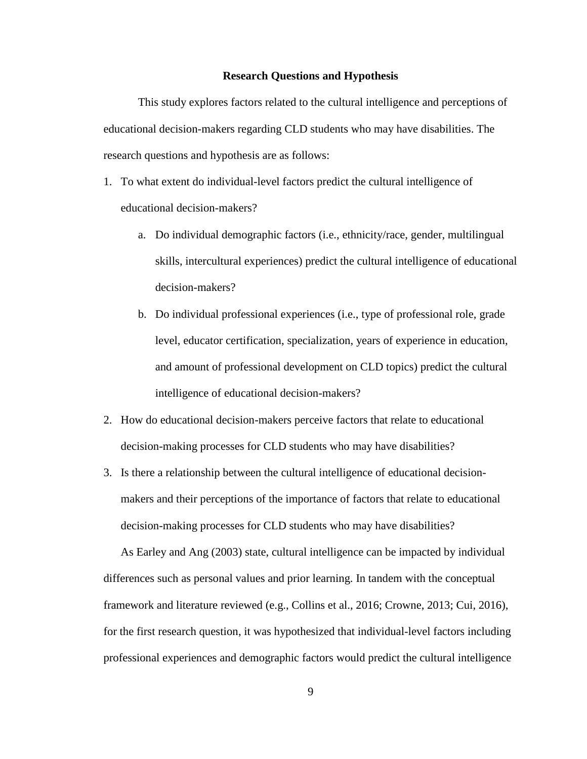## Research Questions and Hypothesis

This study explores factors related to the cultural intelligence and perceptions of educational decision-makers regarding CLD students who may have disabilities. The research questions and hypothesis are as follows:

1. To what extent do individual-level factors predict the cultural intelligence of educational decision-makers?
   a. Do individual demographic factors (i.e., ethnicity/race, gender, multilingual skills, intercultural experiences) predict the cultural intelligence of educational decision-makers?
   b. Do individual professional experiences (i.e., type of professional role, grade level, educator certification, specialization, years of experience in education, and amount of professional development on CLD topics) predict the cultural intelligence of educational decision-makers?
2. How do educational decision-makers perceive factors that relate to educational decision-making processes for CLD students who may have disabilities?
3. Is there a relationship between the cultural intelligence of educational decision-makers and their perceptions of the importance of factors that relate to educational decision-making processes for CLD students who may have disabilities?

As Earley and Ang (2003) state, cultural intelligence can be impacted by individual differences such as personal values and prior learning. In tandem with the conceptual framework and literature reviewed (e.g., Collins et al., 2016; Crowne, 2013; Cui, 2016), for the first research question, it was hypothesized that individual-level factors including professional experiences and demographic factors would predict the cultural intelligence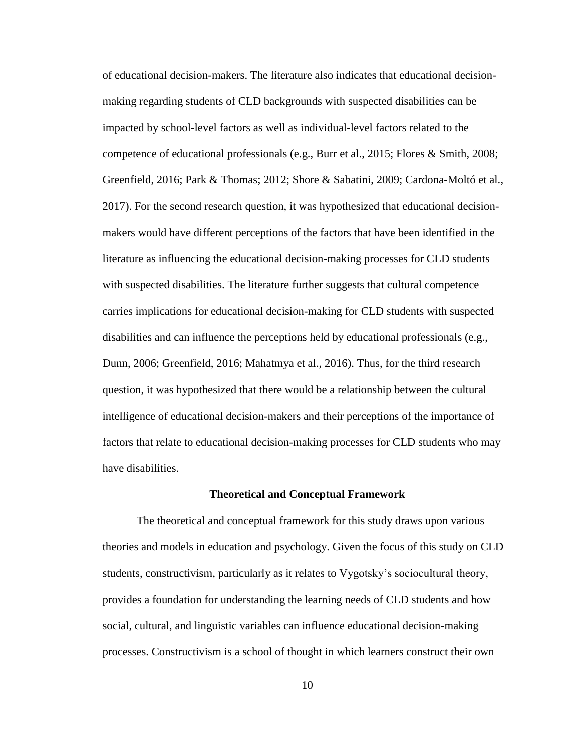of educational decision-makers. The literature also indicates that educational decision-making regarding students of CLD backgrounds with suspected disabilities can be impacted by school-level factors as well as individual-level factors related to the competence of educational professionals (e.g., Burr et al., 2015; Flores & Smith, 2008; Greenfield, 2016; Park & Thomas; 2012; Shore & Sabatini, 2009; Cardona-Moltó et al., 2017). For the second research question, it was hypothesized that educational decision-makers would have different perceptions of the factors that have been identified in the literature as influencing the educational decision-making processes for CLD students with suspected disabilities. The literature further suggests that cultural competence carries implications for educational decision-making for CLD students with suspected disabilities and can influence the perceptions held by educational professionals (e.g., Dunn, 2006; Greenfield, 2016; Mahatmya et al., 2016). Thus, for the third research question, it was hypothesized that there would be a relationship between the cultural intelligence of educational decision-makers and their perceptions of the importance of factors that relate to educational decision-making processes for CLD students who may have disabilities.

## Theoretical and Conceptual Framework

The theoretical and conceptual framework for this study draws upon various theories and models in education and psychology. Given the focus of this study on CLD students, constructivism, particularly as it relates to Vygotsky's sociocultural theory, provides a foundation for understanding the learning needs of CLD students and how social, cultural, and linguistic variables can influence educational decision-making processes. Constructivism is a school of thought in which learners construct their own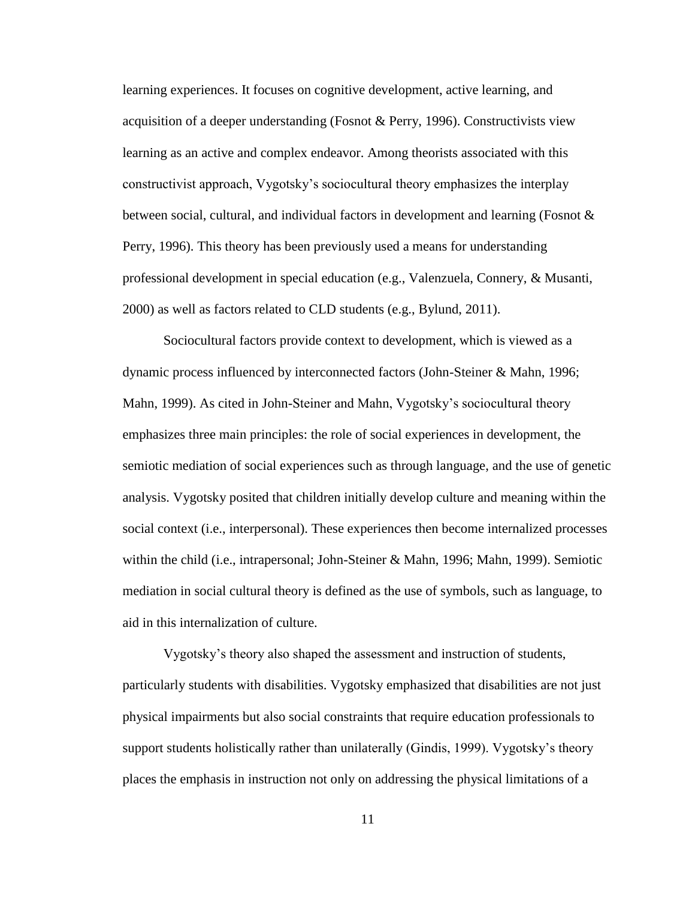learning experiences. It focuses on cognitive development, active learning, and acquisition of a deeper understanding (Fosnot & Perry, 1996). Constructivists view learning as an active and complex endeavor. Among theorists associated with this constructivist approach, Vygotsky's sociocultural theory emphasizes the interplay between social, cultural, and individual factors in development and learning (Fosnot & Perry, 1996). This theory has been previously used a means for understanding professional development in special education (e.g., Valenzuela, Connery, & Musanti, 2000) as well as factors related to CLD students (e.g., Bylund, 2011).

Sociocultural factors provide context to development, which is viewed as a dynamic process influenced by interconnected factors (John-Steiner & Mahn, 1996; Mahn, 1999). As cited in John-Steiner and Mahn, Vygotsky's sociocultural theory emphasizes three main principles: the role of social experiences in development, the semiotic mediation of social experiences such as through language, and the use of genetic analysis. Vygotsky posited that children initially develop culture and meaning within the social context (i.e., interpersonal). These experiences then become internalized processes within the child (i.e., intrapersonal; John-Steiner & Mahn, 1996; Mahn, 1999). Semiotic mediation in social cultural theory is defined as the use of symbols, such as language, to aid in this internalization of culture.

Vygotsky's theory also shaped the assessment and instruction of students, particularly students with disabilities. Vygotsky emphasized that disabilities are not just physical impairments but also social constraints that require education professionals to support students holistically rather than unilaterally (Gindis, 1999). Vygotsky's theory places the emphasis in instruction not only on addressing the physical limitations of a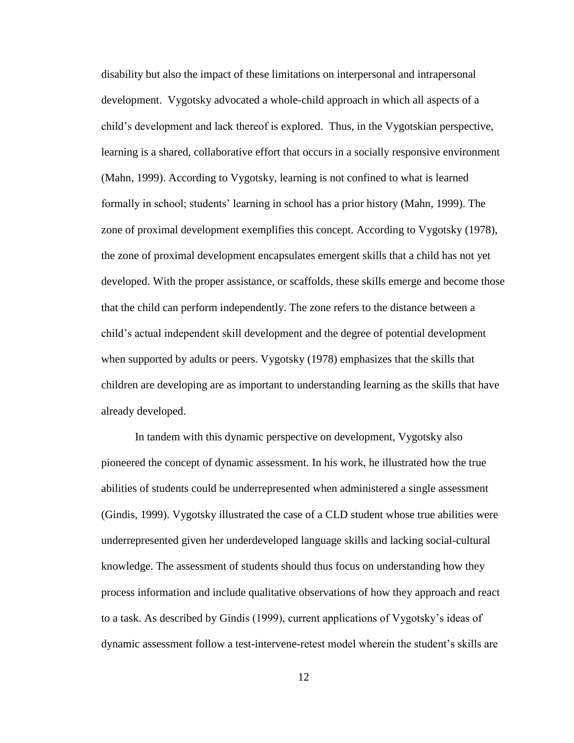disability but also the impact of these limitations on interpersonal and intrapersonal development. Vygotsky advocated a whole-child approach in which all aspects of a child's development and lack thereof is explored. Thus, in the Vygotskian perspective, learning is a shared, collaborative effort that occurs in a socially responsive environment (Mahn, 1999). According to Vygotsky, learning is not confined to what is learned formally in school; students' learning in school has a prior history (Mahn, 1999). The zone of proximal development exemplifies this concept. According to Vygotsky (1978), the zone of proximal development encapsulates emergent skills that a child has not yet developed. With the proper assistance, or scaffolds, these skills emerge and become those that the child can perform independently. The zone refers to the distance between a child's actual independent skill development and the degree of potential development when supported by adults or peers. Vygotsky (1978) emphasizes that the skills that children are developing are as important to understanding learning as the skills that have already developed.

In tandem with this dynamic perspective on development, Vygotsky also pioneered the concept of dynamic assessment. In his work, he illustrated how the true abilities of students could be underrepresented when administered a single assessment (Gindis, 1999). Vygotsky illustrated the case of a CLD student whose true abilities were underrepresented given her underdeveloped language skills and lacking social-cultural knowledge. The assessment of students should thus focus on understanding how they process information and include qualitative observations of how they approach and react to a task. As described by Gindis (1999), current applications of Vygotsky's ideas of dynamic assessment follow a test-intervene-retest model wherein the student's skills are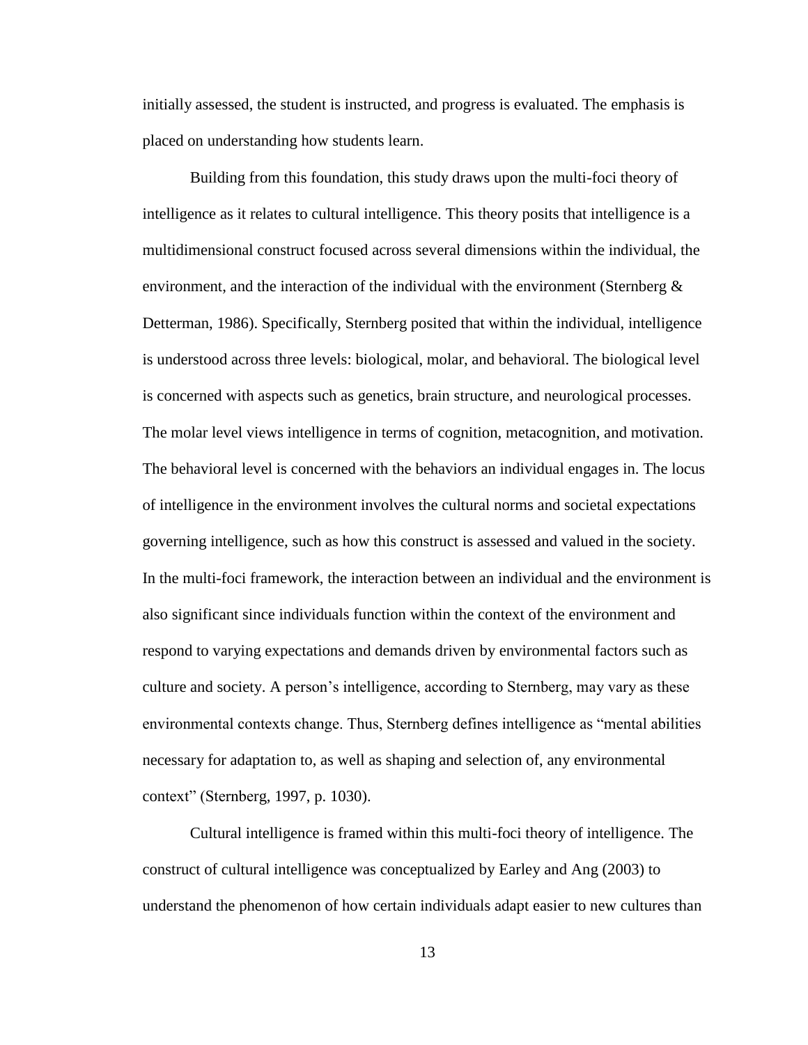initially assessed, the student is instructed, and progress is evaluated. The emphasis is placed on understanding how students learn.

Building from this foundation, this study draws upon the multi-foci theory of intelligence as it relates to cultural intelligence. This theory posits that intelligence is a multidimensional construct focused across several dimensions within the individual, the environment, and the interaction of the individual with the environment (Sternberg & Detterman, 1986). Specifically, Sternberg posited that within the individual, intelligence is understood across three levels: biological, molar, and behavioral. The biological level is concerned with aspects such as genetics, brain structure, and neurological processes. The molar level views intelligence in terms of cognition, metacognition, and motivation. The behavioral level is concerned with the behaviors an individual engages in. The locus of intelligence in the environment involves the cultural norms and societal expectations governing intelligence, such as how this construct is assessed and valued in the society. In the multi-foci framework, the interaction between an individual and the environment is also significant since individuals function within the context of the environment and respond to varying expectations and demands driven by environmental factors such as culture and society. A person's intelligence, according to Sternberg, may vary as these environmental contexts change. Thus, Sternberg defines intelligence as "mental abilities necessary for adaptation to, as well as shaping and selection of, any environmental context" (Sternberg, 1997, p. 1030).

Cultural intelligence is framed within this multi-foci theory of intelligence. The construct of cultural intelligence was conceptualized by Earley and Ang (2003) to understand the phenomenon of how certain individuals adapt easier to new cultures than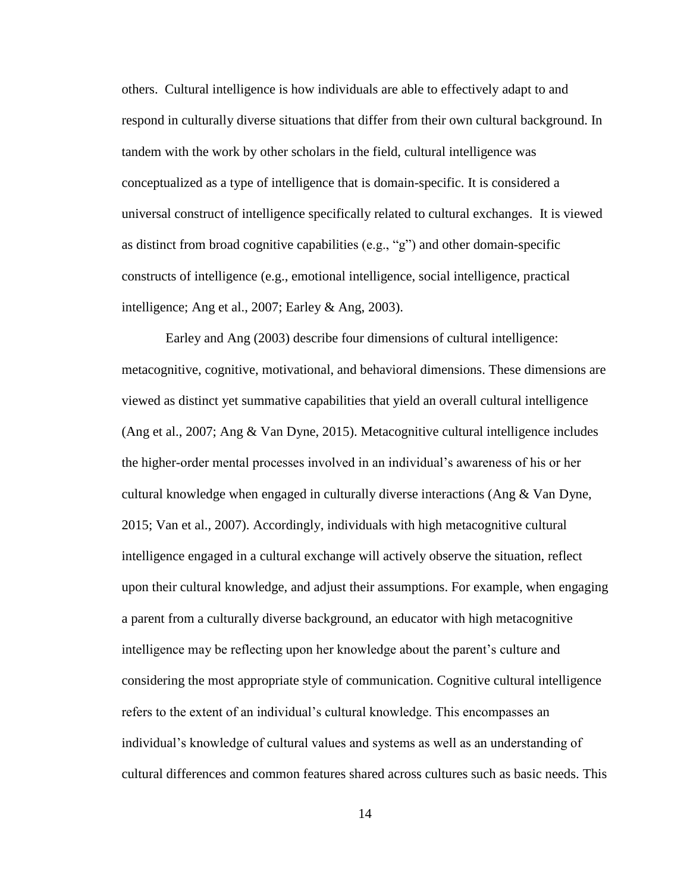others. Cultural intelligence is how individuals are able to effectively adapt to and respond in culturally diverse situations that differ from their own cultural background. In tandem with the work by other scholars in the field, cultural intelligence was conceptualized as a type of intelligence that is domain-specific. It is considered a universal construct of intelligence specifically related to cultural exchanges. It is viewed as distinct from broad cognitive capabilities (e.g., "g") and other domain-specific constructs of intelligence (e.g., emotional intelligence, social intelligence, practical intelligence; Ang et al., 2007; Earley & Ang, 2003).

Earley and Ang (2003) describe four dimensions of cultural intelligence: metacognitive, cognitive, motivational, and behavioral dimensions. These dimensions are viewed as distinct yet summative capabilities that yield an overall cultural intelligence (Ang et al., 2007; Ang & Van Dyne, 2015). Metacognitive cultural intelligence includes the higher-order mental processes involved in an individual's awareness of his or her cultural knowledge when engaged in culturally diverse interactions (Ang & Van Dyne, 2015; Van et al., 2007). Accordingly, individuals with high metacognitive cultural intelligence engaged in a cultural exchange will actively observe the situation, reflect upon their cultural knowledge, and adjust their assumptions. For example, when engaging a parent from a culturally diverse background, an educator with high metacognitive intelligence may be reflecting upon her knowledge about the parent's culture and considering the most appropriate style of communication. Cognitive cultural intelligence refers to the extent of an individual's cultural knowledge. This encompasses an individual's knowledge of cultural values and systems as well as an understanding of cultural differences and common features shared across cultures such as basic needs. This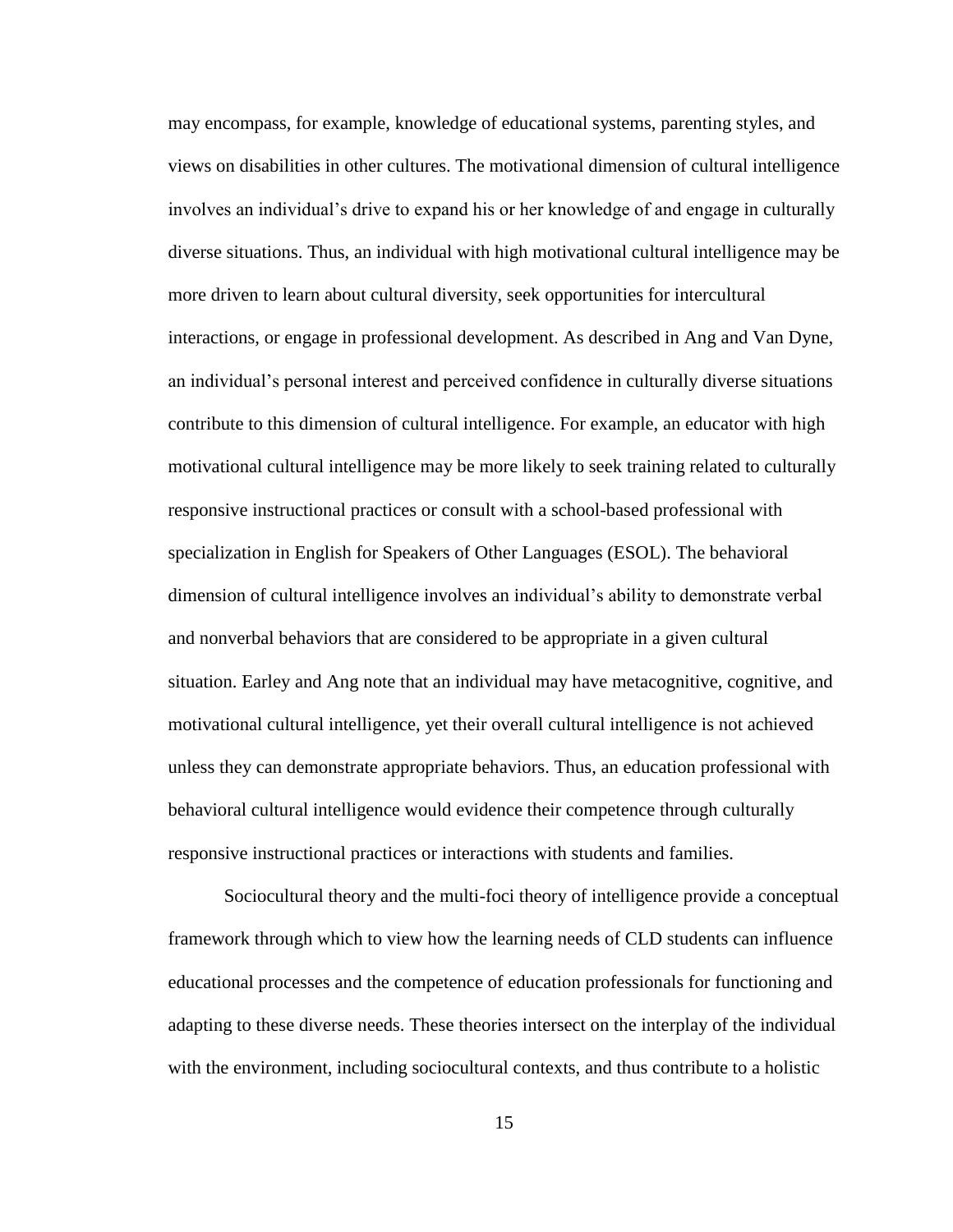may encompass, for example, knowledge of educational systems, parenting styles, and views on disabilities in other cultures. The motivational dimension of cultural intelligence involves an individual's drive to expand his or her knowledge of and engage in culturally diverse situations. Thus, an individual with high motivational cultural intelligence may be more driven to learn about cultural diversity, seek opportunities for intercultural interactions, or engage in professional development. As described in Ang and Van Dyne, an individual's personal interest and perceived confidence in culturally diverse situations contribute to this dimension of cultural intelligence. For example, an educator with high motivational cultural intelligence may be more likely to seek training related to culturally responsive instructional practices or consult with a school-based professional with specialization in English for Speakers of Other Languages (ESOL). The behavioral dimension of cultural intelligence involves an individual's ability to demonstrate verbal and nonverbal behaviors that are considered to be appropriate in a given cultural situation. Earley and Ang note that an individual may have metacognitive, cognitive, and motivational cultural intelligence, yet their overall cultural intelligence is not achieved unless they can demonstrate appropriate behaviors. Thus, an education professional with behavioral cultural intelligence would evidence their competence through culturally responsive instructional practices or interactions with students and families.

Sociocultural theory and the multi-foci theory of intelligence provide a conceptual framework through which to view how the learning needs of CLD students can influence educational processes and the competence of education professionals for functioning and adapting to these diverse needs. These theories intersect on the interplay of the individual with the environment, including sociocultural contexts, and thus contribute to a holistic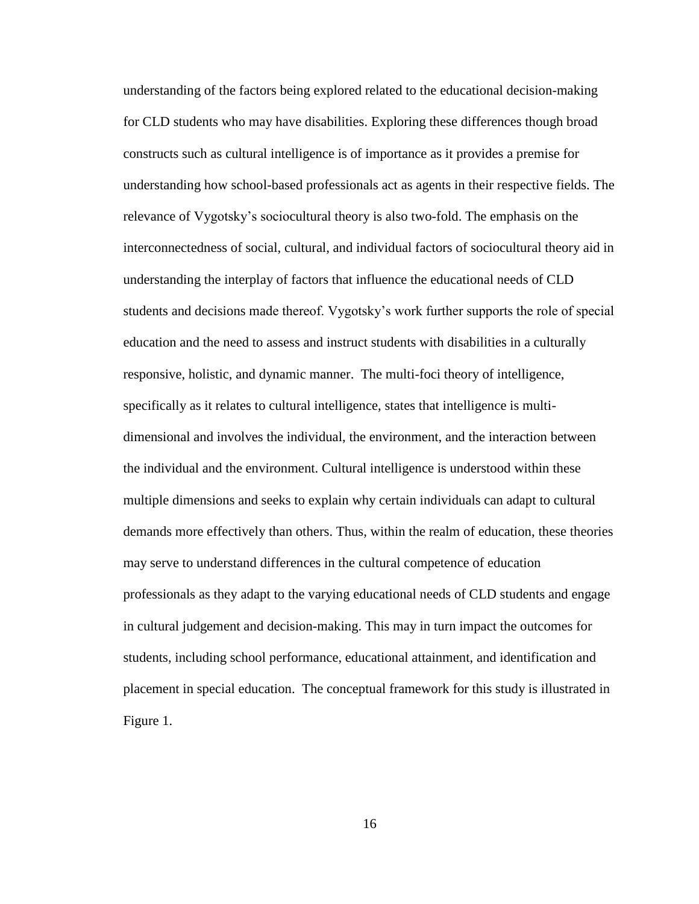understanding of the factors being explored related to the educational decision-making for CLD students who may have disabilities. Exploring these differences though broad constructs such as cultural intelligence is of importance as it provides a premise for understanding how school-based professionals act as agents in their respective fields. The relevance of Vygotsky's sociocultural theory is also two-fold. The emphasis on the interconnectedness of social, cultural, and individual factors of sociocultural theory aid in understanding the interplay of factors that influence the educational needs of CLD students and decisions made thereof. Vygotsky's work further supports the role of special education and the need to assess and instruct students with disabilities in a culturally responsive, holistic, and dynamic manner. The multi-foci theory of intelligence, specifically as it relates to cultural intelligence, states that intelligence is multi-dimensional and involves the individual, the environment, and the interaction between the individual and the environment. Cultural intelligence is understood within these multiple dimensions and seeks to explain why certain individuals can adapt to cultural demands more effectively than others. Thus, within the realm of education, these theories may serve to understand differences in the cultural competence of education professionals as they adapt to the varying educational needs of CLD students and engage in cultural judgement and decision-making. This may in turn impact the outcomes for students, including school performance, educational attainment, and identification and placement in special education. The conceptual framework for this study is illustrated in Figure 1.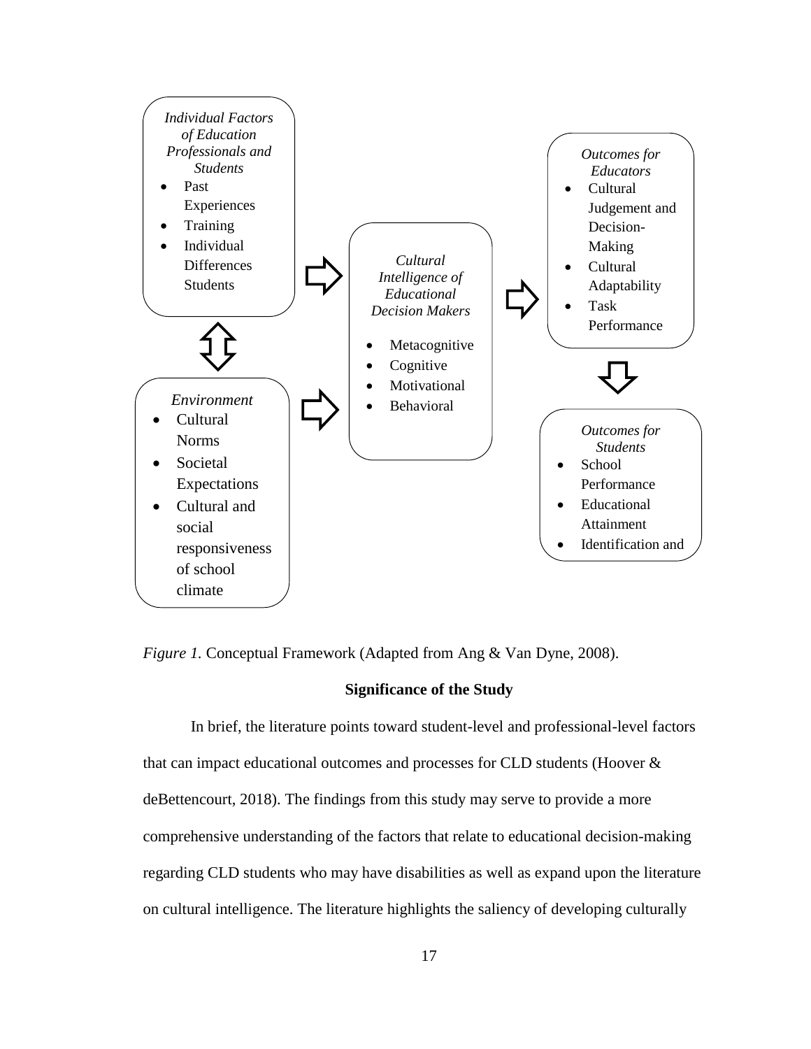*Individual Factors of Education Professionals and Students*

- Past Experiences
- Training
- Individual Differences Students

*Environment*

- Cultural Norms
- Societal Expectations
- Cultural and social responsiveness of school climate

*Cultural Intelligence of Educational Decision Makers*

- Metacognitive
- Cognitive
- Motivational
- Behavioral

*Outcomes for Educators*

- Cultural Judgement and Decision-Making
- Cultural Adaptability
- Task Performance

*Outcomes for Students*

- School Performance
- Educational Attainment
- Identification and

*Figure 1.* Conceptual Framework (Adapted from Ang & Van Dyne, 2008).

## Significance of the Study

In brief, the literature points toward student-level and professional-level factors that can impact educational outcomes and processes for CLD students (Hoover & deBettencourt, 2018). The findings from this study may serve to provide a more comprehensive understanding of the factors that relate to educational decision-making regarding CLD students who may have disabilities as well as expand upon the literature on cultural intelligence. The literature highlights the saliency of developing culturally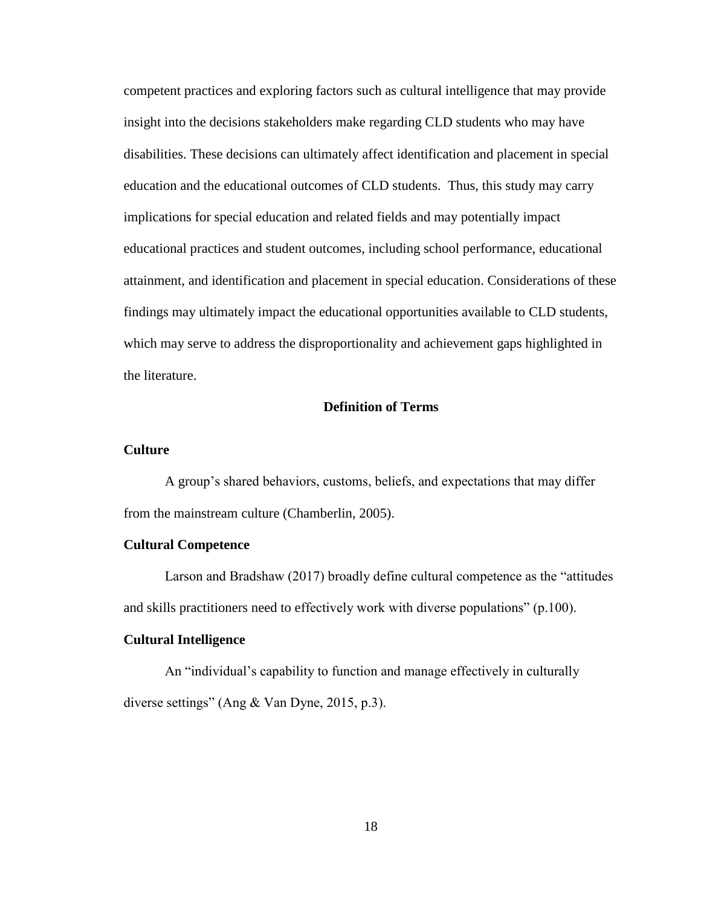competent practices and exploring factors such as cultural intelligence that may provide insight into the decisions stakeholders make regarding CLD students who may have disabilities. These decisions can ultimately affect identification and placement in special education and the educational outcomes of CLD students. Thus, this study may carry implications for special education and related fields and may potentially impact educational practices and student outcomes, including school performance, educational attainment, and identification and placement in special education. Considerations of these findings may ultimately impact the educational opportunities available to CLD students, which may serve to address the disproportionality and achievement gaps highlighted in the literature.

## Definition of Terms

### Culture

A group's shared behaviors, customs, beliefs, and expectations that may differ from the mainstream culture (Chamberlin, 2005).

### Cultural Competence

Larson and Bradshaw (2017) broadly define cultural competence as the "attitudes and skills practitioners need to effectively work with diverse populations" (p.100).

### Cultural Intelligence

An "individual's capability to function and manage effectively in culturally diverse settings" (Ang & Van Dyne, 2015, p.3).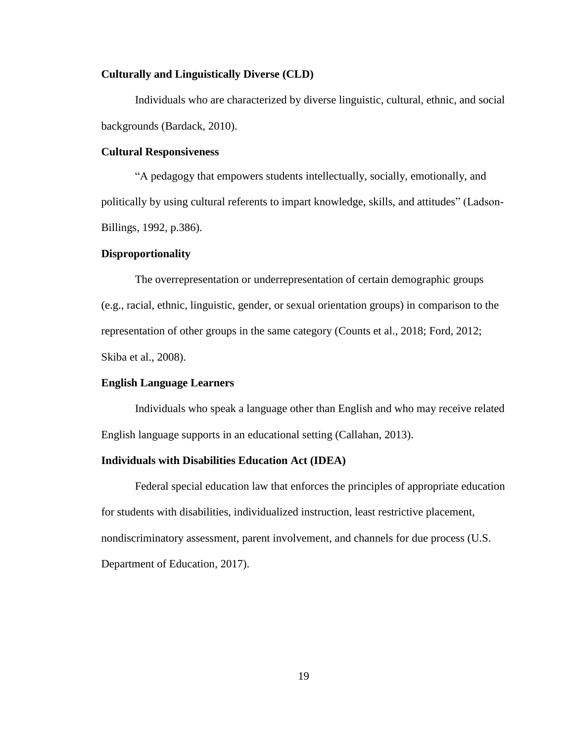**Culturally and Linguistically Diverse (CLD)**

Individuals who are characterized by diverse linguistic, cultural, ethnic, and social backgrounds (Bardack, 2010).

**Cultural Responsiveness**

"A pedagogy that empowers students intellectually, socially, emotionally, and politically by using cultural referents to impart knowledge, skills, and attitudes" (Ladson-Billings, 1992, p.386).

**Disproportionality**

The overrepresentation or underrepresentation of certain demographic groups (e.g., racial, ethnic, linguistic, gender, or sexual orientation groups) in comparison to the representation of other groups in the same category (Counts et al., 2018; Ford, 2012; Skiba et al., 2008).

**English Language Learners**

Individuals who speak a language other than English and who may receive related English language supports in an educational setting (Callahan, 2013).

**Individuals with Disabilities Education Act (IDEA)**

Federal special education law that enforces the principles of appropriate education for students with disabilities, individualized instruction, least restrictive placement, nondiscriminatory assessment, parent involvement, and channels for due process (U.S. Department of Education, 2017).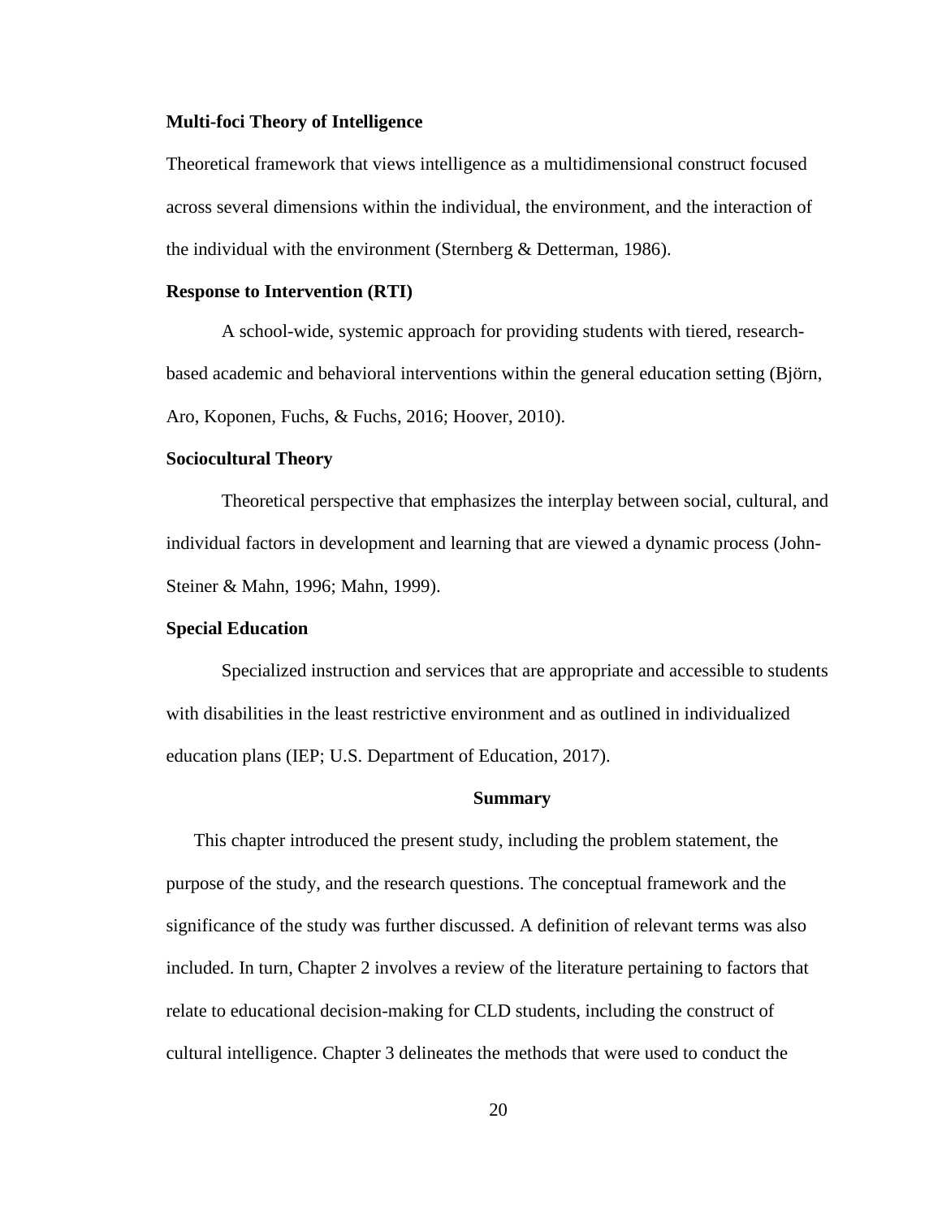**Multi-foci Theory of Intelligence**

Theoretical framework that views intelligence as a multidimensional construct focused across several dimensions within the individual, the environment, and the interaction of the individual with the environment (Sternberg & Detterman, 1986).

**Response to Intervention (RTI)**

A school-wide, systemic approach for providing students with tiered, research-based academic and behavioral interventions within the general education setting (Björn, Aro, Koponen, Fuchs, & Fuchs, 2016; Hoover, 2010).

**Sociocultural Theory**

Theoretical perspective that emphasizes the interplay between social, cultural, and individual factors in development and learning that are viewed a dynamic process (John-Steiner & Mahn, 1996; Mahn, 1999).

**Special Education**

Specialized instruction and services that are appropriate and accessible to students with disabilities in the least restrictive environment and as outlined in individualized education plans (IEP; U.S. Department of Education, 2017).

## Summary

This chapter introduced the present study, including the problem statement, the purpose of the study, and the research questions. The conceptual framework and the significance of the study was further discussed. A definition of relevant terms was also included. In turn, Chapter 2 involves a review of the literature pertaining to factors that relate to educational decision-making for CLD students, including the construct of cultural intelligence. Chapter 3 delineates the methods that were used to conduct the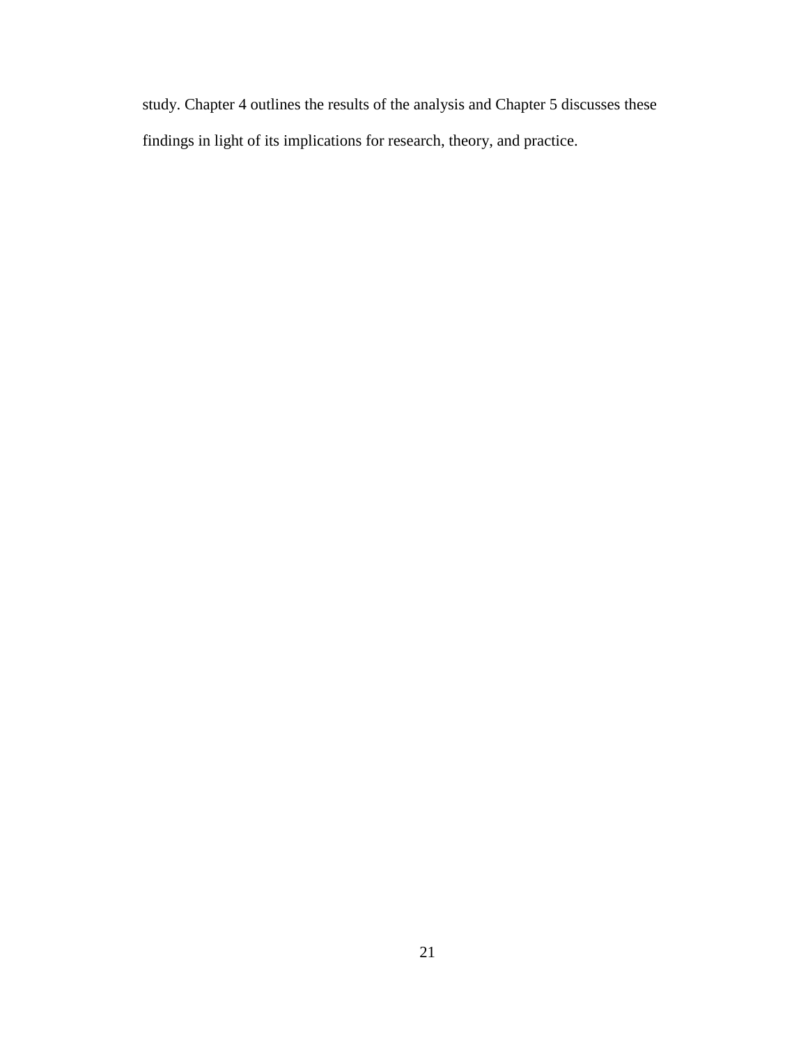study. Chapter 4 outlines the results of the analysis and Chapter 5 discusses these findings in light of its implications for research, theory, and practice.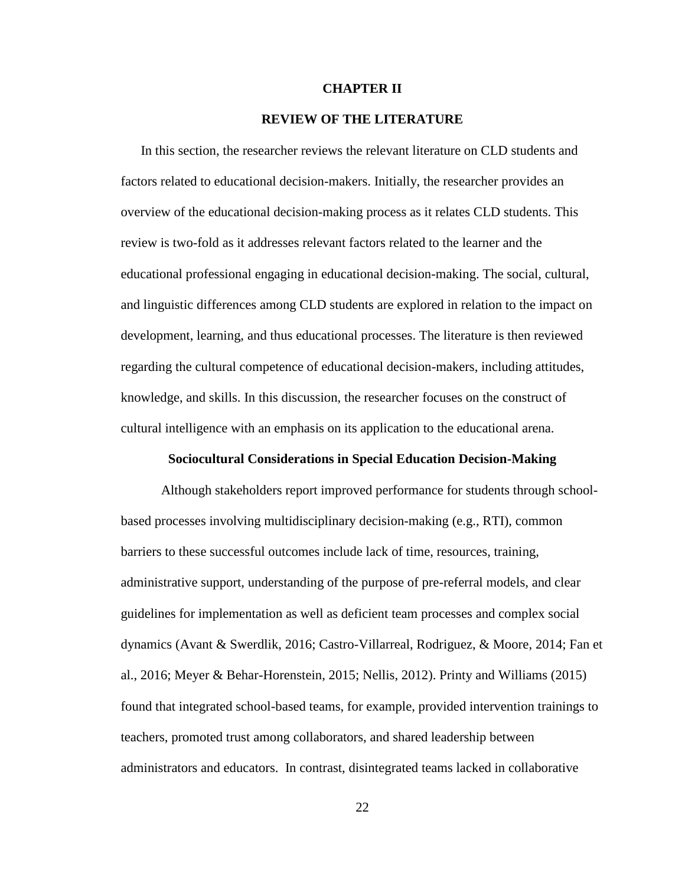# CHAPTER II

# REVIEW OF THE LITERATURE

In this section, the researcher reviews the relevant literature on CLD students and factors related to educational decision-makers. Initially, the researcher provides an overview of the educational decision-making process as it relates CLD students. This review is two-fold as it addresses relevant factors related to the learner and the educational professional engaging in educational decision-making. The social, cultural, and linguistic differences among CLD students are explored in relation to the impact on development, learning, and thus educational processes. The literature is then reviewed regarding the cultural competence of educational decision-makers, including attitudes, knowledge, and skills. In this discussion, the researcher focuses on the construct of cultural intelligence with an emphasis on its application to the educational arena.

## Sociocultural Considerations in Special Education Decision-Making

Although stakeholders report improved performance for students through school-based processes involving multidisciplinary decision-making (e.g., RTI), common barriers to these successful outcomes include lack of time, resources, training, administrative support, understanding of the purpose of pre-referral models, and clear guidelines for implementation as well as deficient team processes and complex social dynamics (Avant & Swerdlik, 2016; Castro-Villarreal, Rodriguez, & Moore, 2014; Fan et al., 2016; Meyer & Behar-Horenstein, 2015; Nellis, 2012). Printy and Williams (2015) found that integrated school-based teams, for example, provided intervention trainings to teachers, promoted trust among collaborators, and shared leadership between administrators and educators.  In contrast, disintegrated teams lacked in collaborative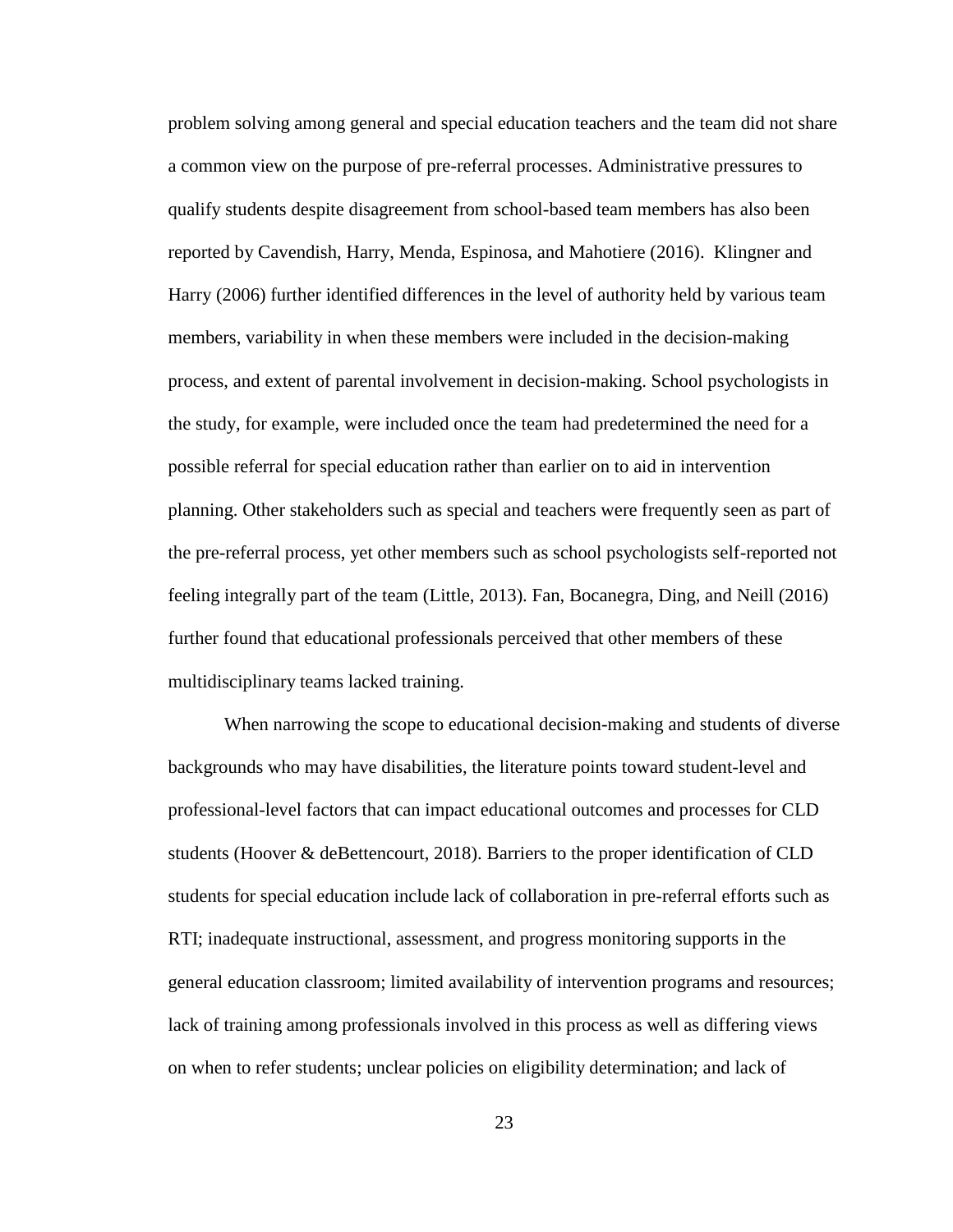problem solving among general and special education teachers and the team did not share a common view on the purpose of pre-referral processes. Administrative pressures to qualify students despite disagreement from school-based team members has also been reported by Cavendish, Harry, Menda, Espinosa, and Mahotiere (2016). Klingner and Harry (2006) further identified differences in the level of authority held by various team members, variability in when these members were included in the decision-making process, and extent of parental involvement in decision-making. School psychologists in the study, for example, were included once the team had predetermined the need for a possible referral for special education rather than earlier on to aid in intervention planning. Other stakeholders such as special and teachers were frequently seen as part of the pre-referral process, yet other members such as school psychologists self-reported not feeling integrally part of the team (Little, 2013). Fan, Bocanegra, Ding, and Neill (2016) further found that educational professionals perceived that other members of these multidisciplinary teams lacked training.

When narrowing the scope to educational decision-making and students of diverse backgrounds who may have disabilities, the literature points toward student-level and professional-level factors that can impact educational outcomes and processes for CLD students (Hoover & deBettencourt, 2018). Barriers to the proper identification of CLD students for special education include lack of collaboration in pre-referral efforts such as RTI; inadequate instructional, assessment, and progress monitoring supports in the general education classroom; limited availability of intervention programs and resources; lack of training among professionals involved in this process as well as differing views on when to refer students; unclear policies on eligibility determination; and lack of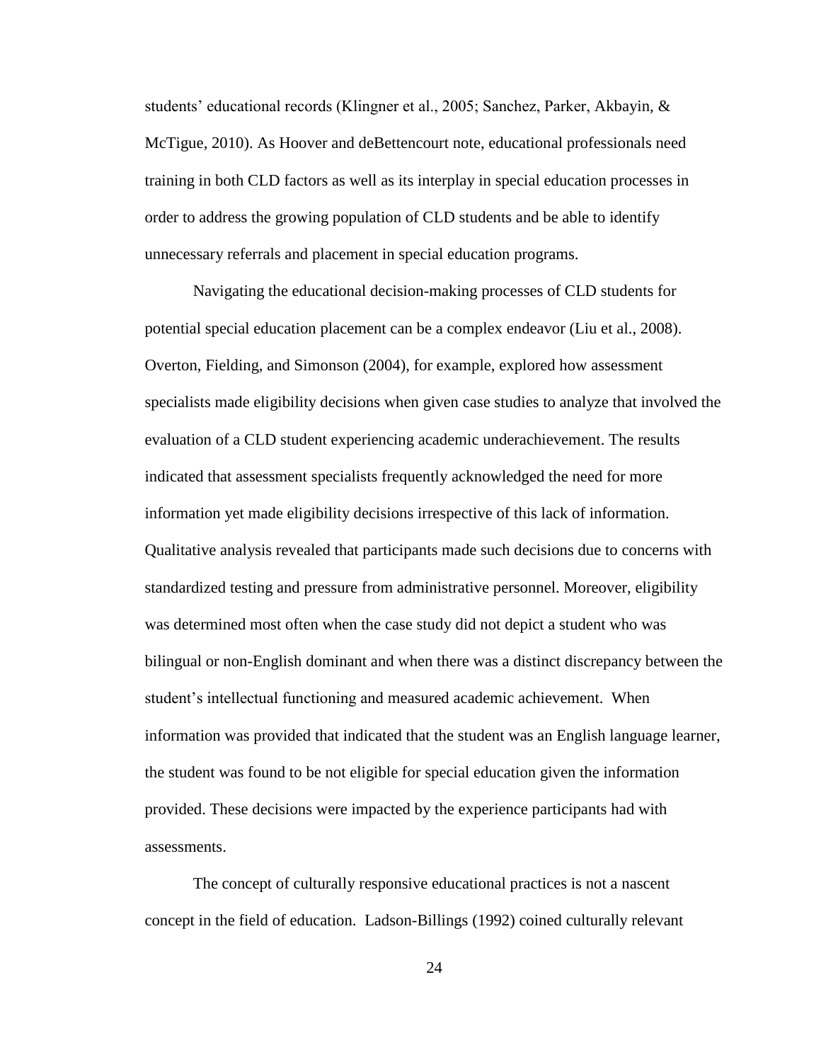students' educational records (Klingner et al., 2005; Sanchez, Parker, Akbayin, & McTigue, 2010). As Hoover and deBettencourt note, educational professionals need training in both CLD factors as well as its interplay in special education processes in order to address the growing population of CLD students and be able to identify unnecessary referrals and placement in special education programs.

Navigating the educational decision-making processes of CLD students for potential special education placement can be a complex endeavor (Liu et al., 2008). Overton, Fielding, and Simonson (2004), for example, explored how assessment specialists made eligibility decisions when given case studies to analyze that involved the evaluation of a CLD student experiencing academic underachievement. The results indicated that assessment specialists frequently acknowledged the need for more information yet made eligibility decisions irrespective of this lack of information. Qualitative analysis revealed that participants made such decisions due to concerns with standardized testing and pressure from administrative personnel. Moreover, eligibility was determined most often when the case study did not depict a student who was bilingual or non-English dominant and when there was a distinct discrepancy between the student's intellectual functioning and measured academic achievement. When information was provided that indicated that the student was an English language learner, the student was found to be not eligible for special education given the information provided. These decisions were impacted by the experience participants had with assessments.

The concept of culturally responsive educational practices is not a nascent concept in the field of education. Ladson-Billings (1992) coined culturally relevant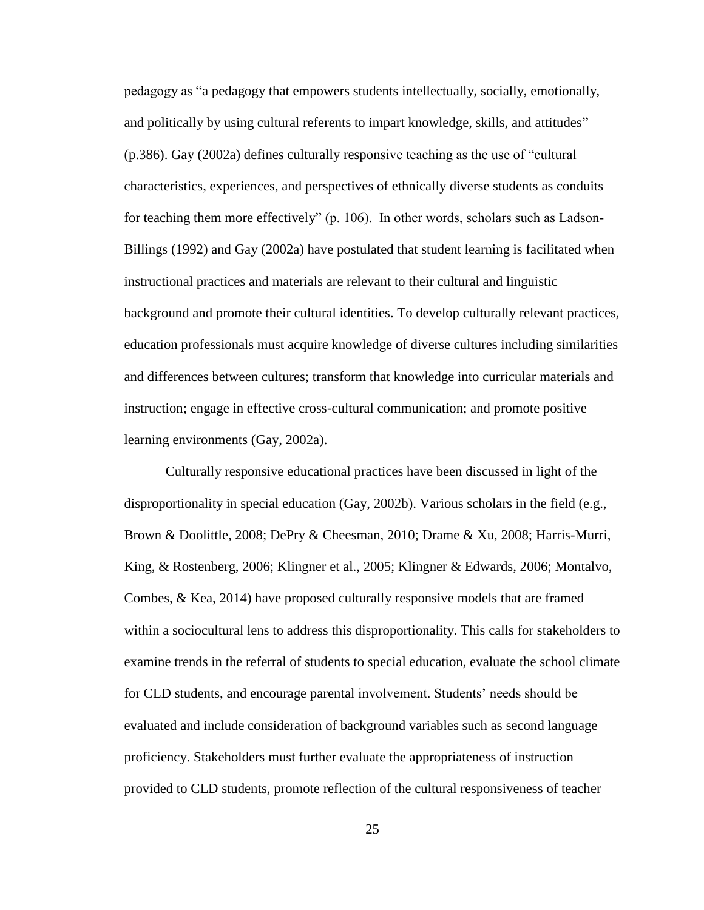pedagogy as "a pedagogy that empowers students intellectually, socially, emotionally, and politically by using cultural referents to impart knowledge, skills, and attitudes" (p.386). Gay (2002a) defines culturally responsive teaching as the use of "cultural characteristics, experiences, and perspectives of ethnically diverse students as conduits for teaching them more effectively" (p. 106). In other words, scholars such as Ladson-Billings (1992) and Gay (2002a) have postulated that student learning is facilitated when instructional practices and materials are relevant to their cultural and linguistic background and promote their cultural identities. To develop culturally relevant practices, education professionals must acquire knowledge of diverse cultures including similarities and differences between cultures; transform that knowledge into curricular materials and instruction; engage in effective cross-cultural communication; and promote positive learning environments (Gay, 2002a).

Culturally responsive educational practices have been discussed in light of the disproportionality in special education (Gay, 2002b). Various scholars in the field (e.g., Brown & Doolittle, 2008; DePry & Cheesman, 2010; Drame & Xu, 2008; Harris-Murri, King, & Rostenberg, 2006; Klingner et al., 2005; Klingner & Edwards, 2006; Montalvo, Combes, & Kea, 2014) have proposed culturally responsive models that are framed within a sociocultural lens to address this disproportionality. This calls for stakeholders to examine trends in the referral of students to special education, evaluate the school climate for CLD students, and encourage parental involvement. Students' needs should be evaluated and include consideration of background variables such as second language proficiency. Stakeholders must further evaluate the appropriateness of instruction provided to CLD students, promote reflection of the cultural responsiveness of teacher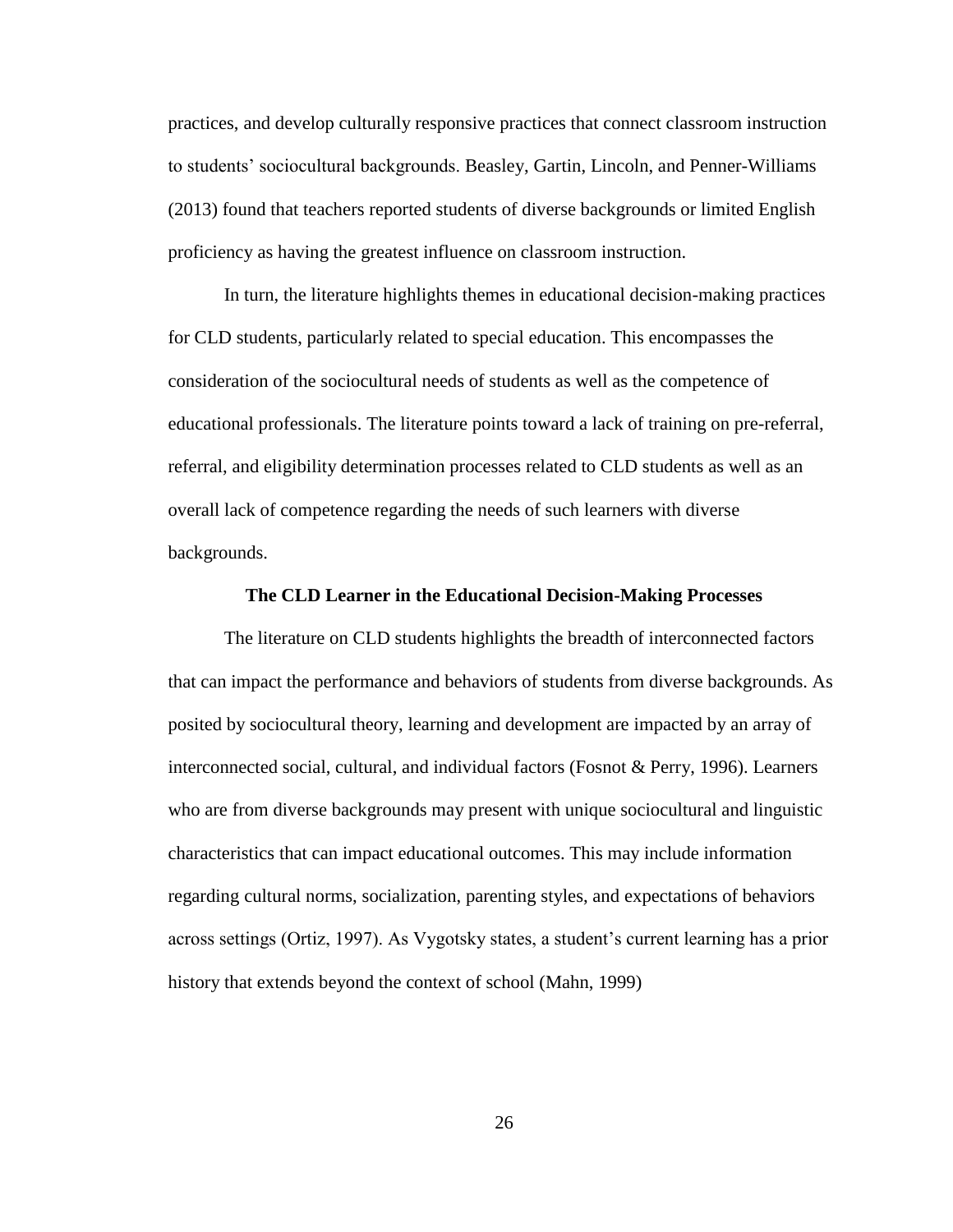practices, and develop culturally responsive practices that connect classroom instruction to students' sociocultural backgrounds. Beasley, Gartin, Lincoln, and Penner-Williams (2013) found that teachers reported students of diverse backgrounds or limited English proficiency as having the greatest influence on classroom instruction.

In turn, the literature highlights themes in educational decision-making practices for CLD students, particularly related to special education. This encompasses the consideration of the sociocultural needs of students as well as the competence of educational professionals. The literature points toward a lack of training on pre-referral, referral, and eligibility determination processes related to CLD students as well as an overall lack of competence regarding the needs of such learners with diverse backgrounds.

## The CLD Learner in the Educational Decision-Making Processes

The literature on CLD students highlights the breadth of interconnected factors that can impact the performance and behaviors of students from diverse backgrounds. As posited by sociocultural theory, learning and development are impacted by an array of interconnected social, cultural, and individual factors (Fosnot & Perry, 1996). Learners who are from diverse backgrounds may present with unique sociocultural and linguistic characteristics that can impact educational outcomes. This may include information regarding cultural norms, socialization, parenting styles, and expectations of behaviors across settings (Ortiz, 1997). As Vygotsky states, a student's current learning has a prior history that extends beyond the context of school (Mahn, 1999)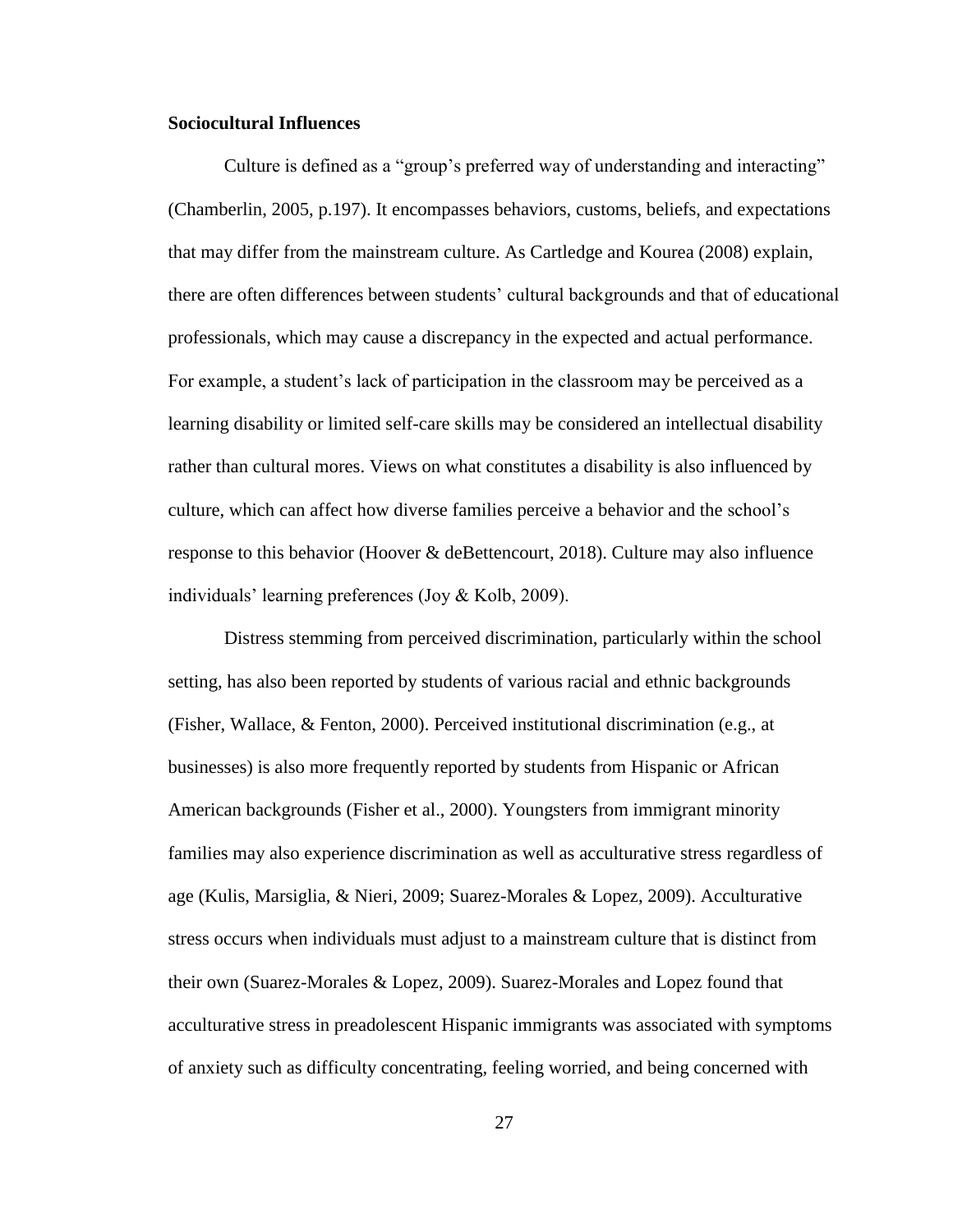**Sociocultural Influences**

Culture is defined as a "group's preferred way of understanding and interacting" (Chamberlin, 2005, p.197). It encompasses behaviors, customs, beliefs, and expectations that may differ from the mainstream culture. As Cartledge and Kourea (2008) explain, there are often differences between students' cultural backgrounds and that of educational professionals, which may cause a discrepancy in the expected and actual performance. For example, a student's lack of participation in the classroom may be perceived as a learning disability or limited self-care skills may be considered an intellectual disability rather than cultural mores. Views on what constitutes a disability is also influenced by culture, which can affect how diverse families perceive a behavior and the school's response to this behavior (Hoover & deBettencourt, 2018). Culture may also influence individuals' learning preferences (Joy & Kolb, 2009).

Distress stemming from perceived discrimination, particularly within the school setting, has also been reported by students of various racial and ethnic backgrounds (Fisher, Wallace, & Fenton, 2000). Perceived institutional discrimination (e.g., at businesses) is also more frequently reported by students from Hispanic or African American backgrounds (Fisher et al., 2000). Youngsters from immigrant minority families may also experience discrimination as well as acculturative stress regardless of age (Kulis, Marsiglia, & Nieri, 2009; Suarez-Morales & Lopez, 2009). Acculturative stress occurs when individuals must adjust to a mainstream culture that is distinct from their own (Suarez-Morales & Lopez, 2009). Suarez-Morales and Lopez found that acculturative stress in preadolescent Hispanic immigrants was associated with symptoms of anxiety such as difficulty concentrating, feeling worried, and being concerned with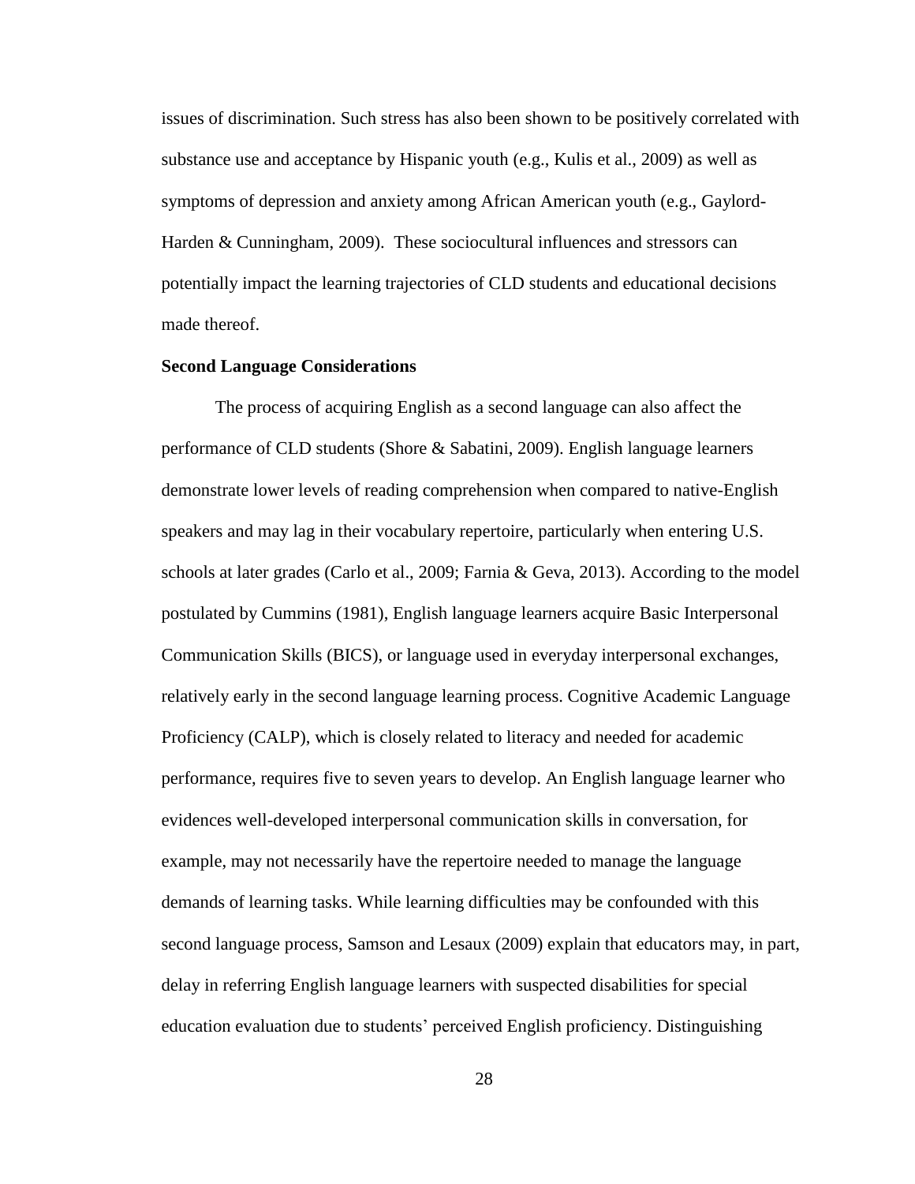issues of discrimination. Such stress has also been shown to be positively correlated with substance use and acceptance by Hispanic youth (e.g., Kulis et al., 2009) as well as symptoms of depression and anxiety among African American youth (e.g., Gaylord-Harden & Cunningham, 2009). These sociocultural influences and stressors can potentially impact the learning trajectories of CLD students and educational decisions made thereof.

**Second Language Considerations**

The process of acquiring English as a second language can also affect the performance of CLD students (Shore & Sabatini, 2009). English language learners demonstrate lower levels of reading comprehension when compared to native-English speakers and may lag in their vocabulary repertoire, particularly when entering U.S. schools at later grades (Carlo et al., 2009; Farnia & Geva, 2013). According to the model postulated by Cummins (1981), English language learners acquire Basic Interpersonal Communication Skills (BICS), or language used in everyday interpersonal exchanges, relatively early in the second language learning process. Cognitive Academic Language Proficiency (CALP), which is closely related to literacy and needed for academic performance, requires five to seven years to develop. An English language learner who evidences well-developed interpersonal communication skills in conversation, for example, may not necessarily have the repertoire needed to manage the language demands of learning tasks. While learning difficulties may be confounded with this second language process, Samson and Lesaux (2009) explain that educators may, in part, delay in referring English language learners with suspected disabilities for special education evaluation due to students' perceived English proficiency. Distinguishing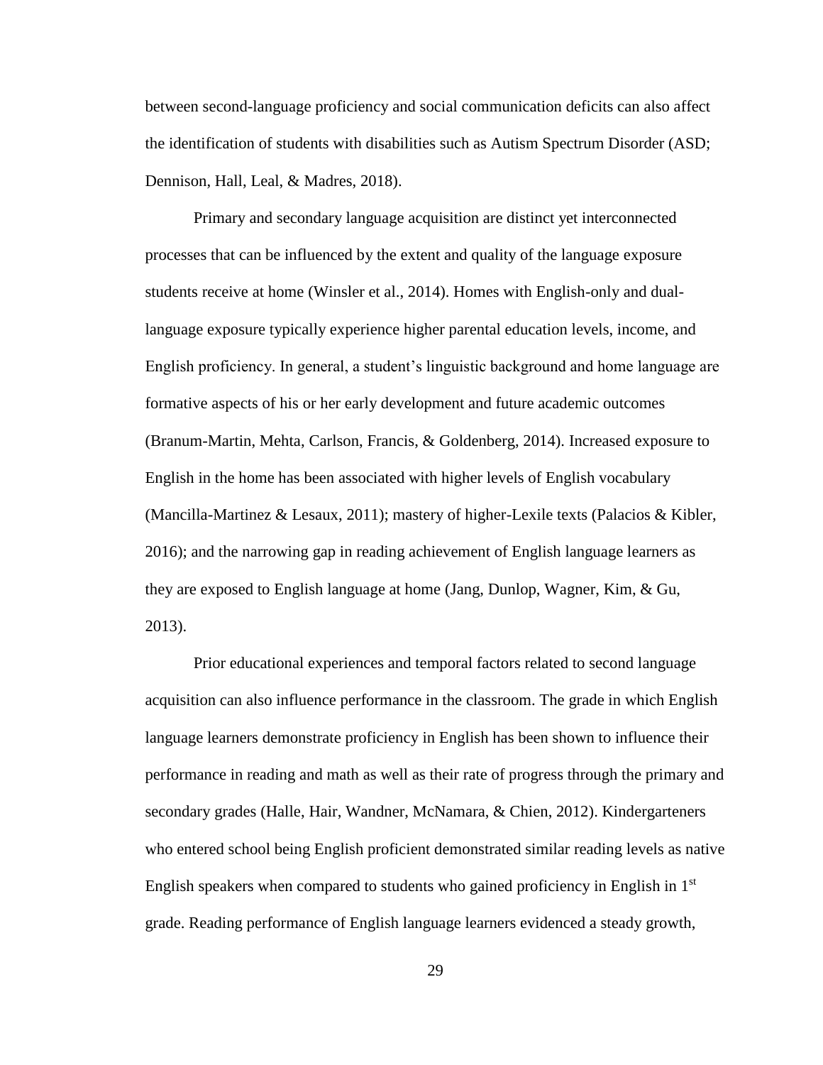between second-language proficiency and social communication deficits can also affect the identification of students with disabilities such as Autism Spectrum Disorder (ASD; Dennison, Hall, Leal, & Madres, 2018).

Primary and secondary language acquisition are distinct yet interconnected processes that can be influenced by the extent and quality of the language exposure students receive at home (Winsler et al., 2014). Homes with English-only and dual-language exposure typically experience higher parental education levels, income, and English proficiency. In general, a student's linguistic background and home language are formative aspects of his or her early development and future academic outcomes (Branum-Martin, Mehta, Carlson, Francis, & Goldenberg, 2014). Increased exposure to English in the home has been associated with higher levels of English vocabulary (Mancilla-Martinez & Lesaux, 2011); mastery of higher-Lexile texts (Palacios & Kibler, 2016); and the narrowing gap in reading achievement of English language learners as they are exposed to English language at home (Jang, Dunlop, Wagner, Kim, & Gu, 2013).

Prior educational experiences and temporal factors related to second language acquisition can also influence performance in the classroom. The grade in which English language learners demonstrate proficiency in English has been shown to influence their performance in reading and math as well as their rate of progress through the primary and secondary grades (Halle, Hair, Wandner, McNamara, & Chien, 2012). Kindergarteners who entered school being English proficient demonstrated similar reading levels as native English speakers when compared to students who gained proficiency in English in 1st grade. Reading performance of English language learners evidenced a steady growth,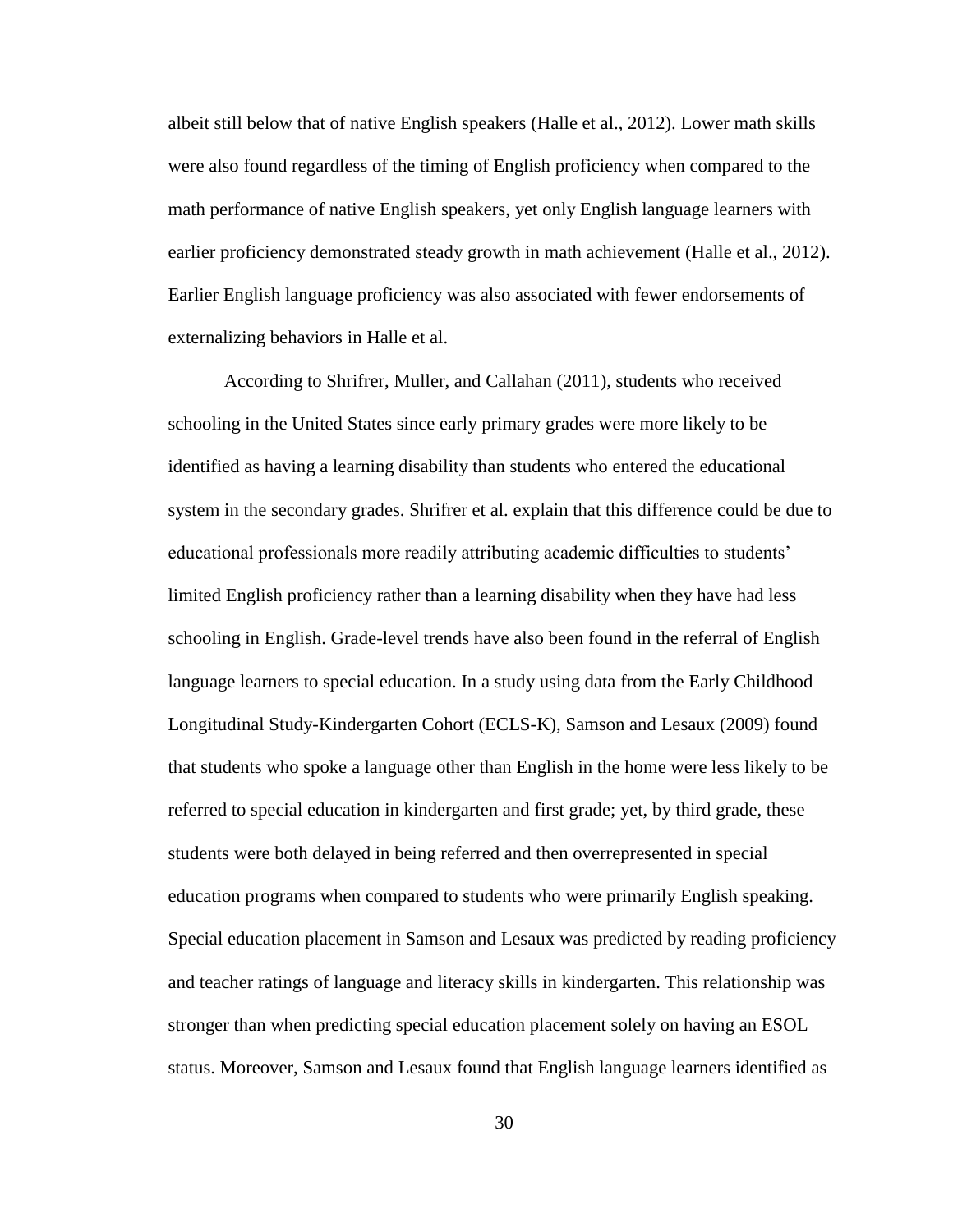albeit still below that of native English speakers (Halle et al., 2012). Lower math skills were also found regardless of the timing of English proficiency when compared to the math performance of native English speakers, yet only English language learners with earlier proficiency demonstrated steady growth in math achievement (Halle et al., 2012). Earlier English language proficiency was also associated with fewer endorsements of externalizing behaviors in Halle et al.

According to Shrifrer, Muller, and Callahan (2011), students who received schooling in the United States since early primary grades were more likely to be identified as having a learning disability than students who entered the educational system in the secondary grades. Shrifrer et al. explain that this difference could be due to educational professionals more readily attributing academic difficulties to students' limited English proficiency rather than a learning disability when they have had less schooling in English. Grade-level trends have also been found in the referral of English language learners to special education. In a study using data from the Early Childhood Longitudinal Study-Kindergarten Cohort (ECLS-K), Samson and Lesaux (2009) found that students who spoke a language other than English in the home were less likely to be referred to special education in kindergarten and first grade; yet, by third grade, these students were both delayed in being referred and then overrepresented in special education programs when compared to students who were primarily English speaking. Special education placement in Samson and Lesaux was predicted by reading proficiency and teacher ratings of language and literacy skills in kindergarten. This relationship was stronger than when predicting special education placement solely on having an ESOL status. Moreover, Samson and Lesaux found that English language learners identified as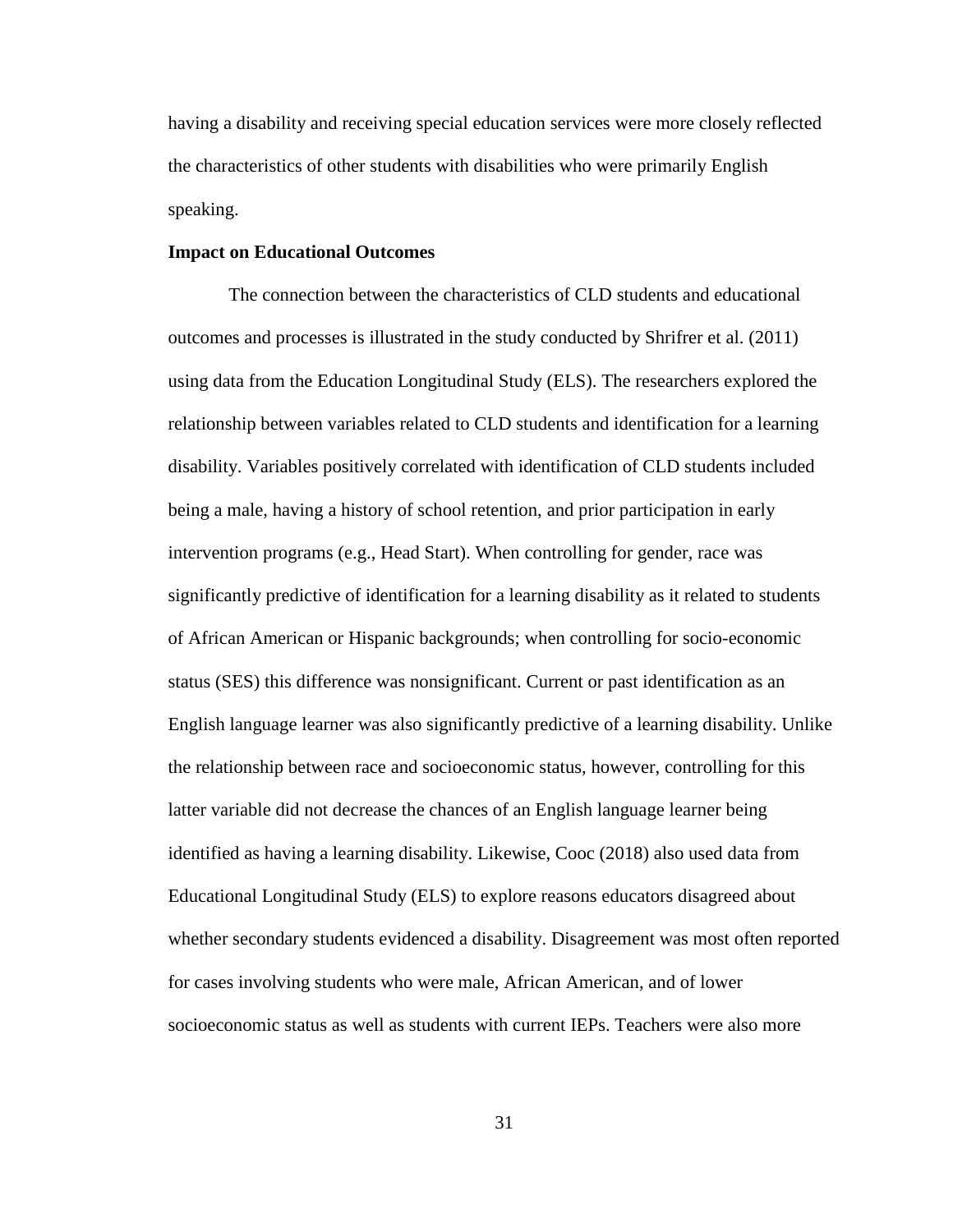having a disability and receiving special education services were more closely reflected the characteristics of other students with disabilities who were primarily English speaking.

**Impact on Educational Outcomes**

The connection between the characteristics of CLD students and educational outcomes and processes is illustrated in the study conducted by Shrifrer et al. (2011) using data from the Education Longitudinal Study (ELS). The researchers explored the relationship between variables related to CLD students and identification for a learning disability. Variables positively correlated with identification of CLD students included being a male, having a history of school retention, and prior participation in early intervention programs (e.g., Head Start). When controlling for gender, race was significantly predictive of identification for a learning disability as it related to students of African American or Hispanic backgrounds; when controlling for socio-economic status (SES) this difference was nonsignificant. Current or past identification as an English language learner was also significantly predictive of a learning disability. Unlike the relationship between race and socioeconomic status, however, controlling for this latter variable did not decrease the chances of an English language learner being identified as having a learning disability. Likewise, Cooc (2018) also used data from Educational Longitudinal Study (ELS) to explore reasons educators disagreed about whether secondary students evidenced a disability. Disagreement was most often reported for cases involving students who were male, African American, and of lower socioeconomic status as well as students with current IEPs. Teachers were also more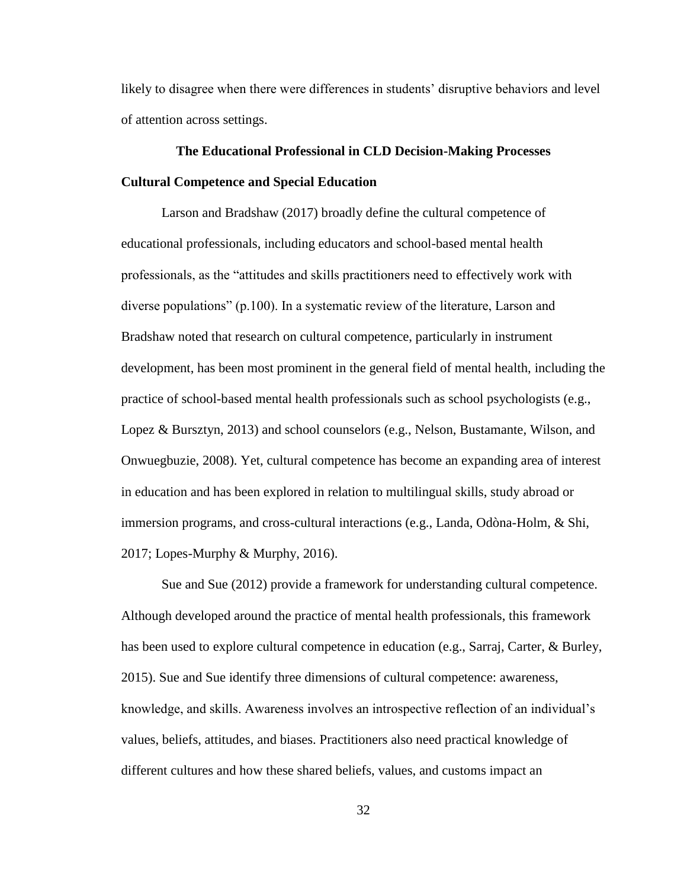likely to disagree when there were differences in students' disruptive behaviors and level of attention across settings.

## The Educational Professional in CLD Decision-Making Processes

### Cultural Competence and Special Education

Larson and Bradshaw (2017) broadly define the cultural competence of educational professionals, including educators and school-based mental health professionals, as the "attitudes and skills practitioners need to effectively work with diverse populations" (p.100). In a systematic review of the literature, Larson and Bradshaw noted that research on cultural competence, particularly in instrument development, has been most prominent in the general field of mental health, including the practice of school-based mental health professionals such as school psychologists (e.g., Lopez & Bursztyn, 2013) and school counselors (e.g., Nelson, Bustamante, Wilson, and Onwuegbuzie, 2008). Yet, cultural competence has become an expanding area of interest in education and has been explored in relation to multilingual skills, study abroad or immersion programs, and cross-cultural interactions (e.g., Landa, Odòna-Holm, & Shi, 2017; Lopes-Murphy & Murphy, 2016).

Sue and Sue (2012) provide a framework for understanding cultural competence. Although developed around the practice of mental health professionals, this framework has been used to explore cultural competence in education (e.g., Sarraj, Carter, & Burley, 2015). Sue and Sue identify three dimensions of cultural competence: awareness, knowledge, and skills. Awareness involves an introspective reflection of an individual's values, beliefs, attitudes, and biases. Practitioners also need practical knowledge of different cultures and how these shared beliefs, values, and customs impact an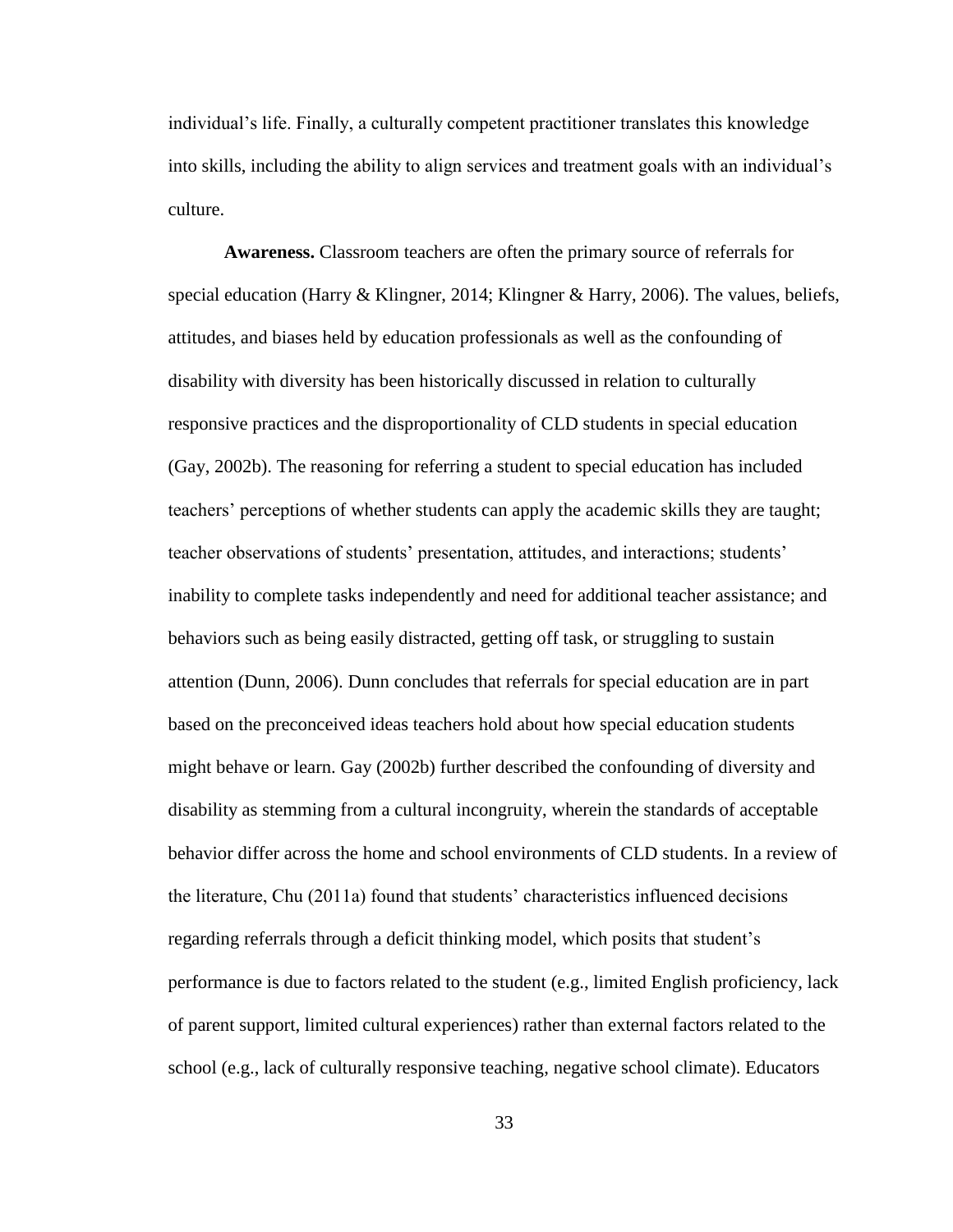individual's life. Finally, a culturally competent practitioner translates this knowledge into skills, including the ability to align services and treatment goals with an individual's culture.

**Awareness.** Classroom teachers are often the primary source of referrals for special education (Harry & Klingner, 2014; Klingner & Harry, 2006). The values, beliefs, attitudes, and biases held by education professionals as well as the confounding of disability with diversity has been historically discussed in relation to culturally responsive practices and the disproportionality of CLD students in special education (Gay, 2002b). The reasoning for referring a student to special education has included teachers' perceptions of whether students can apply the academic skills they are taught; teacher observations of students' presentation, attitudes, and interactions; students' inability to complete tasks independently and need for additional teacher assistance; and behaviors such as being easily distracted, getting off task, or struggling to sustain attention (Dunn, 2006). Dunn concludes that referrals for special education are in part based on the preconceived ideas teachers hold about how special education students might behave or learn. Gay (2002b) further described the confounding of diversity and disability as stemming from a cultural incongruity, wherein the standards of acceptable behavior differ across the home and school environments of CLD students. In a review of the literature, Chu (2011a) found that students' characteristics influenced decisions regarding referrals through a deficit thinking model, which posits that student's performance is due to factors related to the student (e.g., limited English proficiency, lack of parent support, limited cultural experiences) rather than external factors related to the school (e.g., lack of culturally responsive teaching, negative school climate). Educators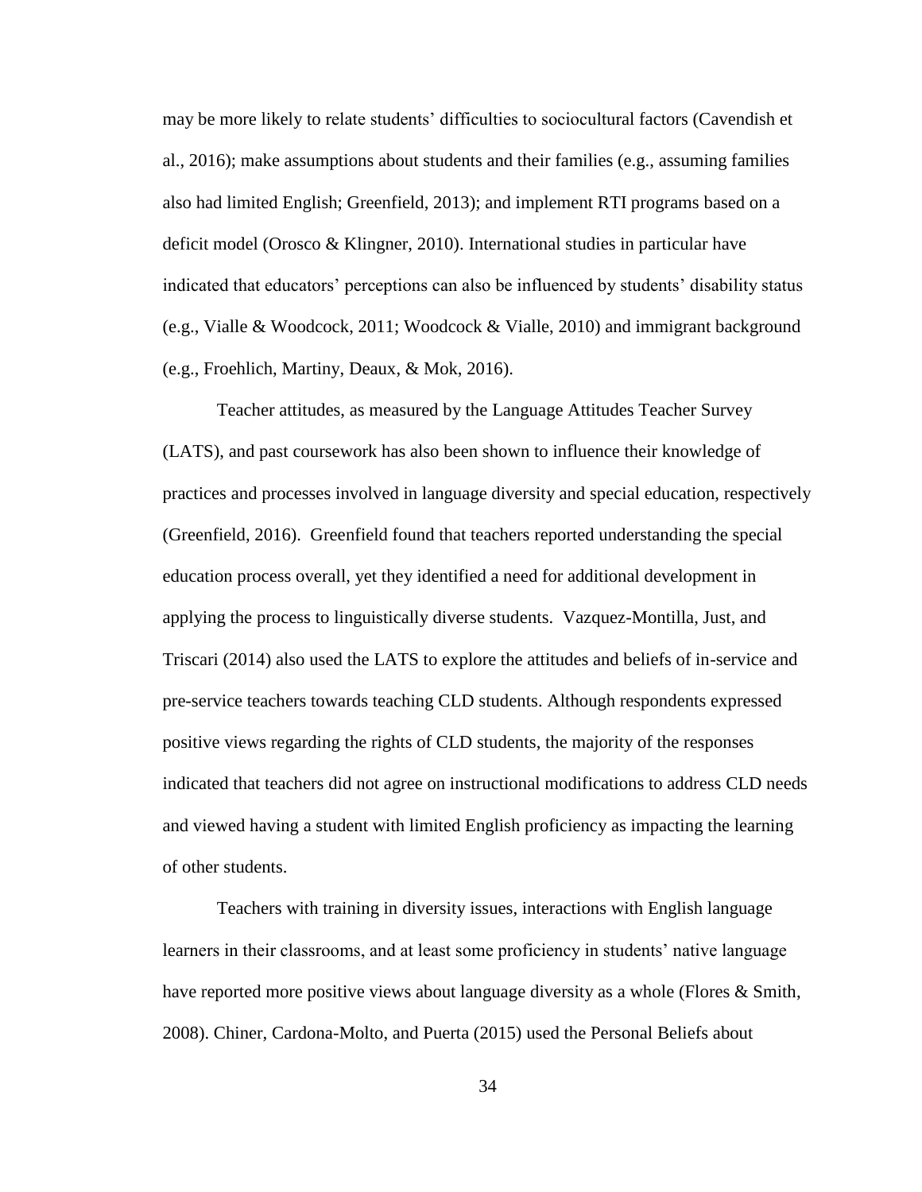may be more likely to relate students' difficulties to sociocultural factors (Cavendish et al., 2016); make assumptions about students and their families (e.g., assuming families also had limited English; Greenfield, 2013); and implement RTI programs based on a deficit model (Orosco & Klingner, 2010). International studies in particular have indicated that educators' perceptions can also be influenced by students' disability status (e.g., Vialle & Woodcock, 2011; Woodcock & Vialle, 2010) and immigrant background (e.g., Froehlich, Martiny, Deaux, & Mok, 2016).

Teacher attitudes, as measured by the Language Attitudes Teacher Survey (LATS), and past coursework has also been shown to influence their knowledge of practices and processes involved in language diversity and special education, respectively (Greenfield, 2016). Greenfield found that teachers reported understanding the special education process overall, yet they identified a need for additional development in applying the process to linguistically diverse students. Vazquez-Montilla, Just, and Triscari (2014) also used the LATS to explore the attitudes and beliefs of in-service and pre-service teachers towards teaching CLD students. Although respondents expressed positive views regarding the rights of CLD students, the majority of the responses indicated that teachers did not agree on instructional modifications to address CLD needs and viewed having a student with limited English proficiency as impacting the learning of other students.

Teachers with training in diversity issues, interactions with English language learners in their classrooms, and at least some proficiency in students' native language have reported more positive views about language diversity as a whole (Flores & Smith, 2008). Chiner, Cardona-Molto, and Puerta (2015) used the Personal Beliefs about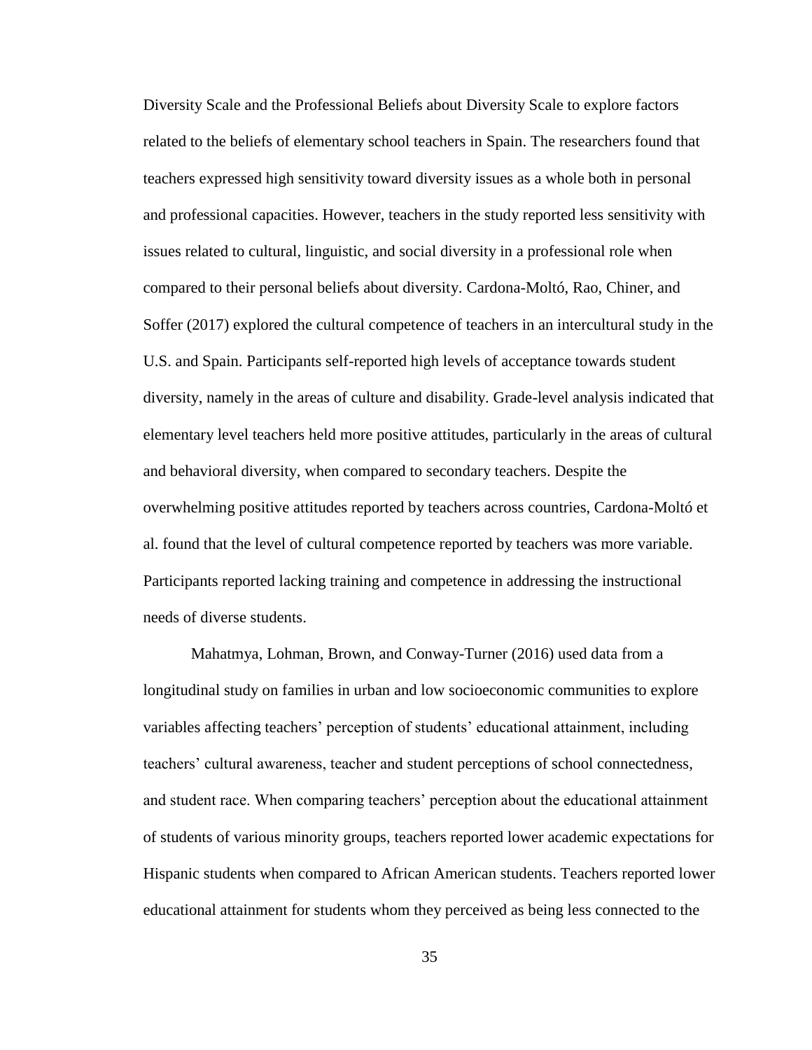Diversity Scale and the Professional Beliefs about Diversity Scale to explore factors related to the beliefs of elementary school teachers in Spain. The researchers found that teachers expressed high sensitivity toward diversity issues as a whole both in personal and professional capacities. However, teachers in the study reported less sensitivity with issues related to cultural, linguistic, and social diversity in a professional role when compared to their personal beliefs about diversity. Cardona-Moltó, Rao, Chiner, and Soffer (2017) explored the cultural competence of teachers in an intercultural study in the U.S. and Spain. Participants self-reported high levels of acceptance towards student diversity, namely in the areas of culture and disability. Grade-level analysis indicated that elementary level teachers held more positive attitudes, particularly in the areas of cultural and behavioral diversity, when compared to secondary teachers. Despite the overwhelming positive attitudes reported by teachers across countries, Cardona-Moltó et al. found that the level of cultural competence reported by teachers was more variable. Participants reported lacking training and competence in addressing the instructional needs of diverse students.

Mahatmya, Lohman, Brown, and Conway-Turner (2016) used data from a longitudinal study on families in urban and low socioeconomic communities to explore variables affecting teachers' perception of students' educational attainment, including teachers' cultural awareness, teacher and student perceptions of school connectedness, and student race. When comparing teachers' perception about the educational attainment of students of various minority groups, teachers reported lower academic expectations for Hispanic students when compared to African American students. Teachers reported lower educational attainment for students whom they perceived as being less connected to the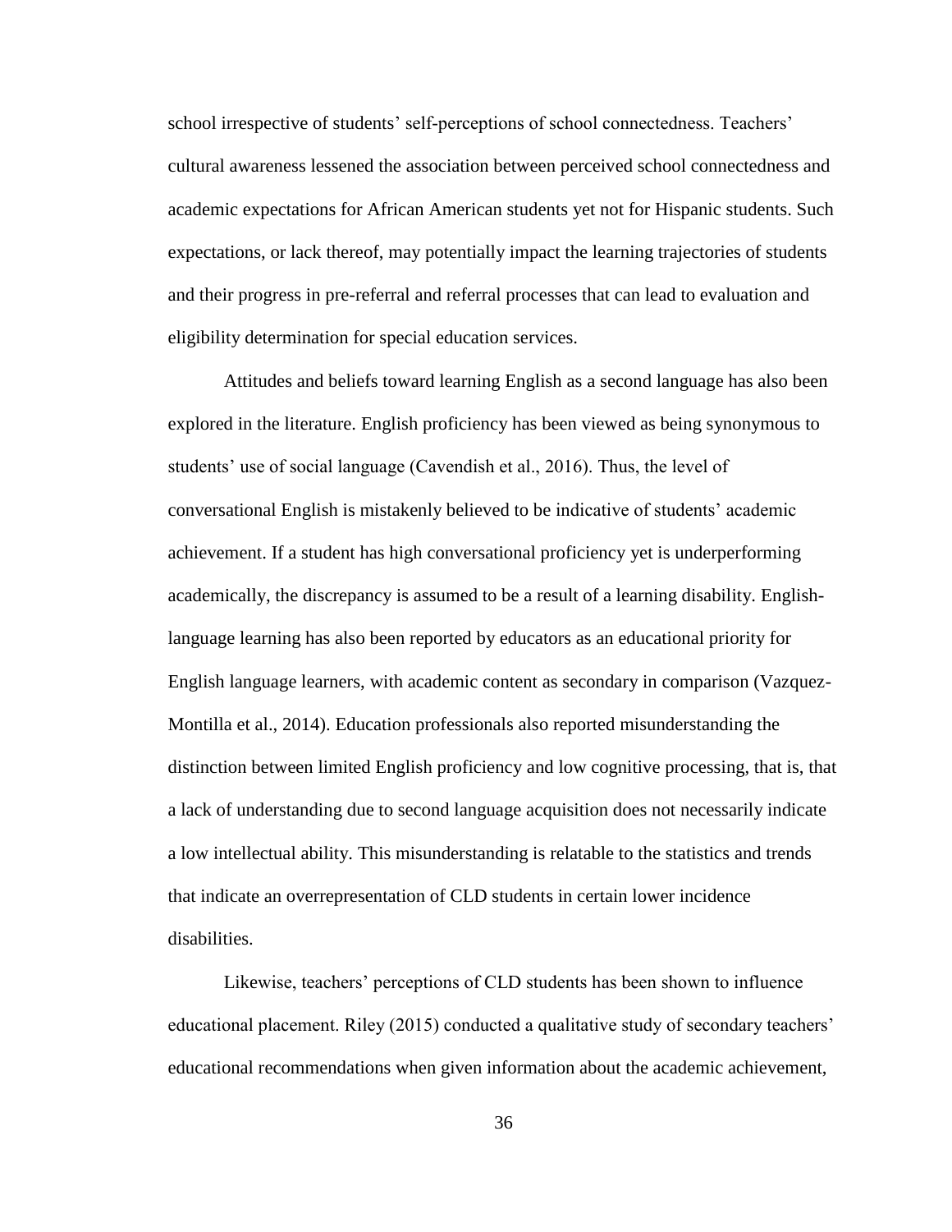school irrespective of students' self-perceptions of school connectedness. Teachers' cultural awareness lessened the association between perceived school connectedness and academic expectations for African American students yet not for Hispanic students. Such expectations, or lack thereof, may potentially impact the learning trajectories of students and their progress in pre-referral and referral processes that can lead to evaluation and eligibility determination for special education services.

Attitudes and beliefs toward learning English as a second language has also been explored in the literature. English proficiency has been viewed as being synonymous to students' use of social language (Cavendish et al., 2016). Thus, the level of conversational English is mistakenly believed to be indicative of students' academic achievement. If a student has high conversational proficiency yet is underperforming academically, the discrepancy is assumed to be a result of a learning disability. English-language learning has also been reported by educators as an educational priority for English language learners, with academic content as secondary in comparison (Vazquez-Montilla et al., 2014). Education professionals also reported misunderstanding the distinction between limited English proficiency and low cognitive processing, that is, that a lack of understanding due to second language acquisition does not necessarily indicate a low intellectual ability. This misunderstanding is relatable to the statistics and trends that indicate an overrepresentation of CLD students in certain lower incidence disabilities.

Likewise, teachers' perceptions of CLD students has been shown to influence educational placement. Riley (2015) conducted a qualitative study of secondary teachers' educational recommendations when given information about the academic achievement,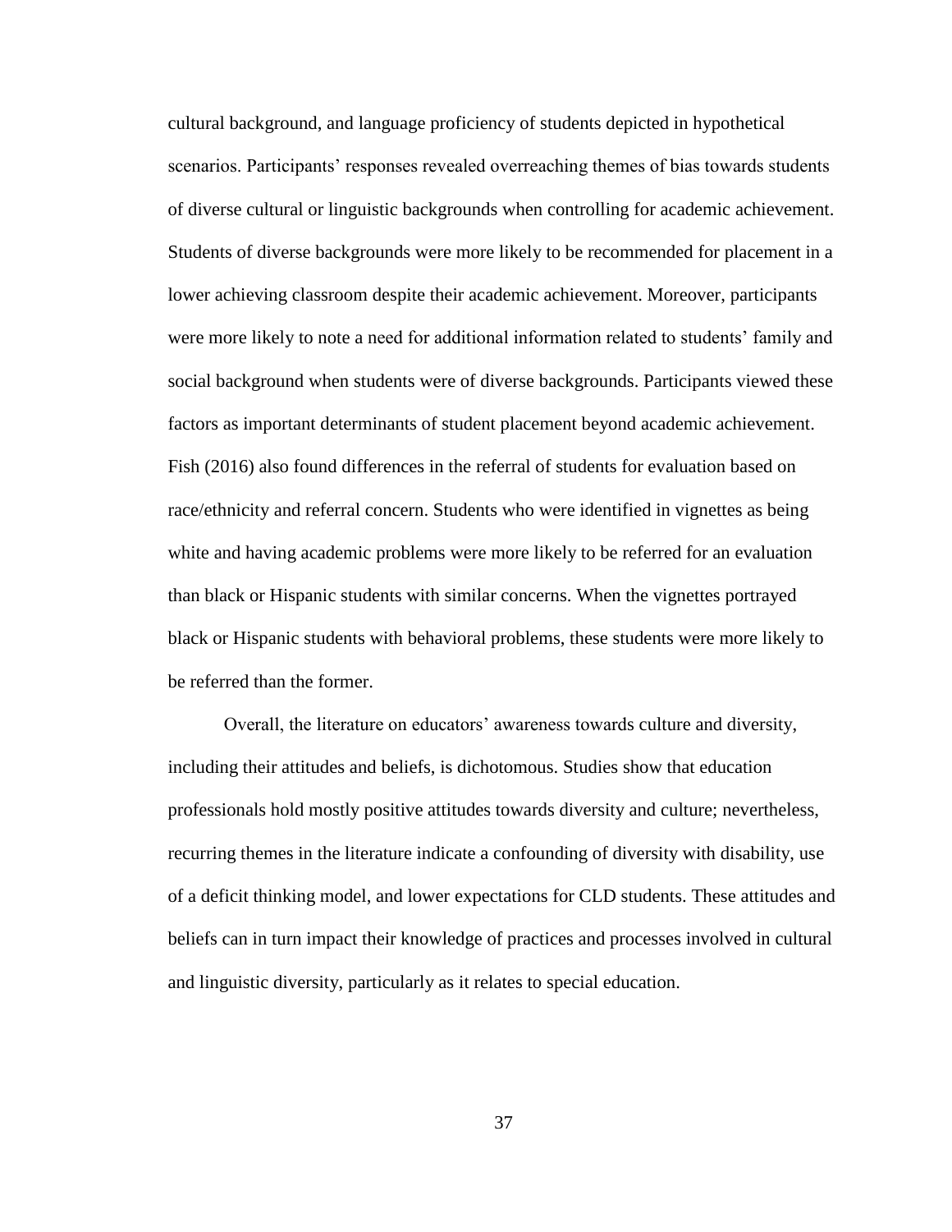cultural background, and language proficiency of students depicted in hypothetical scenarios. Participants' responses revealed overreaching themes of bias towards students of diverse cultural or linguistic backgrounds when controlling for academic achievement. Students of diverse backgrounds were more likely to be recommended for placement in a lower achieving classroom despite their academic achievement. Moreover, participants were more likely to note a need for additional information related to students' family and social background when students were of diverse backgrounds. Participants viewed these factors as important determinants of student placement beyond academic achievement. Fish (2016) also found differences in the referral of students for evaluation based on race/ethnicity and referral concern. Students who were identified in vignettes as being white and having academic problems were more likely to be referred for an evaluation than black or Hispanic students with similar concerns. When the vignettes portrayed black or Hispanic students with behavioral problems, these students were more likely to be referred than the former.

Overall, the literature on educators' awareness towards culture and diversity, including their attitudes and beliefs, is dichotomous. Studies show that education professionals hold mostly positive attitudes towards diversity and culture; nevertheless, recurring themes in the literature indicate a confounding of diversity with disability, use of a deficit thinking model, and lower expectations for CLD students. These attitudes and beliefs can in turn impact their knowledge of practices and processes involved in cultural and linguistic diversity, particularly as it relates to special education.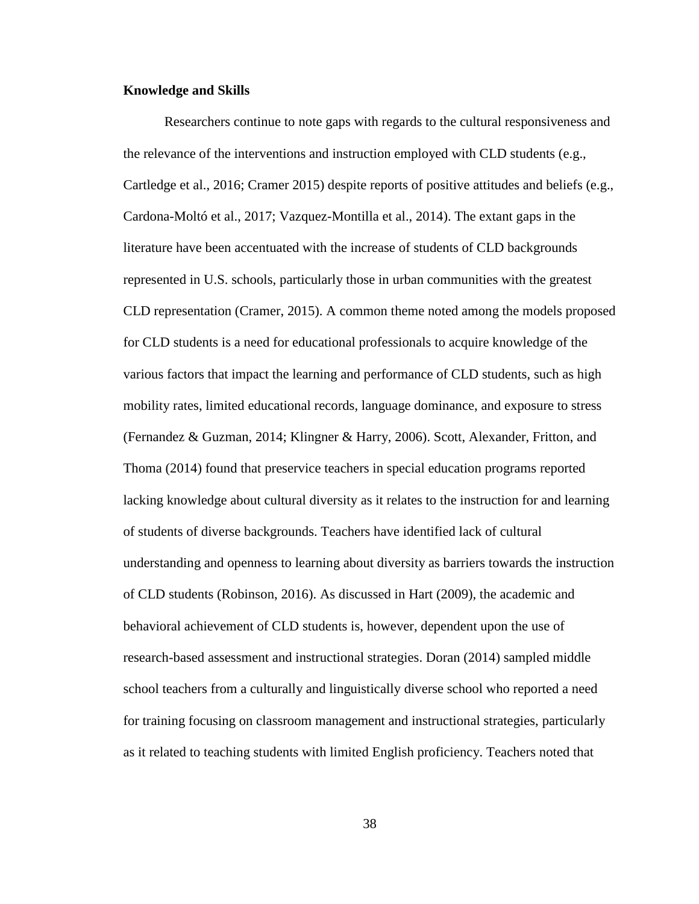**Knowledge and Skills**

Researchers continue to note gaps with regards to the cultural responsiveness and the relevance of the interventions and instruction employed with CLD students (e.g., Cartledge et al., 2016; Cramer 2015) despite reports of positive attitudes and beliefs (e.g., Cardona-Moltó et al., 2017; Vazquez-Montilla et al., 2014). The extant gaps in the literature have been accentuated with the increase of students of CLD backgrounds represented in U.S. schools, particularly those in urban communities with the greatest CLD representation (Cramer, 2015). A common theme noted among the models proposed for CLD students is a need for educational professionals to acquire knowledge of the various factors that impact the learning and performance of CLD students, such as high mobility rates, limited educational records, language dominance, and exposure to stress (Fernandez & Guzman, 2014; Klingner & Harry, 2006). Scott, Alexander, Fritton, and Thoma (2014) found that preservice teachers in special education programs reported lacking knowledge about cultural diversity as it relates to the instruction for and learning of students of diverse backgrounds. Teachers have identified lack of cultural understanding and openness to learning about diversity as barriers towards the instruction of CLD students (Robinson, 2016). As discussed in Hart (2009), the academic and behavioral achievement of CLD students is, however, dependent upon the use of research-based assessment and instructional strategies. Doran (2014) sampled middle school teachers from a culturally and linguistically diverse school who reported a need for training focusing on classroom management and instructional strategies, particularly as it related to teaching students with limited English proficiency. Teachers noted that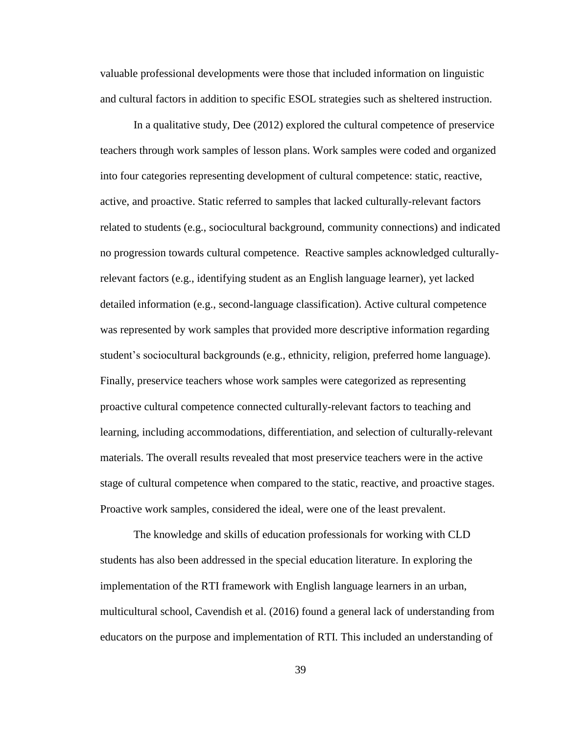valuable professional developments were those that included information on linguistic and cultural factors in addition to specific ESOL strategies such as sheltered instruction.

In a qualitative study, Dee (2012) explored the cultural competence of preservice teachers through work samples of lesson plans. Work samples were coded and organized into four categories representing development of cultural competence: static, reactive, active, and proactive. Static referred to samples that lacked culturally-relevant factors related to students (e.g., sociocultural background, community connections) and indicated no progression towards cultural competence. Reactive samples acknowledged culturally-relevant factors (e.g., identifying student as an English language learner), yet lacked detailed information (e.g., second-language classification). Active cultural competence was represented by work samples that provided more descriptive information regarding student's sociocultural backgrounds (e.g., ethnicity, religion, preferred home language). Finally, preservice teachers whose work samples were categorized as representing proactive cultural competence connected culturally-relevant factors to teaching and learning, including accommodations, differentiation, and selection of culturally-relevant materials. The overall results revealed that most preservice teachers were in the active stage of cultural competence when compared to the static, reactive, and proactive stages. Proactive work samples, considered the ideal, were one of the least prevalent.

The knowledge and skills of education professionals for working with CLD students has also been addressed in the special education literature. In exploring the implementation of the RTI framework with English language learners in an urban, multicultural school, Cavendish et al. (2016) found a general lack of understanding from educators on the purpose and implementation of RTI. This included an understanding of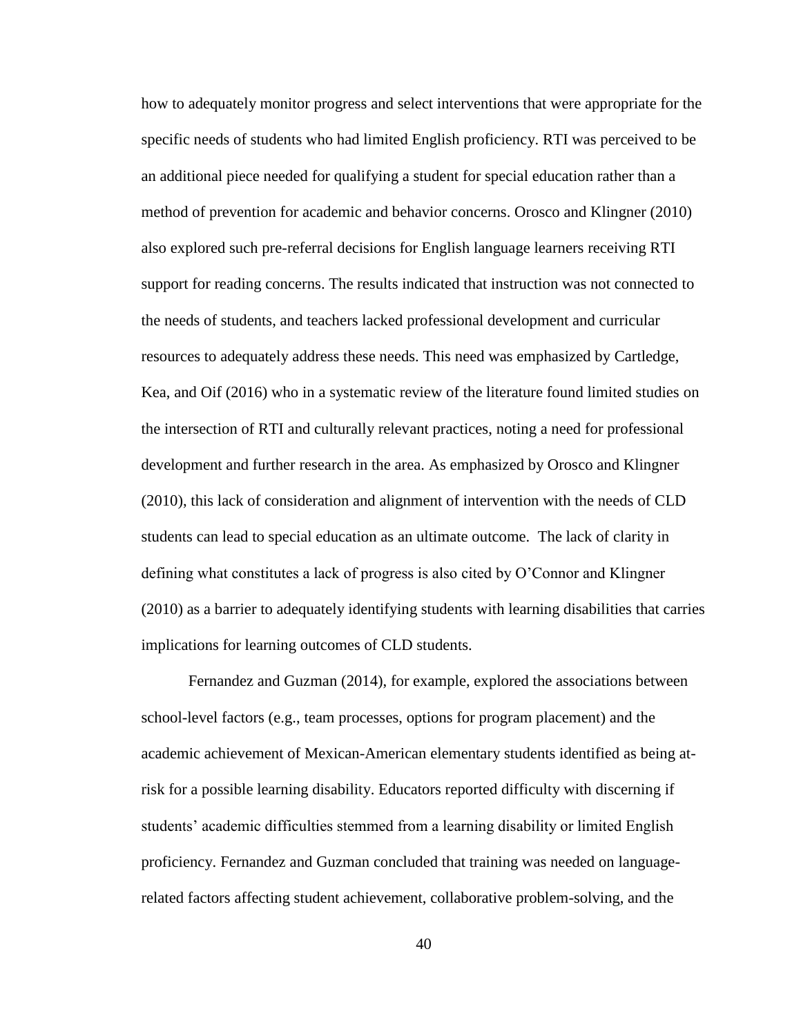how to adequately monitor progress and select interventions that were appropriate for the specific needs of students who had limited English proficiency. RTI was perceived to be an additional piece needed for qualifying a student for special education rather than a method of prevention for academic and behavior concerns. Orosco and Klingner (2010) also explored such pre-referral decisions for English language learners receiving RTI support for reading concerns. The results indicated that instruction was not connected to the needs of students, and teachers lacked professional development and curricular resources to adequately address these needs. This need was emphasized by Cartledge, Kea, and Oif (2016) who in a systematic review of the literature found limited studies on the intersection of RTI and culturally relevant practices, noting a need for professional development and further research in the area. As emphasized by Orosco and Klingner (2010), this lack of consideration and alignment of intervention with the needs of CLD students can lead to special education as an ultimate outcome. The lack of clarity in defining what constitutes a lack of progress is also cited by O'Connor and Klingner (2010) as a barrier to adequately identifying students with learning disabilities that carries implications for learning outcomes of CLD students.

Fernandez and Guzman (2014), for example, explored the associations between school-level factors (e.g., team processes, options for program placement) and the academic achievement of Mexican-American elementary students identified as being at-risk for a possible learning disability. Educators reported difficulty with discerning if students' academic difficulties stemmed from a learning disability or limited English proficiency. Fernandez and Guzman concluded that training was needed on language-related factors affecting student achievement, collaborative problem-solving, and the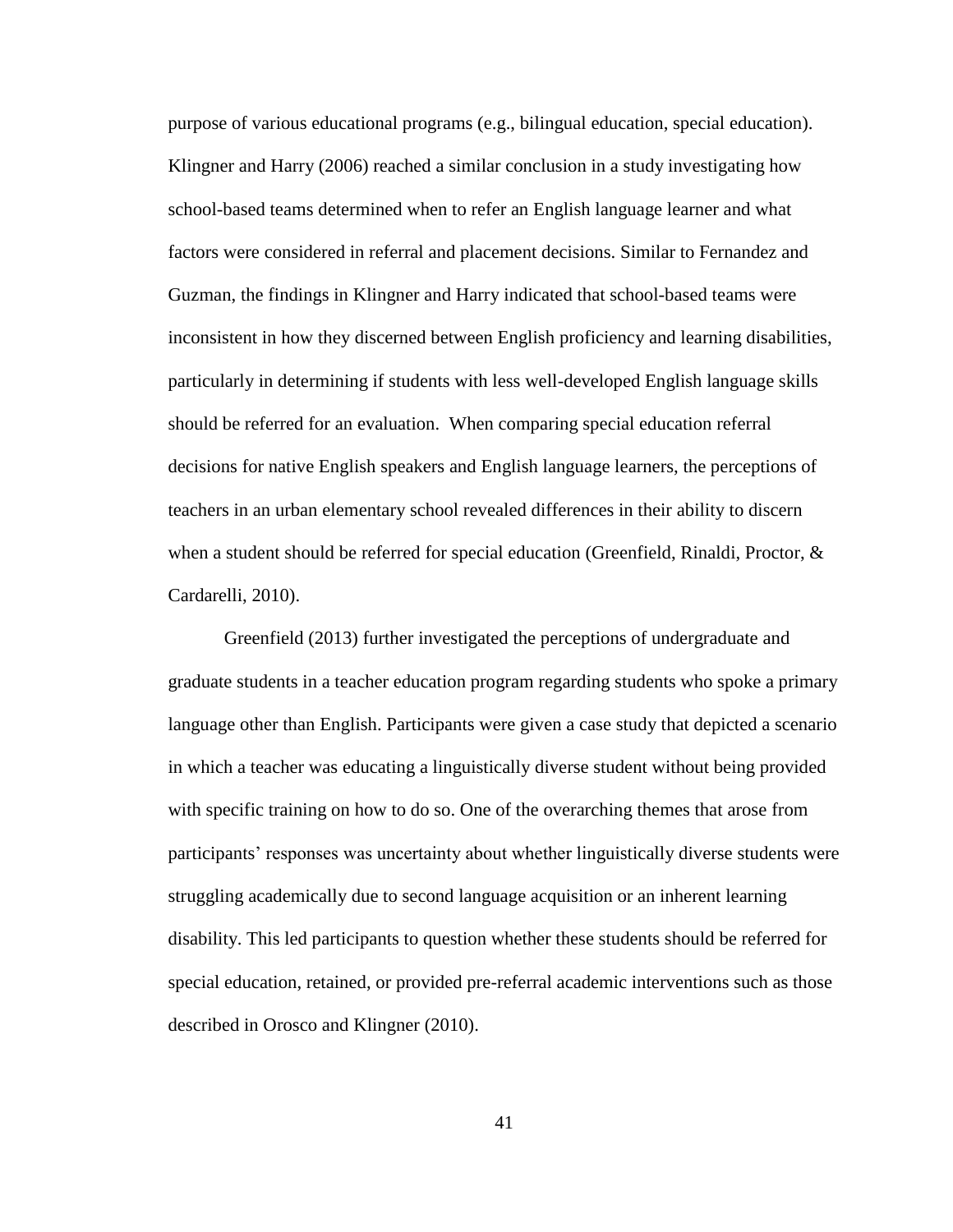purpose of various educational programs (e.g., bilingual education, special education). Klingner and Harry (2006) reached a similar conclusion in a study investigating how school-based teams determined when to refer an English language learner and what factors were considered in referral and placement decisions. Similar to Fernandez and Guzman, the findings in Klingner and Harry indicated that school-based teams were inconsistent in how they discerned between English proficiency and learning disabilities, particularly in determining if students with less well-developed English language skills should be referred for an evaluation. When comparing special education referral decisions for native English speakers and English language learners, the perceptions of teachers in an urban elementary school revealed differences in their ability to discern when a student should be referred for special education (Greenfield, Rinaldi, Proctor, & Cardarelli, 2010).

Greenfield (2013) further investigated the perceptions of undergraduate and graduate students in a teacher education program regarding students who spoke a primary language other than English. Participants were given a case study that depicted a scenario in which a teacher was educating a linguistically diverse student without being provided with specific training on how to do so. One of the overarching themes that arose from participants' responses was uncertainty about whether linguistically diverse students were struggling academically due to second language acquisition or an inherent learning disability. This led participants to question whether these students should be referred for special education, retained, or provided pre-referral academic interventions such as those described in Orosco and Klingner (2010).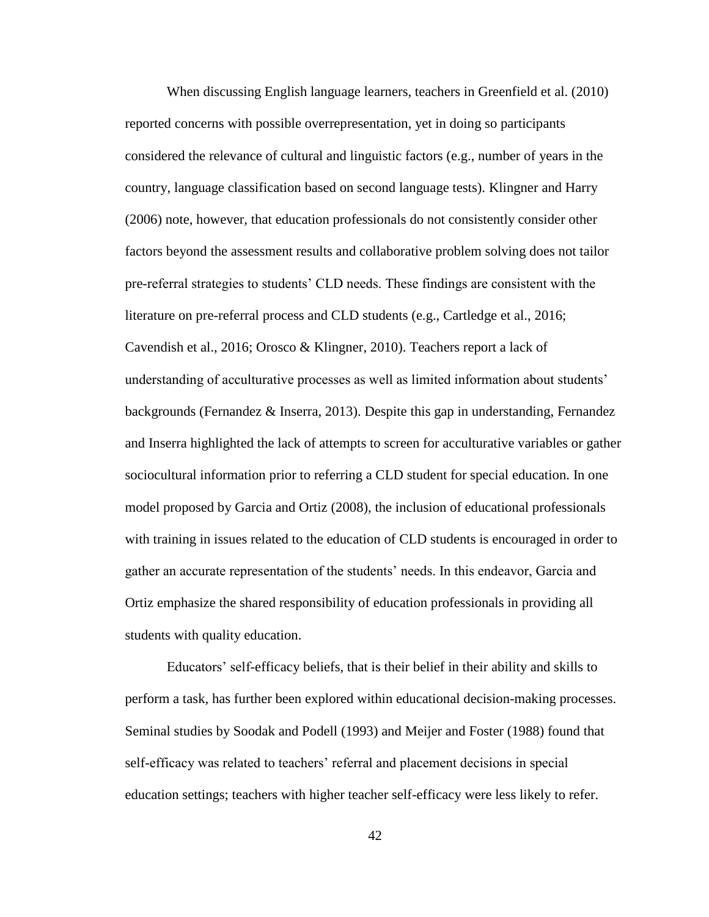When discussing English language learners, teachers in Greenfield et al. (2010) reported concerns with possible overrepresentation, yet in doing so participants considered the relevance of cultural and linguistic factors (e.g., number of years in the country, language classification based on second language tests). Klingner and Harry (2006) note, however, that education professionals do not consistently consider other factors beyond the assessment results and collaborative problem solving does not tailor pre-referral strategies to students' CLD needs. These findings are consistent with the literature on pre-referral process and CLD students (e.g., Cartledge et al., 2016; Cavendish et al., 2016; Orosco & Klingner, 2010). Teachers report a lack of understanding of acculturative processes as well as limited information about students' backgrounds (Fernandez & Inserra, 2013). Despite this gap in understanding, Fernandez and Inserra highlighted the lack of attempts to screen for acculturative variables or gather sociocultural information prior to referring a CLD student for special education. In one model proposed by Garcia and Ortiz (2008), the inclusion of educational professionals with training in issues related to the education of CLD students is encouraged in order to gather an accurate representation of the students' needs. In this endeavor, Garcia and Ortiz emphasize the shared responsibility of education professionals in providing all students with quality education.

Educators' self-efficacy beliefs, that is their belief in their ability and skills to perform a task, has further been explored within educational decision-making processes. Seminal studies by Soodak and Podell (1993) and Meijer and Foster (1988) found that self-efficacy was related to teachers' referral and placement decisions in special education settings; teachers with higher teacher self-efficacy were less likely to refer.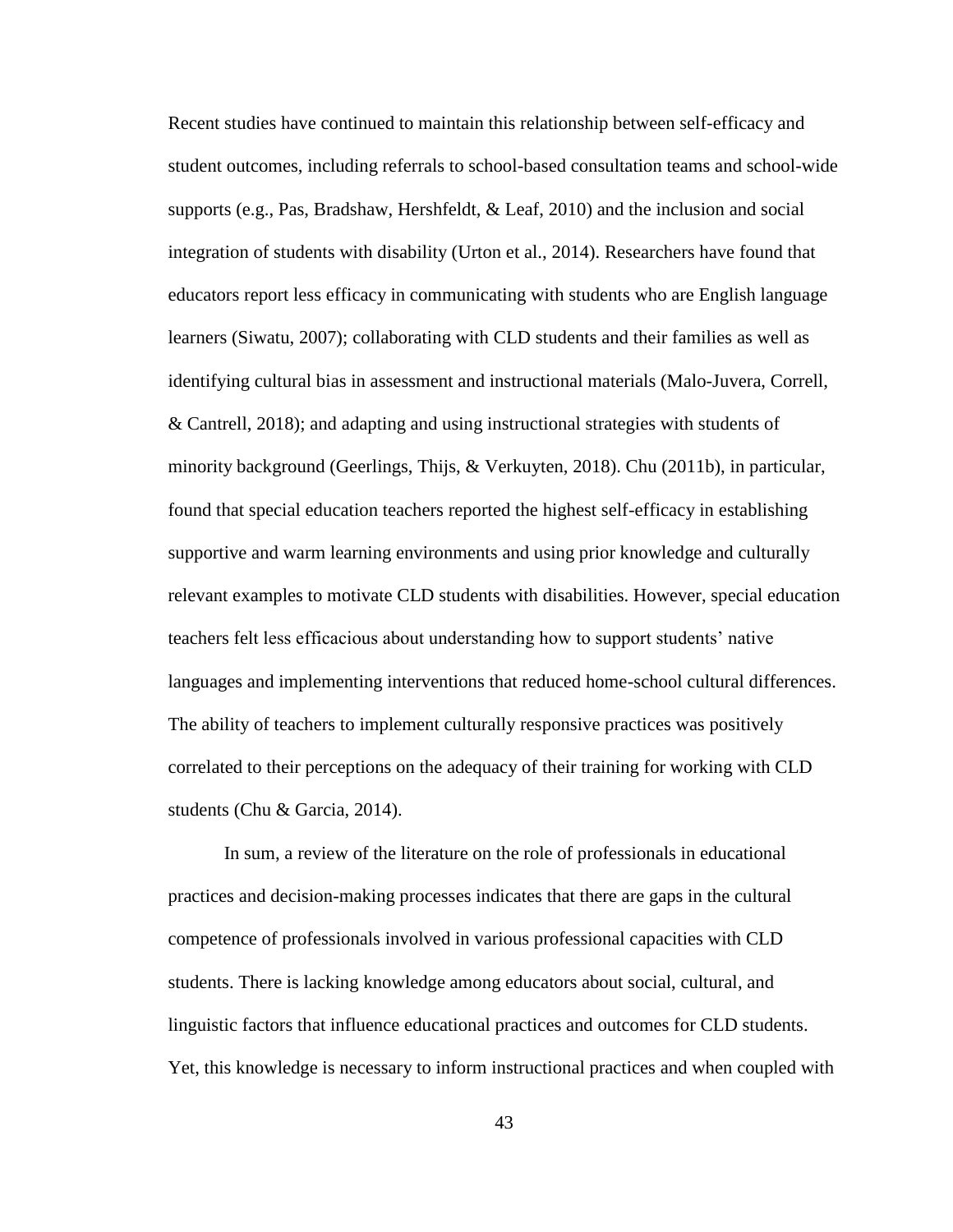Recent studies have continued to maintain this relationship between self-efficacy and student outcomes, including referrals to school-based consultation teams and school-wide supports (e.g., Pas, Bradshaw, Hershfeldt, & Leaf, 2010) and the inclusion and social integration of students with disability (Urton et al., 2014). Researchers have found that educators report less efficacy in communicating with students who are English language learners (Siwatu, 2007); collaborating with CLD students and their families as well as identifying cultural bias in assessment and instructional materials (Malo-Juvera, Correll, & Cantrell, 2018); and adapting and using instructional strategies with students of minority background (Geerlings, Thijs, & Verkuyten, 2018). Chu (2011b), in particular, found that special education teachers reported the highest self-efficacy in establishing supportive and warm learning environments and using prior knowledge and culturally relevant examples to motivate CLD students with disabilities. However, special education teachers felt less efficacious about understanding how to support students' native languages and implementing interventions that reduced home-school cultural differences. The ability of teachers to implement culturally responsive practices was positively correlated to their perceptions on the adequacy of their training for working with CLD students (Chu & Garcia, 2014).

In sum, a review of the literature on the role of professionals in educational practices and decision-making processes indicates that there are gaps in the cultural competence of professionals involved in various professional capacities with CLD students. There is lacking knowledge among educators about social, cultural, and linguistic factors that influence educational practices and outcomes for CLD students. Yet, this knowledge is necessary to inform instructional practices and when coupled with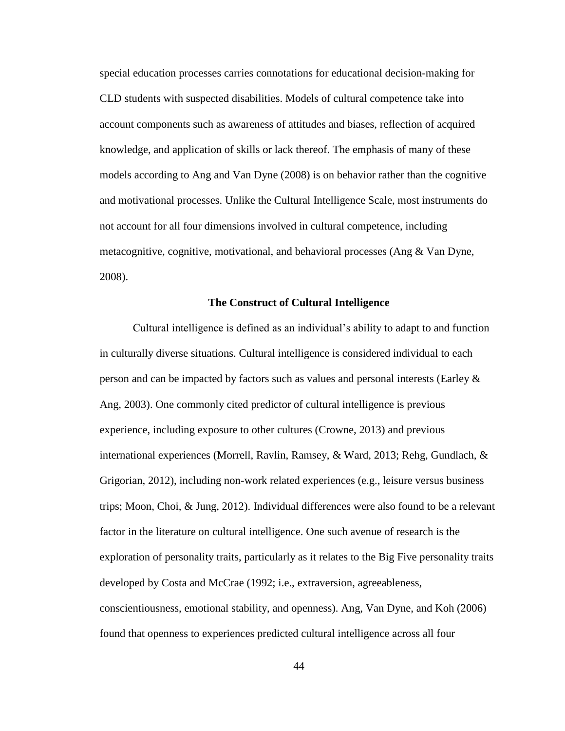special education processes carries connotations for educational decision-making for CLD students with suspected disabilities. Models of cultural competence take into account components such as awareness of attitudes and biases, reflection of acquired knowledge, and application of skills or lack thereof. The emphasis of many of these models according to Ang and Van Dyne (2008) is on behavior rather than the cognitive and motivational processes. Unlike the Cultural Intelligence Scale, most instruments do not account for all four dimensions involved in cultural competence, including metacognitive, cognitive, motivational, and behavioral processes (Ang & Van Dyne, 2008).

## The Construct of Cultural Intelligence

Cultural intelligence is defined as an individual's ability to adapt to and function in culturally diverse situations. Cultural intelligence is considered individual to each person and can be impacted by factors such as values and personal interests (Earley & Ang, 2003). One commonly cited predictor of cultural intelligence is previous experience, including exposure to other cultures (Crowne, 2013) and previous international experiences (Morrell, Ravlin, Ramsey, & Ward, 2013; Rehg, Gundlach, & Grigorian, 2012), including non-work related experiences (e.g., leisure versus business trips; Moon, Choi, & Jung, 2012). Individual differences were also found to be a relevant factor in the literature on cultural intelligence. One such avenue of research is the exploration of personality traits, particularly as it relates to the Big Five personality traits developed by Costa and McCrae (1992; i.e., extraversion, agreeableness, conscientiousness, emotional stability, and openness). Ang, Van Dyne, and Koh (2006) found that openness to experiences predicted cultural intelligence across all four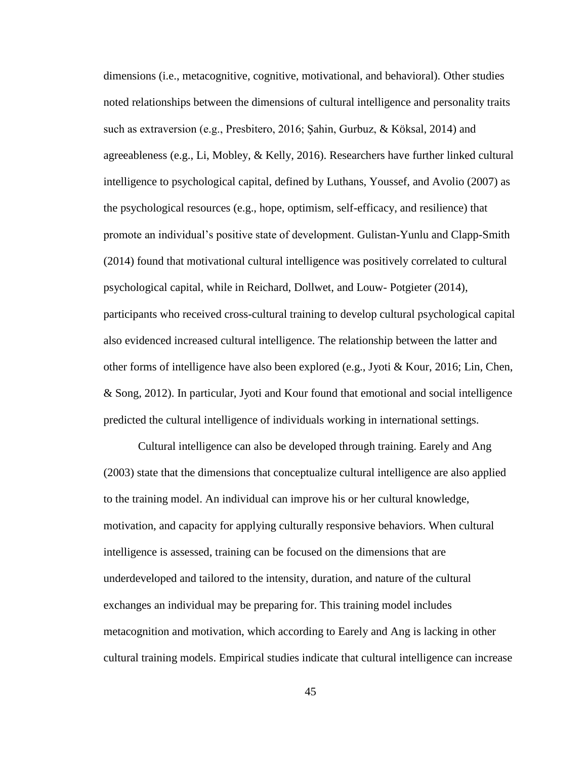dimensions (i.e., metacognitive, cognitive, motivational, and behavioral). Other studies noted relationships between the dimensions of cultural intelligence and personality traits such as extraversion (e.g., Presbitero, 2016; Şahin, Gurbuz, & Köksal, 2014) and agreeableness (e.g., Li, Mobley, & Kelly, 2016). Researchers have further linked cultural intelligence to psychological capital, defined by Luthans, Youssef, and Avolio (2007) as the psychological resources (e.g., hope, optimism, self-efficacy, and resilience) that promote an individual's positive state of development. Gulistan-Yunlu and Clapp-Smith (2014) found that motivational cultural intelligence was positively correlated to cultural psychological capital, while in Reichard, Dollwet, and Louw- Potgieter (2014), participants who received cross-cultural training to develop cultural psychological capital also evidenced increased cultural intelligence. The relationship between the latter and other forms of intelligence have also been explored (e.g., Jyoti & Kour, 2016; Lin, Chen, & Song, 2012). In particular, Jyoti and Kour found that emotional and social intelligence predicted the cultural intelligence of individuals working in international settings.

Cultural intelligence can also be developed through training. Earely and Ang (2003) state that the dimensions that conceptualize cultural intelligence are also applied to the training model. An individual can improve his or her cultural knowledge, motivation, and capacity for applying culturally responsive behaviors. When cultural intelligence is assessed, training can be focused on the dimensions that are underdeveloped and tailored to the intensity, duration, and nature of the cultural exchanges an individual may be preparing for. This training model includes metacognition and motivation, which according to Earely and Ang is lacking in other cultural training models. Empirical studies indicate that cultural intelligence can increase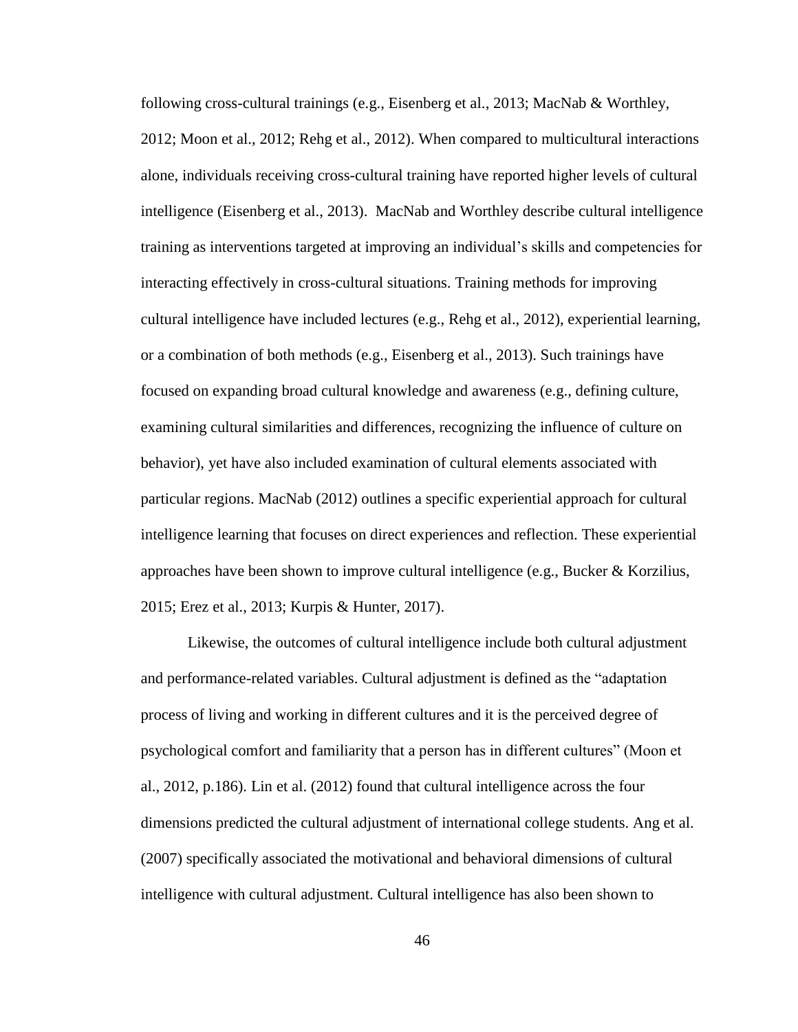following cross-cultural trainings (e.g., Eisenberg et al., 2013; MacNab & Worthley, 2012; Moon et al., 2012; Rehg et al., 2012). When compared to multicultural interactions alone, individuals receiving cross-cultural training have reported higher levels of cultural intelligence (Eisenberg et al., 2013). MacNab and Worthley describe cultural intelligence training as interventions targeted at improving an individual's skills and competencies for interacting effectively in cross-cultural situations. Training methods for improving cultural intelligence have included lectures (e.g., Rehg et al., 2012), experiential learning, or a combination of both methods (e.g., Eisenberg et al., 2013). Such trainings have focused on expanding broad cultural knowledge and awareness (e.g., defining culture, examining cultural similarities and differences, recognizing the influence of culture on behavior), yet have also included examination of cultural elements associated with particular regions. MacNab (2012) outlines a specific experiential approach for cultural intelligence learning that focuses on direct experiences and reflection. These experiential approaches have been shown to improve cultural intelligence (e.g., Bucker & Korzilius, 2015; Erez et al., 2013; Kurpis & Hunter, 2017).

Likewise, the outcomes of cultural intelligence include both cultural adjustment and performance-related variables. Cultural adjustment is defined as the "adaptation process of living and working in different cultures and it is the perceived degree of psychological comfort and familiarity that a person has in different cultures" (Moon et al., 2012, p.186). Lin et al. (2012) found that cultural intelligence across the four dimensions predicted the cultural adjustment of international college students. Ang et al. (2007) specifically associated the motivational and behavioral dimensions of cultural intelligence with cultural adjustment. Cultural intelligence has also been shown to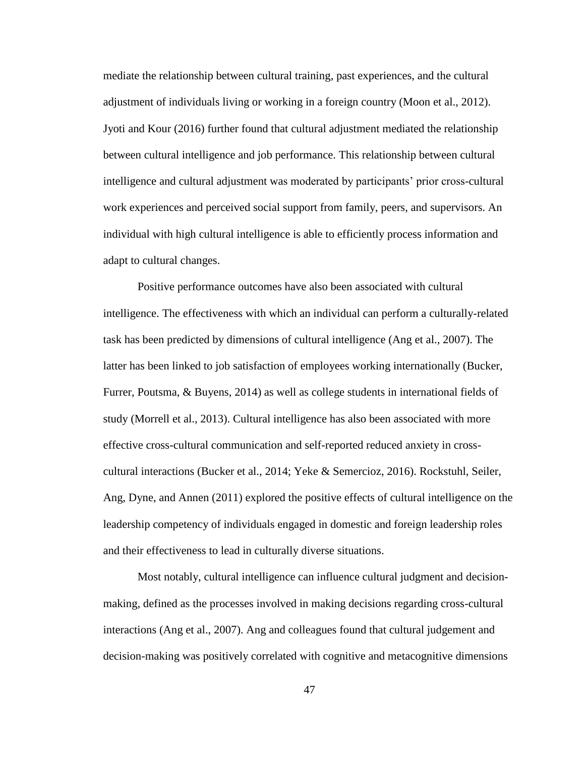mediate the relationship between cultural training, past experiences, and the cultural adjustment of individuals living or working in a foreign country (Moon et al., 2012). Jyoti and Kour (2016) further found that cultural adjustment mediated the relationship between cultural intelligence and job performance. This relationship between cultural intelligence and cultural adjustment was moderated by participants' prior cross-cultural work experiences and perceived social support from family, peers, and supervisors. An individual with high cultural intelligence is able to efficiently process information and adapt to cultural changes.

Positive performance outcomes have also been associated with cultural intelligence. The effectiveness with which an individual can perform a culturally-related task has been predicted by dimensions of cultural intelligence (Ang et al., 2007). The latter has been linked to job satisfaction of employees working internationally (Bucker, Furrer, Poutsma, & Buyens, 2014) as well as college students in international fields of study (Morrell et al., 2013). Cultural intelligence has also been associated with more effective cross-cultural communication and self-reported reduced anxiety in cross-cultural interactions (Bucker et al., 2014; Yeke & Semercioz, 2016). Rockstuhl, Seiler, Ang, Dyne, and Annen (2011) explored the positive effects of cultural intelligence on the leadership competency of individuals engaged in domestic and foreign leadership roles and their effectiveness to lead in culturally diverse situations.

Most notably, cultural intelligence can influence cultural judgment and decision-making, defined as the processes involved in making decisions regarding cross-cultural interactions (Ang et al., 2007). Ang and colleagues found that cultural judgement and decision-making was positively correlated with cognitive and metacognitive dimensions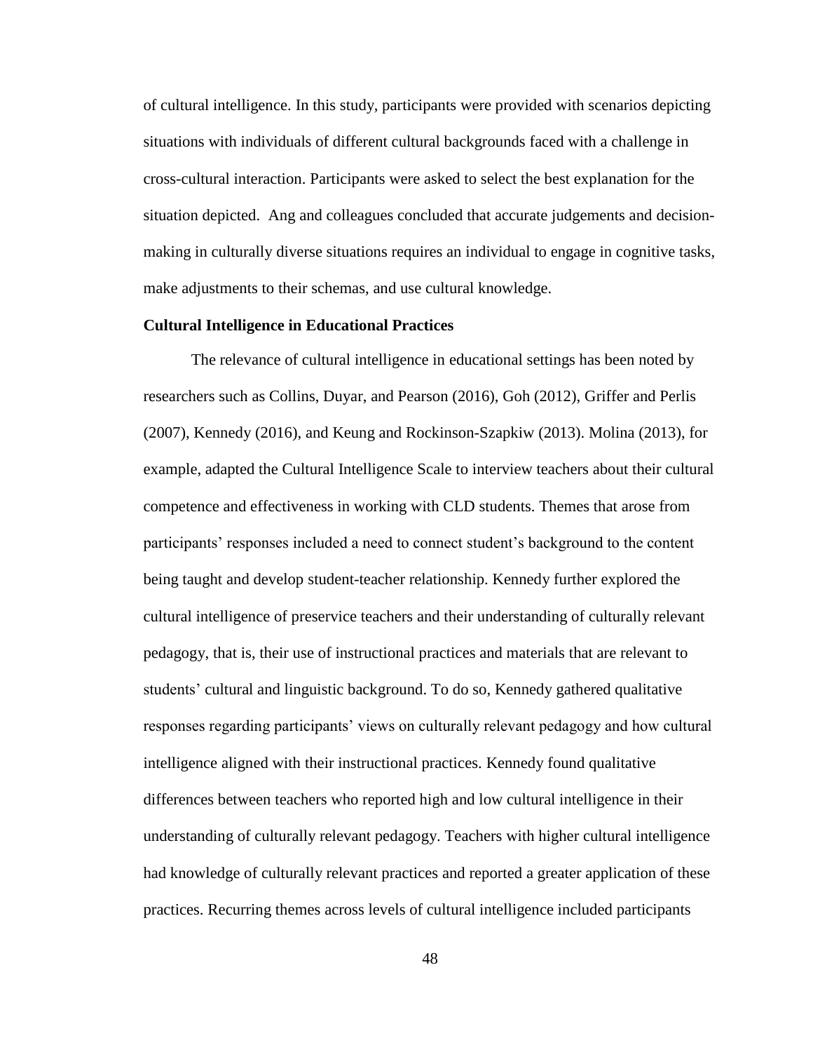of cultural intelligence. In this study, participants were provided with scenarios depicting situations with individuals of different cultural backgrounds faced with a challenge in cross-cultural interaction. Participants were asked to select the best explanation for the situation depicted. Ang and colleagues concluded that accurate judgements and decision-making in culturally diverse situations requires an individual to engage in cognitive tasks, make adjustments to their schemas, and use cultural knowledge.

**Cultural Intelligence in Educational Practices**

The relevance of cultural intelligence in educational settings has been noted by researchers such as Collins, Duyar, and Pearson (2016), Goh (2012), Griffer and Perlis (2007), Kennedy (2016), and Keung and Rockinson-Szapkiw (2013). Molina (2013), for example, adapted the Cultural Intelligence Scale to interview teachers about their cultural competence and effectiveness in working with CLD students. Themes that arose from participants' responses included a need to connect student's background to the content being taught and develop student-teacher relationship. Kennedy further explored the cultural intelligence of preservice teachers and their understanding of culturally relevant pedagogy, that is, their use of instructional practices and materials that are relevant to students' cultural and linguistic background. To do so, Kennedy gathered qualitative responses regarding participants' views on culturally relevant pedagogy and how cultural intelligence aligned with their instructional practices. Kennedy found qualitative differences between teachers who reported high and low cultural intelligence in their understanding of culturally relevant pedagogy. Teachers with higher cultural intelligence had knowledge of culturally relevant practices and reported a greater application of these practices. Recurring themes across levels of cultural intelligence included participants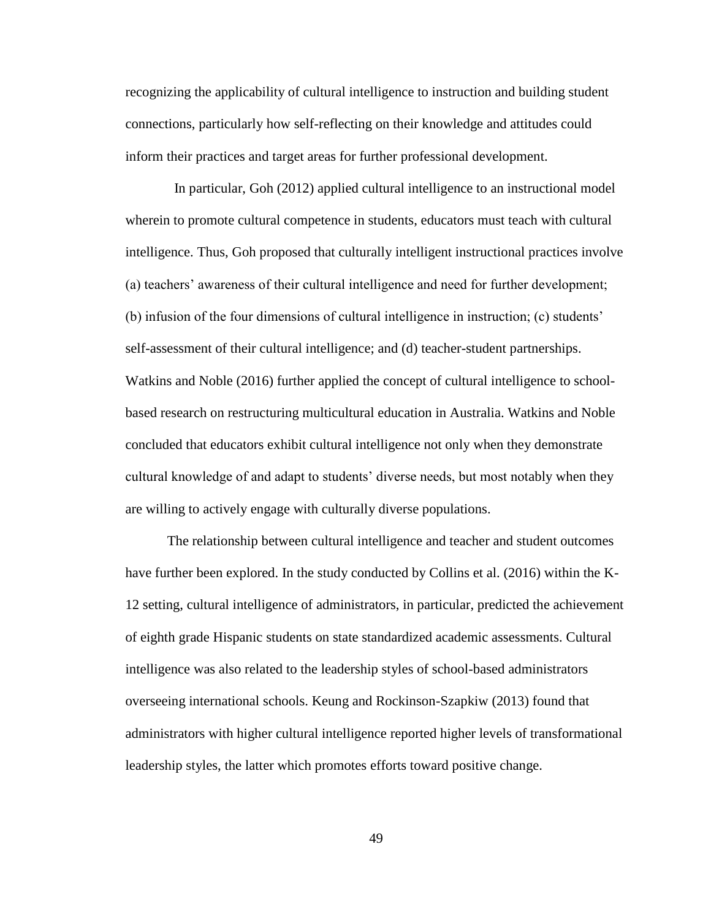recognizing the applicability of cultural intelligence to instruction and building student connections, particularly how self-reflecting on their knowledge and attitudes could inform their practices and target areas for further professional development.

In particular, Goh (2012) applied cultural intelligence to an instructional model wherein to promote cultural competence in students, educators must teach with cultural intelligence. Thus, Goh proposed that culturally intelligent instructional practices involve (a) teachers' awareness of their cultural intelligence and need for further development; (b) infusion of the four dimensions of cultural intelligence in instruction; (c) students' self-assessment of their cultural intelligence; and (d) teacher-student partnerships. Watkins and Noble (2016) further applied the concept of cultural intelligence to school-based research on restructuring multicultural education in Australia. Watkins and Noble concluded that educators exhibit cultural intelligence not only when they demonstrate cultural knowledge of and adapt to students' diverse needs, but most notably when they are willing to actively engage with culturally diverse populations.

The relationship between cultural intelligence and teacher and student outcomes have further been explored. In the study conducted by Collins et al. (2016) within the K-12 setting, cultural intelligence of administrators, in particular, predicted the achievement of eighth grade Hispanic students on state standardized academic assessments. Cultural intelligence was also related to the leadership styles of school-based administrators overseeing international schools. Keung and Rockinson-Szapkiw (2013) found that administrators with higher cultural intelligence reported higher levels of transformational leadership styles, the latter which promotes efforts toward positive change.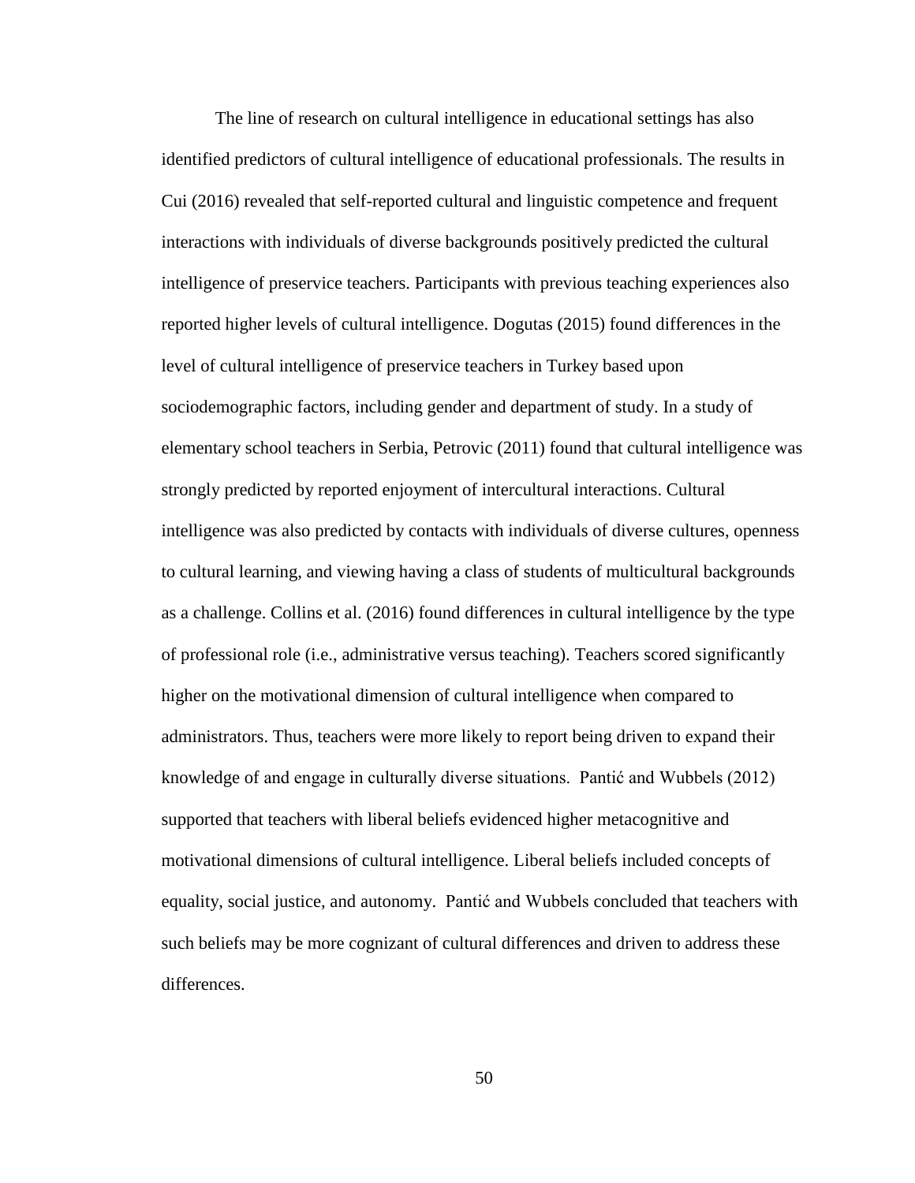The line of research on cultural intelligence in educational settings has also identified predictors of cultural intelligence of educational professionals. The results in Cui (2016) revealed that self-reported cultural and linguistic competence and frequent interactions with individuals of diverse backgrounds positively predicted the cultural intelligence of preservice teachers. Participants with previous teaching experiences also reported higher levels of cultural intelligence. Dogutas (2015) found differences in the level of cultural intelligence of preservice teachers in Turkey based upon sociodemographic factors, including gender and department of study. In a study of elementary school teachers in Serbia, Petrovic (2011) found that cultural intelligence was strongly predicted by reported enjoyment of intercultural interactions. Cultural intelligence was also predicted by contacts with individuals of diverse cultures, openness to cultural learning, and viewing having a class of students of multicultural backgrounds as a challenge. Collins et al. (2016) found differences in cultural intelligence by the type of professional role (i.e., administrative versus teaching). Teachers scored significantly higher on the motivational dimension of cultural intelligence when compared to administrators. Thus, teachers were more likely to report being driven to expand their knowledge of and engage in culturally diverse situations. Pantić and Wubbels (2012) supported that teachers with liberal beliefs evidenced higher metacognitive and motivational dimensions of cultural intelligence. Liberal beliefs included concepts of equality, social justice, and autonomy. Pantić and Wubbels concluded that teachers with such beliefs may be more cognizant of cultural differences and driven to address these differences.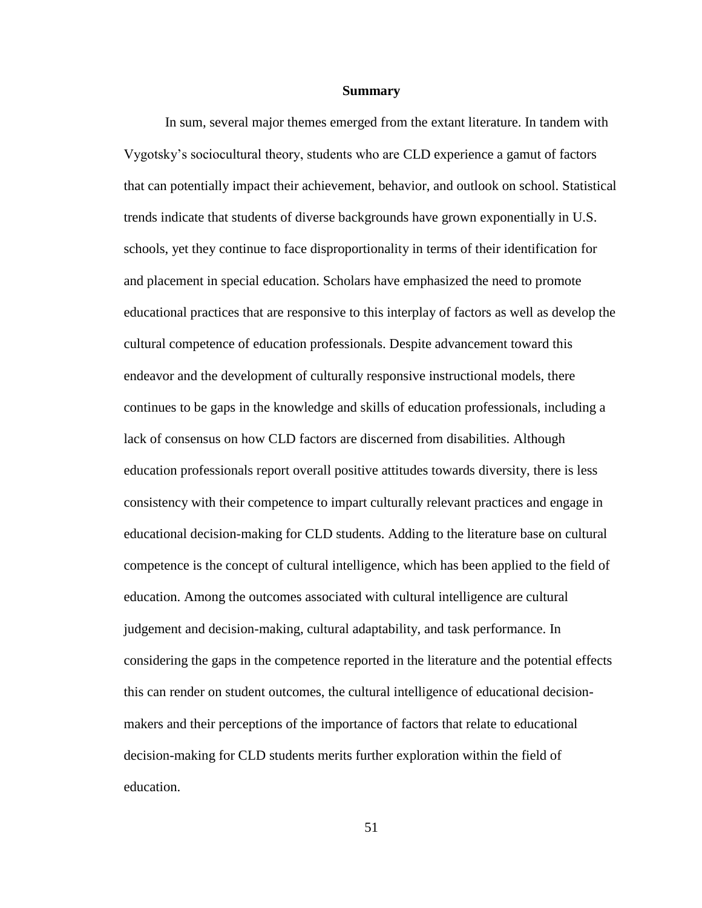## Summary

In sum, several major themes emerged from the extant literature. In tandem with Vygotsky's sociocultural theory, students who are CLD experience a gamut of factors that can potentially impact their achievement, behavior, and outlook on school. Statistical trends indicate that students of diverse backgrounds have grown exponentially in U.S. schools, yet they continue to face disproportionality in terms of their identification for and placement in special education. Scholars have emphasized the need to promote educational practices that are responsive to this interplay of factors as well as develop the cultural competence of education professionals. Despite advancement toward this endeavor and the development of culturally responsive instructional models, there continues to be gaps in the knowledge and skills of education professionals, including a lack of consensus on how CLD factors are discerned from disabilities. Although education professionals report overall positive attitudes towards diversity, there is less consistency with their competence to impart culturally relevant practices and engage in educational decision-making for CLD students. Adding to the literature base on cultural competence is the concept of cultural intelligence, which has been applied to the field of education. Among the outcomes associated with cultural intelligence are cultural judgement and decision-making, cultural adaptability, and task performance. In considering the gaps in the competence reported in the literature and the potential effects this can render on student outcomes, the cultural intelligence of educational decision-makers and their perceptions of the importance of factors that relate to educational decision-making for CLD students merits further exploration within the field of education.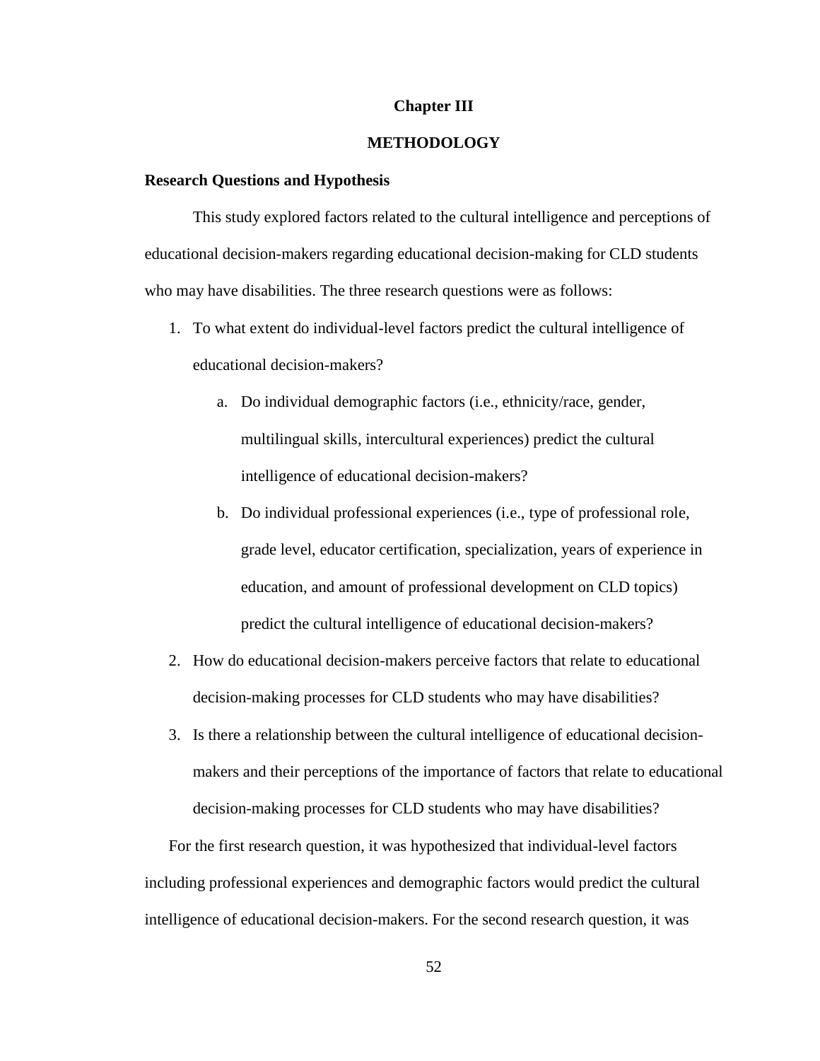# Chapter III

# METHODOLOGY

## Research Questions and Hypothesis

This study explored factors related to the cultural intelligence and perceptions of educational decision-makers regarding educational decision-making for CLD students who may have disabilities. The three research questions were as follows:

1. To what extent do individual-level factors predict the cultural intelligence of educational decision-makers?
   a. Do individual demographic factors (i.e., ethnicity/race, gender, multilingual skills, intercultural experiences) predict the cultural intelligence of educational decision-makers?
   b. Do individual professional experiences (i.e., type of professional role, grade level, educator certification, specialization, years of experience in education, and amount of professional development on CLD topics) predict the cultural intelligence of educational decision-makers?
2. How do educational decision-makers perceive factors that relate to educational decision-making processes for CLD students who may have disabilities?
3. Is there a relationship between the cultural intelligence of educational decision-makers and their perceptions of the importance of factors that relate to educational decision-making processes for CLD students who may have disabilities?

For the first research question, it was hypothesized that individual-level factors including professional experiences and demographic factors would predict the cultural intelligence of educational decision-makers. For the second research question, it was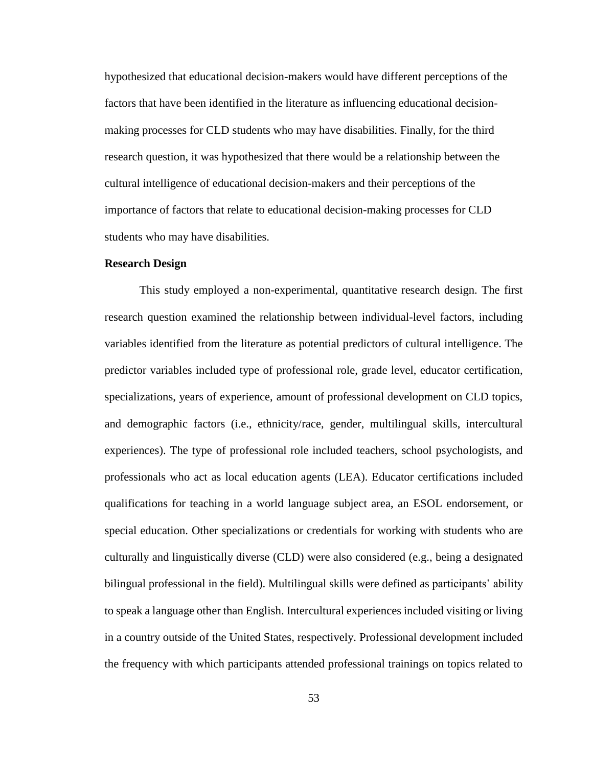hypothesized that educational decision-makers would have different perceptions of the factors that have been identified in the literature as influencing educational decision-making processes for CLD students who may have disabilities. Finally, for the third research question, it was hypothesized that there would be a relationship between the cultural intelligence of educational decision-makers and their perceptions of the importance of factors that relate to educational decision-making processes for CLD students who may have disabilities.

**Research Design**

This study employed a non-experimental, quantitative research design. The first research question examined the relationship between individual-level factors, including variables identified from the literature as potential predictors of cultural intelligence. The predictor variables included type of professional role, grade level, educator certification, specializations, years of experience, amount of professional development on CLD topics, and demographic factors (i.e., ethnicity/race, gender, multilingual skills, intercultural experiences). The type of professional role included teachers, school psychologists, and professionals who act as local education agents (LEA). Educator certifications included qualifications for teaching in a world language subject area, an ESOL endorsement, or special education. Other specializations or credentials for working with students who are culturally and linguistically diverse (CLD) were also considered (e.g., being a designated bilingual professional in the field). Multilingual skills were defined as participants' ability to speak a language other than English. Intercultural experiences included visiting or living in a country outside of the United States, respectively. Professional development included the frequency with which participants attended professional trainings on topics related to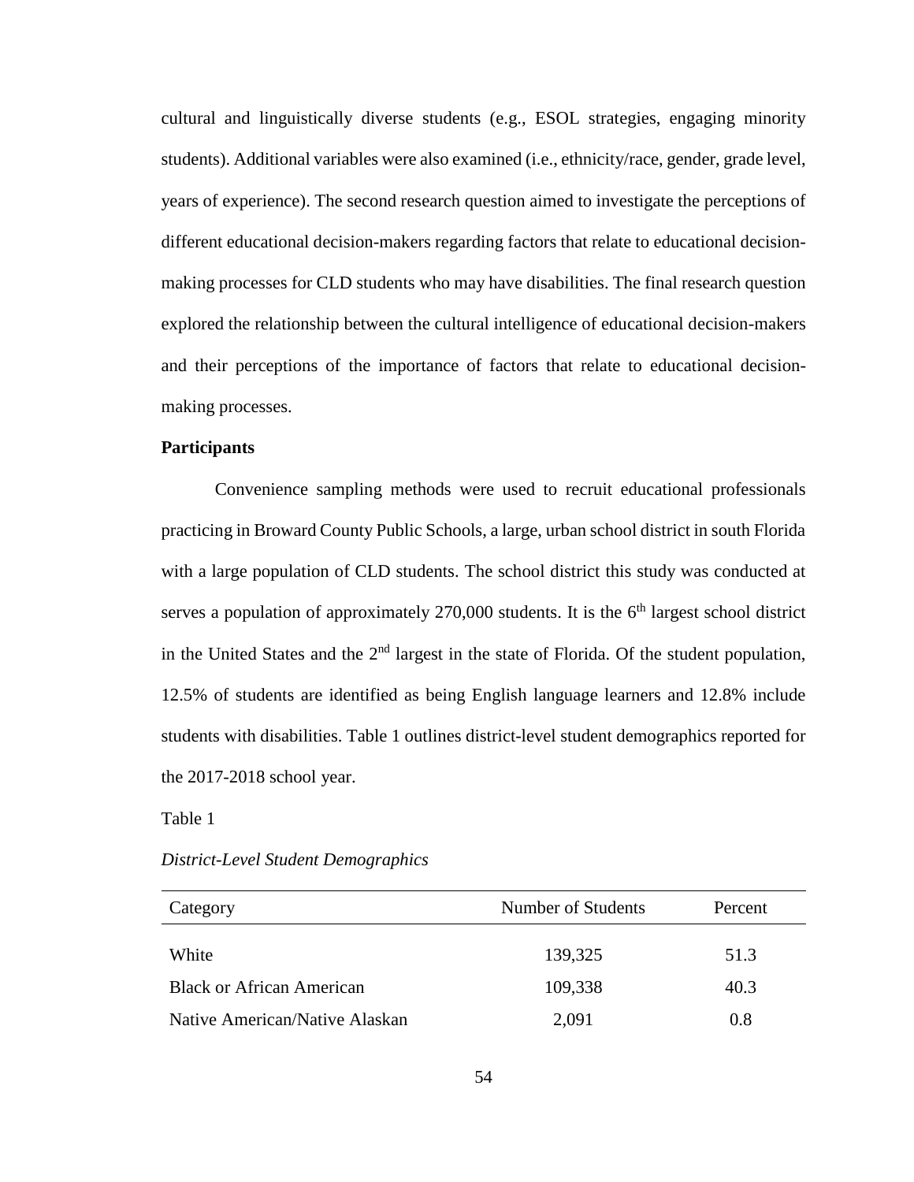cultural and linguistically diverse students (e.g., ESOL strategies, engaging minority students). Additional variables were also examined (i.e., ethnicity/race, gender, grade level, years of experience). The second research question aimed to investigate the perceptions of different educational decision-makers regarding factors that relate to educational decision-making processes for CLD students who may have disabilities. The final research question explored the relationship between the cultural intelligence of educational decision-makers and their perceptions of the importance of factors that relate to educational decision-making processes.

**Participants**

Convenience sampling methods were used to recruit educational professionals practicing in Broward County Public Schools, a large, urban school district in south Florida with a large population of CLD students. The school district this study was conducted at serves a population of approximately 270,000 students. It is the 6th largest school district in the United States and the 2nd largest in the state of Florida. Of the student population, 12.5% of students are identified as being English language learners and 12.8% include students with disabilities. Table 1 outlines district-level student demographics reported for the 2017-2018 school year.

Table 1

*District-Level Student Demographics*

| Category | Number of Students | Percent |
|---|---|---|
| White | 139,325 | 51.3 |
| Black or African American | 109,338 | 40.3 |
| Native American/Native Alaskan | 2,091 | 0.8 |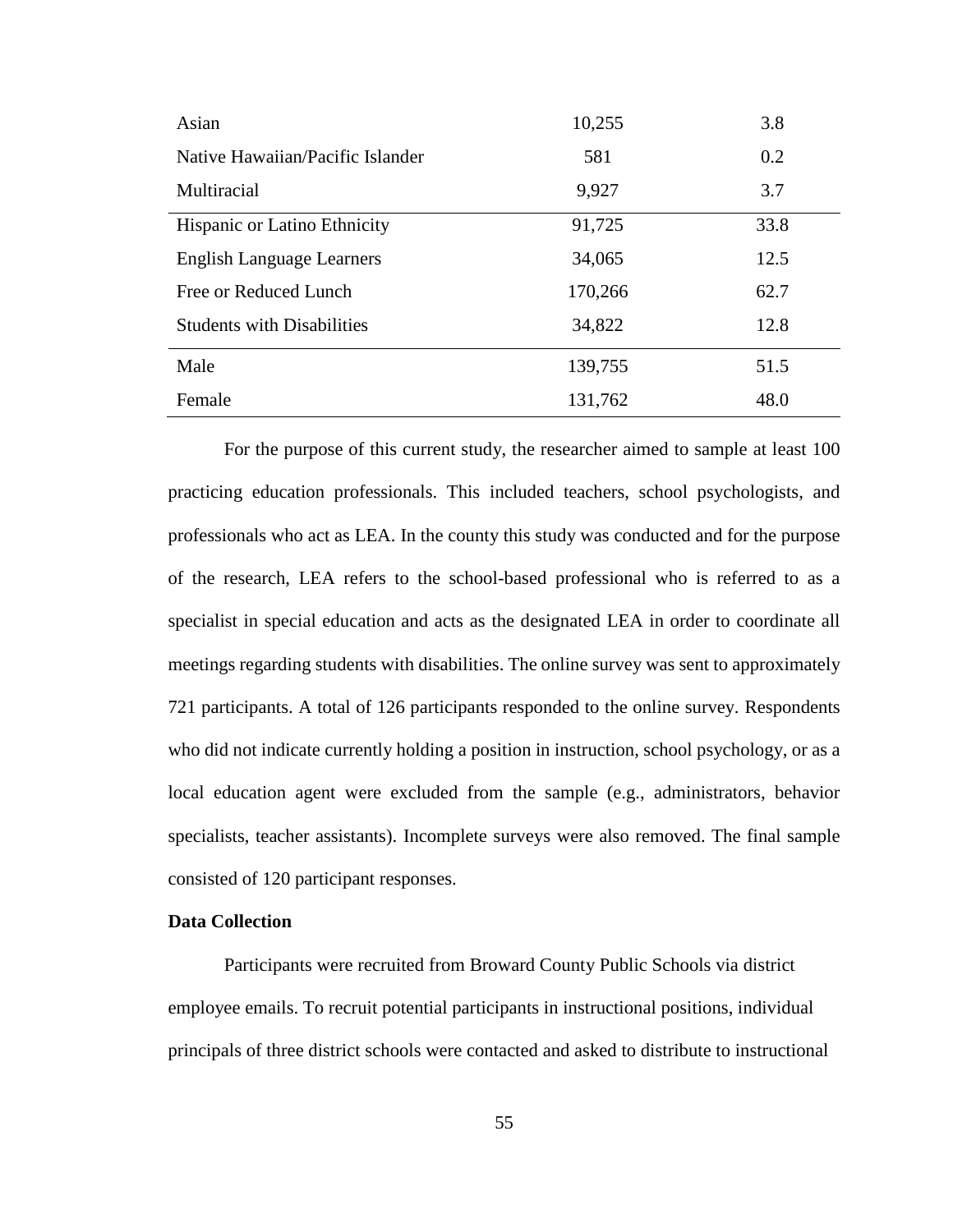| | | |
|---|---|---|
| Asian | 10,255 | 3.8 |
| Native Hawaiian/Pacific Islander | 581 | 0.2 |
| Multiracial | 9,927 | 3.7 |
| Hispanic or Latino Ethnicity | 91,725 | 33.8 |
| English Language Learners | 34,065 | 12.5 |
| Free or Reduced Lunch | 170,266 | 62.7 |
| Students with Disabilities | 34,822 | 12.8 |
| Male | 139,755 | 51.5 |
| Female | 131,762 | 48.0 |

For the purpose of this current study, the researcher aimed to sample at least 100 practicing education professionals. This included teachers, school psychologists, and professionals who act as LEA. In the county this study was conducted and for the purpose of the research, LEA refers to the school-based professional who is referred to as a specialist in special education and acts as the designated LEA in order to coordinate all meetings regarding students with disabilities. The online survey was sent to approximately 721 participants. A total of 126 participants responded to the online survey. Respondents who did not indicate currently holding a position in instruction, school psychology, or as a local education agent were excluded from the sample (e.g., administrators, behavior specialists, teacher assistants). Incomplete surveys were also removed. The final sample consisted of 120 participant responses.

**Data Collection**

Participants were recruited from Broward County Public Schools via district employee emails. To recruit potential participants in instructional positions, individual principals of three district schools were contacted and asked to distribute to instructional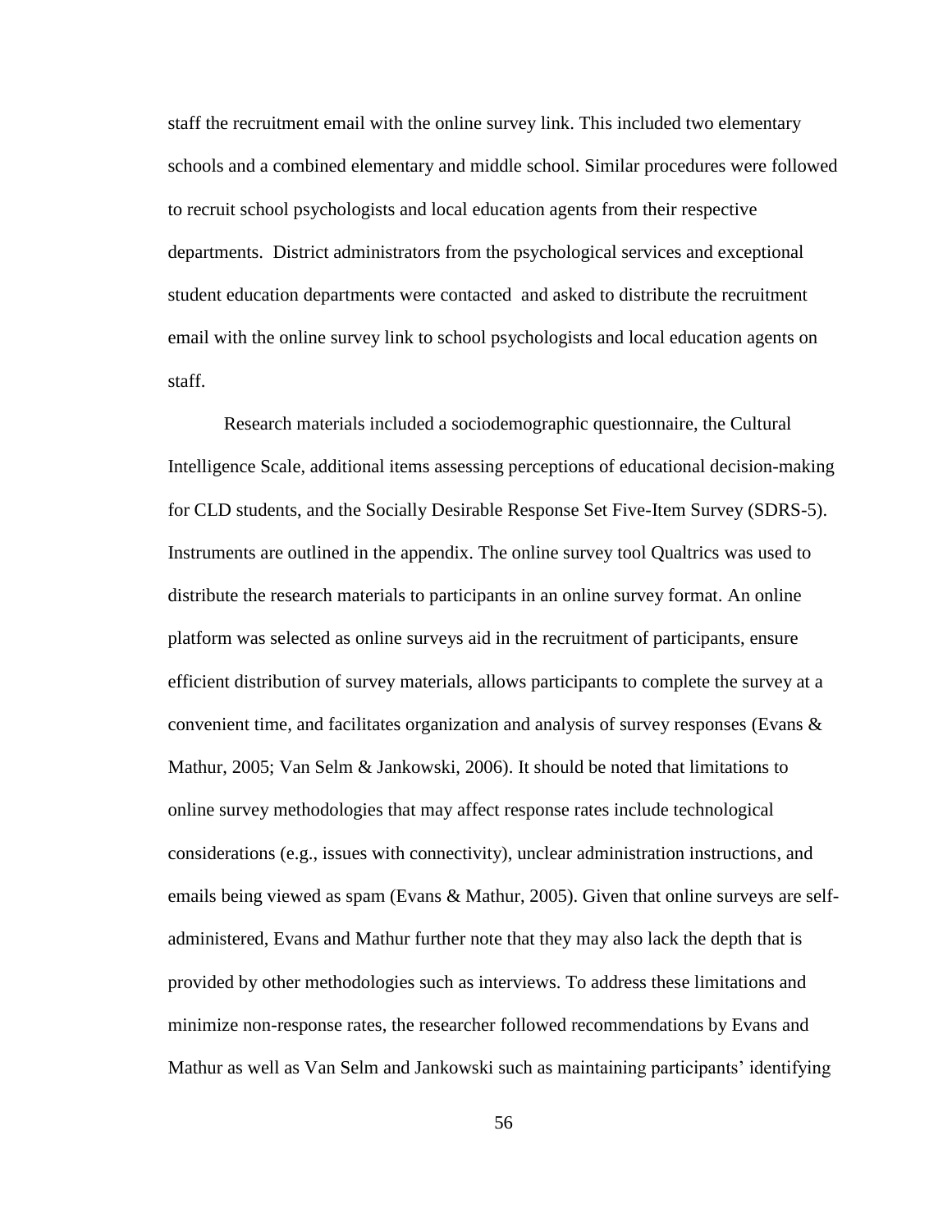staff the recruitment email with the online survey link. This included two elementary schools and a combined elementary and middle school. Similar procedures were followed to recruit school psychologists and local education agents from their respective departments. District administrators from the psychological services and exceptional student education departments were contacted and asked to distribute the recruitment email with the online survey link to school psychologists and local education agents on staff.

Research materials included a sociodemographic questionnaire, the Cultural Intelligence Scale, additional items assessing perceptions of educational decision-making for CLD students, and the Socially Desirable Response Set Five-Item Survey (SDRS-5). Instruments are outlined in the appendix. The online survey tool Qualtrics was used to distribute the research materials to participants in an online survey format. An online platform was selected as online surveys aid in the recruitment of participants, ensure efficient distribution of survey materials, allows participants to complete the survey at a convenient time, and facilitates organization and analysis of survey responses (Evans & Mathur, 2005; Van Selm & Jankowski, 2006). It should be noted that limitations to online survey methodologies that may affect response rates include technological considerations (e.g., issues with connectivity), unclear administration instructions, and emails being viewed as spam (Evans & Mathur, 2005). Given that online surveys are self-administered, Evans and Mathur further note that they may also lack the depth that is provided by other methodologies such as interviews. To address these limitations and minimize non-response rates, the researcher followed recommendations by Evans and Mathur as well as Van Selm and Jankowski such as maintaining participants' identifying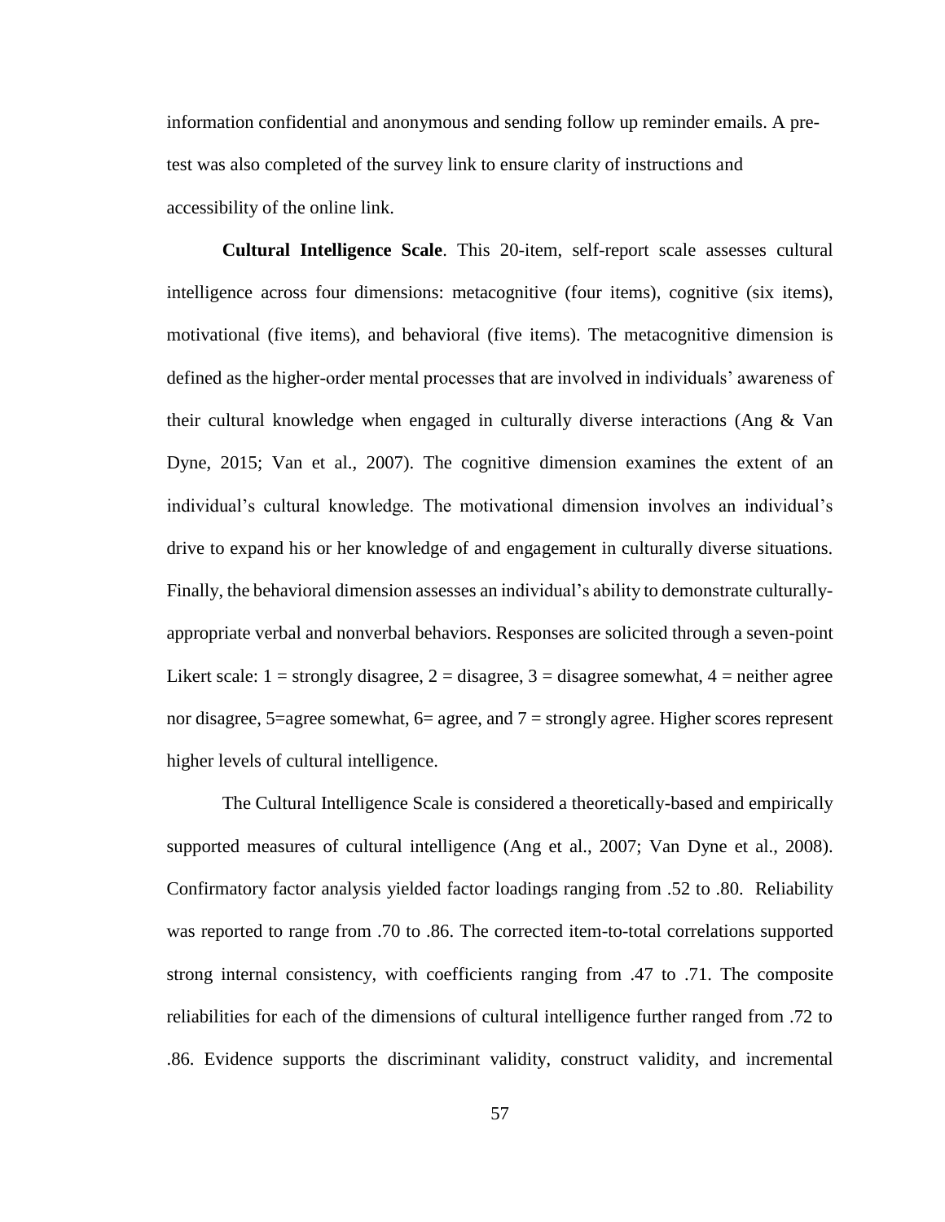information confidential and anonymous and sending follow up reminder emails. A pre-test was also completed of the survey link to ensure clarity of instructions and accessibility of the online link.

**Cultural Intelligence Scale**. This 20-item, self-report scale assesses cultural intelligence across four dimensions: metacognitive (four items), cognitive (six items), motivational (five items), and behavioral (five items). The metacognitive dimension is defined as the higher-order mental processes that are involved in individuals' awareness of their cultural knowledge when engaged in culturally diverse interactions (Ang & Van Dyne, 2015; Van et al., 2007). The cognitive dimension examines the extent of an individual's cultural knowledge. The motivational dimension involves an individual's drive to expand his or her knowledge of and engagement in culturally diverse situations. Finally, the behavioral dimension assesses an individual's ability to demonstrate culturally-appropriate verbal and nonverbal behaviors. Responses are solicited through a seven-point Likert scale: 1 = strongly disagree, 2 = disagree, 3 = disagree somewhat, 4 = neither agree nor disagree, 5=agree somewhat, 6= agree, and 7 = strongly agree. Higher scores represent higher levels of cultural intelligence.

The Cultural Intelligence Scale is considered a theoretically-based and empirically supported measures of cultural intelligence (Ang et al., 2007; Van Dyne et al., 2008). Confirmatory factor analysis yielded factor loadings ranging from .52 to .80. Reliability was reported to range from .70 to .86. The corrected item-to-total correlations supported strong internal consistency, with coefficients ranging from .47 to .71. The composite reliabilities for each of the dimensions of cultural intelligence further ranged from .72 to .86. Evidence supports the discriminant validity, construct validity, and incremental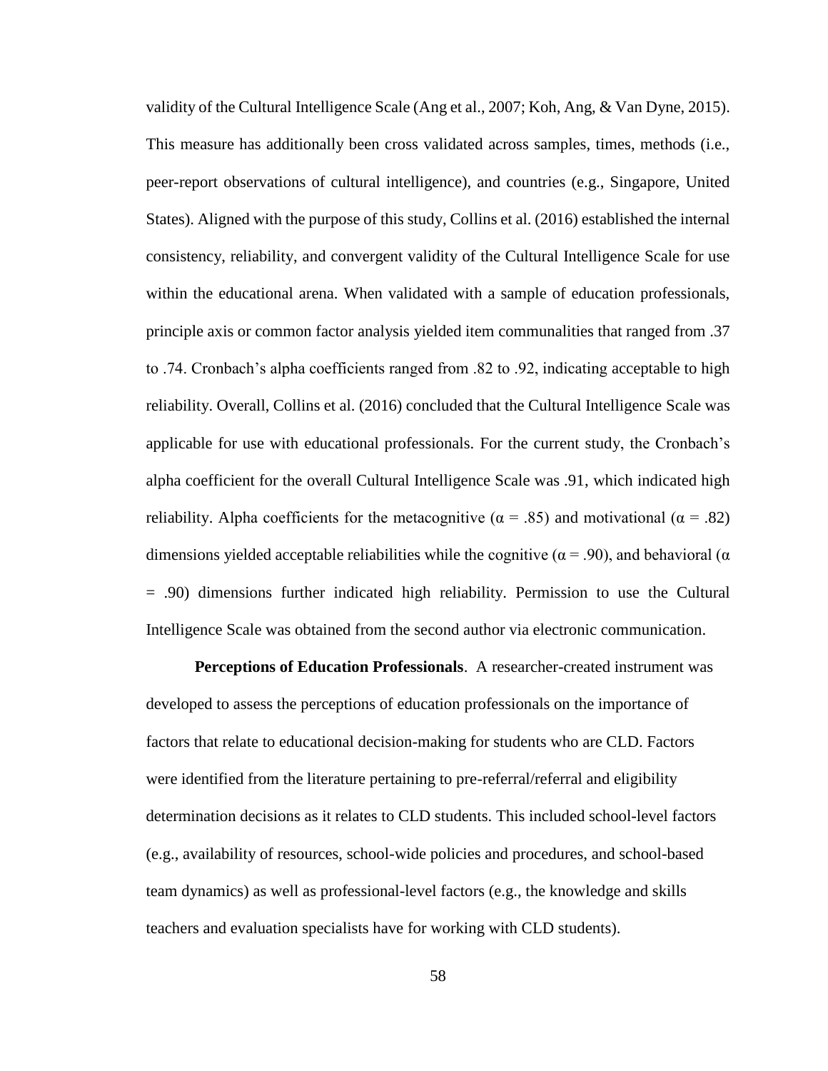validity of the Cultural Intelligence Scale (Ang et al., 2007; Koh, Ang, & Van Dyne, 2015). This measure has additionally been cross validated across samples, times, methods (i.e., peer-report observations of cultural intelligence), and countries (e.g., Singapore, United States). Aligned with the purpose of this study, Collins et al. (2016) established the internal consistency, reliability, and convergent validity of the Cultural Intelligence Scale for use within the educational arena. When validated with a sample of education professionals, principle axis or common factor analysis yielded item communalities that ranged from .37 to .74. Cronbach's alpha coefficients ranged from .82 to .92, indicating acceptable to high reliability. Overall, Collins et al. (2016) concluded that the Cultural Intelligence Scale was applicable for use with educational professionals. For the current study, the Cronbach's alpha coefficient for the overall Cultural Intelligence Scale was .91, which indicated high reliability. Alpha coefficients for the metacognitive ($\alpha = .85$) and motivational ($\alpha = .82$) dimensions yielded acceptable reliabilities while the cognitive ($\alpha = .90$), and behavioral ($\alpha = .90$) dimensions further indicated high reliability. Permission to use the Cultural Intelligence Scale was obtained from the second author via electronic communication.

**Perceptions of Education Professionals**. A researcher-created instrument was developed to assess the perceptions of education professionals on the importance of factors that relate to educational decision-making for students who are CLD. Factors were identified from the literature pertaining to pre-referral/referral and eligibility determination decisions as it relates to CLD students. This included school-level factors (e.g., availability of resources, school-wide policies and procedures, and school-based team dynamics) as well as professional-level factors (e.g., the knowledge and skills teachers and evaluation specialists have for working with CLD students).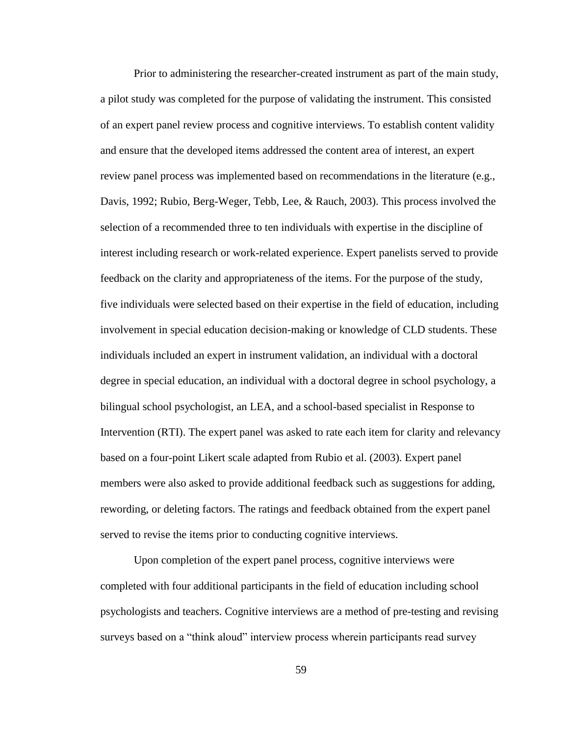Prior to administering the researcher-created instrument as part of the main study, a pilot study was completed for the purpose of validating the instrument. This consisted of an expert panel review process and cognitive interviews. To establish content validity and ensure that the developed items addressed the content area of interest, an expert review panel process was implemented based on recommendations in the literature (e.g., Davis, 1992; Rubio, Berg-Weger, Tebb, Lee, & Rauch, 2003). This process involved the selection of a recommended three to ten individuals with expertise in the discipline of interest including research or work-related experience. Expert panelists served to provide feedback on the clarity and appropriateness of the items. For the purpose of the study, five individuals were selected based on their expertise in the field of education, including involvement in special education decision-making or knowledge of CLD students. These individuals included an expert in instrument validation, an individual with a doctoral degree in special education, an individual with a doctoral degree in school psychology, a bilingual school psychologist, an LEA, and a school-based specialist in Response to Intervention (RTI). The expert panel was asked to rate each item for clarity and relevancy based on a four-point Likert scale adapted from Rubio et al. (2003). Expert panel members were also asked to provide additional feedback such as suggestions for adding, rewording, or deleting factors. The ratings and feedback obtained from the expert panel served to revise the items prior to conducting cognitive interviews.

Upon completion of the expert panel process, cognitive interviews were completed with four additional participants in the field of education including school psychologists and teachers. Cognitive interviews are a method of pre-testing and revising surveys based on a "think aloud" interview process wherein participants read survey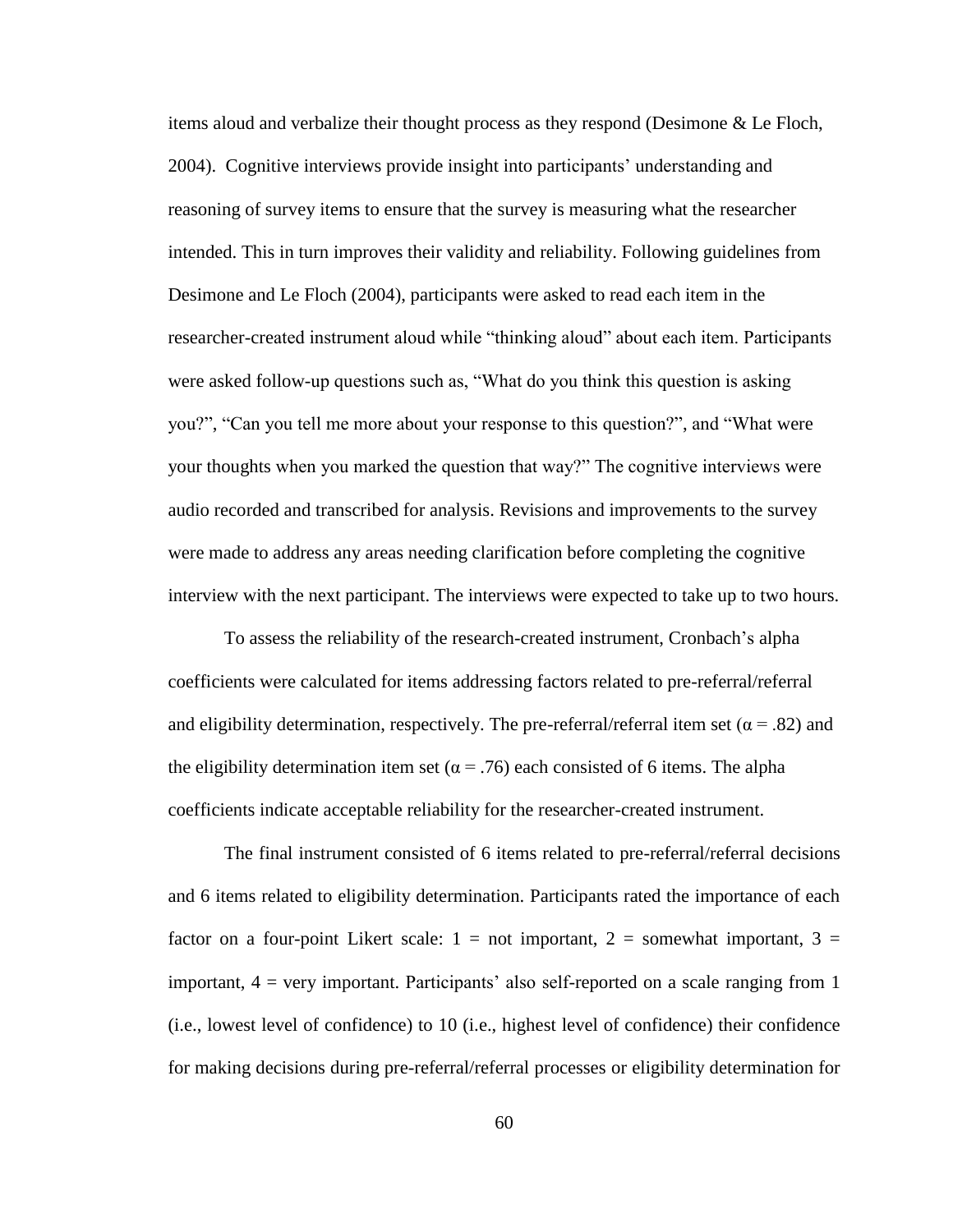items aloud and verbalize their thought process as they respond (Desimone & Le Floch, 2004). Cognitive interviews provide insight into participants' understanding and reasoning of survey items to ensure that the survey is measuring what the researcher intended. This in turn improves their validity and reliability. Following guidelines from Desimone and Le Floch (2004), participants were asked to read each item in the researcher-created instrument aloud while "thinking aloud" about each item. Participants were asked follow-up questions such as, "What do you think this question is asking you?", "Can you tell me more about your response to this question?", and "What were your thoughts when you marked the question that way?" The cognitive interviews were audio recorded and transcribed for analysis. Revisions and improvements to the survey were made to address any areas needing clarification before completing the cognitive interview with the next participant. The interviews were expected to take up to two hours.

To assess the reliability of the research-created instrument, Cronbach's alpha coefficients were calculated for items addressing factors related to pre-referral/referral and eligibility determination, respectively. The pre-referral/referral item set ($\alpha = .82$) and the eligibility determination item set ($\alpha = .76$) each consisted of 6 items. The alpha coefficients indicate acceptable reliability for the researcher-created instrument.

The final instrument consisted of 6 items related to pre-referral/referral decisions and 6 items related to eligibility determination. Participants rated the importance of each factor on a four-point Likert scale: 1 = not important, 2 = somewhat important, 3 = important, 4 = very important. Participants' also self-reported on a scale ranging from 1 (i.e., lowest level of confidence) to 10 (i.e., highest level of confidence) their confidence for making decisions during pre-referral/referral processes or eligibility determination for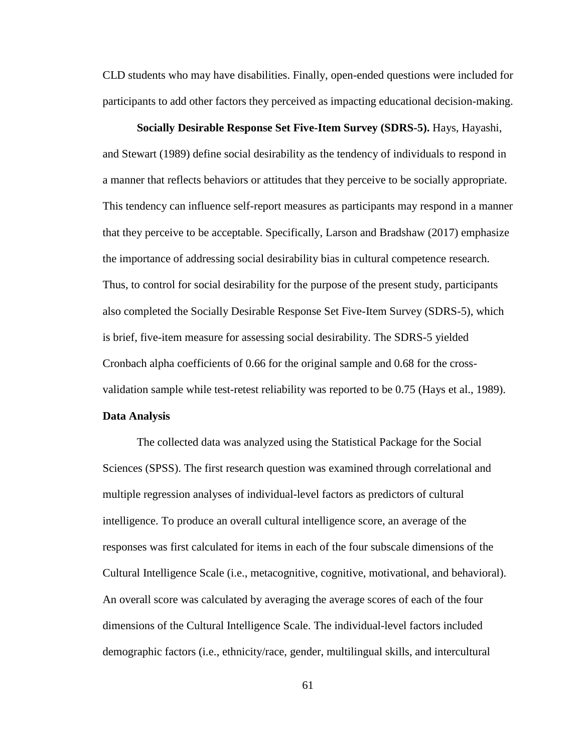CLD students who may have disabilities. Finally, open-ended questions were included for participants to add other factors they perceived as impacting educational decision-making.

**Socially Desirable Response Set Five-Item Survey (SDRS-5).** Hays, Hayashi, and Stewart (1989) define social desirability as the tendency of individuals to respond in a manner that reflects behaviors or attitudes that they perceive to be socially appropriate. This tendency can influence self-report measures as participants may respond in a manner that they perceive to be acceptable. Specifically, Larson and Bradshaw (2017) emphasize the importance of addressing social desirability bias in cultural competence research. Thus, to control for social desirability for the purpose of the present study, participants also completed the Socially Desirable Response Set Five-Item Survey (SDRS-5), which is brief, five-item measure for assessing social desirability. The SDRS-5 yielded Cronbach alpha coefficients of 0.66 for the original sample and 0.68 for the cross-validation sample while test-retest reliability was reported to be 0.75 (Hays et al., 1989).

### Data Analysis

The collected data was analyzed using the Statistical Package for the Social Sciences (SPSS). The first research question was examined through correlational and multiple regression analyses of individual-level factors as predictors of cultural intelligence. To produce an overall cultural intelligence score, an average of the responses was first calculated for items in each of the four subscale dimensions of the Cultural Intelligence Scale (i.e., metacognitive, cognitive, motivational, and behavioral). An overall score was calculated by averaging the average scores of each of the four dimensions of the Cultural Intelligence Scale. The individual-level factors included demographic factors (i.e., ethnicity/race, gender, multilingual skills, and intercultural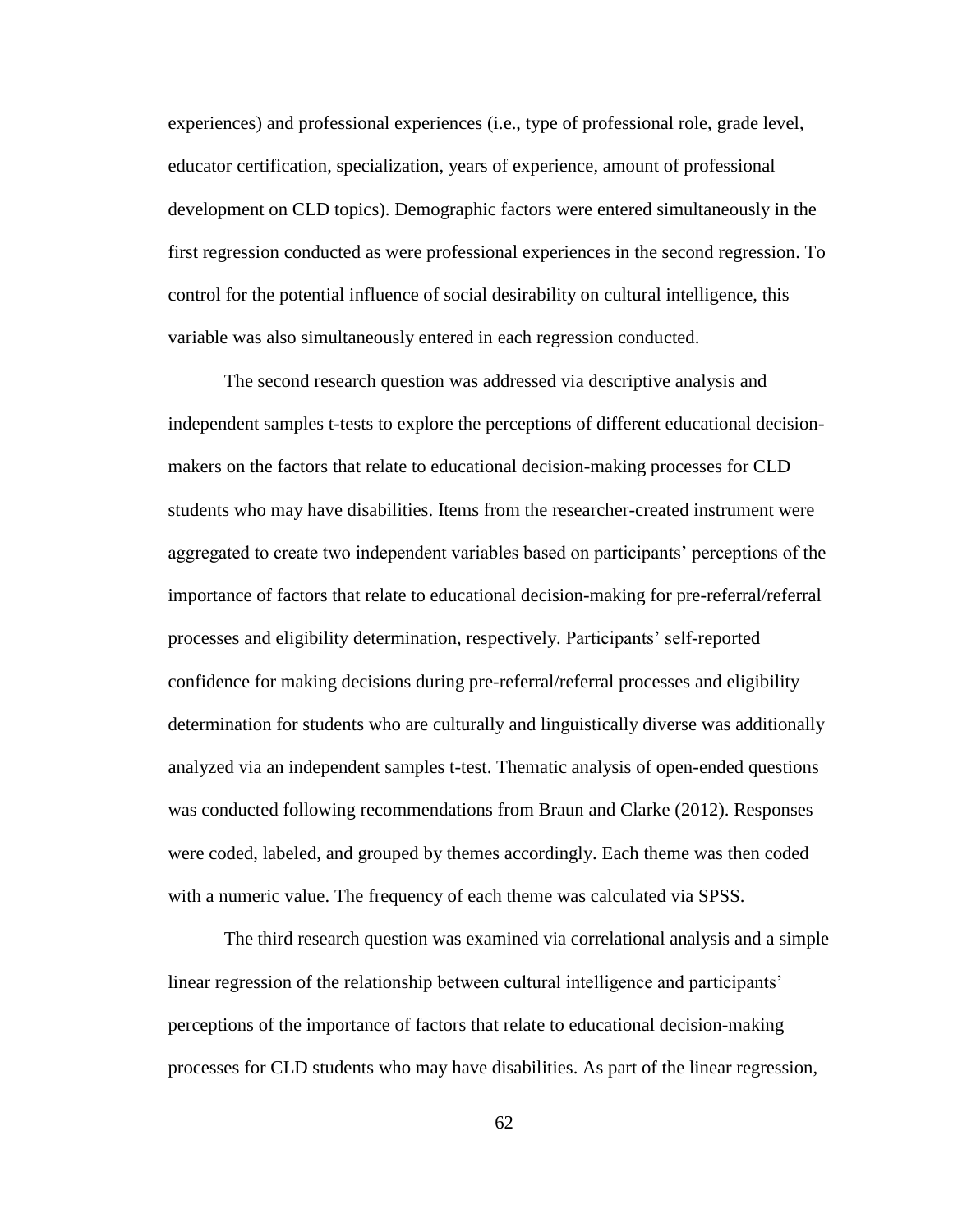experiences) and professional experiences (i.e., type of professional role, grade level, educator certification, specialization, years of experience, amount of professional development on CLD topics). Demographic factors were entered simultaneously in the first regression conducted as were professional experiences in the second regression. To control for the potential influence of social desirability on cultural intelligence, this variable was also simultaneously entered in each regression conducted.

The second research question was addressed via descriptive analysis and independent samples t-tests to explore the perceptions of different educational decision-makers on the factors that relate to educational decision-making processes for CLD students who may have disabilities. Items from the researcher-created instrument were aggregated to create two independent variables based on participants' perceptions of the importance of factors that relate to educational decision-making for pre-referral/referral processes and eligibility determination, respectively. Participants' self-reported confidence for making decisions during pre-referral/referral processes and eligibility determination for students who are culturally and linguistically diverse was additionally analyzed via an independent samples t-test. Thematic analysis of open-ended questions was conducted following recommendations from Braun and Clarke (2012). Responses were coded, labeled, and grouped by themes accordingly. Each theme was then coded with a numeric value. The frequency of each theme was calculated via SPSS.

The third research question was examined via correlational analysis and a simple linear regression of the relationship between cultural intelligence and participants' perceptions of the importance of factors that relate to educational decision-making processes for CLD students who may have disabilities. As part of the linear regression,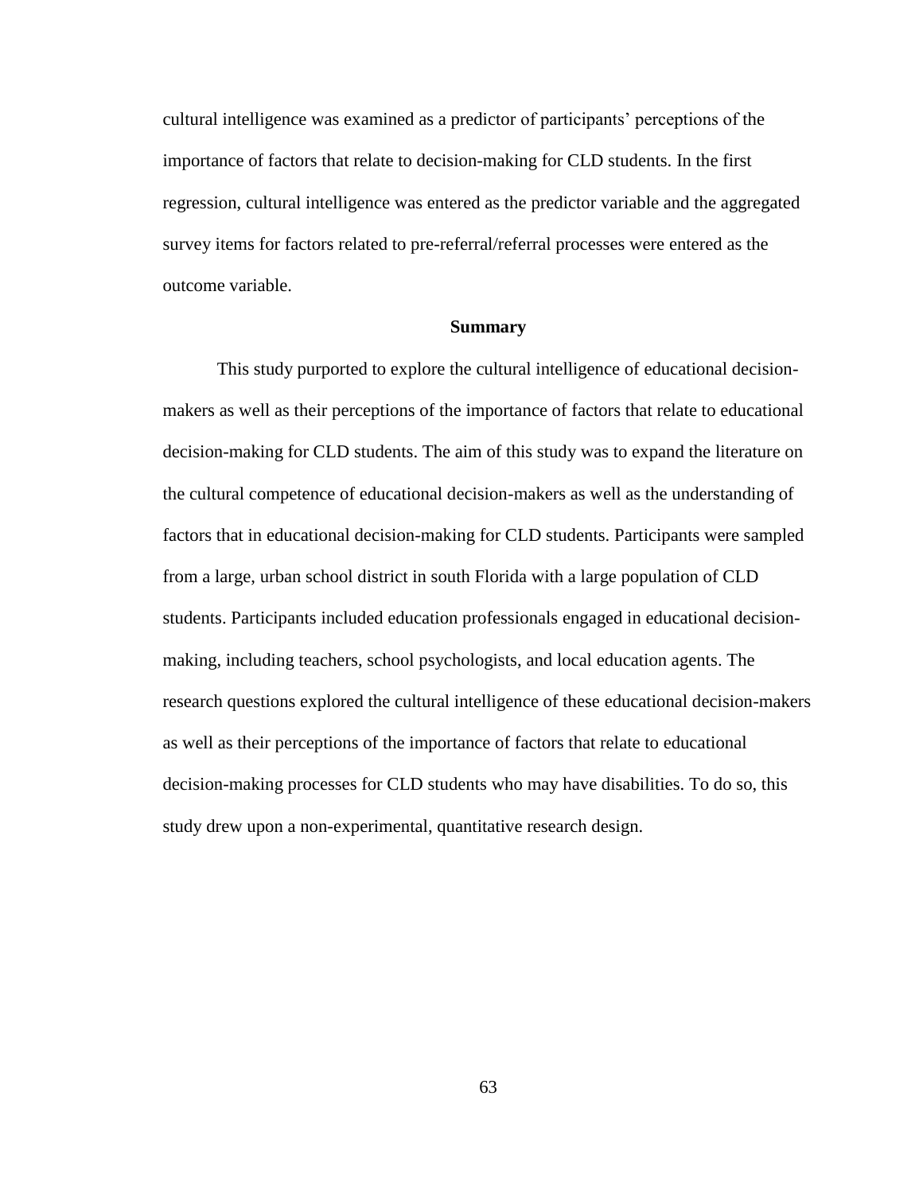cultural intelligence was examined as a predictor of participants' perceptions of the importance of factors that relate to decision-making for CLD students. In the first regression, cultural intelligence was entered as the predictor variable and the aggregated survey items for factors related to pre-referral/referral processes were entered as the outcome variable.

## Summary

This study purported to explore the cultural intelligence of educational decision-makers as well as their perceptions of the importance of factors that relate to educational decision-making for CLD students. The aim of this study was to expand the literature on the cultural competence of educational decision-makers as well as the understanding of factors that in educational decision-making for CLD students. Participants were sampled from a large, urban school district in south Florida with a large population of CLD students. Participants included education professionals engaged in educational decision-making, including teachers, school psychologists, and local education agents. The research questions explored the cultural intelligence of these educational decision-makers as well as their perceptions of the importance of factors that relate to educational decision-making processes for CLD students who may have disabilities. To do so, this study drew upon a non-experimental, quantitative research design.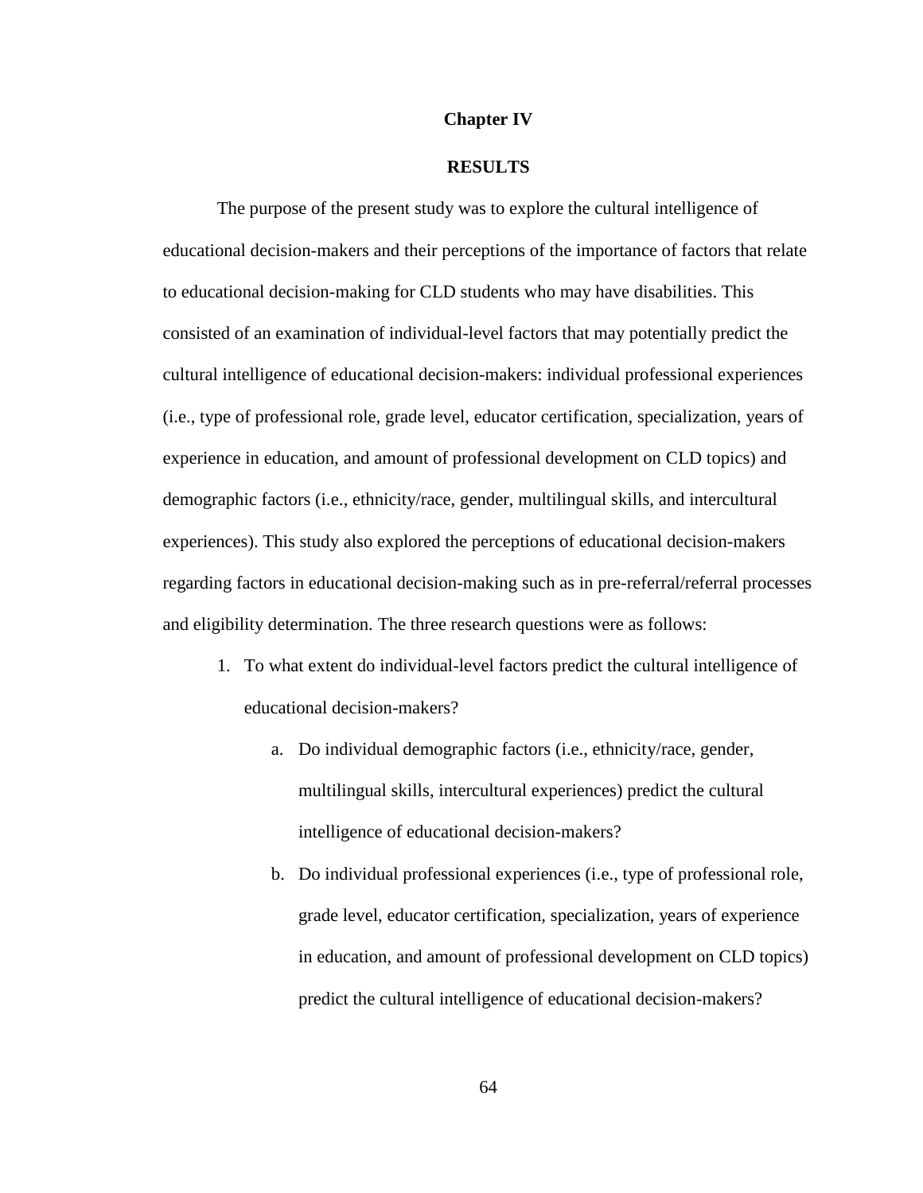# Chapter IV

# RESULTS

The purpose of the present study was to explore the cultural intelligence of educational decision-makers and their perceptions of the importance of factors that relate to educational decision-making for CLD students who may have disabilities. This consisted of an examination of individual-level factors that may potentially predict the cultural intelligence of educational decision-makers: individual professional experiences (i.e., type of professional role, grade level, educator certification, specialization, years of experience in education, and amount of professional development on CLD topics) and demographic factors (i.e., ethnicity/race, gender, multilingual skills, and intercultural experiences). This study also explored the perceptions of educational decision-makers regarding factors in educational decision-making such as in pre-referral/referral processes and eligibility determination. The three research questions were as follows:

1. To what extent do individual-level factors predict the cultural intelligence of educational decision-makers?
    a. Do individual demographic factors (i.e., ethnicity/race, gender, multilingual skills, intercultural experiences) predict the cultural intelligence of educational decision-makers?
    b. Do individual professional experiences (i.e., type of professional role, grade level, educator certification, specialization, years of experience in education, and amount of professional development on CLD topics) predict the cultural intelligence of educational decision-makers?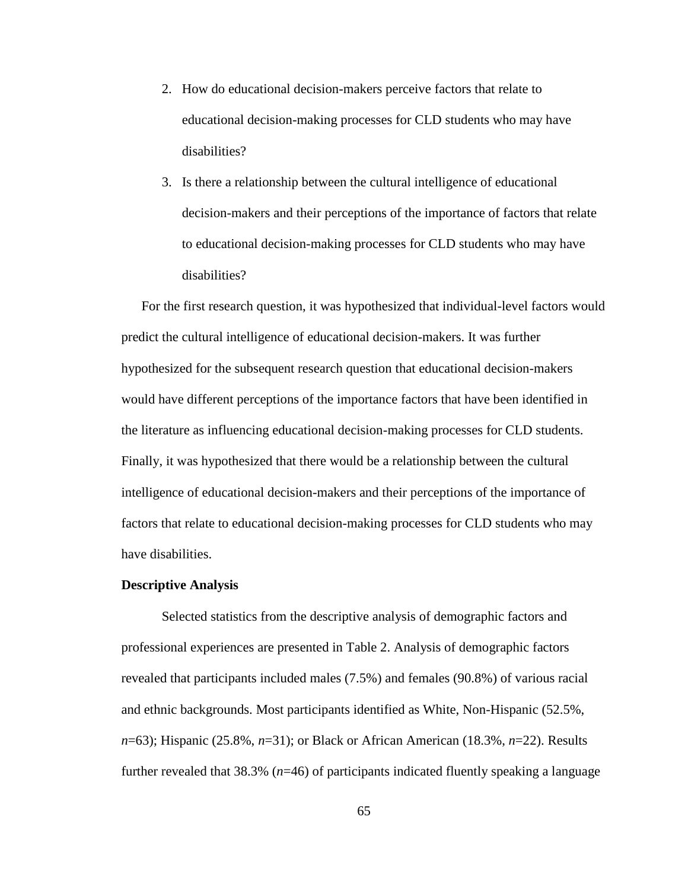2. How do educational decision-makers perceive factors that relate to educational decision-making processes for CLD students who may have disabilities?
3. Is there a relationship between the cultural intelligence of educational decision-makers and their perceptions of the importance of factors that relate to educational decision-making processes for CLD students who may have disabilities?

For the first research question, it was hypothesized that individual-level factors would predict the cultural intelligence of educational decision-makers. It was further hypothesized for the subsequent research question that educational decision-makers would have different perceptions of the importance factors that have been identified in the literature as influencing educational decision-making processes for CLD students. Finally, it was hypothesized that there would be a relationship between the cultural intelligence of educational decision-makers and their perceptions of the importance of factors that relate to educational decision-making processes for CLD students who may have disabilities.

**Descriptive Analysis**

Selected statistics from the descriptive analysis of demographic factors and professional experiences are presented in Table 2. Analysis of demographic factors revealed that participants included males (7.5%) and females (90.8%) of various racial and ethnic backgrounds. Most participants identified as White, Non-Hispanic (52.5%, *n*=63); Hispanic (25.8%, *n*=31); or Black or African American (18.3%, *n*=22). Results further revealed that 38.3% (*n*=46) of participants indicated fluently speaking a language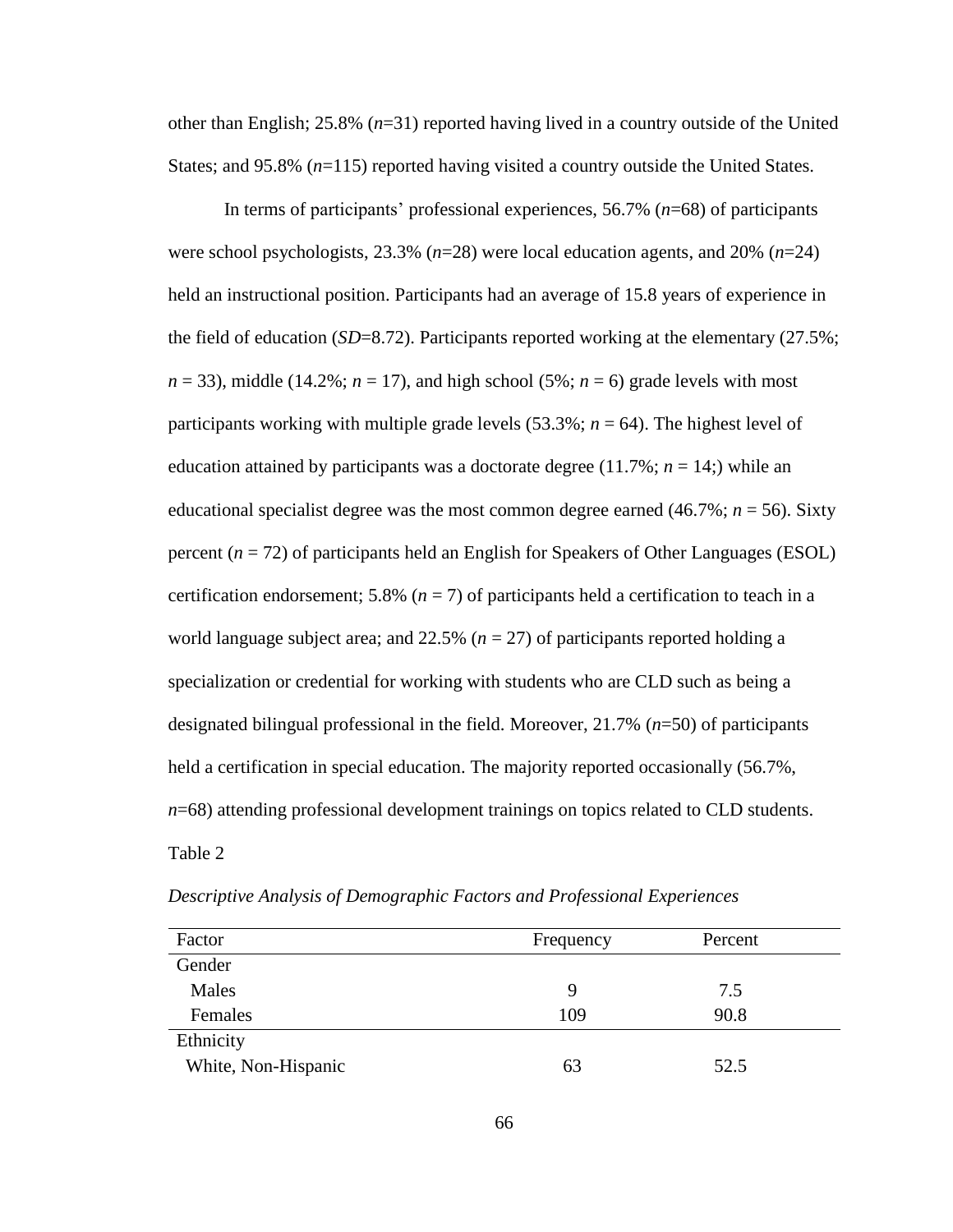other than English; 25.8% (*n*=31) reported having lived in a country outside of the United States; and 95.8% (*n*=115) reported having visited a country outside the United States.

In terms of participants' professional experiences, 56.7% (*n*=68) of participants were school psychologists, 23.3% (*n*=28) were local education agents, and 20% (*n*=24) held an instructional position. Participants had an average of 15.8 years of experience in the field of education (*SD*=8.72). Participants reported working at the elementary (27.5%; *n* = 33), middle (14.2%; *n* = 17), and high school (5%; *n* = 6) grade levels with most participants working with multiple grade levels (53.3%; *n* = 64). The highest level of education attained by participants was a doctorate degree (11.7%; *n* = 14;) while an educational specialist degree was the most common degree earned (46.7%; *n* = 56). Sixty percent (*n* = 72) of participants held an English for Speakers of Other Languages (ESOL) certification endorsement; 5.8% (*n* = 7) of participants held a certification to teach in a world language subject area; and 22.5% (*n* = 27) of participants reported holding a specialization or credential for working with students who are CLD such as being a designated bilingual professional in the field. Moreover, 21.7% (*n*=50) of participants held a certification in special education. The majority reported occasionally (56.7%, *n*=68) attending professional development trainings on topics related to CLD students.

Table 2

*Descriptive Analysis of Demographic Factors and Professional Experiences*

| Factor | Frequency | Percent |
|---|---|---|
| Gender | | |
| Males | 9 | 7.5 |
| Females | 109 | 90.8 |
| Ethnicity | | |
| White, Non-Hispanic | 63 | 52.5 |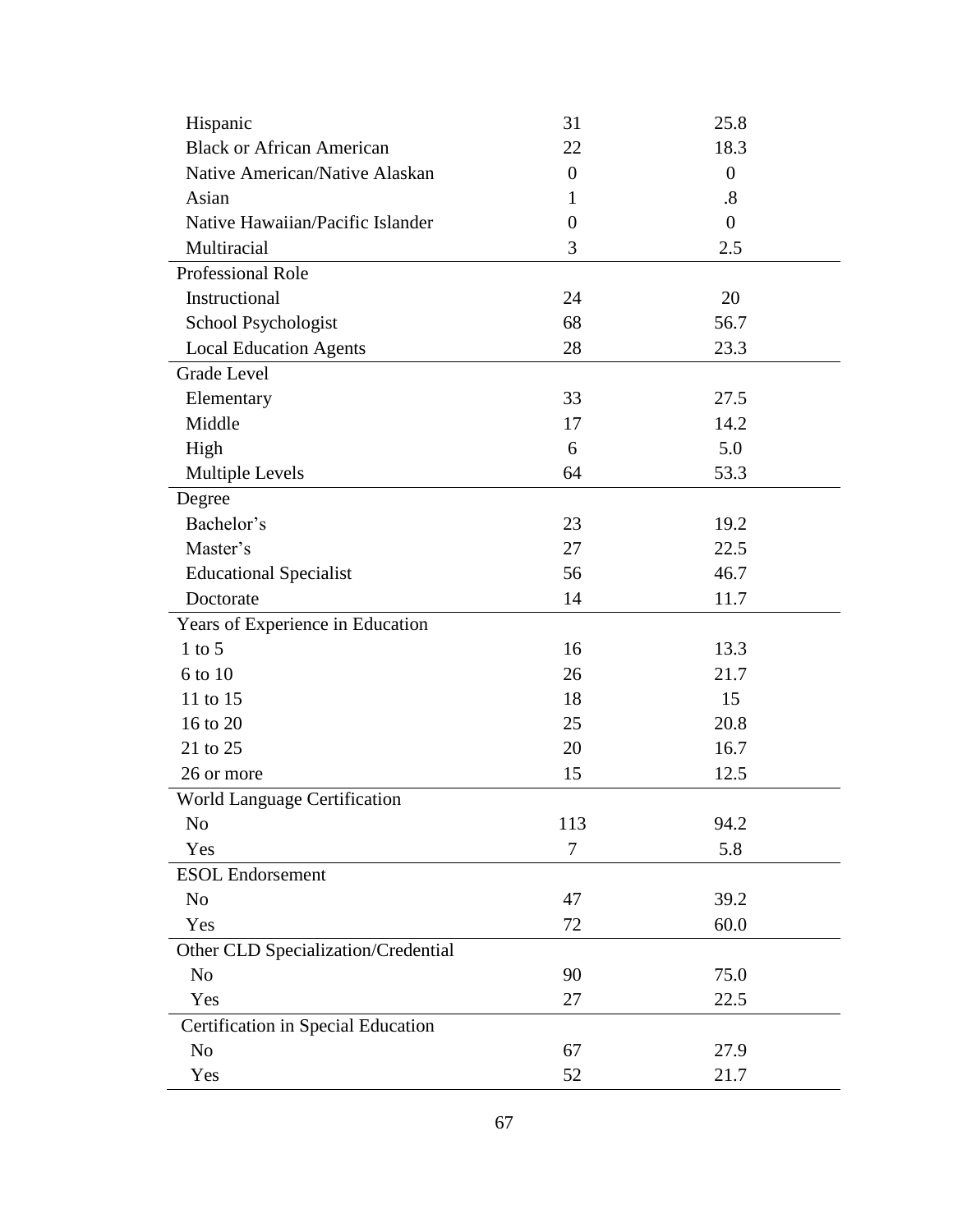| | | |
|---|---|---|
| Hispanic | 31 | 25.8 |
| Black or African American | 22 | 18.3 |
| Native American/Native Alaskan | 0 | 0 |
| Asian | 1 | .8 |
| Native Hawaiian/Pacific Islander | 0 | 0 |
| Multiracial | 3 | 2.5 |
| Professional Role | | |
| Instructional | 24 | 20 |
| School Psychologist | 68 | 56.7 |
| Local Education Agents | 28 | 23.3 |
| Grade Level | | |
| Elementary | 33 | 27.5 |
| Middle | 17 | 14.2 |
| High | 6 | 5.0 |
| Multiple Levels | 64 | 53.3 |
| Degree | | |
| Bachelor's | 23 | 19.2 |
| Master's | 27 | 22.5 |
| Educational Specialist | 56 | 46.7 |
| Doctorate | 14 | 11.7 |
| Years of Experience in Education | | |
| 1 to 5 | 16 | 13.3 |
| 6 to 10 | 26 | 21.7 |
| 11 to 15 | 18 | 15 |
| 16 to 20 | 25 | 20.8 |
| 21 to 25 | 20 | 16.7 |
| 26 or more | 15 | 12.5 |
| World Language Certification | | |
| No | 113 | 94.2 |
| Yes | 7 | 5.8 |
| ESOL Endorsement | | |
| No | 47 | 39.2 |
| Yes | 72 | 60.0 |
| Other CLD Specialization/Credential | | |
| No | 90 | 75.0 |
| Yes | 27 | 22.5 |
| Certification in Special Education | | |
| No | 67 | 27.9 |
| Yes | 52 | 21.7 |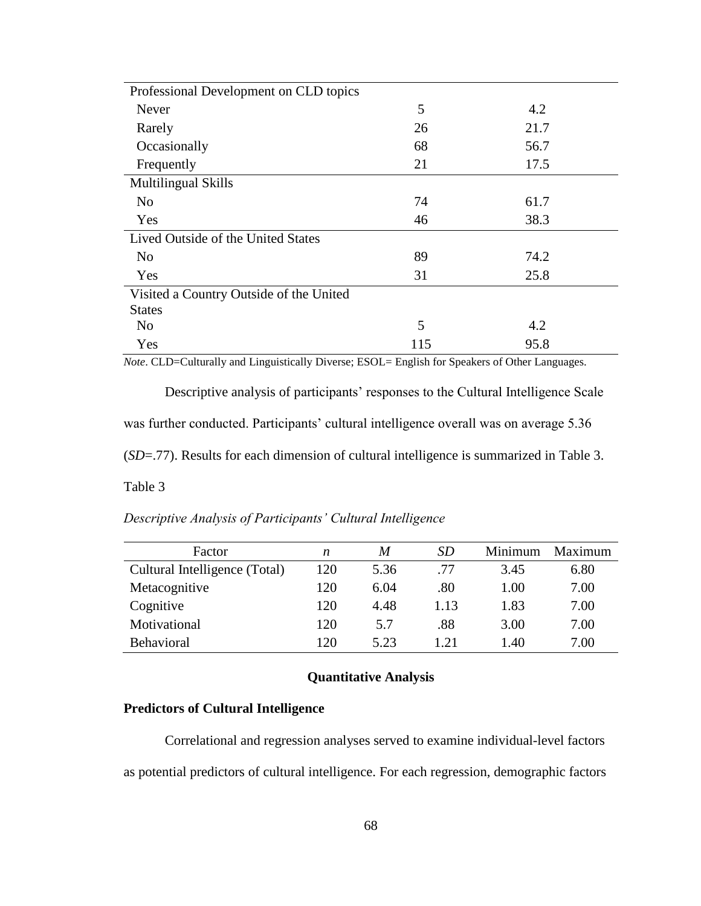| | | |
|---|---|---|
| Professional Development on CLD topics | | |
| Never | 5 | 4.2 |
| Rarely | 26 | 21.7 |
| Occasionally | 68 | 56.7 |
| Frequently | 21 | 17.5 |
| Multilingual Skills | | |
| No | 74 | 61.7 |
| Yes | 46 | 38.3 |
| Lived Outside of the United States | | |
| No | 89 | 74.2 |
| Yes | 31 | 25.8 |
| Visited a Country Outside of the United States | | |
| No | 5 | 4.2 |
| Yes | 115 | 95.8 |

*Note*. CLD=Culturally and Linguistically Diverse; ESOL= English for Speakers of Other Languages.

Descriptive analysis of participants' responses to the Cultural Intelligence Scale was further conducted. Participants' cultural intelligence overall was on average 5.36 (*SD*=.77). Results for each dimension of cultural intelligence is summarized in Table 3.

Table 3

*Descriptive Analysis of Participants' Cultural Intelligence*

| Factor | *n* | *M* | *SD* | Minimum | Maximum |
|---|---|---|---|---|---|
| Cultural Intelligence (Total) | 120 | 5.36 | .77 | 3.45 | 6.80 |
| Metacognitive | 120 | 6.04 | .80 | 1.00 | 7.00 |
| Cognitive | 120 | 4.48 | 1.13 | 1.83 | 7.00 |
| Motivational | 120 | 5.7 | .88 | 3.00 | 7.00 |
| Behavioral | 120 | 5.23 | 1.21 | 1.40 | 7.00 |

## Quantitative Analysis

### Predictors of Cultural Intelligence

Correlational and regression analyses served to examine individual-level factors as potential predictors of cultural intelligence. For each regression, demographic factors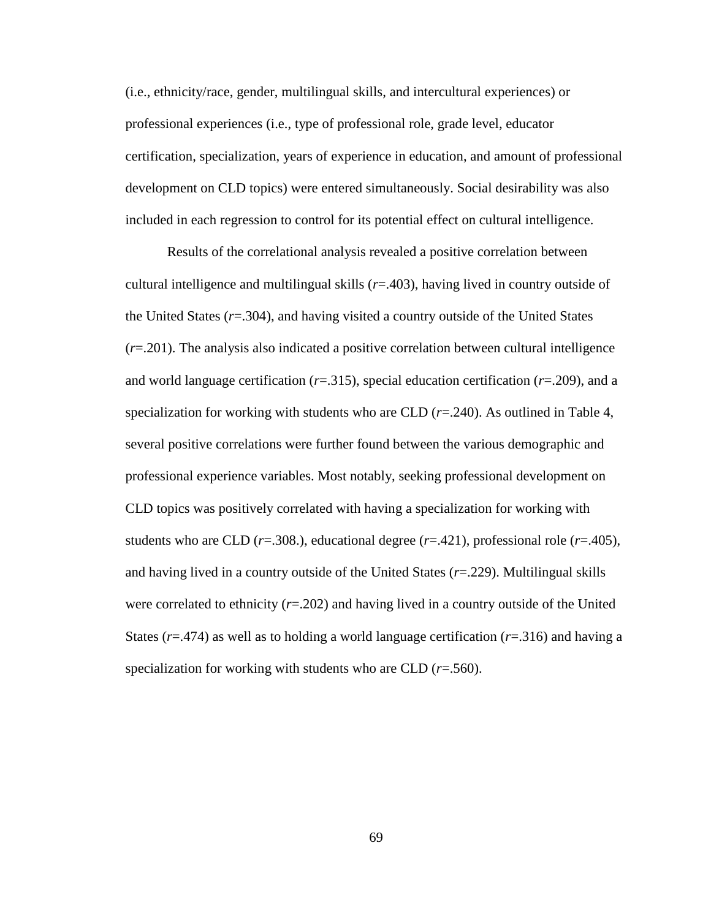(i.e., ethnicity/race, gender, multilingual skills, and intercultural experiences) or professional experiences (i.e., type of professional role, grade level, educator certification, specialization, years of experience in education, and amount of professional development on CLD topics) were entered simultaneously. Social desirability was also included in each regression to control for its potential effect on cultural intelligence.

Results of the correlational analysis revealed a positive correlation between cultural intelligence and multilingual skills (*r*=.403), having lived in country outside of the United States (*r*=.304), and having visited a country outside of the United States (*r*=.201). The analysis also indicated a positive correlation between cultural intelligence and world language certification (*r*=.315), special education certification (*r*=.209), and a specialization for working with students who are CLD (*r*=.240). As outlined in Table 4, several positive correlations were further found between the various demographic and professional experience variables. Most notably, seeking professional development on CLD topics was positively correlated with having a specialization for working with students who are CLD (*r*=.308.), educational degree (*r*=.421), professional role (*r*=.405), and having lived in a country outside of the United States (*r*=.229). Multilingual skills were correlated to ethnicity (*r*=.202) and having lived in a country outside of the United States (*r*=.474) as well as to holding a world language certification (*r*=.316) and having a specialization for working with students who are CLD (*r*=.560).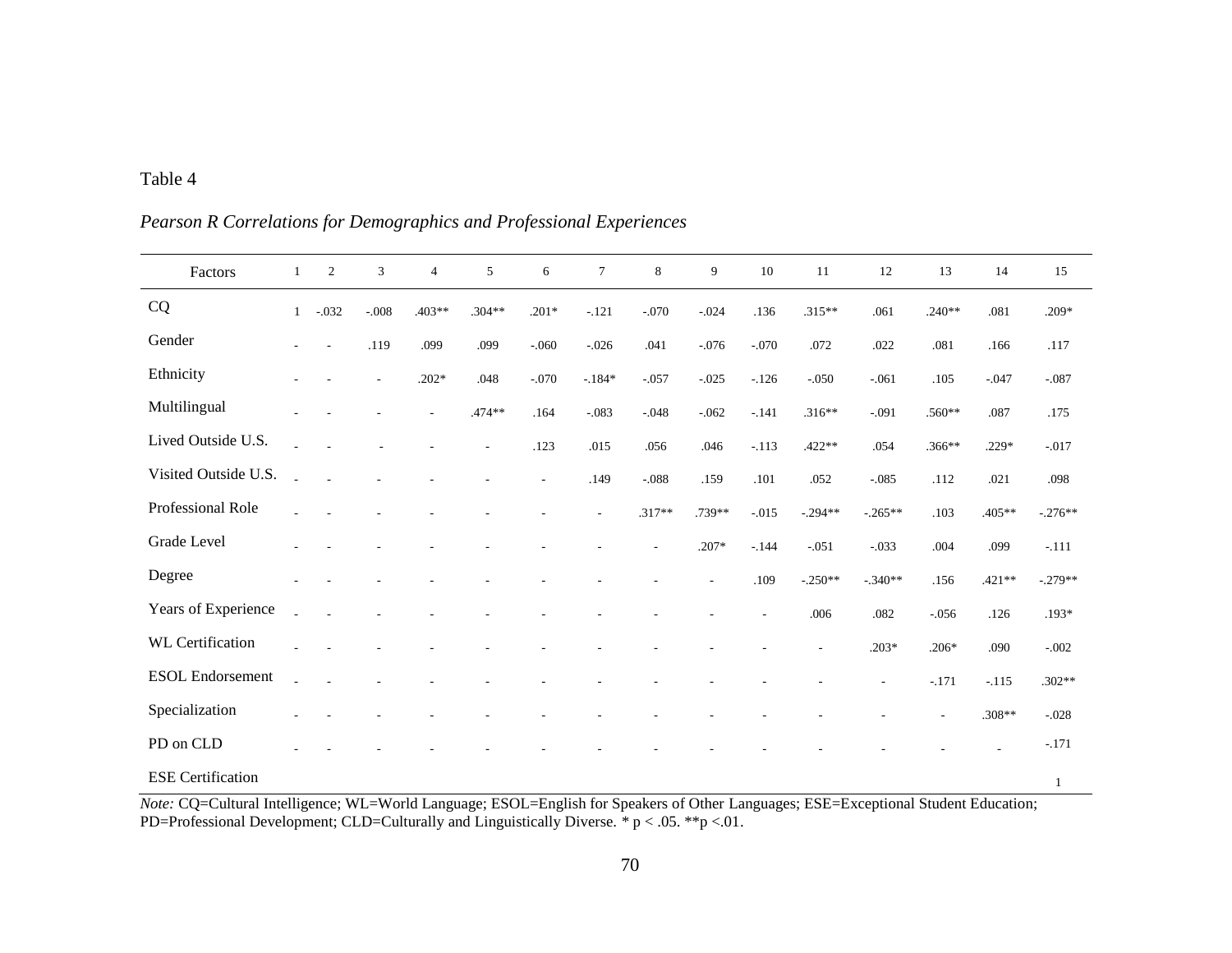Table 4

*Pearson R Correlations for Demographics and Professional Experiences*

| Factors | 1 | 2 | 3 | 4 | 5 | 6 | 7 | 8 | 9 | 10 | 11 | 12 | 13 | 14 | 15 |
|---|---|---|---|---|---|---|---|---|---|---|---|---|---|---|---|
| CQ | 1 | -.032 | -.008 | .403** | .304** | .201* | -.121 | -.070 | -.024 | .136 | .315** | .061 | .240** | .081 | .209* |
| Gender | - | - | .119 | .099 | .099 | -.060 | -.026 | .041 | -.076 | -.070 | .072 | .022 | .081 | .166 | .117 |
| Ethnicity | - | - | - | .202* | .048 | -.070 | -.184* | -.057 | -.025 | -.126 | -.050 | -.061 | .105 | -.047 | -.087 |
| Multilingual | - | - | - | - | .474** | .164 | -.083 | -.048 | -.062 | -.141 | .316** | -.091 | .560** | .087 | .175 |
| Lived Outside U.S. | - | - | - | - | - | .123 | .015 | .056 | .046 | -.113 | .422** | .054 | .366** | .229* | -.017 |
| Visited Outside U.S. | - | - | - | - | - | - | .149 | -.088 | .159 | .101 | .052 | -.085 | .112 | .021 | .098 |
| Professional Role | - | - | - | - | - | - | - | .317** | .739** | -.015 | -.294** | -.265** | .103 | .405** | -.276** |
| Grade Level | - | - | - | - | - | - | - | - | .207* | -.144 | -.051 | -.033 | .004 | .099 | -.111 |
| Degree | - | - | - | - | - | - | - | - | - | .109 | -.250** | -.340** | .156 | .421** | -.279** |
| Years of Experience | - | - | - | - | - | - | - | - | - | - | .006 | .082 | -.056 | .126 | .193* |
| WL Certification | - | - | - | - | - | - | - | - | - | - | - | .203* | .206* | .090 | -.002 |
| ESOL Endorsement | - | - | - | - | - | - | - | - | - | - | - | - | -.171 | -.115 | .302** |
| Specialization | - | - | - | - | - | - | - | - | - | - | - | - | - | .308** | -.028 |
| PD on CLD | - | - | - | - | - | - | - | - | - | - | - | - | - | - | -.171 |
| ESE Certification | | | | | | | | | | | | | | | 1 |

*Note:* CQ=Cultural Intelligence; WL=World Language; ESOL=English for Speakers of Other Languages; ESE=Exceptional Student Education; PD=Professional Development; CLD=Culturally and Linguistically Diverse. * $p < .05$. ** $p < .01$.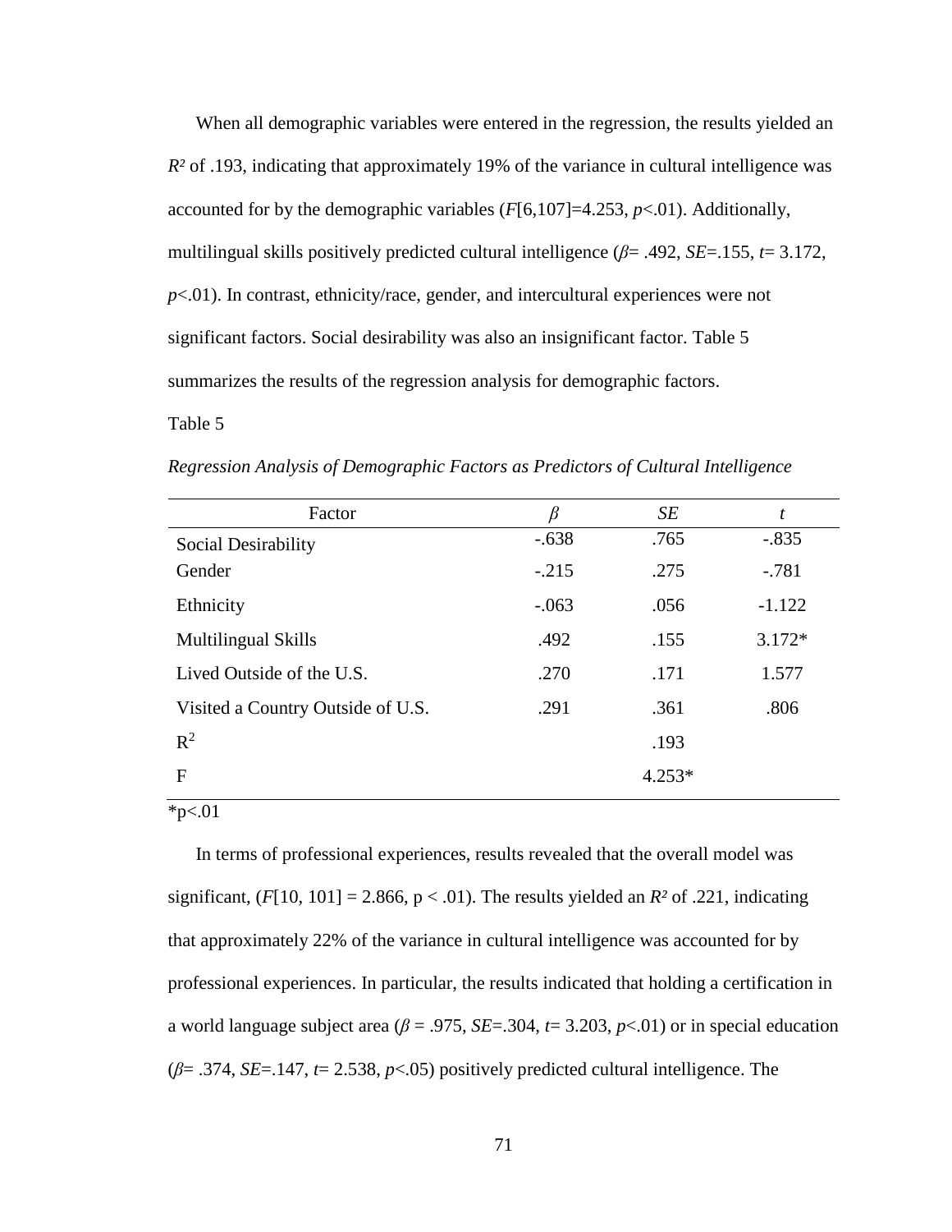When all demographic variables were entered in the regression, the results yielded an $R^2$ of .193, indicating that approximately 19% of the variance in cultural intelligence was accounted for by the demographic variables ($F[6,107]=4.253$, $p<.01$). Additionally, multilingual skills positively predicted cultural intelligence ($\beta= .492$, $SE=.155$, $t= 3.172$, $p<.01$). In contrast, ethnicity/race, gender, and intercultural experiences were not significant factors. Social desirability was also an insignificant factor. Table 5 summarizes the results of the regression analysis for demographic factors.

Table 5

*Regression Analysis of Demographic Factors as Predictors of Cultural Intelligence*

| Factor | $\beta$ | *SE* | *t* |
|---|---|---|---|
| Social Desirability | -.638 | .765 | -.835 |
| Gender | -.215 | .275 | -.781 |
| Ethnicity | -.063 | .056 | -1.122 |
| Multilingual Skills | .492 | .155 | 3.172* |
| Lived Outside of the U.S. | .270 | .171 | 1.577 |
| Visited a Country Outside of U.S. | .291 | .361 | .806 |
| $R^2$ | | .193 | |
| F | | 4.253* | |

*p<.01

In terms of professional experiences, results revealed that the overall model was significant, ($F[10, 101] = 2.866$, $p < .01$). The results yielded an $R^2$ of .221, indicating that approximately 22% of the variance in cultural intelligence was accounted for by professional experiences. In particular, the results indicated that holding a certification in a world language subject area ($\beta = .975$, $SE=.304$, $t= 3.203$, $p<.01$) or in special education ($\beta= .374$, $SE=.147$, $t= 2.538$, $p<.05$) positively predicted cultural intelligence. The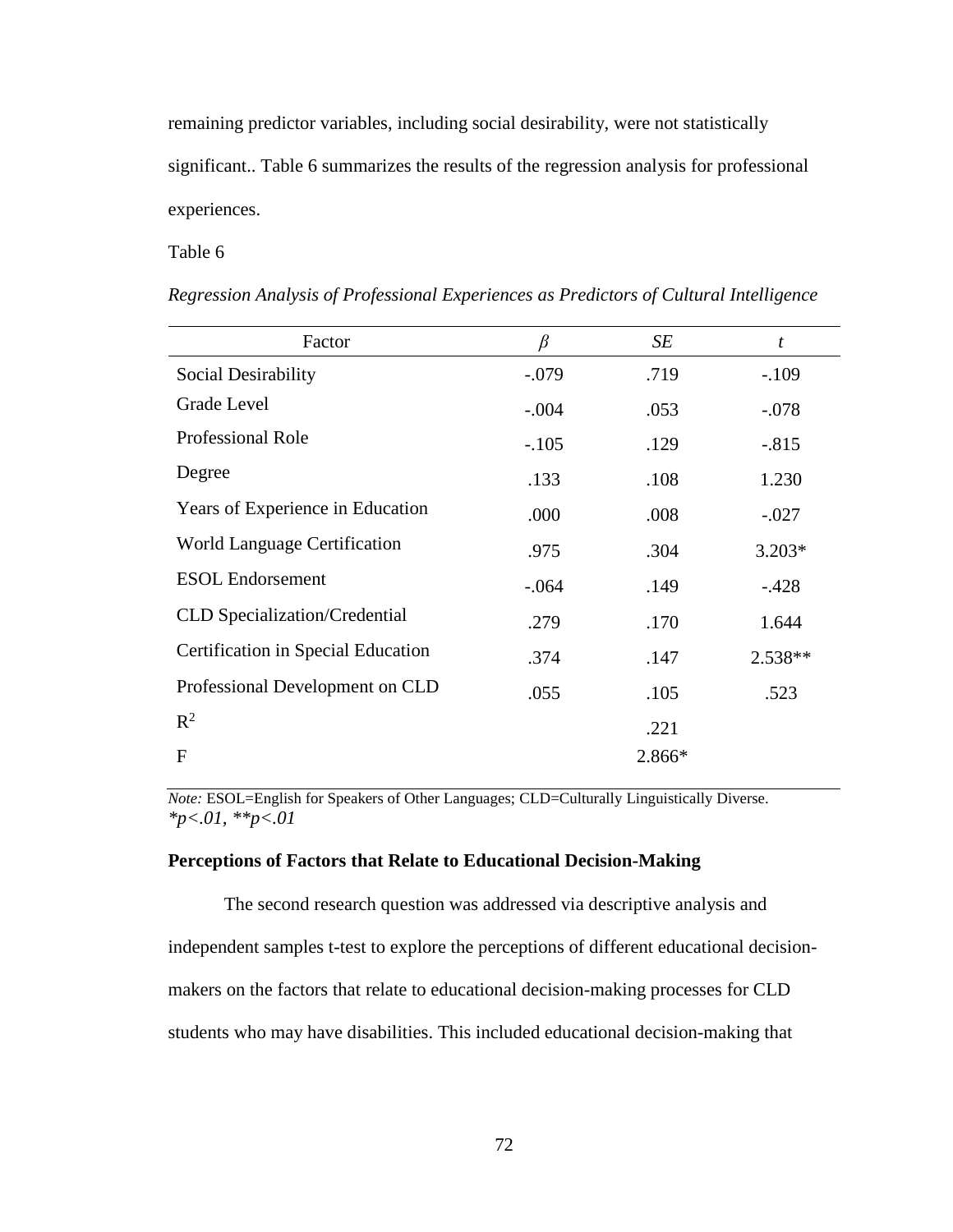remaining predictor variables, including social desirability, were not statistically significant.. Table 6 summarizes the results of the regression analysis for professional experiences.

Table 6

*Regression Analysis of Professional Experiences as Predictors of Cultural Intelligence*

| Factor | $\beta$ | *SE* | *t* |
|---|---|---|---|
| Social Desirability | -.079 | .719 | -.109 |
| Grade Level | -.004 | .053 | -.078 |
| Professional Role | -.105 | .129 | -.815 |
| Degree | .133 | .108 | 1.230 |
| Years of Experience in Education | .000 | .008 | -.027 |
| World Language Certification | .975 | .304 | 3.203* |
| ESOL Endorsement | -.064 | .149 | -.428 |
| CLD Specialization/Credential | .279 | .170 | 1.644 |
| Certification in Special Education | .374 | .147 | 2.538** |
| Professional Development on CLD | .055 | .105 | .523 |
| $R^2$ | | .221 | |
| F | | 2.866* | |

*Note:* ESOL=English for Speakers of Other Languages; CLD=Culturally Linguistically Diverse.
*$*p<.01$, $**p<.01$*

## Perceptions of Factors that Relate to Educational Decision-Making

The second research question was addressed via descriptive analysis and independent samples t-test to explore the perceptions of different educational decision-makers on the factors that relate to educational decision-making processes for CLD students who may have disabilities. This included educational decision-making that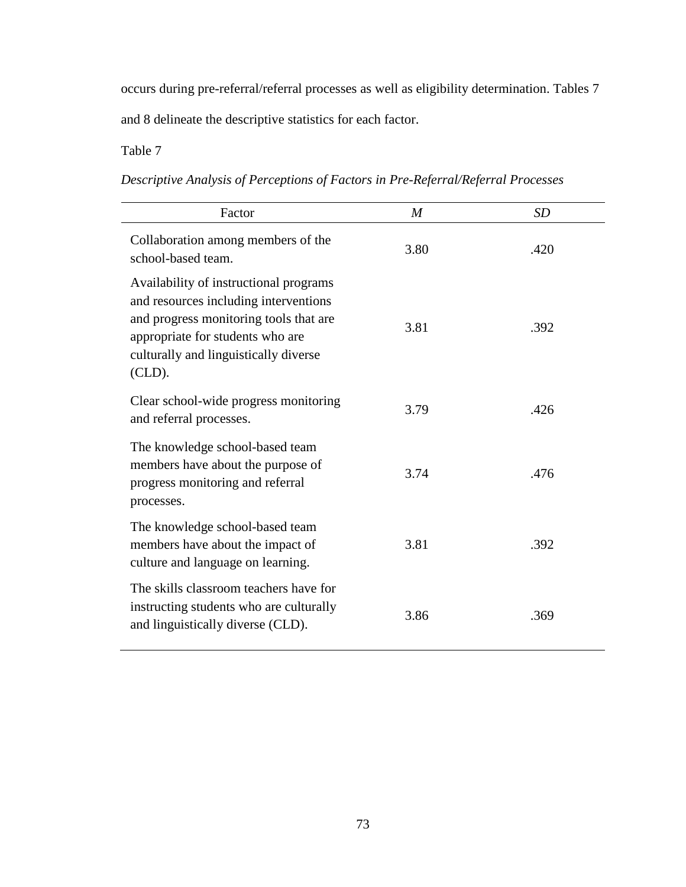occurs during pre-referral/referral processes as well as eligibility determination. Tables 7 and 8 delineate the descriptive statistics for each factor.

Table 7

*Descriptive Analysis of Perceptions of Factors in Pre-Referral/Referral Processes*

| Factor | *M* | *SD* |
|---|---|---|
| Collaboration among members of the school-based team. | 3.80 | .420 |
| Availability of instructional programs and resources including interventions and progress monitoring tools that are appropriate for students who are culturally and linguistically diverse (CLD). | 3.81 | .392 |
| Clear school-wide progress monitoring and referral processes. | 3.79 | .426 |
| The knowledge school-based team members have about the purpose of progress monitoring and referral processes. | 3.74 | .476 |
| The knowledge school-based team members have about the impact of culture and language on learning. | 3.81 | .392 |
| The skills classroom teachers have for instructing students who are culturally and linguistically diverse (CLD). | 3.86 | .369 |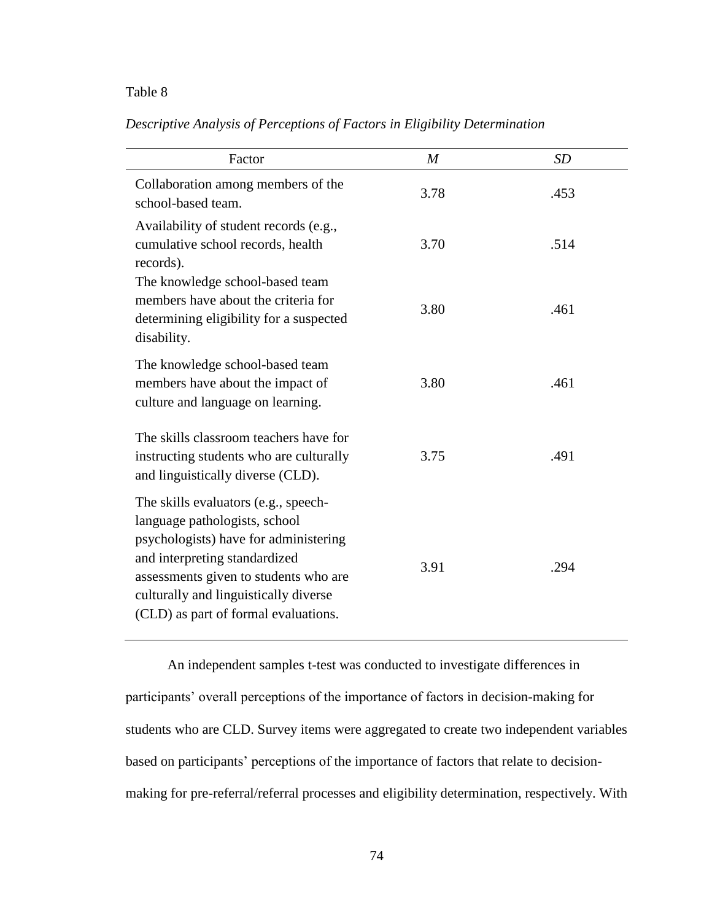Table 8

*Descriptive Analysis of Perceptions of Factors in Eligibility Determination*

| Factor | *M* | *SD* |
|---|---|---|
| Collaboration among members of the school-based team. | 3.78 | .453 |
| Availability of student records (e.g., cumulative school records, health records). | 3.70 | .514 |
| The knowledge school-based team members have about the criteria for determining eligibility for a suspected disability. | 3.80 | .461 |
| The knowledge school-based team members have about the impact of culture and language on learning. | 3.80 | .461 |
| The skills classroom teachers have for instructing students who are culturally and linguistically diverse (CLD). | 3.75 | .491 |
| The skills evaluators (e.g., speech-language pathologists, school psychologists) have for administering and interpreting standardized assessments given to students who are culturally and linguistically diverse (CLD) as part of formal evaluations. | 3.91 | .294 |

An independent samples t-test was conducted to investigate differences in participants' overall perceptions of the importance of factors in decision-making for students who are CLD. Survey items were aggregated to create two independent variables based on participants' perceptions of the importance of factors that relate to decision-making for pre-referral/referral processes and eligibility determination, respectively. With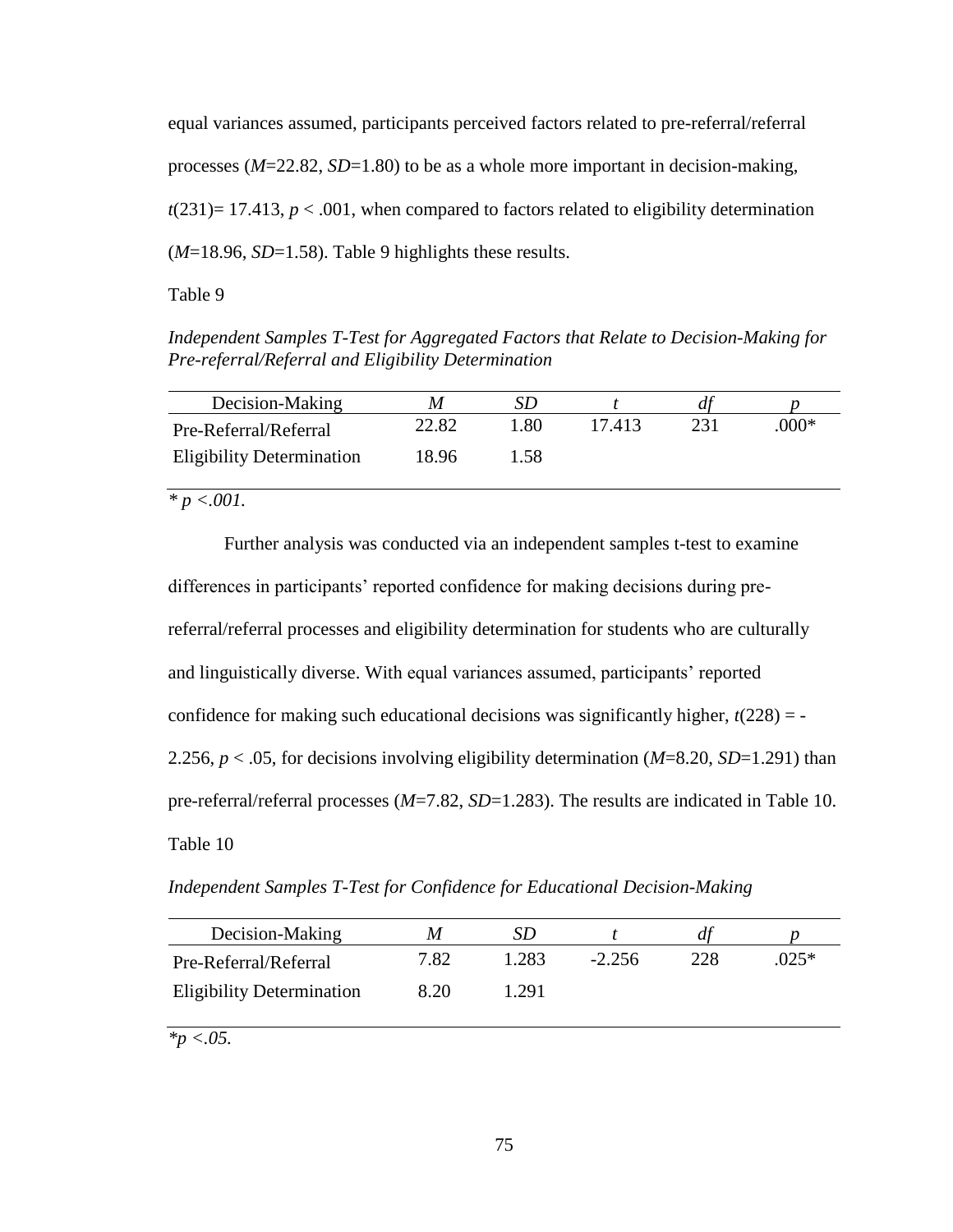equal variances assumed, participants perceived factors related to pre-referral/referral processes (*M*=22.82, *SD*=1.80) to be as a whole more important in decision-making, $t(231) = 17.413$, $p < .001$, when compared to factors related to eligibility determination (*M*=18.96, *SD*=1.58). Table 9 highlights these results.

Table 9

*Independent Samples T-Test for Aggregated Factors that Relate to Decision-Making for Pre-referral/Referral and Eligibility Determination*

| Decision-Making | *M* | *SD* | *t* | *df* | *p* |
|---|---|---|---|---|---|
| Pre-Referral/Referral | 22.82 | 1.80 | 17.413 | 231 | .000* |
| Eligibility Determination | 18.96 | 1.58 | | | |

*\* p <.001.*

Further analysis was conducted via an independent samples t-test to examine differences in participants' reported confidence for making decisions during pre-referral/referral processes and eligibility determination for students who are culturally and linguistically diverse. With equal variances assumed, participants' reported confidence for making such educational decisions was significantly higher, $t(228) = -2.256$, $p < .05$, for decisions involving eligibility determination (*M*=8.20, *SD*=1.291) than pre-referral/referral processes (*M*=7.82, *SD*=1.283). The results are indicated in Table 10.

Table 10

*Independent Samples T-Test for Confidence for Educational Decision-Making*

| Decision-Making | *M* | *SD* | *t* | *df* | *p* |
|---|---|---|---|---|---|
| Pre-Referral/Referral | 7.82 | 1.283 | -2.256 | 228 | .025* |
| Eligibility Determination | 8.20 | 1.291 | | | |

*\*p <.05.*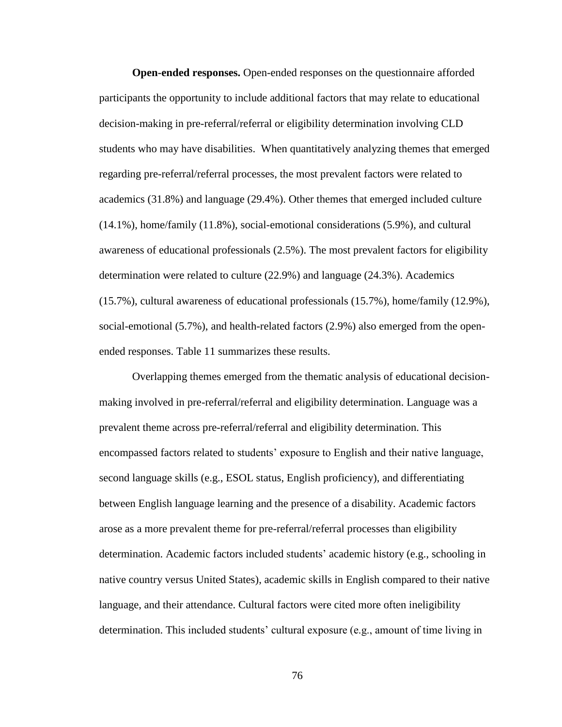**Open-ended responses.** Open-ended responses on the questionnaire afforded participants the opportunity to include additional factors that may relate to educational decision-making in pre-referral/referral or eligibility determination involving CLD students who may have disabilities. When quantitatively analyzing themes that emerged regarding pre-referral/referral processes, the most prevalent factors were related to academics (31.8%) and language (29.4%). Other themes that emerged included culture (14.1%), home/family (11.8%), social-emotional considerations (5.9%), and cultural awareness of educational professionals (2.5%). The most prevalent factors for eligibility determination were related to culture (22.9%) and language (24.3%). Academics (15.7%), cultural awareness of educational professionals (15.7%), home/family (12.9%), social-emotional (5.7%), and health-related factors (2.9%) also emerged from the open-ended responses. Table 11 summarizes these results.

Overlapping themes emerged from the thematic analysis of educational decision-making involved in pre-referral/referral and eligibility determination. Language was a prevalent theme across pre-referral/referral and eligibility determination. This encompassed factors related to students' exposure to English and their native language, second language skills (e.g., ESOL status, English proficiency), and differentiating between English language learning and the presence of a disability. Academic factors arose as a more prevalent theme for pre-referral/referral processes than eligibility determination. Academic factors included students' academic history (e.g., schooling in native country versus United States), academic skills in English compared to their native language, and their attendance. Cultural factors were cited more often ineligibility determination. This included students' cultural exposure (e.g., amount of time living in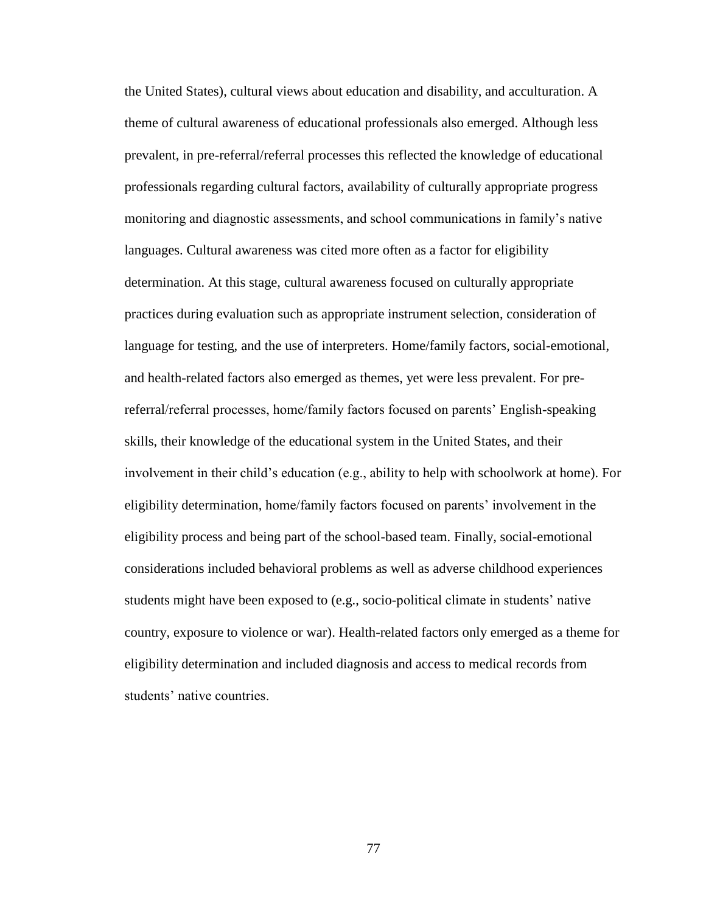the United States), cultural views about education and disability, and acculturation. A theme of cultural awareness of educational professionals also emerged. Although less prevalent, in pre-referral/referral processes this reflected the knowledge of educational professionals regarding cultural factors, availability of culturally appropriate progress monitoring and diagnostic assessments, and school communications in family's native languages. Cultural awareness was cited more often as a factor for eligibility determination. At this stage, cultural awareness focused on culturally appropriate practices during evaluation such as appropriate instrument selection, consideration of language for testing, and the use of interpreters. Home/family factors, social-emotional, and health-related factors also emerged as themes, yet were less prevalent. For pre-referral/referral processes, home/family factors focused on parents' English-speaking skills, their knowledge of the educational system in the United States, and their involvement in their child's education (e.g., ability to help with schoolwork at home). For eligibility determination, home/family factors focused on parents' involvement in the eligibility process and being part of the school-based team. Finally, social-emotional considerations included behavioral problems as well as adverse childhood experiences students might have been exposed to (e.g., socio-political climate in students' native country, exposure to violence or war). Health-related factors only emerged as a theme for eligibility determination and included diagnosis and access to medical records from students' native countries.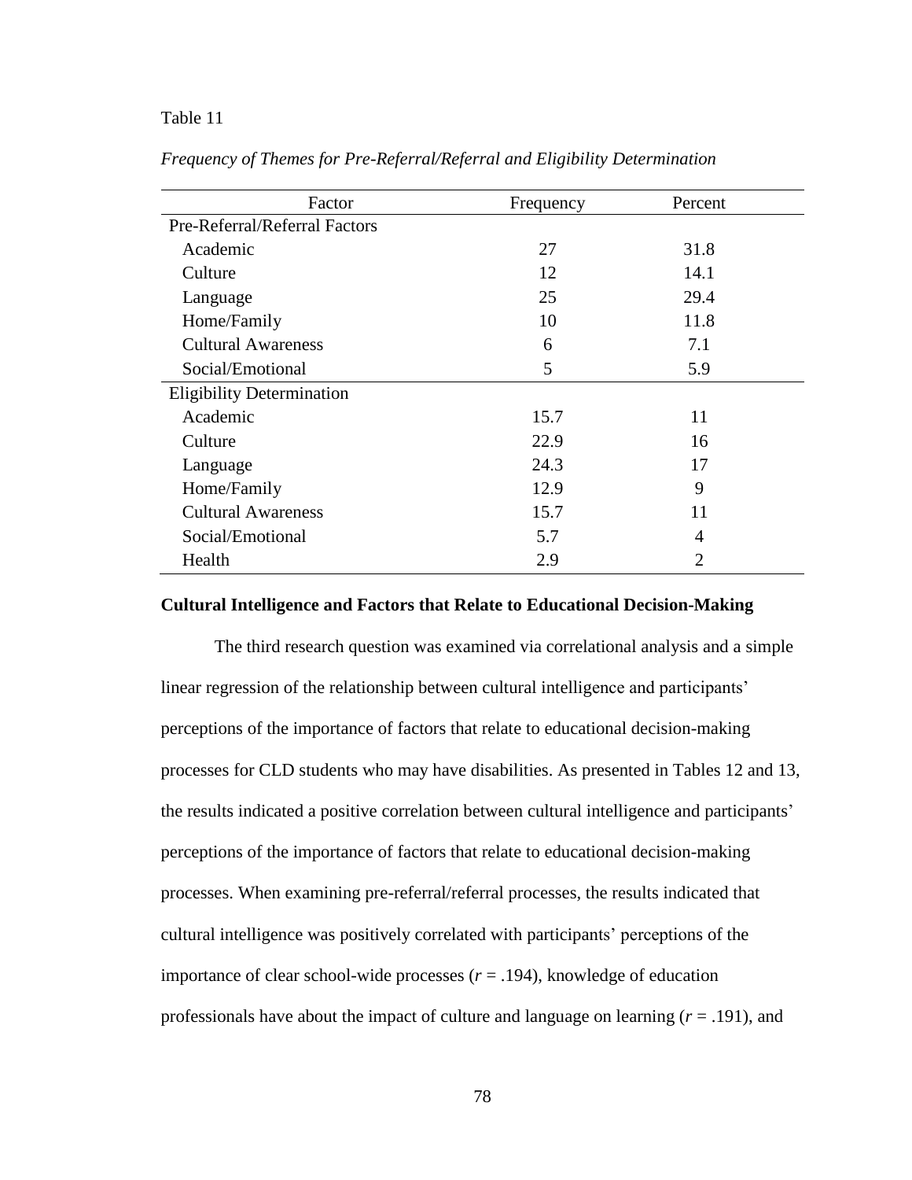Table 11

*Frequency of Themes for Pre-Referral/Referral and Eligibility Determination*

| Factor | Frequency | Percent |
|---|---|---|
| Pre-Referral/Referral Factors | | |
| Academic | 27 | 31.8 |
| Culture | 12 | 14.1 |
| Language | 25 | 29.4 |
| Home/Family | 10 | 11.8 |
| Cultural Awareness | 6 | 7.1 |
| Social/Emotional | 5 | 5.9 |
| Eligibility Determination | | |
| Academic | 15.7 | 11 |
| Culture | 22.9 | 16 |
| Language | 24.3 | 17 |
| Home/Family | 12.9 | 9 |
| Cultural Awareness | 15.7 | 11 |
| Social/Emotional | 5.7 | 4 |
| Health | 2.9 | 2 |

**Cultural Intelligence and Factors that Relate to Educational Decision-Making**

The third research question was examined via correlational analysis and a simple linear regression of the relationship between cultural intelligence and participants' perceptions of the importance of factors that relate to educational decision-making processes for CLD students who may have disabilities. As presented in Tables 12 and 13, the results indicated a positive correlation between cultural intelligence and participants' perceptions of the importance of factors that relate to educational decision-making processes. When examining pre-referral/referral processes, the results indicated that cultural intelligence was positively correlated with participants' perceptions of the importance of clear school-wide processes ($r = .194$), knowledge of education professionals have about the impact of culture and language on learning ($r = .191$), and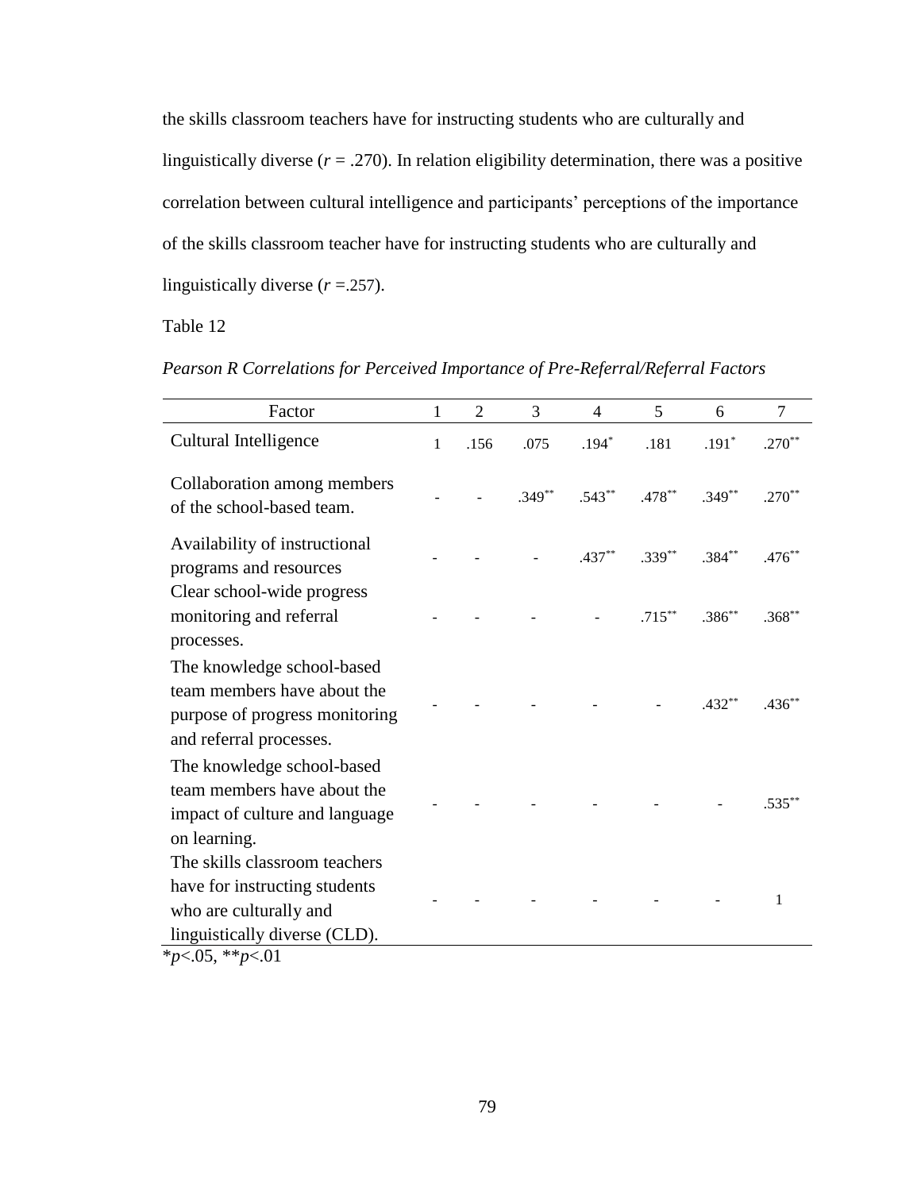the skills classroom teachers have for instructing students who are culturally and linguistically diverse ($r$ = .270). In relation eligibility determination, there was a positive correlation between cultural intelligence and participants' perceptions of the importance of the skills classroom teacher have for instructing students who are culturally and linguistically diverse ($r$ =.257).

Table 12

*Pearson R Correlations for Perceived Importance of Pre-Referral/Referral Factors*

| Factor | 1 | 2 | 3 | 4 | 5 | 6 | 7 |
|---|---|---|---|---|---|---|---|
| Cultural Intelligence | 1 | .156 | .075 | .194* | .181 | .191* | .270** |
| Collaboration among members of the school-based team. | - | - | .349** | .543** | .478** | .349** | .270** |
| Availability of instructional programs and resources | - | - | - | .437** | .339** | .384** | .476** |
| Clear school-wide progress monitoring and referral processes. | - | - | - | - | .715** | .386** | .368** |
| The knowledge school-based team members have about the purpose of progress monitoring and referral processes. | - | - | - | - | - | .432** | .436** |
| The knowledge school-based team members have about the impact of culture and language on learning. | - | - | - | - | - | - | .535** |
| The skills classroom teachers have for instructing students who are culturally and linguistically diverse (CLD). | - | - | - | - | - | - | 1 |

*$p$<.05, **$p$<.01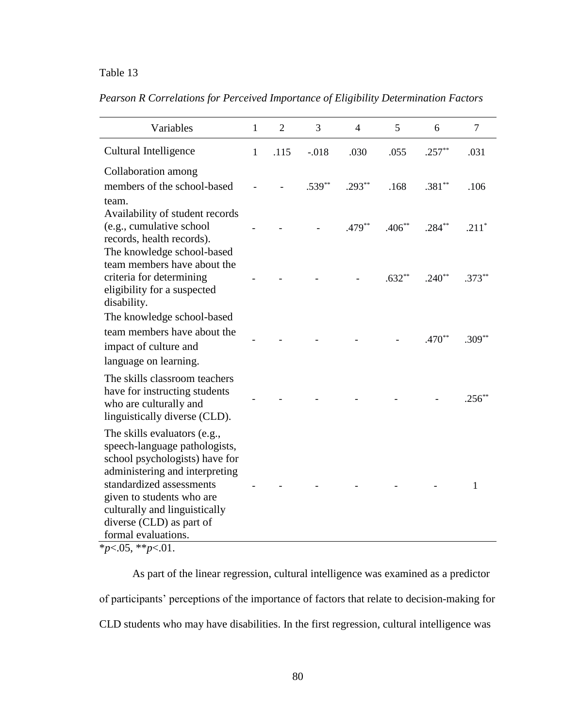Table 13

*Pearson R Correlations for Perceived Importance of Eligibility Determination Factors*

| Variables | 1 | 2 | 3 | 4 | 5 | 6 | 7 |
|---|---|---|---|---|---|---|---|
| Cultural Intelligence | 1 | .115 | -.018 | .030 | .055 | .257** | .031 |
| Collaboration among members of the school-based team. | - | - | .539** | .293** | .168 | .381** | .106 |
| Availability of student records (e.g., cumulative school records, health records). | - | - | - | .479** | .406** | .284** | .211* |
| The knowledge school-based team members have about the criteria for determining eligibility for a suspected disability. | - | - | - | - | .632** | .240** | .373** |
| The knowledge school-based team members have about the impact of culture and language on learning. | - | - | - | - | - | .470** | .309** |
| The skills classroom teachers have for instructing students who are culturally and linguistically diverse (CLD). | - | - | - | - | - | - | .256** |
| The skills evaluators (e.g., speech-language pathologists, school psychologists) have for administering and interpreting standardized assessments given to students who are culturally and linguistically diverse (CLD) as part of formal evaluations. | - | - | - | - | - | - | 1 |

*$p<.05$, **$p<.01$.

As part of the linear regression, cultural intelligence was examined as a predictor of participants' perceptions of the importance of factors that relate to decision-making for CLD students who may have disabilities. In the first regression, cultural intelligence was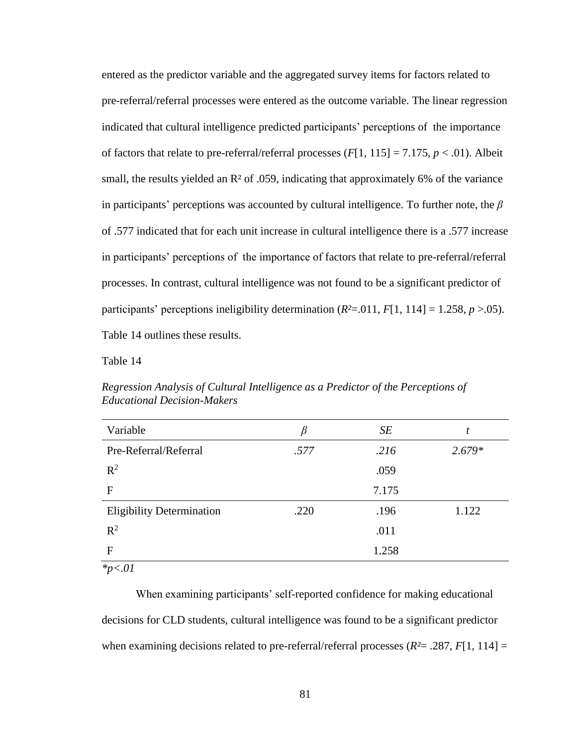entered as the predictor variable and the aggregated survey items for factors related to pre-referral/referral processes were entered as the outcome variable. The linear regression indicated that cultural intelligence predicted participants' perceptions of the importance of factors that relate to pre-referral/referral processes ($F$[1, 115] = 7.175, $p < .01$). Albeit small, the results yielded an $R^2$ of .059, indicating that approximately 6% of the variance in participants' perceptions was accounted by cultural intelligence. To further note, the $\beta$ of .577 indicated that for each unit increase in cultural intelligence there is a .577 increase in participants' perceptions of the importance of factors that relate to pre-referral/referral processes. In contrast, cultural intelligence was not found to be a significant predictor of participants' perceptions ineligibility determination ($R^2$=.011, $F$[1, 114] = 1.258, $p > .05$). Table 14 outlines these results.

Table 14

*Regression Analysis of Cultural Intelligence as a Predictor of the Perceptions of Educational Decision-Makers*

| Variable | $\beta$ | *SE* | *t* |
|---|---|---|---|
| Pre-Referral/Referral | *.577* | *.216* | *2.679\** |
| $R^2$ | | .059 | |
| F | | 7.175 | |
| Eligibility Determination | .220 | .196 | 1.122 |
| $R^2$ | | .011 | |
| F | | 1.258 | |

*\*p<.01*

When examining participants' self-reported confidence for making educational decisions for CLD students, cultural intelligence was found to be a significant predictor when examining decisions related to pre-referral/referral processes ($R^2$= .287, $F$[1, 114] =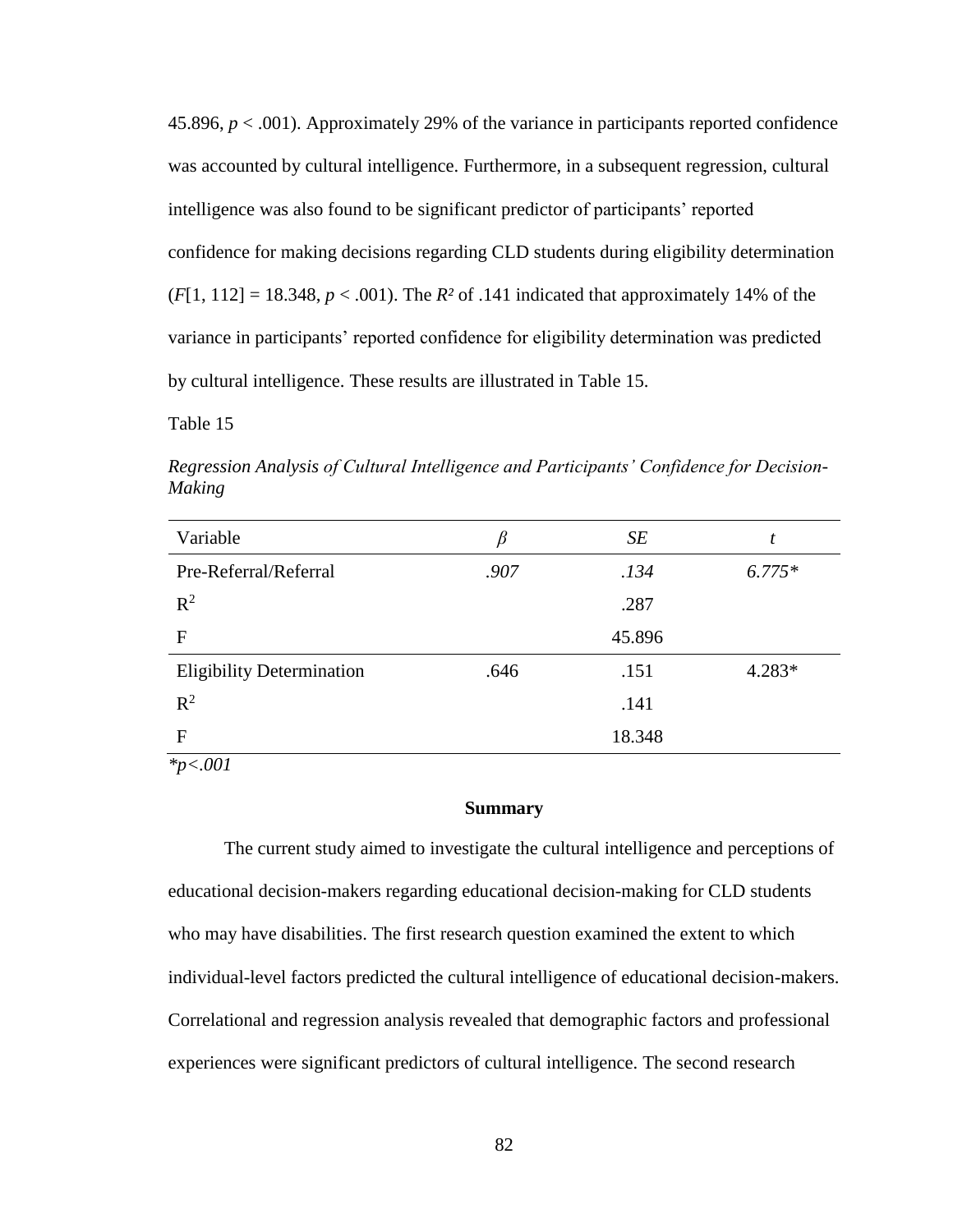45.896, $p < .001$). Approximately 29% of the variance in participants reported confidence was accounted by cultural intelligence. Furthermore, in a subsequent regression, cultural intelligence was also found to be significant predictor of participants' reported confidence for making decisions regarding CLD students during eligibility determination ($F[1, 112] = 18.348$, $p < .001$). The $R^2$ of .141 indicated that approximately 14% of the variance in participants' reported confidence for eligibility determination was predicted by cultural intelligence. These results are illustrated in Table 15.

Table 15

*Regression Analysis of Cultural Intelligence and Participants' Confidence for Decision-Making*

| Variable | $\beta$ | *SE* | *t* |
|---|---|---|---|
| Pre-Referral/Referral | *.907* | *.134* | *6.775\** |
| $R^2$ | | .287 | |
| F | | 45.896 | |
| Eligibility Determination | .646 | .151 | 4.283* |
| $R^2$ | | .141 | |
| F | | 18.348 | |

*\*p<.001*

## Summary

The current study aimed to investigate the cultural intelligence and perceptions of educational decision-makers regarding educational decision-making for CLD students who may have disabilities. The first research question examined the extent to which individual-level factors predicted the cultural intelligence of educational decision-makers. Correlational and regression analysis revealed that demographic factors and professional experiences were significant predictors of cultural intelligence. The second research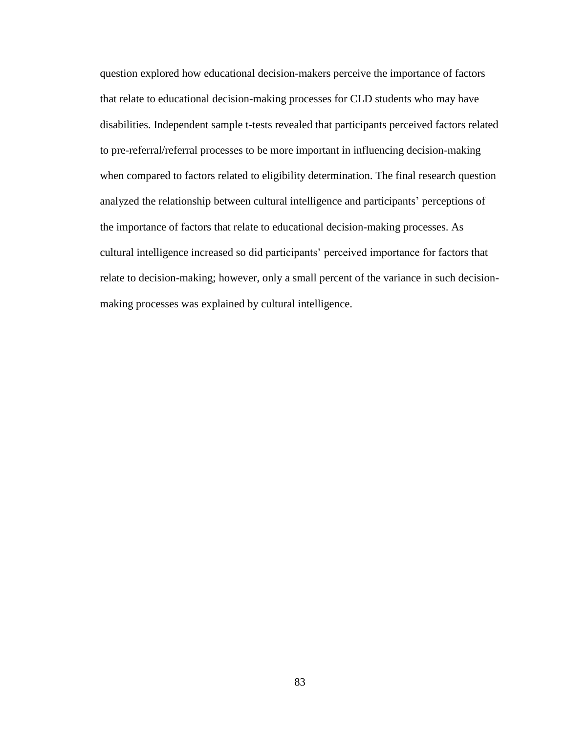question explored how educational decision-makers perceive the importance of factors that relate to educational decision-making processes for CLD students who may have disabilities. Independent sample t-tests revealed that participants perceived factors related to pre-referral/referral processes to be more important in influencing decision-making when compared to factors related to eligibility determination. The final research question analyzed the relationship between cultural intelligence and participants' perceptions of the importance of factors that relate to educational decision-making processes. As cultural intelligence increased so did participants' perceived importance for factors that relate to decision-making; however, only a small percent of the variance in such decision-making processes was explained by cultural intelligence.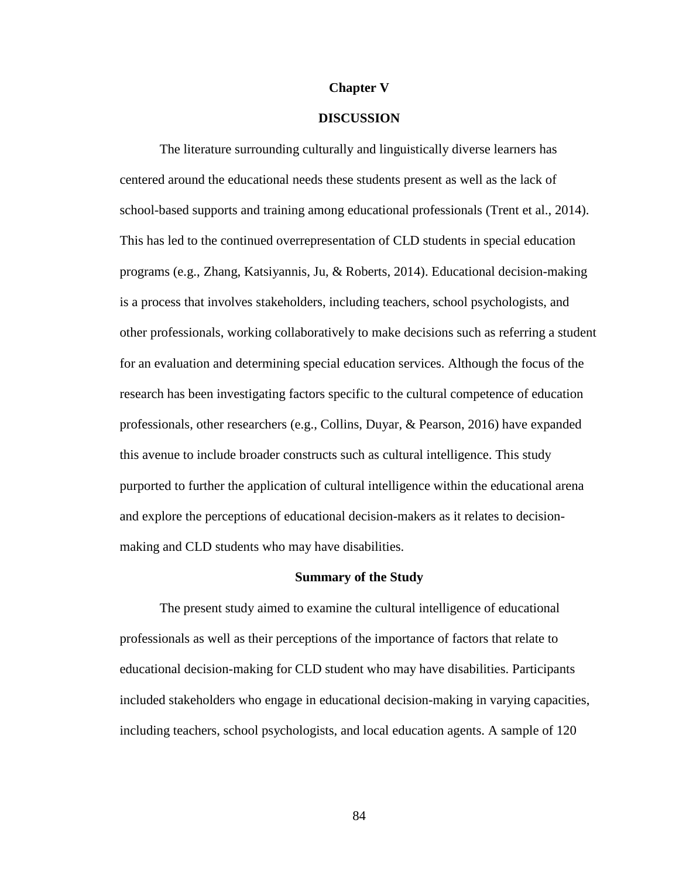# Chapter V

# DISCUSSION

The literature surrounding culturally and linguistically diverse learners has centered around the educational needs these students present as well as the lack of school-based supports and training among educational professionals (Trent et al., 2014). This has led to the continued overrepresentation of CLD students in special education programs (e.g., Zhang, Katsiyannis, Ju, & Roberts, 2014). Educational decision-making is a process that involves stakeholders, including teachers, school psychologists, and other professionals, working collaboratively to make decisions such as referring a student for an evaluation and determining special education services. Although the focus of the research has been investigating factors specific to the cultural competence of education professionals, other researchers (e.g., Collins, Duyar, & Pearson, 2016) have expanded this avenue to include broader constructs such as cultural intelligence. This study purported to further the application of cultural intelligence within the educational arena and explore the perceptions of educational decision-makers as it relates to decision-making and CLD students who may have disabilities.

## Summary of the Study

The present study aimed to examine the cultural intelligence of educational professionals as well as their perceptions of the importance of factors that relate to educational decision-making for CLD student who may have disabilities. Participants included stakeholders who engage in educational decision-making in varying capacities, including teachers, school psychologists, and local education agents. A sample of 120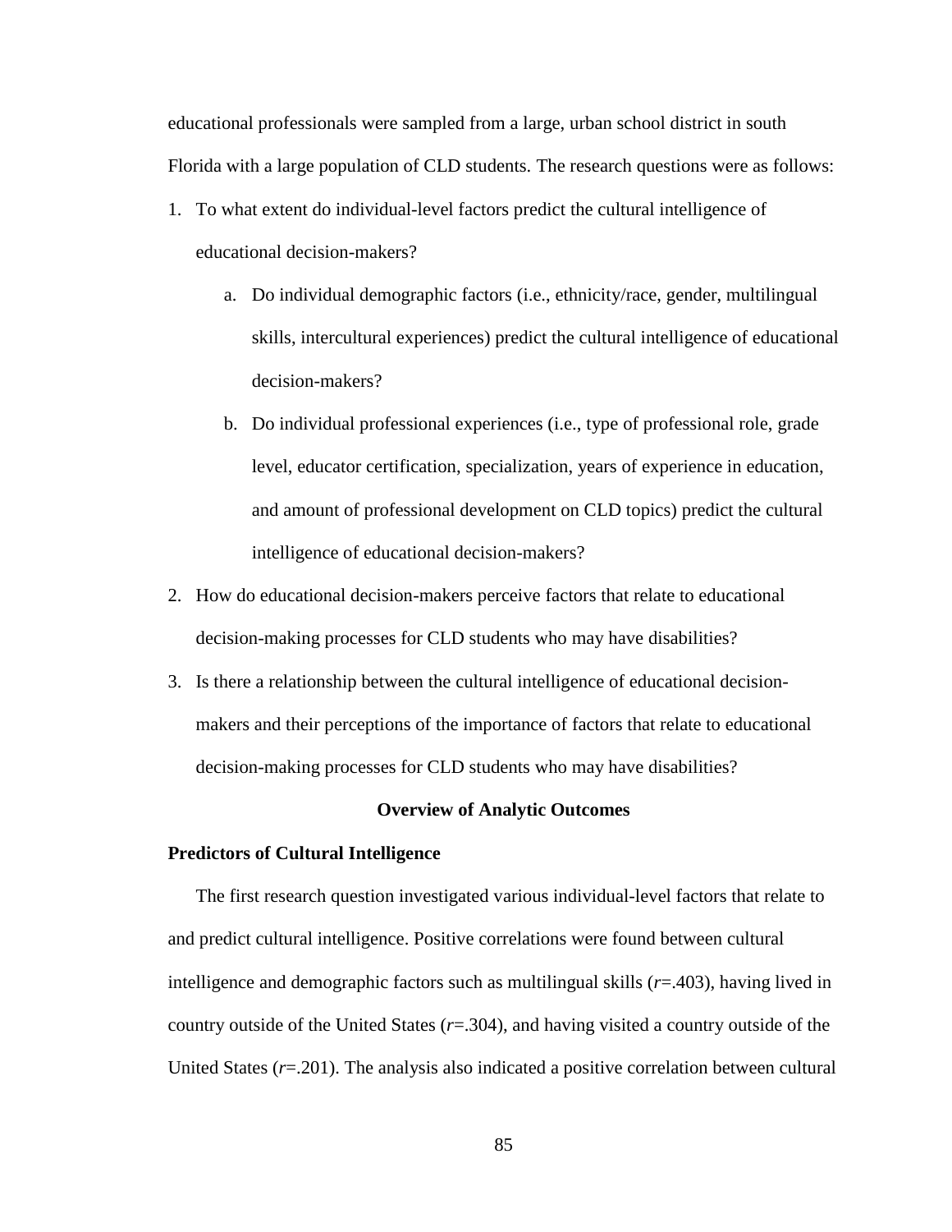educational professionals were sampled from a large, urban school district in south Florida with a large population of CLD students. The research questions were as follows:

1. To what extent do individual-level factors predict the cultural intelligence of educational decision-makers?
    a. Do individual demographic factors (i.e., ethnicity/race, gender, multilingual skills, intercultural experiences) predict the cultural intelligence of educational decision-makers?
    b. Do individual professional experiences (i.e., type of professional role, grade level, educator certification, specialization, years of experience in education, and amount of professional development on CLD topics) predict the cultural intelligence of educational decision-makers?
2. How do educational decision-makers perceive factors that relate to educational decision-making processes for CLD students who may have disabilities?
3. Is there a relationship between the cultural intelligence of educational decision-makers and their perceptions of the importance of factors that relate to educational decision-making processes for CLD students who may have disabilities?

## Overview of Analytic Outcomes

### Predictors of Cultural Intelligence

The first research question investigated various individual-level factors that relate to and predict cultural intelligence. Positive correlations were found between cultural intelligence and demographic factors such as multilingual skills ($r$=.403), having lived in country outside of the United States ($r$=.304), and having visited a country outside of the United States ($r$=.201). The analysis also indicated a positive correlation between cultural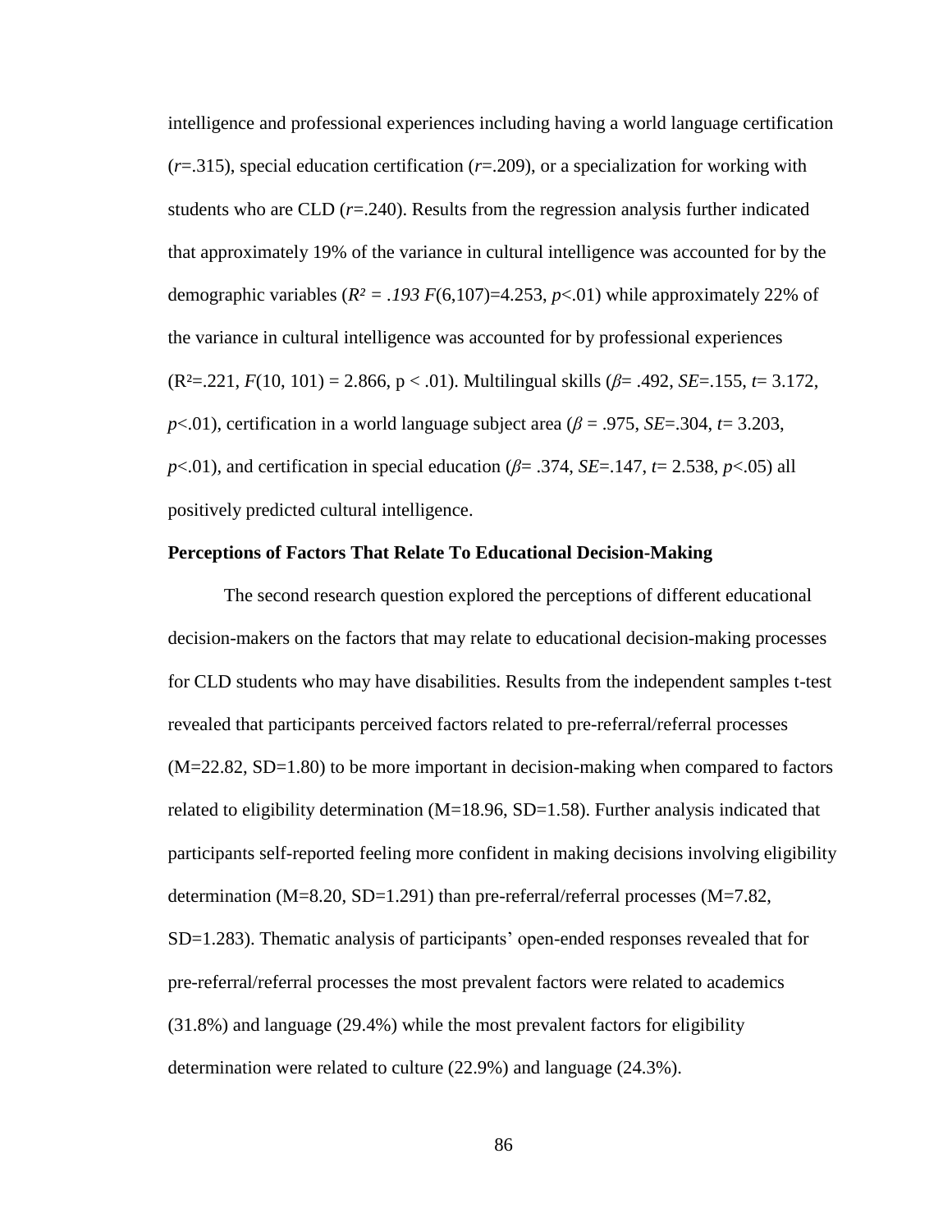intelligence and professional experiences including having a world language certification ($r$=.315), special education certification ($r$=.209), or a specialization for working with students who are CLD ($r$=.240). Results from the regression analysis further indicated that approximately 19% of the variance in cultural intelligence was accounted for by the demographic variables ($R^2 = .193$ $F(6,107)=4.253$, $p<.01$) while approximately 22% of the variance in cultural intelligence was accounted for by professional experiences ($R^2=.221$, $F(10, 101) = 2.866$, $p < .01$). Multilingual skills ($\beta= .492$, $SE=.155$, $t= 3.172$, $p<.01$), certification in a world language subject area ($\beta = .975$, $SE=.304$, $t= 3.203$, $p<.01$), and certification in special education ($\beta= .374$, $SE=.147$, $t= 2.538$, $p<.05$) all positively predicted cultural intelligence.

**Perceptions of Factors That Relate To Educational Decision-Making**

The second research question explored the perceptions of different educational decision-makers on the factors that may relate to educational decision-making processes for CLD students who may have disabilities. Results from the independent samples t-test revealed that participants perceived factors related to pre-referral/referral processes (M=22.82, SD=1.80) to be more important in decision-making when compared to factors related to eligibility determination (M=18.96, SD=1.58). Further analysis indicated that participants self-reported feeling more confident in making decisions involving eligibility determination (M=8.20, SD=1.291) than pre-referral/referral processes (M=7.82, SD=1.283). Thematic analysis of participants' open-ended responses revealed that for pre-referral/referral processes the most prevalent factors were related to academics (31.8%) and language (29.4%) while the most prevalent factors for eligibility determination were related to culture (22.9%) and language (24.3%).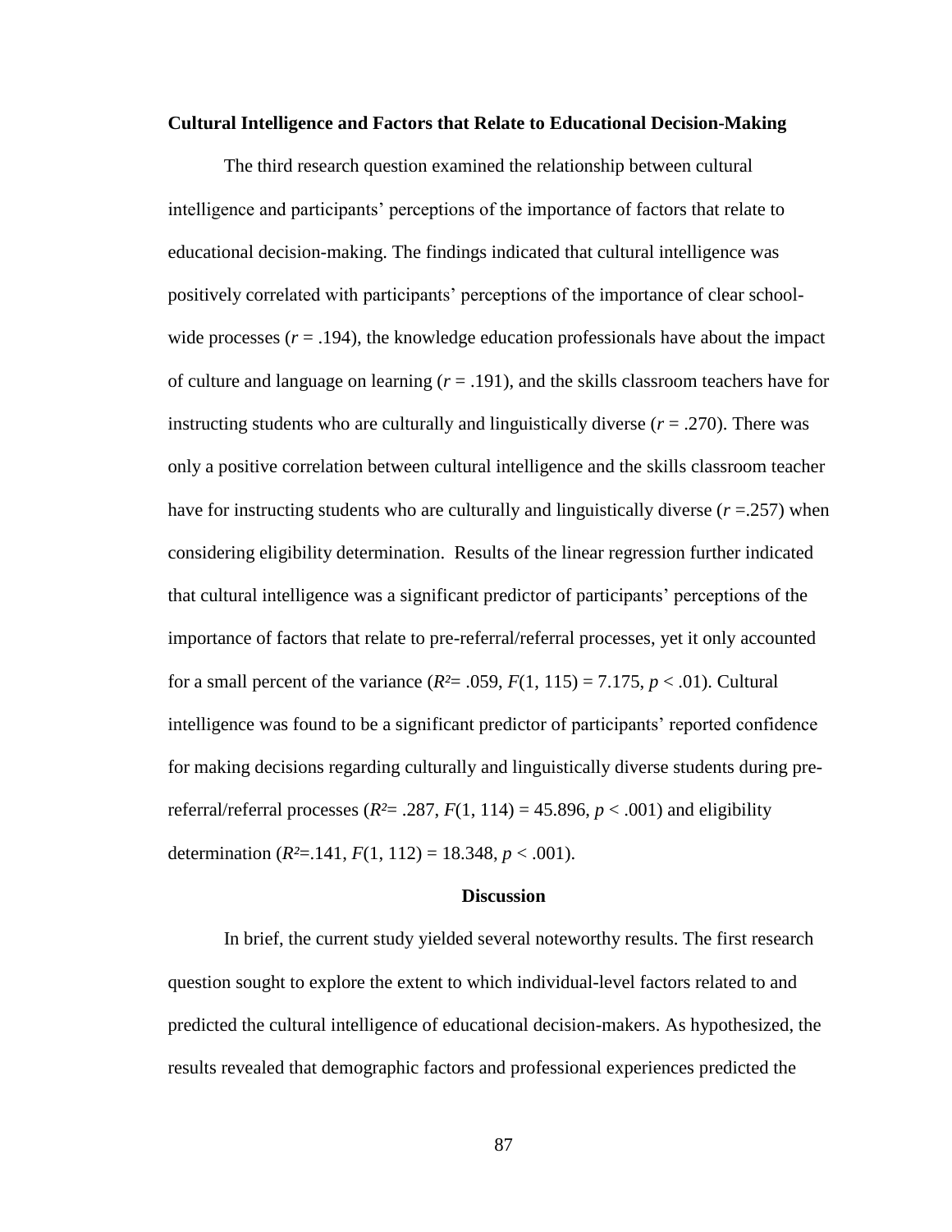**Cultural Intelligence and Factors that Relate to Educational Decision-Making**

The third research question examined the relationship between cultural intelligence and participants' perceptions of the importance of factors that relate to educational decision-making. The findings indicated that cultural intelligence was positively correlated with participants' perceptions of the importance of clear school-wide processes ($r$ = .194), the knowledge education professionals have about the impact of culture and language on learning ($r$ = .191), and the skills classroom teachers have for instructing students who are culturally and linguistically diverse ($r$ = .270). There was only a positive correlation between cultural intelligence and the skills classroom teacher have for instructing students who are culturally and linguistically diverse ($r$ =.257) when considering eligibility determination. Results of the linear regression further indicated that cultural intelligence was a significant predictor of participants' perceptions of the importance of factors that relate to pre-referral/referral processes, yet it only accounted for a small percent of the variance ($R^2$= .059, $F(1, 115)$ = 7.175, $p$ < .01). Cultural intelligence was found to be a significant predictor of participants' reported confidence for making decisions regarding culturally and linguistically diverse students during pre-referral/referral processes ($R^2$= .287, $F(1, 114)$ = 45.896, $p$ < .001) and eligibility determination ($R^2$=.141, $F(1, 112)$ = 18.348, $p$ < .001).

## Discussion

In brief, the current study yielded several noteworthy results. The first research question sought to explore the extent to which individual-level factors related to and predicted the cultural intelligence of educational decision-makers. As hypothesized, the results revealed that demographic factors and professional experiences predicted the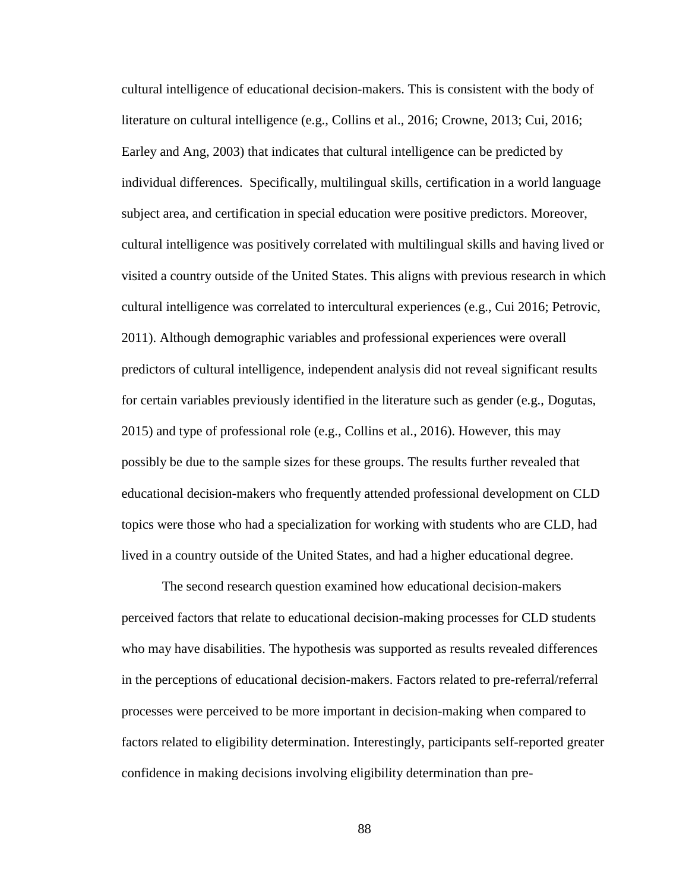cultural intelligence of educational decision-makers. This is consistent with the body of literature on cultural intelligence (e.g., Collins et al., 2016; Crowne, 2013; Cui, 2016; Earley and Ang, 2003) that indicates that cultural intelligence can be predicted by individual differences. Specifically, multilingual skills, certification in a world language subject area, and certification in special education were positive predictors. Moreover, cultural intelligence was positively correlated with multilingual skills and having lived or visited a country outside of the United States. This aligns with previous research in which cultural intelligence was correlated to intercultural experiences (e.g., Cui 2016; Petrovic, 2011). Although demographic variables and professional experiences were overall predictors of cultural intelligence, independent analysis did not reveal significant results for certain variables previously identified in the literature such as gender (e.g., Dogutas, 2015) and type of professional role (e.g., Collins et al., 2016). However, this may possibly be due to the sample sizes for these groups. The results further revealed that educational decision-makers who frequently attended professional development on CLD topics were those who had a specialization for working with students who are CLD, had lived in a country outside of the United States, and had a higher educational degree.

The second research question examined how educational decision-makers perceived factors that relate to educational decision-making processes for CLD students who may have disabilities. The hypothesis was supported as results revealed differences in the perceptions of educational decision-makers. Factors related to pre-referral/referral processes were perceived to be more important in decision-making when compared to factors related to eligibility determination. Interestingly, participants self-reported greater confidence in making decisions involving eligibility determination than pre-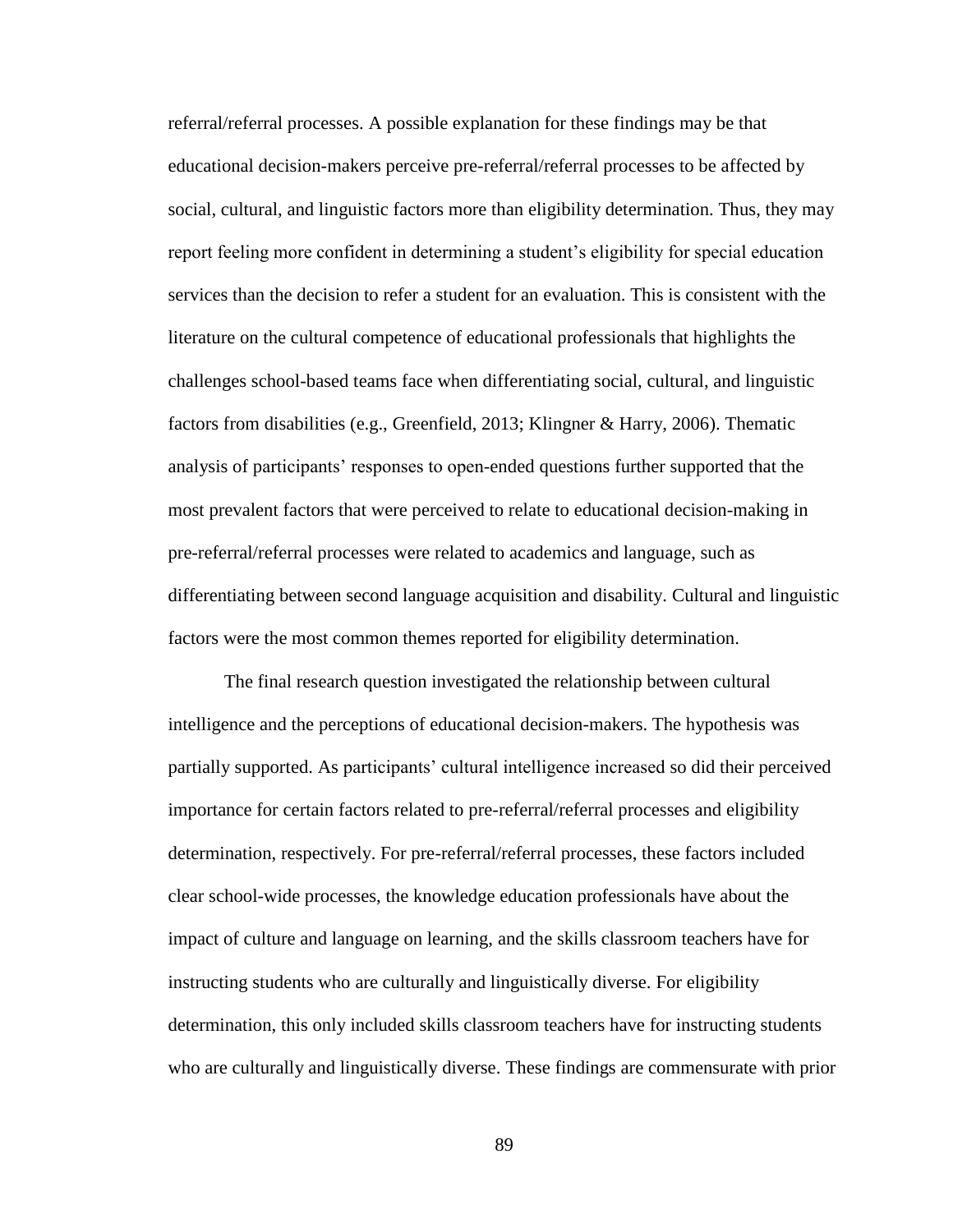referral/referral processes. A possible explanation for these findings may be that educational decision-makers perceive pre-referral/referral processes to be affected by social, cultural, and linguistic factors more than eligibility determination. Thus, they may report feeling more confident in determining a student's eligibility for special education services than the decision to refer a student for an evaluation. This is consistent with the literature on the cultural competence of educational professionals that highlights the challenges school-based teams face when differentiating social, cultural, and linguistic factors from disabilities (e.g., Greenfield, 2013; Klingner & Harry, 2006). Thematic analysis of participants' responses to open-ended questions further supported that the most prevalent factors that were perceived to relate to educational decision-making in pre-referral/referral processes were related to academics and language, such as differentiating between second language acquisition and disability. Cultural and linguistic factors were the most common themes reported for eligibility determination.

The final research question investigated the relationship between cultural intelligence and the perceptions of educational decision-makers. The hypothesis was partially supported. As participants' cultural intelligence increased so did their perceived importance for certain factors related to pre-referral/referral processes and eligibility determination, respectively. For pre-referral/referral processes, these factors included clear school-wide processes, the knowledge education professionals have about the impact of culture and language on learning, and the skills classroom teachers have for instructing students who are culturally and linguistically diverse. For eligibility determination, this only included skills classroom teachers have for instructing students who are culturally and linguistically diverse. These findings are commensurate with prior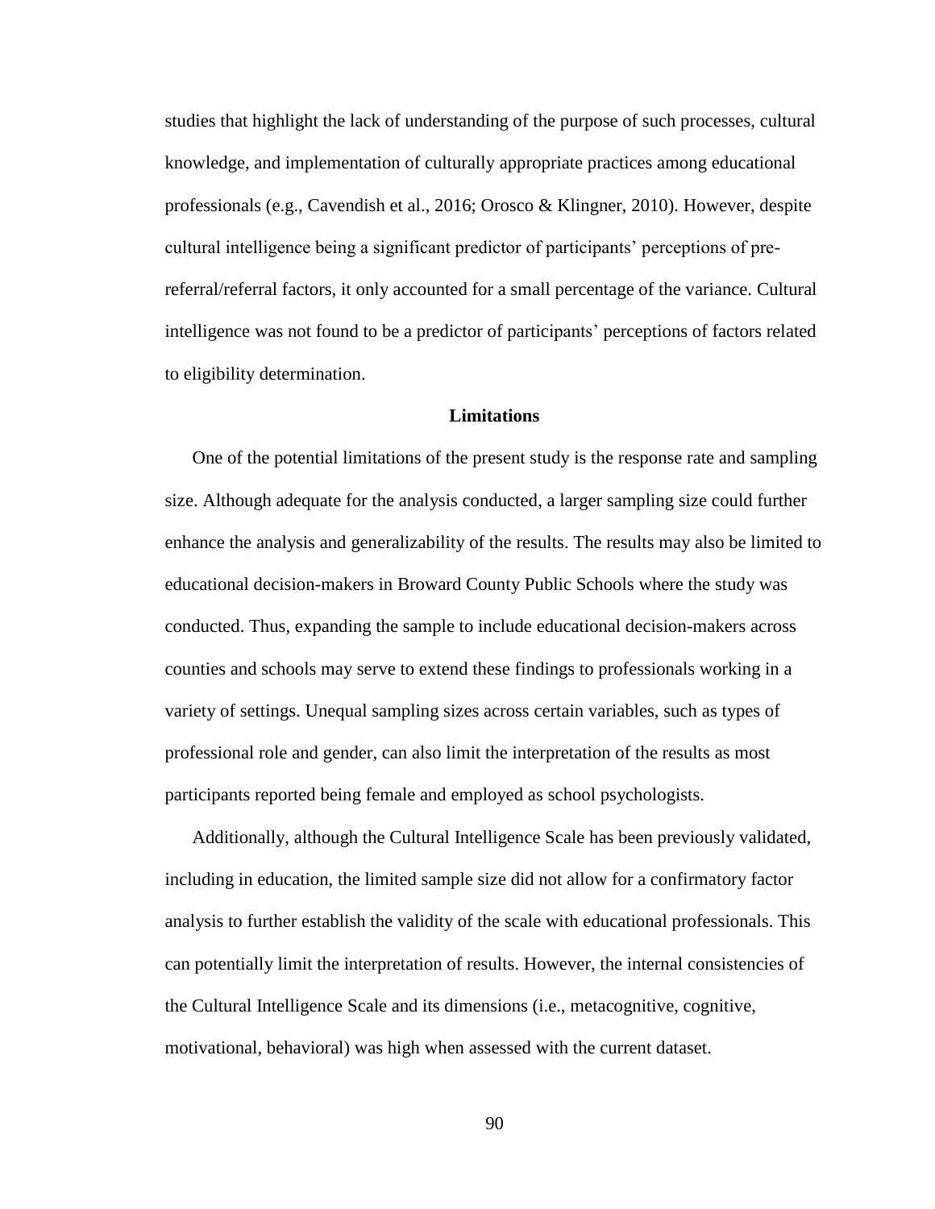studies that highlight the lack of understanding of the purpose of such processes, cultural knowledge, and implementation of culturally appropriate practices among educational professionals (e.g., Cavendish et al., 2016; Orosco & Klingner, 2010). However, despite cultural intelligence being a significant predictor of participants' perceptions of pre-referral/referral factors, it only accounted for a small percentage of the variance. Cultural intelligence was not found to be a predictor of participants' perceptions of factors related to eligibility determination.

## Limitations

One of the potential limitations of the present study is the response rate and sampling size. Although adequate for the analysis conducted, a larger sampling size could further enhance the analysis and generalizability of the results. The results may also be limited to educational decision-makers in Broward County Public Schools where the study was conducted. Thus, expanding the sample to include educational decision-makers across counties and schools may serve to extend these findings to professionals working in a variety of settings. Unequal sampling sizes across certain variables, such as types of professional role and gender, can also limit the interpretation of the results as most participants reported being female and employed as school psychologists.

Additionally, although the Cultural Intelligence Scale has been previously validated, including in education, the limited sample size did not allow for a confirmatory factor analysis to further establish the validity of the scale with educational professionals. This can potentially limit the interpretation of results. However, the internal consistencies of the Cultural Intelligence Scale and its dimensions (i.e., metacognitive, cognitive, motivational, behavioral) was high when assessed with the current dataset.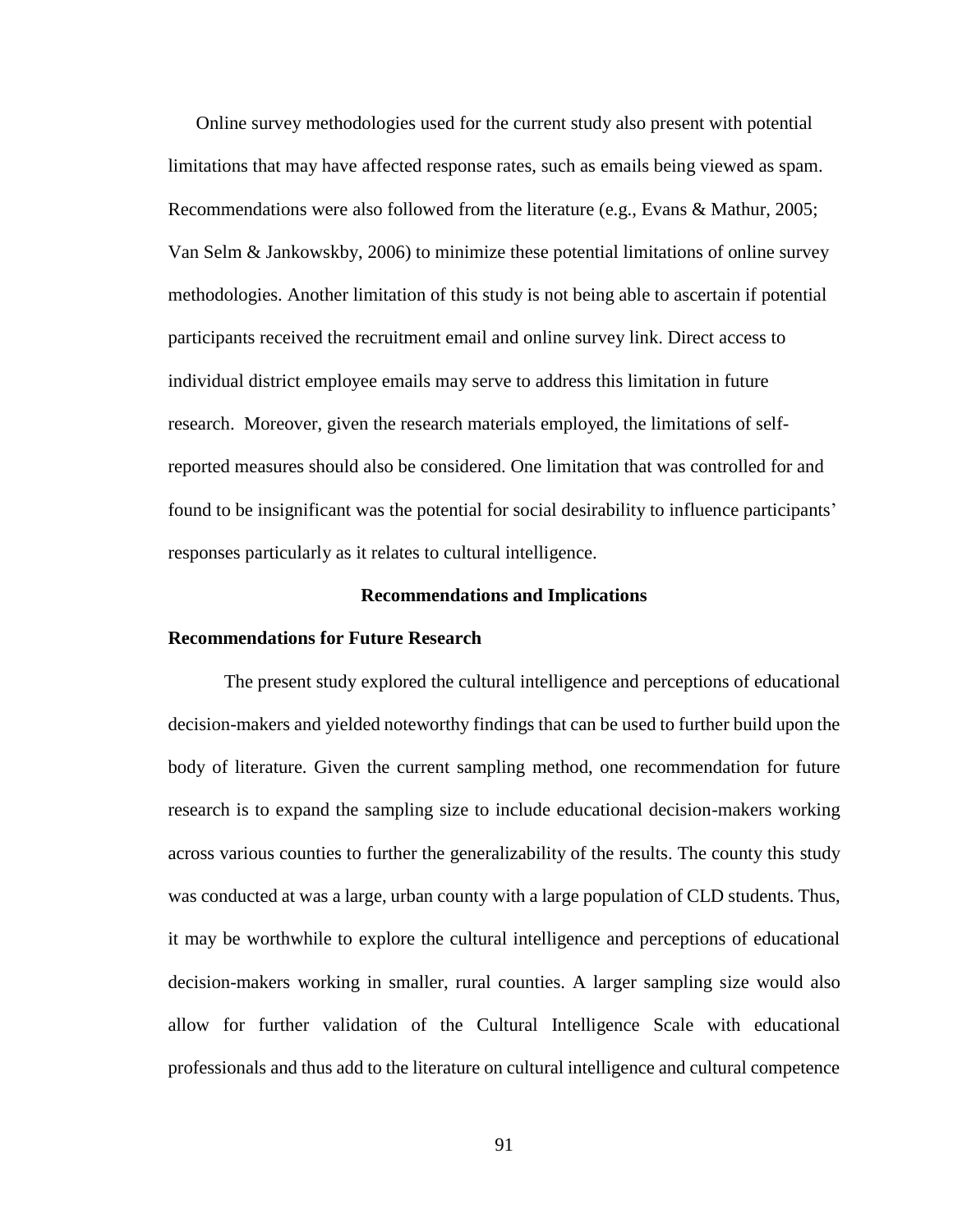Online survey methodologies used for the current study also present with potential limitations that may have affected response rates, such as emails being viewed as spam. Recommendations were also followed from the literature (e.g., Evans & Mathur, 2005; Van Selm & Jankowskby, 2006) to minimize these potential limitations of online survey methodologies. Another limitation of this study is not being able to ascertain if potential participants received the recruitment email and online survey link. Direct access to individual district employee emails may serve to address this limitation in future research. Moreover, given the research materials employed, the limitations of self-reported measures should also be considered. One limitation that was controlled for and found to be insignificant was the potential for social desirability to influence participants' responses particularly as it relates to cultural intelligence.

## Recommendations and Implications

### Recommendations for Future Research

The present study explored the cultural intelligence and perceptions of educational decision-makers and yielded noteworthy findings that can be used to further build upon the body of literature. Given the current sampling method, one recommendation for future research is to expand the sampling size to include educational decision-makers working across various counties to further the generalizability of the results. The county this study was conducted at was a large, urban county with a large population of CLD students. Thus, it may be worthwhile to explore the cultural intelligence and perceptions of educational decision-makers working in smaller, rural counties. A larger sampling size would also allow for further validation of the Cultural Intelligence Scale with educational professionals and thus add to the literature on cultural intelligence and cultural competence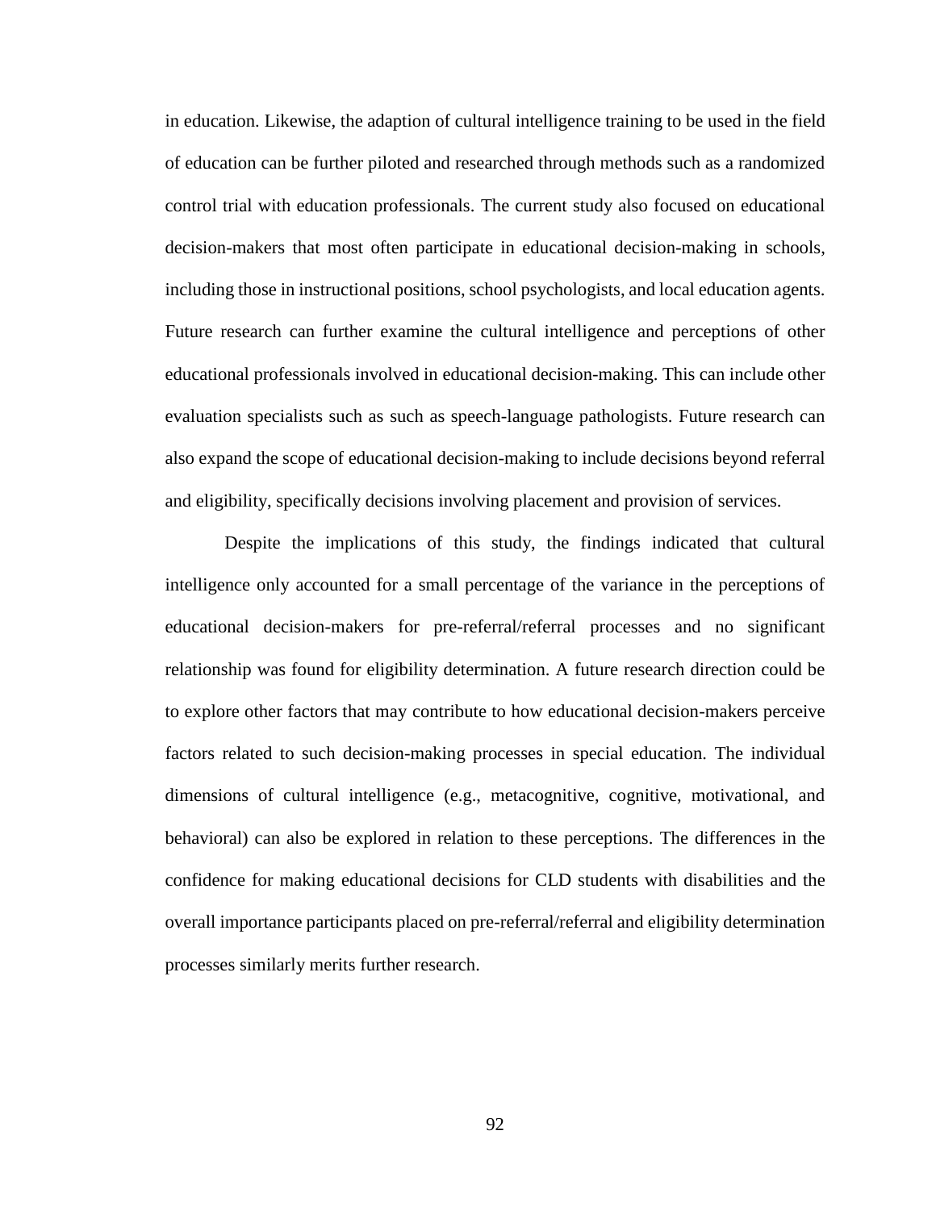in education. Likewise, the adaption of cultural intelligence training to be used in the field of education can be further piloted and researched through methods such as a randomized control trial with education professionals. The current study also focused on educational decision-makers that most often participate in educational decision-making in schools, including those in instructional positions, school psychologists, and local education agents. Future research can further examine the cultural intelligence and perceptions of other educational professionals involved in educational decision-making. This can include other evaluation specialists such as such as speech-language pathologists. Future research can also expand the scope of educational decision-making to include decisions beyond referral and eligibility, specifically decisions involving placement and provision of services.

Despite the implications of this study, the findings indicated that cultural intelligence only accounted for a small percentage of the variance in the perceptions of educational decision-makers for pre-referral/referral processes and no significant relationship was found for eligibility determination. A future research direction could be to explore other factors that may contribute to how educational decision-makers perceive factors related to such decision-making processes in special education. The individual dimensions of cultural intelligence (e.g., metacognitive, cognitive, motivational, and behavioral) can also be explored in relation to these perceptions. The differences in the confidence for making educational decisions for CLD students with disabilities and the overall importance participants placed on pre-referral/referral and eligibility determination processes similarly merits further research.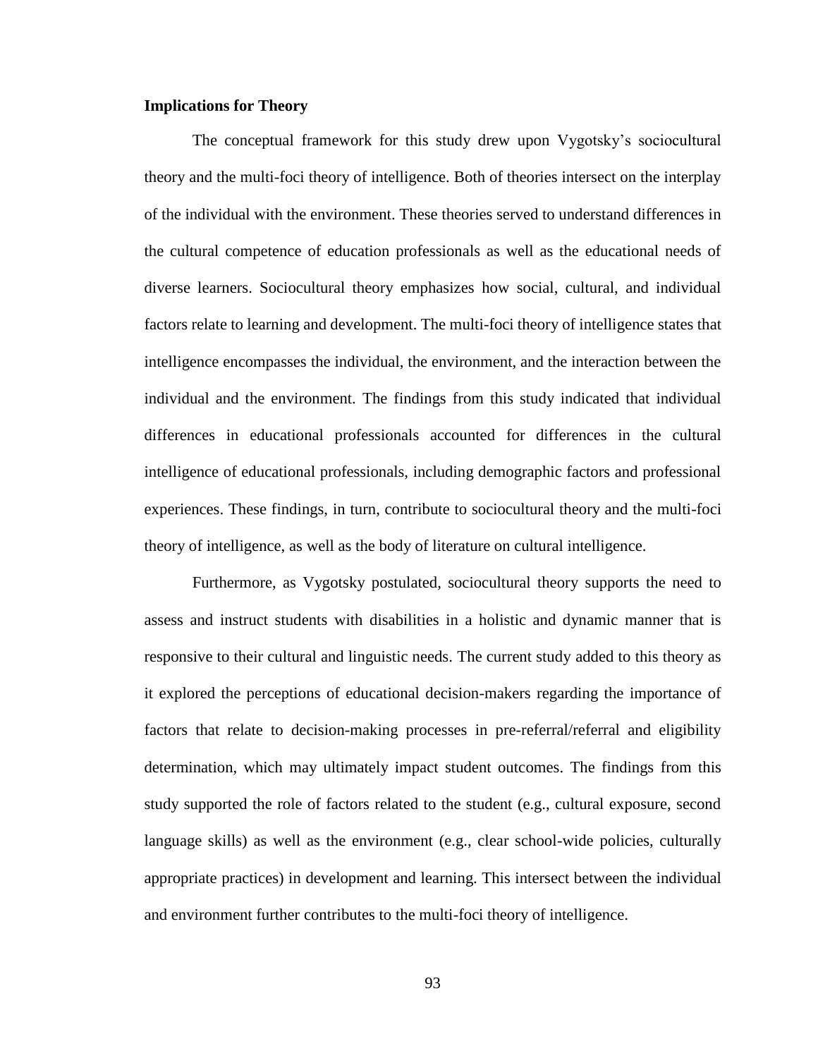**Implications for Theory**

The conceptual framework for this study drew upon Vygotsky's sociocultural theory and the multi-foci theory of intelligence. Both of theories intersect on the interplay of the individual with the environment. These theories served to understand differences in the cultural competence of education professionals as well as the educational needs of diverse learners. Sociocultural theory emphasizes how social, cultural, and individual factors relate to learning and development. The multi-foci theory of intelligence states that intelligence encompasses the individual, the environment, and the interaction between the individual and the environment. The findings from this study indicated that individual differences in educational professionals accounted for differences in the cultural intelligence of educational professionals, including demographic factors and professional experiences. These findings, in turn, contribute to sociocultural theory and the multi-foci theory of intelligence, as well as the body of literature on cultural intelligence.

Furthermore, as Vygotsky postulated, sociocultural theory supports the need to assess and instruct students with disabilities in a holistic and dynamic manner that is responsive to their cultural and linguistic needs. The current study added to this theory as it explored the perceptions of educational decision-makers regarding the importance of factors that relate to decision-making processes in pre-referral/referral and eligibility determination, which may ultimately impact student outcomes. The findings from this study supported the role of factors related to the student (e.g., cultural exposure, second language skills) as well as the environment (e.g., clear school-wide policies, culturally appropriate practices) in development and learning. This intersect between the individual and environment further contributes to the multi-foci theory of intelligence.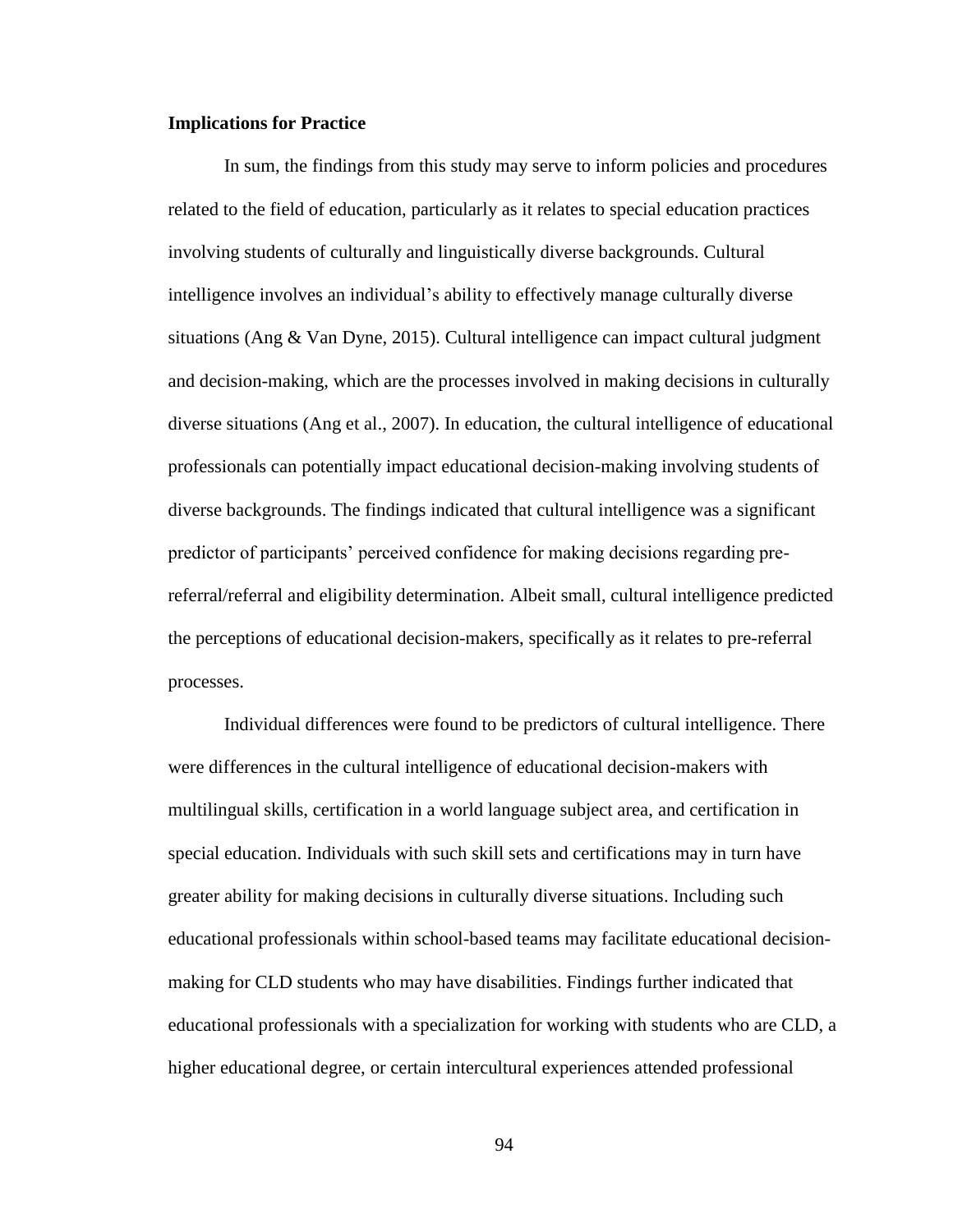**Implications for Practice**

In sum, the findings from this study may serve to inform policies and procedures related to the field of education, particularly as it relates to special education practices involving students of culturally and linguistically diverse backgrounds. Cultural intelligence involves an individual's ability to effectively manage culturally diverse situations (Ang & Van Dyne, 2015). Cultural intelligence can impact cultural judgment and decision-making, which are the processes involved in making decisions in culturally diverse situations (Ang et al., 2007). In education, the cultural intelligence of educational professionals can potentially impact educational decision-making involving students of diverse backgrounds. The findings indicated that cultural intelligence was a significant predictor of participants' perceived confidence for making decisions regarding pre-referral/referral and eligibility determination. Albeit small, cultural intelligence predicted the perceptions of educational decision-makers, specifically as it relates to pre-referral processes.

Individual differences were found to be predictors of cultural intelligence. There were differences in the cultural intelligence of educational decision-makers with multilingual skills, certification in a world language subject area, and certification in special education. Individuals with such skill sets and certifications may in turn have greater ability for making decisions in culturally diverse situations. Including such educational professionals within school-based teams may facilitate educational decision-making for CLD students who may have disabilities. Findings further indicated that educational professionals with a specialization for working with students who are CLD, a higher educational degree, or certain intercultural experiences attended professional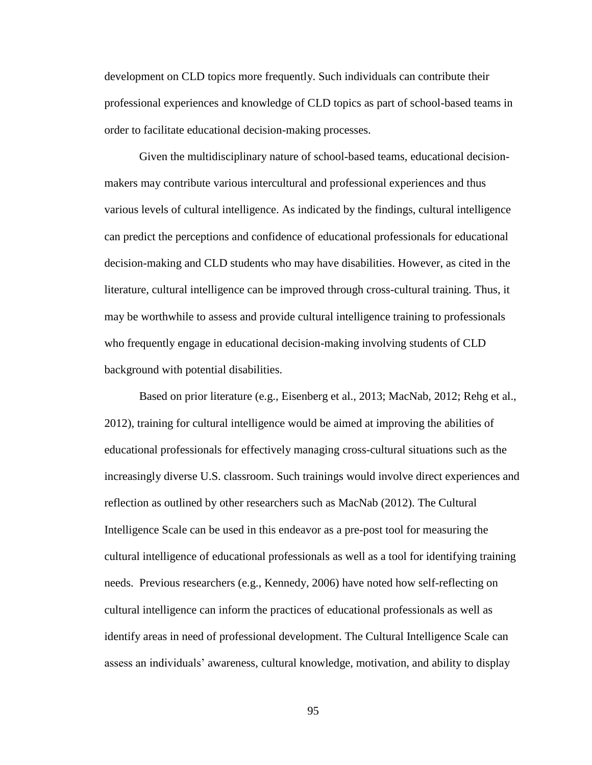development on CLD topics more frequently. Such individuals can contribute their professional experiences and knowledge of CLD topics as part of school-based teams in order to facilitate educational decision-making processes.

Given the multidisciplinary nature of school-based teams, educational decision-makers may contribute various intercultural and professional experiences and thus various levels of cultural intelligence. As indicated by the findings, cultural intelligence can predict the perceptions and confidence of educational professionals for educational decision-making and CLD students who may have disabilities. However, as cited in the literature, cultural intelligence can be improved through cross-cultural training. Thus, it may be worthwhile to assess and provide cultural intelligence training to professionals who frequently engage in educational decision-making involving students of CLD background with potential disabilities.

Based on prior literature (e.g., Eisenberg et al., 2013; MacNab, 2012; Rehg et al., 2012), training for cultural intelligence would be aimed at improving the abilities of educational professionals for effectively managing cross-cultural situations such as the increasingly diverse U.S. classroom. Such trainings would involve direct experiences and reflection as outlined by other researchers such as MacNab (2012). The Cultural Intelligence Scale can be used in this endeavor as a pre-post tool for measuring the cultural intelligence of educational professionals as well as a tool for identifying training needs. Previous researchers (e.g., Kennedy, 2006) have noted how self-reflecting on cultural intelligence can inform the practices of educational professionals as well as identify areas in need of professional development. The Cultural Intelligence Scale can assess an individuals' awareness, cultural knowledge, motivation, and ability to display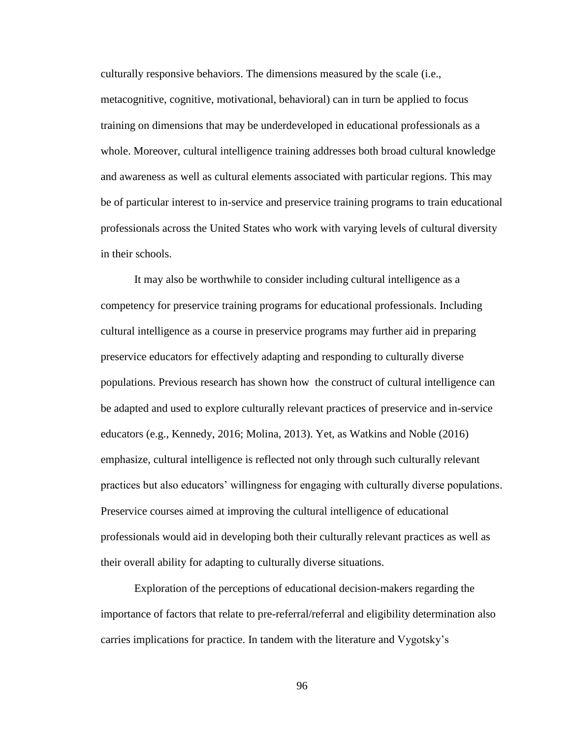culturally responsive behaviors. The dimensions measured by the scale (i.e., metacognitive, cognitive, motivational, behavioral) can in turn be applied to focus training on dimensions that may be underdeveloped in educational professionals as a whole. Moreover, cultural intelligence training addresses both broad cultural knowledge and awareness as well as cultural elements associated with particular regions. This may be of particular interest to in-service and preservice training programs to train educational professionals across the United States who work with varying levels of cultural diversity in their schools.

It may also be worthwhile to consider including cultural intelligence as a competency for preservice training programs for educational professionals. Including cultural intelligence as a course in preservice programs may further aid in preparing preservice educators for effectively adapting and responding to culturally diverse populations. Previous research has shown how the construct of cultural intelligence can be adapted and used to explore culturally relevant practices of preservice and in-service educators (e.g., Kennedy, 2016; Molina, 2013). Yet, as Watkins and Noble (2016) emphasize, cultural intelligence is reflected not only through such culturally relevant practices but also educators' willingness for engaging with culturally diverse populations. Preservice courses aimed at improving the cultural intelligence of educational professionals would aid in developing both their culturally relevant practices as well as their overall ability for adapting to culturally diverse situations.

Exploration of the perceptions of educational decision-makers regarding the importance of factors that relate to pre-referral/referral and eligibility determination also carries implications for practice. In tandem with the literature and Vygotsky's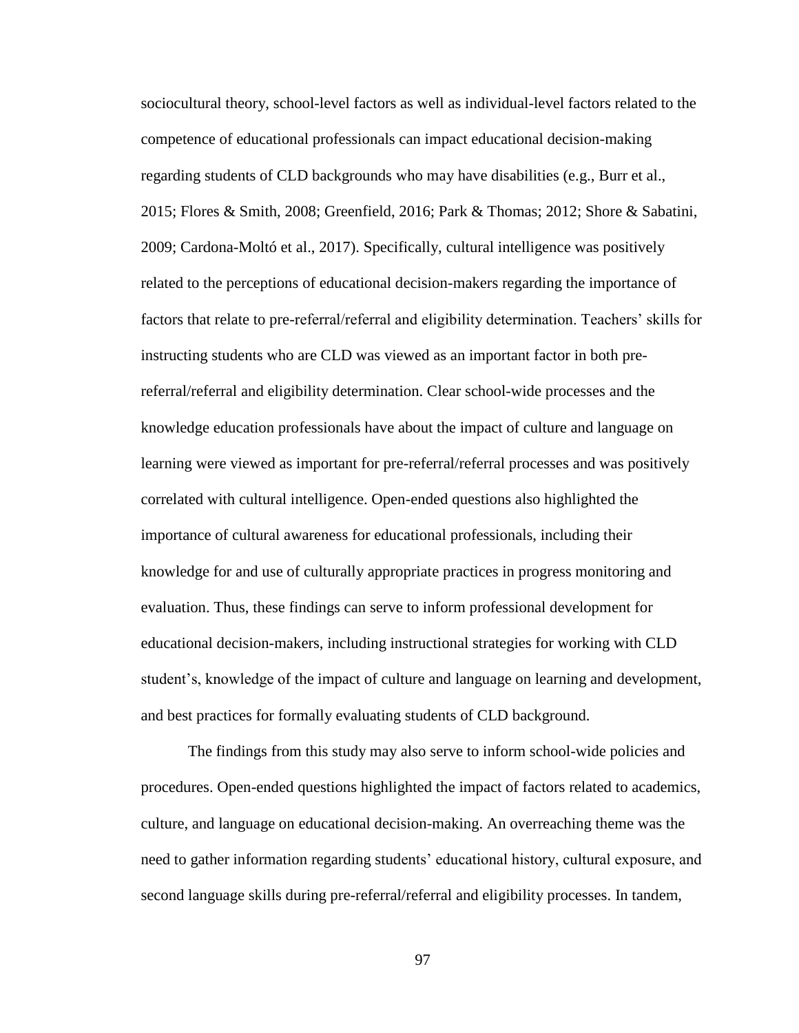sociocultural theory, school-level factors as well as individual-level factors related to the competence of educational professionals can impact educational decision-making regarding students of CLD backgrounds who may have disabilities (e.g., Burr et al., 2015; Flores & Smith, 2008; Greenfield, 2016; Park & Thomas; 2012; Shore & Sabatini, 2009; Cardona-Moltó et al., 2017). Specifically, cultural intelligence was positively related to the perceptions of educational decision-makers regarding the importance of factors that relate to pre-referral/referral and eligibility determination. Teachers' skills for instructing students who are CLD was viewed as an important factor in both pre-referral/referral and eligibility determination. Clear school-wide processes and the knowledge education professionals have about the impact of culture and language on learning were viewed as important for pre-referral/referral processes and was positively correlated with cultural intelligence. Open-ended questions also highlighted the importance of cultural awareness for educational professionals, including their knowledge for and use of culturally appropriate practices in progress monitoring and evaluation. Thus, these findings can serve to inform professional development for educational decision-makers, including instructional strategies for working with CLD student's, knowledge of the impact of culture and language on learning and development, and best practices for formally evaluating students of CLD background.

The findings from this study may also serve to inform school-wide policies and procedures. Open-ended questions highlighted the impact of factors related to academics, culture, and language on educational decision-making. An overreaching theme was the need to gather information regarding students' educational history, cultural exposure, and second language skills during pre-referral/referral and eligibility processes. In tandem,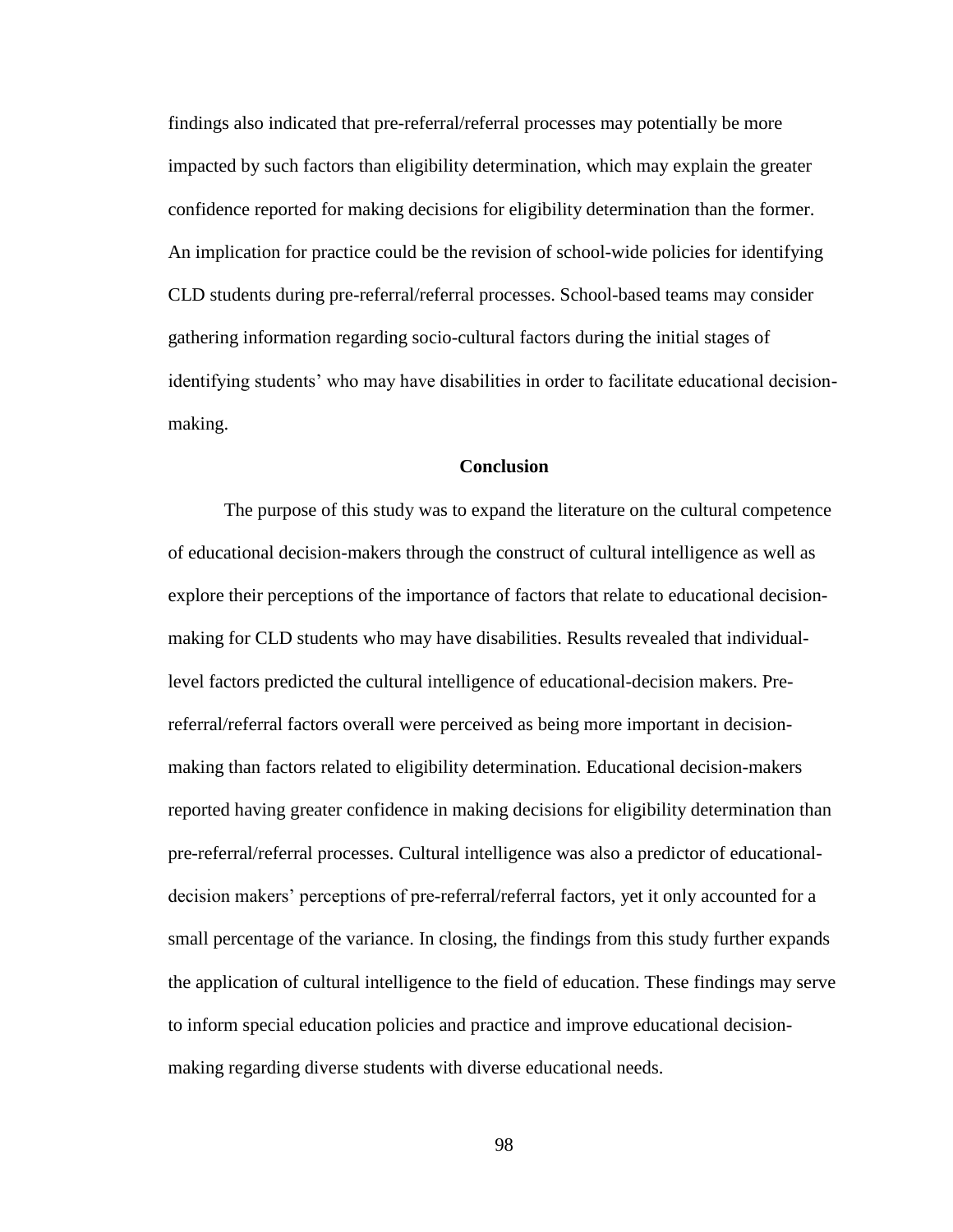findings also indicated that pre-referral/referral processes may potentially be more impacted by such factors than eligibility determination, which may explain the greater confidence reported for making decisions for eligibility determination than the former. An implication for practice could be the revision of school-wide policies for identifying CLD students during pre-referral/referral processes. School-based teams may consider gathering information regarding socio-cultural factors during the initial stages of identifying students' who may have disabilities in order to facilitate educational decision-making.

## Conclusion

The purpose of this study was to expand the literature on the cultural competence of educational decision-makers through the construct of cultural intelligence as well as explore their perceptions of the importance of factors that relate to educational decision-making for CLD students who may have disabilities. Results revealed that individual-level factors predicted the cultural intelligence of educational-decision makers. Pre-referral/referral factors overall were perceived as being more important in decision-making than factors related to eligibility determination. Educational decision-makers reported having greater confidence in making decisions for eligibility determination than pre-referral/referral processes. Cultural intelligence was also a predictor of educational-decision makers' perceptions of pre-referral/referral factors, yet it only accounted for a small percentage of the variance. In closing, the findings from this study further expands the application of cultural intelligence to the field of education. These findings may serve to inform special education policies and practice and improve educational decision-making regarding diverse students with diverse educational needs.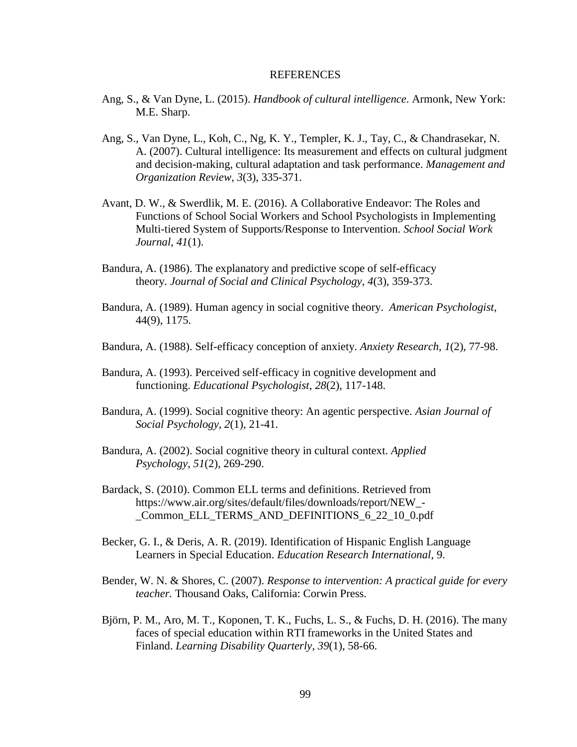# REFERENCES

Ang, S., & Van Dyne, L. (2015). *Handbook of cultural intelligence*. Armonk, New York: M.E. Sharp.

Ang, S., Van Dyne, L., Koh, C., Ng, K. Y., Templer, K. J., Tay, C., & Chandrasekar, N. A. (2007). Cultural intelligence: Its measurement and effects on cultural judgment and decision-making, cultural adaptation and task performance. *Management and Organization Review*, *3*(3), 335-371.

Avant, D. W., & Swerdlik, M. E. (2016). A Collaborative Endeavor: The Roles and Functions of School Social Workers and School Psychologists in Implementing Multi-tiered System of Supports/Response to Intervention. *School Social Work Journal*, *41*(1).

Bandura, A. (1986). The explanatory and predictive scope of self-efficacy theory. *Journal of Social and Clinical Psychology*, *4*(3), 359-373.

Bandura, A. (1989). Human agency in social cognitive theory. *American Psychologist*, 44(9), 1175.

Bandura, A. (1988). Self-efficacy conception of anxiety. *Anxiety Research*, *1*(2), 77-98.

Bandura, A. (1993). Perceived self-efficacy in cognitive development and functioning. *Educational Psychologist*, *28*(2), 117-148.

Bandura, A. (1999). Social cognitive theory: An agentic perspective. *Asian Journal of Social Psychology*, *2*(1), 21-41.

Bandura, A. (2002). Social cognitive theory in cultural context. *Applied Psychology*, *51*(2), 269-290.

Bardack, S. (2010). Common ELL terms and definitions. Retrieved from https://www.air.org/sites/default/files/downloads/report/NEW_-_Common_ELL_TERMS_AND_DEFINITIONS_6_22_10_0.pdf

Becker, G. I., & Deris, A. R. (2019). Identification of Hispanic English Language Learners in Special Education. *Education Research International*, 9.

Bender, W. N. & Shores, C. (2007). *Response to intervention: A practical guide for every teacher.* Thousand Oaks, California: Corwin Press.

Björn, P. M., Aro, M. T., Koponen, T. K., Fuchs, L. S., & Fuchs, D. H. (2016). The many faces of special education within RTI frameworks in the United States and Finland. *Learning Disability Quarterly*, *39*(1), 58-66.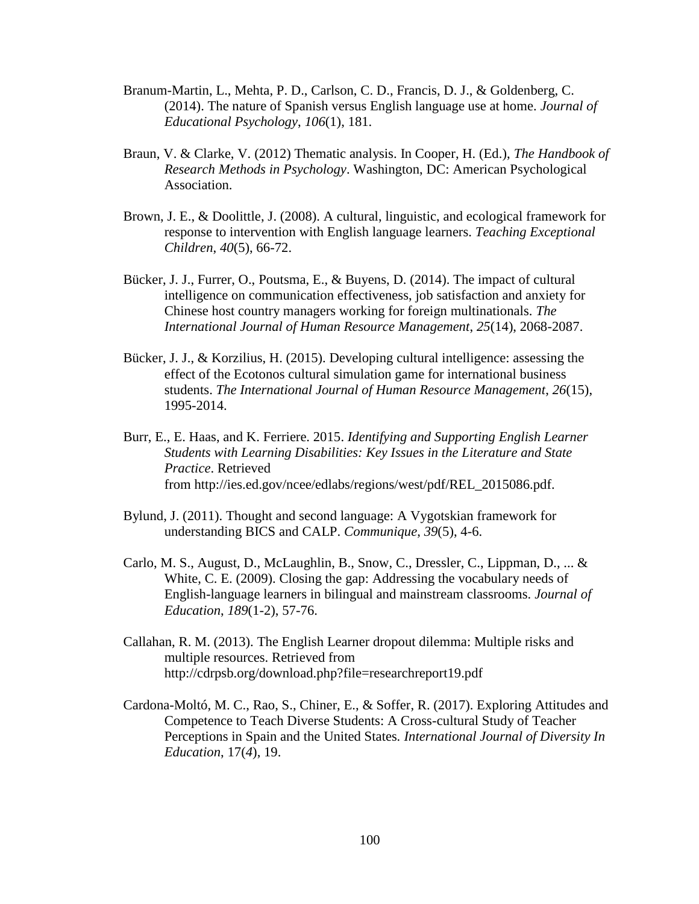Branum-Martin, L., Mehta, P. D., Carlson, C. D., Francis, D. J., & Goldenberg, C. (2014). The nature of Spanish versus English language use at home. *Journal of Educational Psychology*, *106*(1), 181.

Braun, V. & Clarke, V. (2012) Thematic analysis. In Cooper, H. (Ed.), *The Handbook of Research Methods in Psychology*. Washington, DC: American Psychological Association.

Brown, J. E., & Doolittle, J. (2008). A cultural, linguistic, and ecological framework for response to intervention with English language learners. *Teaching Exceptional Children*, *40*(5), 66-72.

Bücker, J. J., Furrer, O., Poutsma, E., & Buyens, D. (2014). The impact of cultural intelligence on communication effectiveness, job satisfaction and anxiety for Chinese host country managers working for foreign multinationals. *The International Journal of Human Resource Management*, *25*(14), 2068-2087.

Bücker, J. J., & Korzilius, H. (2015). Developing cultural intelligence: assessing the effect of the Ecotonos cultural simulation game for international business students. *The International Journal of Human Resource Management*, *26*(15), 1995-2014.

Burr, E., E. Haas, and K. Ferriere. 2015. *Identifying and Supporting English Learner Students with Learning Disabilities: Key Issues in the Literature and State Practice*. Retrieved from http://ies.ed.gov/ncee/edlabs/regions/west/pdf/REL_2015086.pdf.

Bylund, J. (2011). Thought and second language: A Vygotskian framework for understanding BICS and CALP. *Communique*, *39*(5), 4-6.

Carlo, M. S., August, D., McLaughlin, B., Snow, C., Dressler, C., Lippman, D., ... & White, C. E. (2009). Closing the gap: Addressing the vocabulary needs of English-language learners in bilingual and mainstream classrooms. *Journal of Education*, *189*(1-2), 57-76.

Callahan, R. M. (2013). The English Learner dropout dilemma: Multiple risks and multiple resources. Retrieved from http://cdrpsb.org/download.php?file=researchreport19.pdf

Cardona-Moltó, M. C., Rao, S., Chiner, E., & Soffer, R. (2017). Exploring Attitudes and Competence to Teach Diverse Students: A Cross-cultural Study of Teacher Perceptions in Spain and the United States. *International Journal of Diversity In Education*, 17(*4*), 19.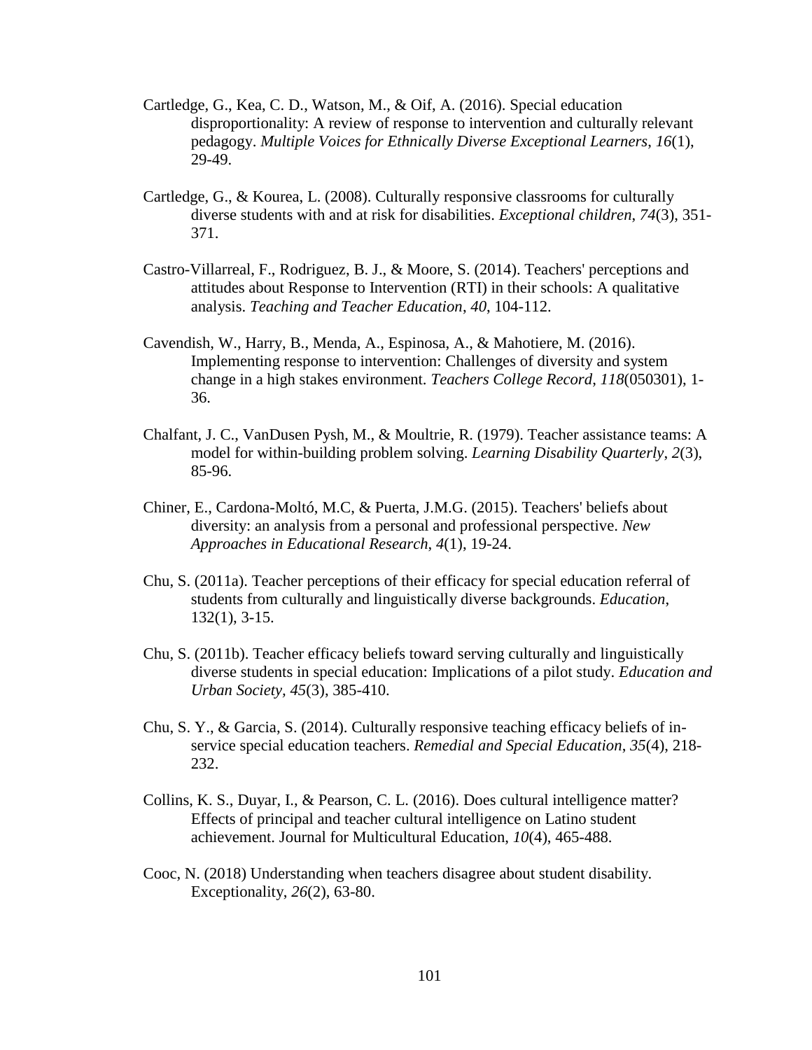Cartledge, G., Kea, C. D., Watson, M., & Oif, A. (2016). Special education disproportionality: A review of response to intervention and culturally relevant pedagogy. *Multiple Voices for Ethnically Diverse Exceptional Learners*, *16*(1), 29-49.

Cartledge, G., & Kourea, L. (2008). Culturally responsive classrooms for culturally diverse students with and at risk for disabilities. *Exceptional children*, *74*(3), 351-371.

Castro-Villarreal, F., Rodriguez, B. J., & Moore, S. (2014). Teachers' perceptions and attitudes about Response to Intervention (RTI) in their schools: A qualitative analysis. *Teaching and Teacher Education*, *40*, 104-112.

Cavendish, W., Harry, B., Menda, A., Espinosa, A., & Mahotiere, M. (2016). Implementing response to intervention: Challenges of diversity and system change in a high stakes environment. *Teachers College Record*, *118*(050301), 1-36.

Chalfant, J. C., VanDusen Pysh, M., & Moultrie, R. (1979). Teacher assistance teams: A model for within-building problem solving. *Learning Disability Quarterly*, *2*(3), 85-96.

Chiner, E., Cardona-Moltó, M.C, & Puerta, J.M.G. (2015). Teachers' beliefs about diversity: an analysis from a personal and professional perspective. *New Approaches in Educational Research*, *4*(1), 19-24.

Chu, S. (2011a). Teacher perceptions of their efficacy for special education referral of students from culturally and linguistically diverse backgrounds. *Education*, 132(1), 3-15.

Chu, S. (2011b). Teacher efficacy beliefs toward serving culturally and linguistically diverse students in special education: Implications of a pilot study. *Education and Urban Society*, *45*(3), 385-410.

Chu, S. Y., & Garcia, S. (2014). Culturally responsive teaching efficacy beliefs of in-service special education teachers. *Remedial and Special Education*, *35*(4), 218-232.

Collins, K. S., Duyar, I., & Pearson, C. L. (2016). Does cultural intelligence matter? Effects of principal and teacher cultural intelligence on Latino student achievement. Journal for Multicultural Education, *10*(4), 465-488.

Cooc, N. (2018) Understanding when teachers disagree about student disability. Exceptionality, *26*(2), 63-80.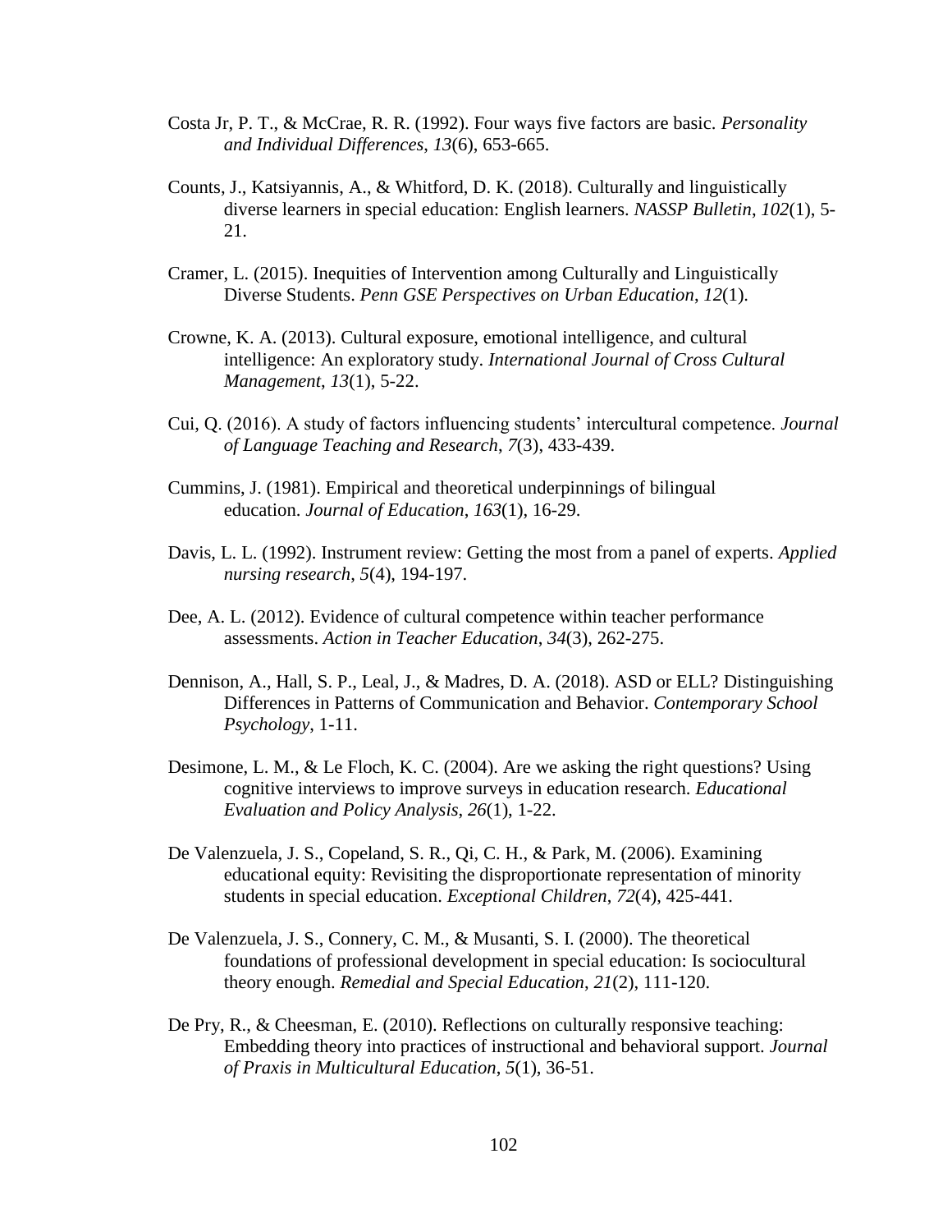Costa Jr, P. T., & McCrae, R. R. (1992). Four ways five factors are basic. *Personality and Individual Differences*, *13*(6), 653-665.

Counts, J., Katsiyannis, A., & Whitford, D. K. (2018). Culturally and linguistically diverse learners in special education: English learners. *NASSP Bulletin*, *102*(1), 5-21.

Cramer, L. (2015). Inequities of Intervention among Culturally and Linguistically Diverse Students. *Penn GSE Perspectives on Urban Education*, *12*(1).

Crowne, K. A. (2013). Cultural exposure, emotional intelligence, and cultural intelligence: An exploratory study. *International Journal of Cross Cultural Management*, *13*(1), 5-22.

Cui, Q. (2016). A study of factors influencing students' intercultural competence. *Journal of Language Teaching and Research*, *7*(3), 433-439.

Cummins, J. (1981). Empirical and theoretical underpinnings of bilingual education. *Journal of Education*, *163*(1), 16-29.

Davis, L. L. (1992). Instrument review: Getting the most from a panel of experts. *Applied nursing research*, *5*(4), 194-197.

Dee, A. L. (2012). Evidence of cultural competence within teacher performance assessments. *Action in Teacher Education*, *34*(3), 262-275.

Dennison, A., Hall, S. P., Leal, J., & Madres, D. A. (2018). ASD or ELL? Distinguishing Differences in Patterns of Communication and Behavior. *Contemporary School Psychology*, 1-11.

Desimone, L. M., & Le Floch, K. C. (2004). Are we asking the right questions? Using cognitive interviews to improve surveys in education research. *Educational Evaluation and Policy Analysis*, *26*(1), 1-22.

De Valenzuela, J. S., Copeland, S. R., Qi, C. H., & Park, M. (2006). Examining educational equity: Revisiting the disproportionate representation of minority students in special education. *Exceptional Children*, *72*(4), 425-441.

De Valenzuela, J. S., Connery, C. M., & Musanti, S. I. (2000). The theoretical foundations of professional development in special education: Is sociocultural theory enough. *Remedial and Special Education*, *21*(2), 111-120.

De Pry, R., & Cheesman, E. (2010). Reflections on culturally responsive teaching: Embedding theory into practices of instructional and behavioral support. *Journal of Praxis in Multicultural Education*, *5*(1), 36-51.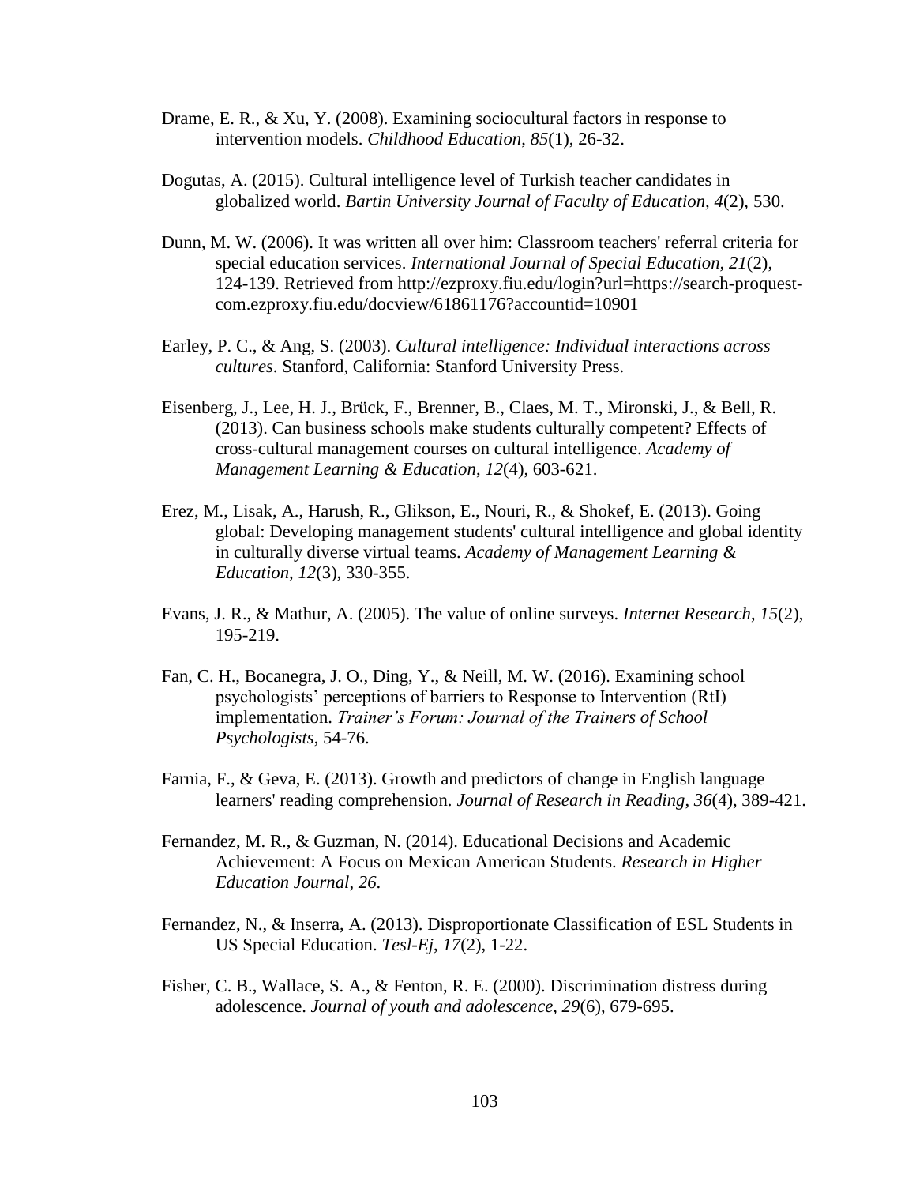Drame, E. R., & Xu, Y. (2008). Examining sociocultural factors in response to intervention models. *Childhood Education*, *85*(1), 26-32.

Dogutas, A. (2015). Cultural intelligence level of Turkish teacher candidates in globalized world. *Bartin University Journal of Faculty of Education, 4*(2), 530.

Dunn, M. W. (2006). It was written all over him: Classroom teachers' referral criteria for special education services. *International Journal of Special Education, 21*(2), 124-139. Retrieved from http://ezproxy.fiu.edu/login?url=https://search-proquest-com.ezproxy.fiu.edu/docview/61861176?accountid=10901

Earley, P. C., & Ang, S. (2003). *Cultural intelligence: Individual interactions across cultures*. Stanford, California: Stanford University Press.

Eisenberg, J., Lee, H. J., Brück, F., Brenner, B., Claes, M. T., Mironski, J., & Bell, R. (2013). Can business schools make students culturally competent? Effects of cross-cultural management courses on cultural intelligence. *Academy of Management Learning & Education*, *12*(4), 603-621.

Erez, M., Lisak, A., Harush, R., Glikson, E., Nouri, R., & Shokef, E. (2013). Going global: Developing management students' cultural intelligence and global identity in culturally diverse virtual teams. *Academy of Management Learning & Education*, *12*(3), 330-355.

Evans, J. R., & Mathur, A. (2005). The value of online surveys. *Internet Research*, *15*(2), 195-219.

Fan, C. H., Bocanegra, J. O., Ding, Y., & Neill, M. W. (2016). Examining school psychologists' perceptions of barriers to Response to Intervention (RtI) implementation. *Trainer's Forum: Journal of the Trainers of School Psychologists*, 54-76.

Farnia, F., & Geva, E. (2013). Growth and predictors of change in English language learners' reading comprehension. *Journal of Research in Reading*, *36*(4), 389-421.

Fernandez, M. R., & Guzman, N. (2014). Educational Decisions and Academic Achievement: A Focus on Mexican American Students. *Research in Higher Education Journal*, *26*.

Fernandez, N., & Inserra, A. (2013). Disproportionate Classification of ESL Students in US Special Education. *Tesl-Ej*, *17*(2), 1-22.

Fisher, C. B., Wallace, S. A., & Fenton, R. E. (2000). Discrimination distress during adolescence. *Journal of youth and adolescence*, *29*(6), 679-695.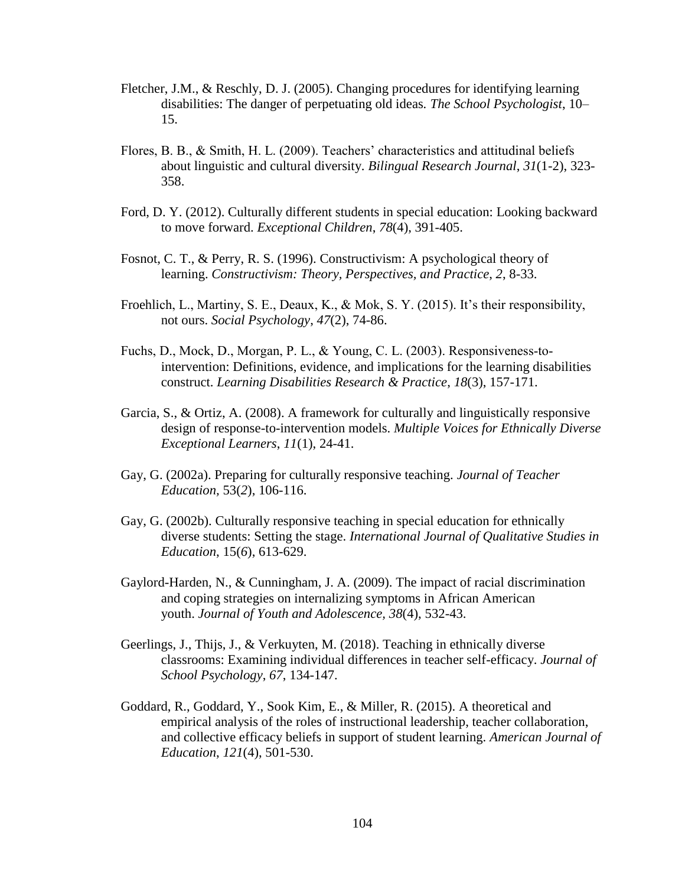Fletcher, J.M., & Reschly, D. J. (2005). Changing procedures for identifying learning disabilities: The danger of perpetuating old ideas. *The School Psychologist*, 10–15.

Flores, B. B., & Smith, H. L. (2009). Teachers' characteristics and attitudinal beliefs about linguistic and cultural diversity. *Bilingual Research Journal*, *31*(1-2), 323-358.

Ford, D. Y. (2012). Culturally different students in special education: Looking backward to move forward. *Exceptional Children*, *78*(4), 391-405.

Fosnot, C. T., & Perry, R. S. (1996). Constructivism: A psychological theory of learning. *Constructivism: Theory, Perspectives, and Practice*, *2*, 8-33.

Froehlich, L., Martiny, S. E., Deaux, K., & Mok, S. Y. (2015). It's their responsibility, not ours. *Social Psychology*, *47*(2), 74-86.

Fuchs, D., Mock, D., Morgan, P. L., & Young, C. L. (2003). Responsiveness-to-intervention: Definitions, evidence, and implications for the learning disabilities construct. *Learning Disabilities Research & Practice*, *18*(3), 157-171.

Garcia, S., & Ortiz, A. (2008). A framework for culturally and linguistically responsive design of response-to-intervention models. *Multiple Voices for Ethnically Diverse Exceptional Learners*, *11*(1), 24-41.

Gay, G. (2002a). Preparing for culturally responsive teaching. *Journal of Teacher Education*, 53(*2*), 106-116.

Gay, G. (2002b). Culturally responsive teaching in special education for ethnically diverse students: Setting the stage. *International Journal of Qualitative Studies in Education*, 15(*6*), 613-629.

Gaylord-Harden, N., & Cunningham, J. A. (2009). The impact of racial discrimination and coping strategies on internalizing symptoms in African American youth. *Journal of Youth and Adolescence*, *38*(4), 532-43.

Geerlings, J., Thijs, J., & Verkuyten, M. (2018). Teaching in ethnically diverse classrooms: Examining individual differences in teacher self-efficacy. *Journal of School Psychology*, *67*, 134-147.

Goddard, R., Goddard, Y., Sook Kim, E., & Miller, R. (2015). A theoretical and empirical analysis of the roles of instructional leadership, teacher collaboration, and collective efficacy beliefs in support of student learning. *American Journal of Education*, *121*(4), 501-530.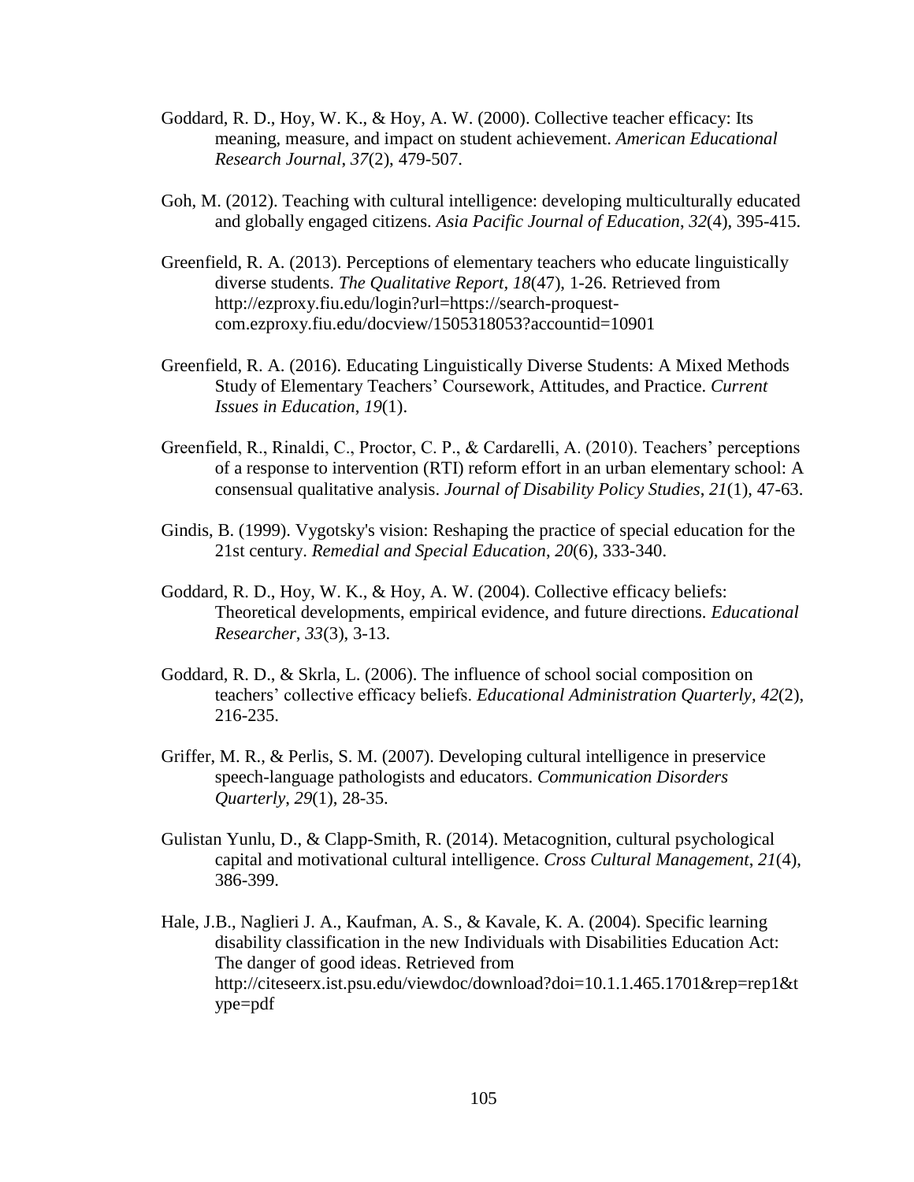Goddard, R. D., Hoy, W. K., & Hoy, A. W. (2000). Collective teacher efficacy: Its meaning, measure, and impact on student achievement. *American Educational Research Journal*, *37*(2), 479-507.

Goh, M. (2012). Teaching with cultural intelligence: developing multiculturally educated and globally engaged citizens. *Asia Pacific Journal of Education*, *32*(4), 395-415.

Greenfield, R. A. (2013). Perceptions of elementary teachers who educate linguistically diverse students. *The Qualitative Report*, *18*(47), 1-26. Retrieved from http://ezproxy.fiu.edu/login?url=https://search-proquest-com.ezproxy.fiu.edu/docview/1505318053?accountid=10901

Greenfield, R. A. (2016). Educating Linguistically Diverse Students: A Mixed Methods Study of Elementary Teachers' Coursework, Attitudes, and Practice. *Current Issues in Education*, *19*(1).

Greenfield, R., Rinaldi, C., Proctor, C. P., & Cardarelli, A. (2010). Teachers' perceptions of a response to intervention (RTI) reform effort in an urban elementary school: A consensual qualitative analysis. *Journal of Disability Policy Studies*, *21*(1), 47-63.

Gindis, B. (1999). Vygotsky's vision: Reshaping the practice of special education for the 21st century. *Remedial and Special Education*, *20*(6), 333-340.

Goddard, R. D., Hoy, W. K., & Hoy, A. W. (2004). Collective efficacy beliefs: Theoretical developments, empirical evidence, and future directions. *Educational Researcher*, *33*(3), 3-13.

Goddard, R. D., & Skrla, L. (2006). The influence of school social composition on teachers' collective efficacy beliefs. *Educational Administration Quarterly*, *42*(2), 216-235.

Griffer, M. R., & Perlis, S. M. (2007). Developing cultural intelligence in preservice speech-language pathologists and educators. *Communication Disorders Quarterly*, *29*(1), 28-35.

Gulistan Yunlu, D., & Clapp-Smith, R. (2014). Metacognition, cultural psychological capital and motivational cultural intelligence. *Cross Cultural Management*, *21*(4), 386-399.

Hale, J.B., Naglieri J. A., Kaufman, A. S., & Kavale, K. A. (2004). Specific learning disability classification in the new Individuals with Disabilities Education Act: The danger of good ideas. Retrieved from http://citeseerx.ist.psu.edu/viewdoc/download?doi=10.1.1.465.1701&rep=rep1&type=pdf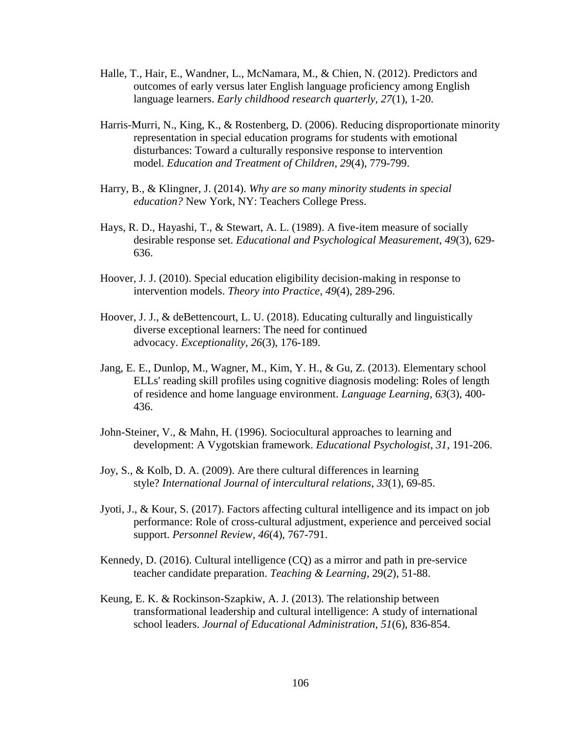Halle, T., Hair, E., Wandner, L., McNamara, M., & Chien, N. (2012). Predictors and outcomes of early versus later English language proficiency among English language learners. *Early childhood research quarterly*, *27*(1), 1-20.

Harris-Murri, N., King, K., & Rostenberg, D. (2006). Reducing disproportionate minority representation in special education programs for students with emotional disturbances: Toward a culturally responsive response to intervention model. *Education and Treatment of Children*, *29*(4), 779-799.

Harry, B., & Klingner, J. (2014). *Why are so many minority students in special education?* New York, NY: Teachers College Press.

Hays, R. D., Hayashi, T., & Stewart, A. L. (1989). A five-item measure of socially desirable response set. *Educational and Psychological Measurement*, *49*(3), 629-636.

Hoover, J. J. (2010). Special education eligibility decision-making in response to intervention models. *Theory into Practice*, *49*(4), 289-296.

Hoover, J. J., & deBettencourt, L. U. (2018). Educating culturally and linguistically diverse exceptional learners: The need for continued advocacy. *Exceptionality*, *26*(3), 176-189.

Jang, E. E., Dunlop, M., Wagner, M., Kim, Y. H., & Gu, Z. (2013). Elementary school ELLs' reading skill profiles using cognitive diagnosis modeling: Roles of length of residence and home language environment. *Language Learning*, *63*(3), 400-436.

John-Steiner, V., & Mahn, H. (1996). Sociocultural approaches to learning and development: A Vygotskian framework. *Educational Psychologist*, *31*, 191-206.

Joy, S., & Kolb, D. A. (2009). Are there cultural differences in learning style? *International Journal of intercultural relations*, *33*(1), 69-85.

Jyoti, J., & Kour, S. (2017). Factors affecting cultural intelligence and its impact on job performance: Role of cross-cultural adjustment, experience and perceived social support. *Personnel Review*, *46*(4), 767-791.

Kennedy, D. (2016). Cultural intelligence (CQ) as a mirror and path in pre-service teacher candidate preparation. *Teaching & Learning*, 29(*2*), 51-88.

Keung, E. K. & Rockinson-Szapkiw, A. J. (2013). The relationship between transformational leadership and cultural intelligence: A study of international school leaders. *Journal of Educational Administration*, *51*(6), 836-854.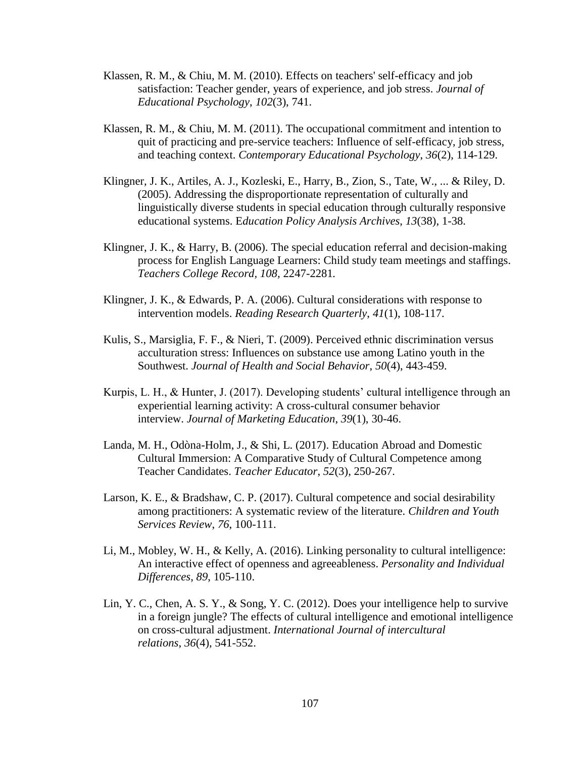Klassen, R. M., & Chiu, M. M. (2010). Effects on teachers' self-efficacy and job satisfaction: Teacher gender, years of experience, and job stress. *Journal of Educational Psychology*, *102*(3), 741.

Klassen, R. M., & Chiu, M. M. (2011). The occupational commitment and intention to quit of practicing and pre-service teachers: Influence of self-efficacy, job stress, and teaching context. *Contemporary Educational Psychology*, *36*(2), 114-129.

Klingner, J. K., Artiles, A. J., Kozleski, E., Harry, B., Zion, S., Tate, W., ... & Riley, D. (2005). Addressing the disproportionate representation of culturally and linguistically diverse students in special education through culturally responsive educational systems. E*ducation Policy Analysis Archives*, *13*(38), 1-38.

Klingner, J. K., & Harry, B. (2006). The special education referral and decision-making process for English Language Learners: Child study team meetings and staffings. *Teachers College Record*, *108,* 2247-2281*.*

Klingner, J. K., & Edwards, P. A. (2006). Cultural considerations with response to intervention models. *Reading Research Quarterly*, *41*(1), 108-117.

Kulis, S., Marsiglia, F. F., & Nieri, T. (2009). Perceived ethnic discrimination versus acculturation stress: Influences on substance use among Latino youth in the Southwest. *Journal of Health and Social Behavior*, *50*(4), 443-459.

Kurpis, L. H., & Hunter, J. (2017). Developing students' cultural intelligence through an experiential learning activity: A cross-cultural consumer behavior interview. *Journal of Marketing Education*, *39*(1), 30-46.

Landa, M. H., Odòna-Holm, J., & Shi, L. (2017). Education Abroad and Domestic Cultural Immersion: A Comparative Study of Cultural Competence among Teacher Candidates. *Teacher Educator*, *52*(3), 250-267.

Larson, K. E., & Bradshaw, C. P. (2017). Cultural competence and social desirability among practitioners: A systematic review of the literature. *Children and Youth Services Review*, *76*, 100-111.

Li, M., Mobley, W. H., & Kelly, A. (2016). Linking personality to cultural intelligence: An interactive effect of openness and agreeableness. *Personality and Individual Differences*, *89*, 105-110.

Lin, Y. C., Chen, A. S. Y., & Song, Y. C. (2012). Does your intelligence help to survive in a foreign jungle? The effects of cultural intelligence and emotional intelligence on cross-cultural adjustment. *International Journal of intercultural relations*, *36*(4), 541-552.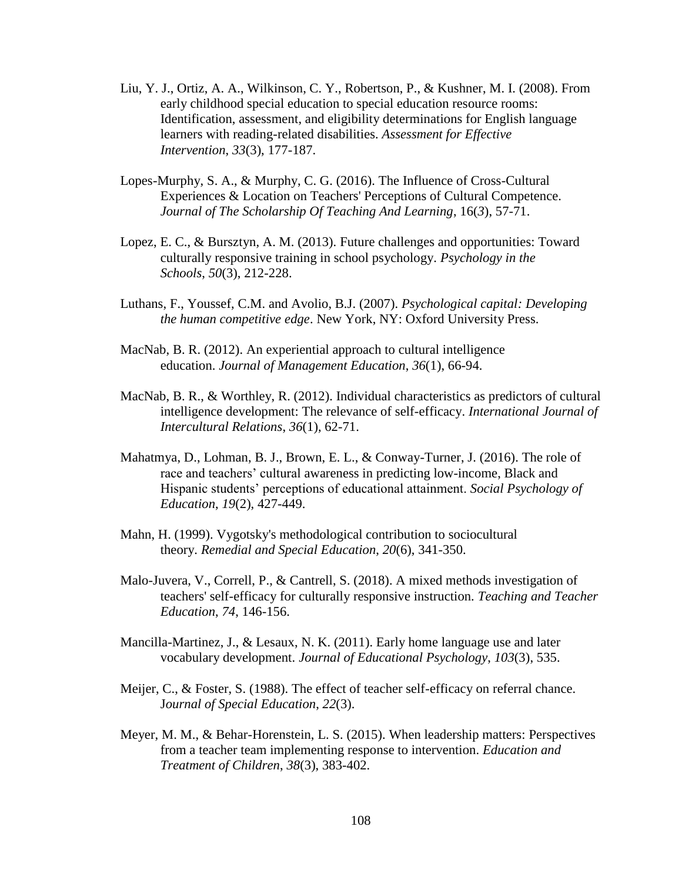Liu, Y. J., Ortiz, A. A., Wilkinson, C. Y., Robertson, P., & Kushner, M. I. (2008). From early childhood special education to special education resource rooms: Identification, assessment, and eligibility determinations for English language learners with reading-related disabilities. *Assessment for Effective Intervention*, *33*(3), 177-187.

Lopes-Murphy, S. A., & Murphy, C. G. (2016). The Influence of Cross-Cultural Experiences & Location on Teachers' Perceptions of Cultural Competence. *Journal of The Scholarship Of Teaching And Learning*, 16(*3*), 57-71.

Lopez, E. C., & Bursztyn, A. M. (2013). Future challenges and opportunities: Toward culturally responsive training in school psychology. *Psychology in the Schools*, *50*(3), 212-228.

Luthans, F., Youssef, C.M. and Avolio, B.J. (2007). *Psychological capital: Developing the human competitive edge*. New York, NY: Oxford University Press.

MacNab, B. R. (2012). An experiential approach to cultural intelligence education. *Journal of Management Education*, *36*(1), 66-94.

MacNab, B. R., & Worthley, R. (2012). Individual characteristics as predictors of cultural intelligence development: The relevance of self-efficacy. *International Journal of Intercultural Relations*, *36*(1), 62-71.

Mahatmya, D., Lohman, B. J., Brown, E. L., & Conway-Turner, J. (2016). The role of race and teachers' cultural awareness in predicting low-income, Black and Hispanic students' perceptions of educational attainment. *Social Psychology of Education*, *19*(2), 427-449.

Mahn, H. (1999). Vygotsky's methodological contribution to sociocultural theory. *Remedial and Special Education*, *20*(6), 341-350.

Malo-Juvera, V., Correll, P., & Cantrell, S. (2018). A mixed methods investigation of teachers' self-efficacy for culturally responsive instruction. *Teaching and Teacher Education*, *74*, 146-156.

Mancilla-Martinez, J., & Lesaux, N. K. (2011). Early home language use and later vocabulary development. *Journal of Educational Psychology*, *103*(3), 535.

Meijer, C., & Foster, S. (1988). The effect of teacher self-efficacy on referral chance. J*ournal of Special Education*, *22*(3).

Meyer, M. M., & Behar-Horenstein, L. S. (2015). When leadership matters: Perspectives from a teacher team implementing response to intervention. *Education and Treatment of Children*, *38*(3), 383-402.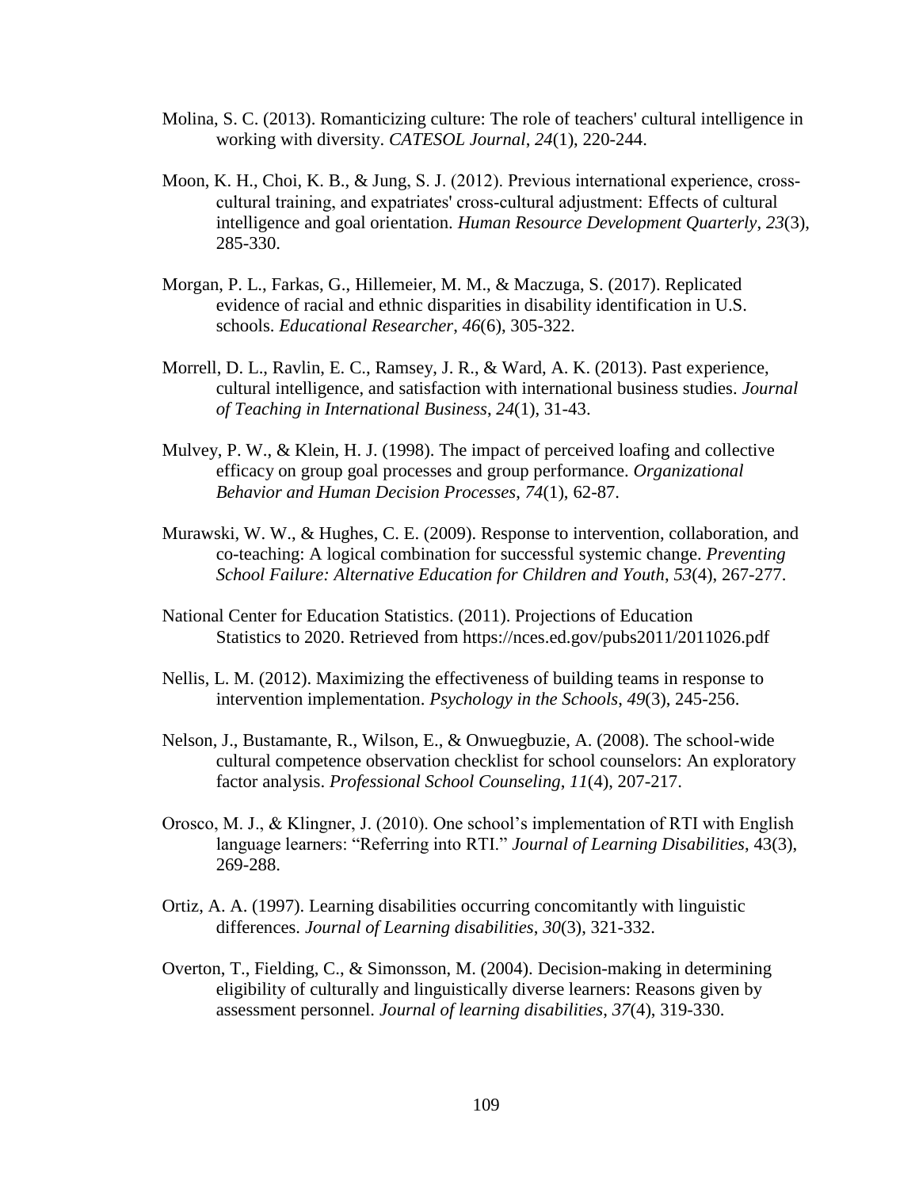Molina, S. C. (2013). Romanticizing culture: The role of teachers' cultural intelligence in working with diversity. *CATESOL Journal*, *24*(1), 220-244.

Moon, K. H., Choi, K. B., & Jung, S. J. (2012). Previous international experience, cross-cultural training, and expatriates' cross-cultural adjustment: Effects of cultural intelligence and goal orientation. *Human Resource Development Quarterly*, *23*(3), 285-330.

Morgan, P. L., Farkas, G., Hillemeier, M. M., & Maczuga, S. (2017). Replicated evidence of racial and ethnic disparities in disability identification in U.S. schools. *Educational Researcher*, *46*(6), 305-322.

Morrell, D. L., Ravlin, E. C., Ramsey, J. R., & Ward, A. K. (2013). Past experience, cultural intelligence, and satisfaction with international business studies. *Journal of Teaching in International Business*, *24*(1), 31-43.

Mulvey, P. W., & Klein, H. J. (1998). The impact of perceived loafing and collective efficacy on group goal processes and group performance. *Organizational Behavior and Human Decision Processes*, *74*(1), 62-87.

Murawski, W. W., & Hughes, C. E. (2009). Response to intervention, collaboration, and co-teaching: A logical combination for successful systemic change. *Preventing School Failure: Alternative Education for Children and Youth*, *53*(4), 267-277.

National Center for Education Statistics. (2011). Projections of Education Statistics to 2020. Retrieved from https://nces.ed.gov/pubs2011/2011026.pdf

Nellis, L. M. (2012). Maximizing the effectiveness of building teams in response to intervention implementation. *Psychology in the Schools*, *49*(3), 245-256.

Nelson, J., Bustamante, R., Wilson, E., & Onwuegbuzie, A. (2008). The school-wide cultural competence observation checklist for school counselors: An exploratory factor analysis. *Professional School Counseling*, *11*(4), 207-217.

Orosco, M. J., & Klingner, J. (2010). One school's implementation of RTI with English language learners: "Referring into RTI." *Journal of Learning Disabilities*, 43(3), 269-288.

Ortiz, A. A. (1997). Learning disabilities occurring concomitantly with linguistic differences. *Journal of Learning disabilities*, *30*(3), 321-332.

Overton, T., Fielding, C., & Simonsson, M. (2004). Decision-making in determining eligibility of culturally and linguistically diverse learners: Reasons given by assessment personnel. *Journal of learning disabilities*, *37*(4), 319-330.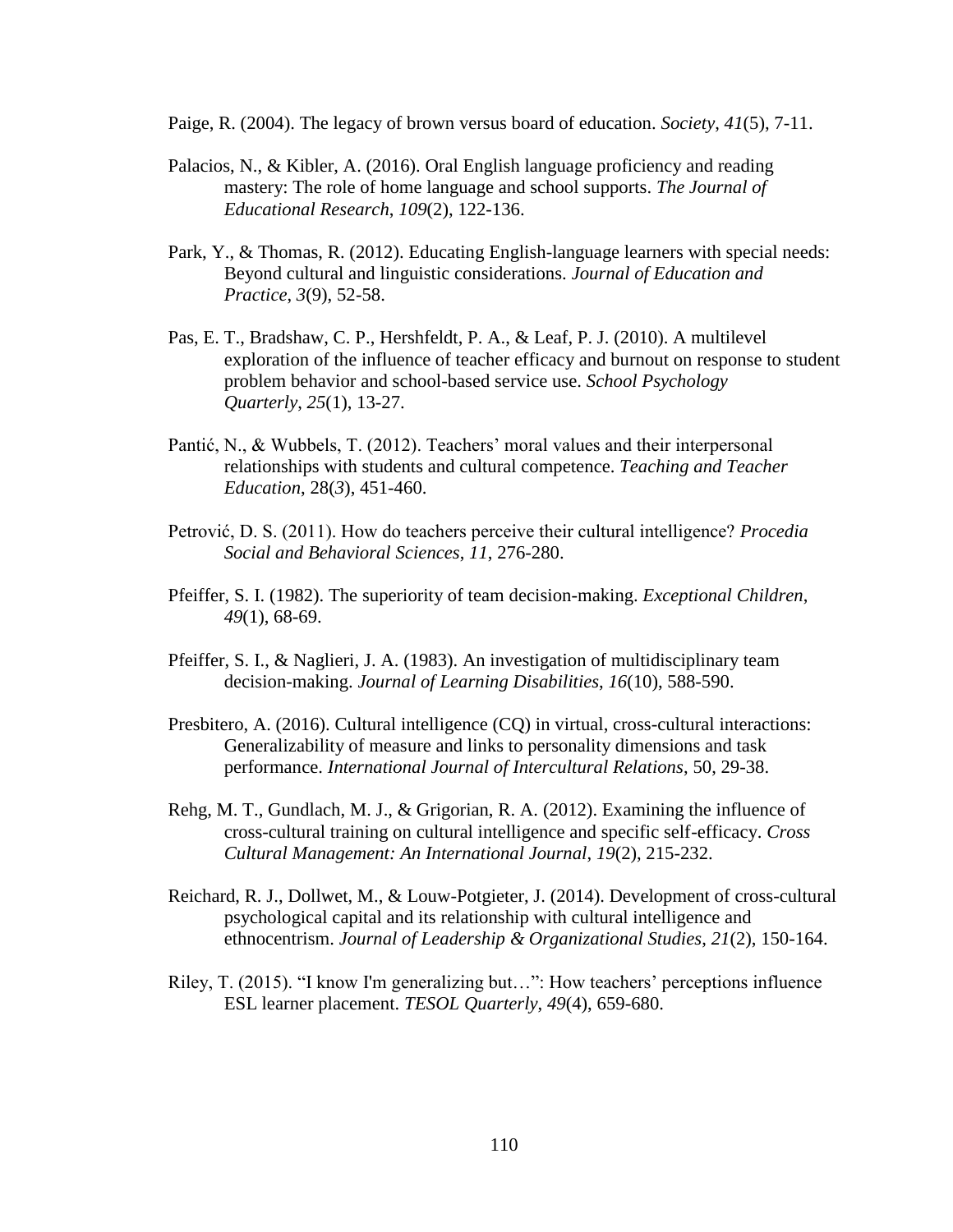Paige, R. (2004). The legacy of brown versus board of education. *Society*, *41*(5), 7-11.

Palacios, N., & Kibler, A. (2016). Oral English language proficiency and reading mastery: The role of home language and school supports. *The Journal of Educational Research*, *109*(2), 122-136.

Park, Y., & Thomas, R. (2012). Educating English-language learners with special needs: Beyond cultural and linguistic considerations. *Journal of Education and Practice*, *3*(9), 52-58.

Pas, E. T., Bradshaw, C. P., Hershfeldt, P. A., & Leaf, P. J. (2010). A multilevel exploration of the influence of teacher efficacy and burnout on response to student problem behavior and school-based service use. *School Psychology Quarterly*, *25*(1), 13-27.

Pantić, N., & Wubbels, T. (2012). Teachers' moral values and their interpersonal relationships with students and cultural competence. *Teaching and Teacher Education*, 28(*3*), 451-460.

Petrović, D. S. (2011). How do teachers perceive their cultural intelligence? *Procedia Social and Behavioral Sciences*, *11*, 276-280.

Pfeiffer, S. I. (1982). The superiority of team decision-making. *Exceptional Children*, *49*(1), 68-69.

Pfeiffer, S. I., & Naglieri, J. A. (1983). An investigation of multidisciplinary team decision-making. *Journal of Learning Disabilities*, *16*(10), 588-590.

Presbitero, A. (2016). Cultural intelligence (CQ) in virtual, cross-cultural interactions: Generalizability of measure and links to personality dimensions and task performance. *International Journal of Intercultural Relations*, 50, 29-38.

Rehg, M. T., Gundlach, M. J., & Grigorian, R. A. (2012). Examining the influence of cross-cultural training on cultural intelligence and specific self-efficacy. *Cross Cultural Management: An International Journal*, *19*(2), 215-232.

Reichard, R. J., Dollwet, M., & Louw-Potgieter, J. (2014). Development of cross-cultural psychological capital and its relationship with cultural intelligence and ethnocentrism. *Journal of Leadership & Organizational Studies*, *21*(2), 150-164.

Riley, T. (2015). "I know I'm generalizing but…": How teachers' perceptions influence ESL learner placement. *TESOL Quarterly*, *49*(4), 659-680.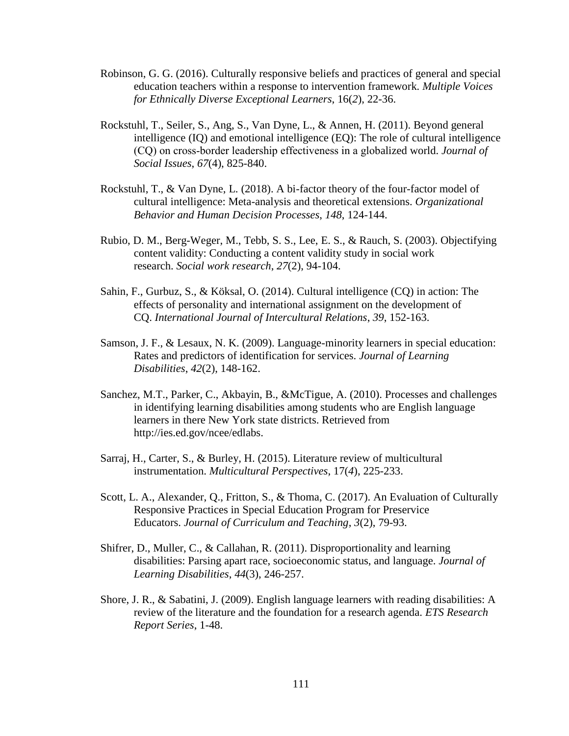Robinson, G. G. (2016). Culturally responsive beliefs and practices of general and special education teachers within a response to intervention framework. *Multiple Voices for Ethnically Diverse Exceptional Learners*, 16(*2*), 22-36.

Rockstuhl, T., Seiler, S., Ang, S., Van Dyne, L., & Annen, H. (2011). Beyond general intelligence (IQ) and emotional intelligence (EQ): The role of cultural intelligence (CQ) on cross-border leadership effectiveness in a globalized world. *Journal of Social Issues*, *67*(4), 825-840.

Rockstuhl, T., & Van Dyne, L. (2018). A bi-factor theory of the four-factor model of cultural intelligence: Meta-analysis and theoretical extensions. *Organizational Behavior and Human Decision Processes*, *148*, 124-144.

Rubio, D. M., Berg-Weger, M., Tebb, S. S., Lee, E. S., & Rauch, S. (2003). Objectifying content validity: Conducting a content validity study in social work research. *Social work research*, *27*(2), 94-104.

Sahin, F., Gurbuz, S., & Köksal, O. (2014). Cultural intelligence (CQ) in action: The effects of personality and international assignment on the development of CQ. *International Journal of Intercultural Relations*, *39*, 152-163.

Samson, J. F., & Lesaux, N. K. (2009). Language-minority learners in special education: Rates and predictors of identification for services. *Journal of Learning Disabilities*, *42*(2), 148-162.

Sanchez, M.T., Parker, C., Akbayin, B., &McTigue, A. (2010). Processes and challenges in identifying learning disabilities among students who are English language learners in there New York state districts. Retrieved from http://ies.ed.gov/ncee/edlabs.

Sarraj, H., Carter, S., & Burley, H. (2015). Literature review of multicultural instrumentation. *Multicultural Perspectives*, 17(*4*), 225-233.

Scott, L. A., Alexander, Q., Fritton, S., & Thoma, C. (2017). An Evaluation of Culturally Responsive Practices in Special Education Program for Preservice Educators. *Journal of Curriculum and Teaching*, *3*(2), 79-93.

Shifrer, D., Muller, C., & Callahan, R. (2011). Disproportionality and learning disabilities: Parsing apart race, socioeconomic status, and language. *Journal of Learning Disabilities*, *44*(3), 246-257.

Shore, J. R., & Sabatini, J. (2009). English language learners with reading disabilities: A review of the literature and the foundation for a research agenda. *ETS Research Report Series*, 1-48.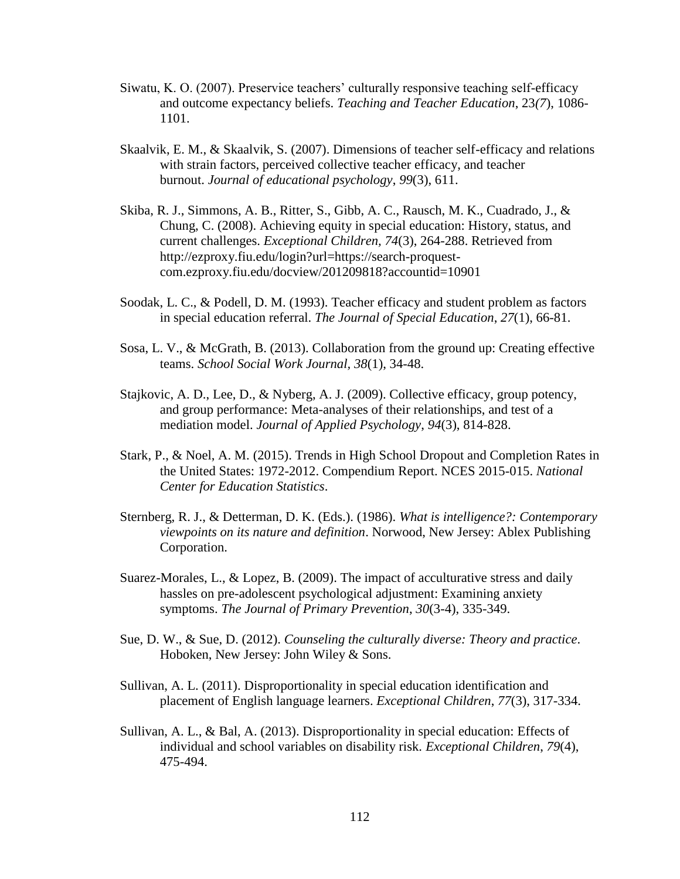Siwatu, K. O. (2007). Preservice teachers' culturally responsive teaching self-efficacy and outcome expectancy beliefs. *Teaching and Teacher Education*, 23*(7*), 1086-1101.

Skaalvik, E. M., & Skaalvik, S. (2007). Dimensions of teacher self-efficacy and relations with strain factors, perceived collective teacher efficacy, and teacher burnout. *Journal of educational psychology*, *99*(3), 611.

Skiba, R. J., Simmons, A. B., Ritter, S., Gibb, A. C., Rausch, M. K., Cuadrado, J., & Chung, C. (2008). Achieving equity in special education: History, status, and current challenges. *Exceptional Children*, *74*(3), 264-288. Retrieved from http://ezproxy.fiu.edu/login?url=https://search-proquest-com.ezproxy.fiu.edu/docview/201209818?accountid=10901

Soodak, L. C., & Podell, D. M. (1993). Teacher efficacy and student problem as factors in special education referral. *The Journal of Special Education*, *27*(1), 66-81.

Sosa, L. V., & McGrath, B. (2013). Collaboration from the ground up: Creating effective teams. *School Social Work Journal*, *38*(1), 34-48.

Stajkovic, A. D., Lee, D., & Nyberg, A. J. (2009). Collective efficacy, group potency, and group performance: Meta-analyses of their relationships, and test of a mediation model. *Journal of Applied Psychology*, *94*(3), 814-828.

Stark, P., & Noel, A. M. (2015). Trends in High School Dropout and Completion Rates in the United States: 1972-2012. Compendium Report. NCES 2015-015. *National Center for Education Statistics*.

Sternberg, R. J., & Detterman, D. K. (Eds.). (1986). *What is intelligence?: Contemporary viewpoints on its nature and definition*. Norwood, New Jersey: Ablex Publishing Corporation.

Suarez-Morales, L., & Lopez, B. (2009). The impact of acculturative stress and daily hassles on pre-adolescent psychological adjustment: Examining anxiety symptoms. *The Journal of Primary Prevention*, *30*(3-4), 335-349.

Sue, D. W., & Sue, D. (2012). *Counseling the culturally diverse: Theory and practice*. Hoboken, New Jersey: John Wiley & Sons.

Sullivan, A. L. (2011). Disproportionality in special education identification and placement of English language learners. *Exceptional Children*, *77*(3), 317-334.

Sullivan, A. L., & Bal, A. (2013). Disproportionality in special education: Effects of individual and school variables on disability risk. *Exceptional Children*, *79*(4), 475-494.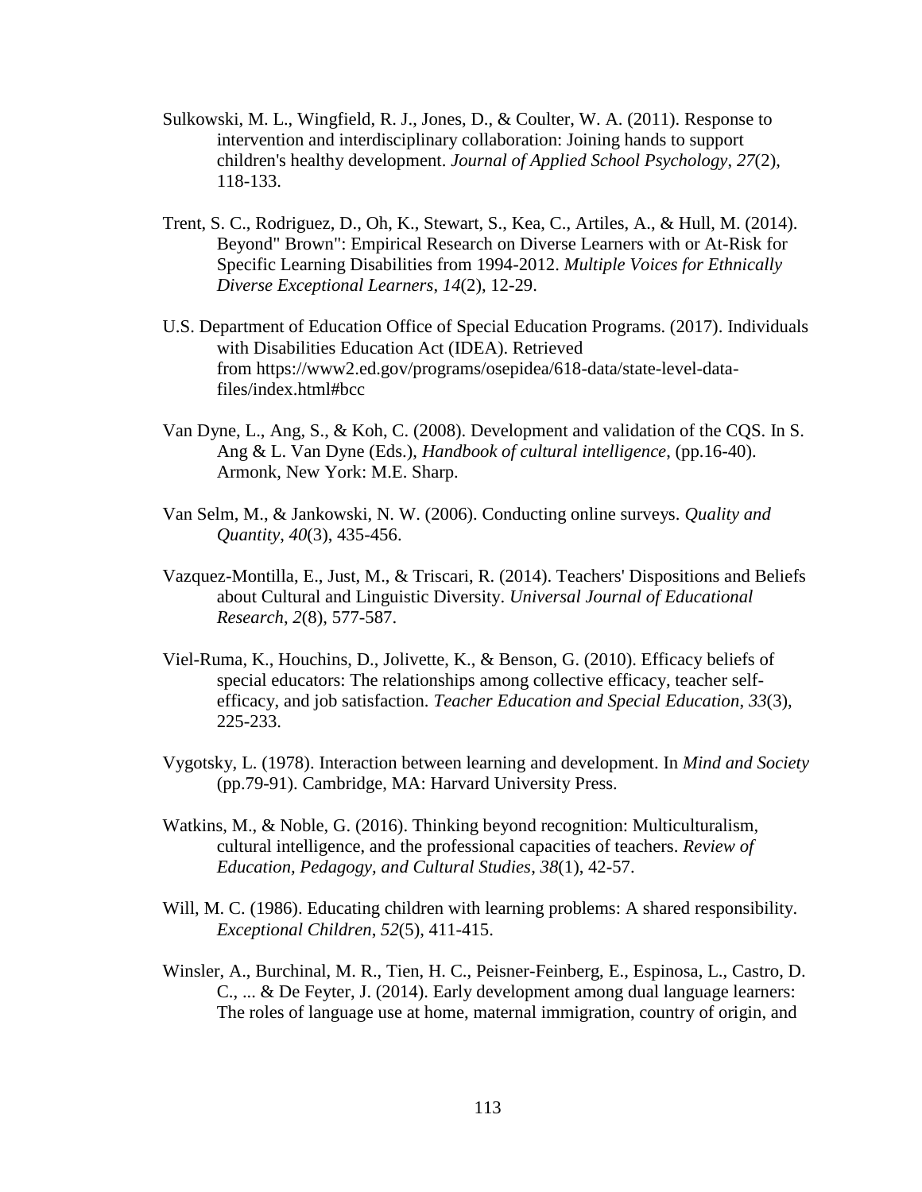Sulkowski, M. L., Wingfield, R. J., Jones, D., & Coulter, W. A. (2011). Response to intervention and interdisciplinary collaboration: Joining hands to support children's healthy development. *Journal of Applied School Psychology*, *27*(2), 118-133.

Trent, S. C., Rodriguez, D., Oh, K., Stewart, S., Kea, C., Artiles, A., & Hull, M. (2014). Beyond" Brown": Empirical Research on Diverse Learners with or At-Risk for Specific Learning Disabilities from 1994-2012. *Multiple Voices for Ethnically Diverse Exceptional Learners*, *14*(2), 12-29.

U.S. Department of Education Office of Special Education Programs. (2017). Individuals with Disabilities Education Act (IDEA). Retrieved from https://www2.ed.gov/programs/osepidea/618-data/state-level-data-files/index.html#bcc

Van Dyne, L., Ang, S., & Koh, C. (2008). Development and validation of the CQS. In S. Ang & L. Van Dyne (Eds.), *Handbook of cultural intelligence*, (pp.16-40). Armonk, New York: M.E. Sharp.

Van Selm, M., & Jankowski, N. W. (2006). Conducting online surveys. *Quality and Quantity*, *40*(3), 435-456.

Vazquez-Montilla, E., Just, M., & Triscari, R. (2014). Teachers' Dispositions and Beliefs about Cultural and Linguistic Diversity. *Universal Journal of Educational Research, 2*(8), 577-587.

Viel-Ruma, K., Houchins, D., Jolivette, K., & Benson, G. (2010). Efficacy beliefs of special educators: The relationships among collective efficacy, teacher self-efficacy, and job satisfaction. *Teacher Education and Special Education*, *33*(3), 225-233.

Vygotsky, L. (1978). Interaction between learning and development. In *Mind and Society* (pp.79-91). Cambridge, MA: Harvard University Press.

Watkins, M., & Noble, G. (2016). Thinking beyond recognition: Multiculturalism, cultural intelligence, and the professional capacities of teachers. *Review of Education, Pedagogy, and Cultural Studies*, *38*(1), 42-57.

Will, M. C. (1986). Educating children with learning problems: A shared responsibility. *Exceptional Children*, *52*(5), 411-415.

Winsler, A., Burchinal, M. R., Tien, H. C., Peisner-Feinberg, E., Espinosa, L., Castro, D. C., ... & De Feyter, J. (2014). Early development among dual language learners: The roles of language use at home, maternal immigration, country of origin, and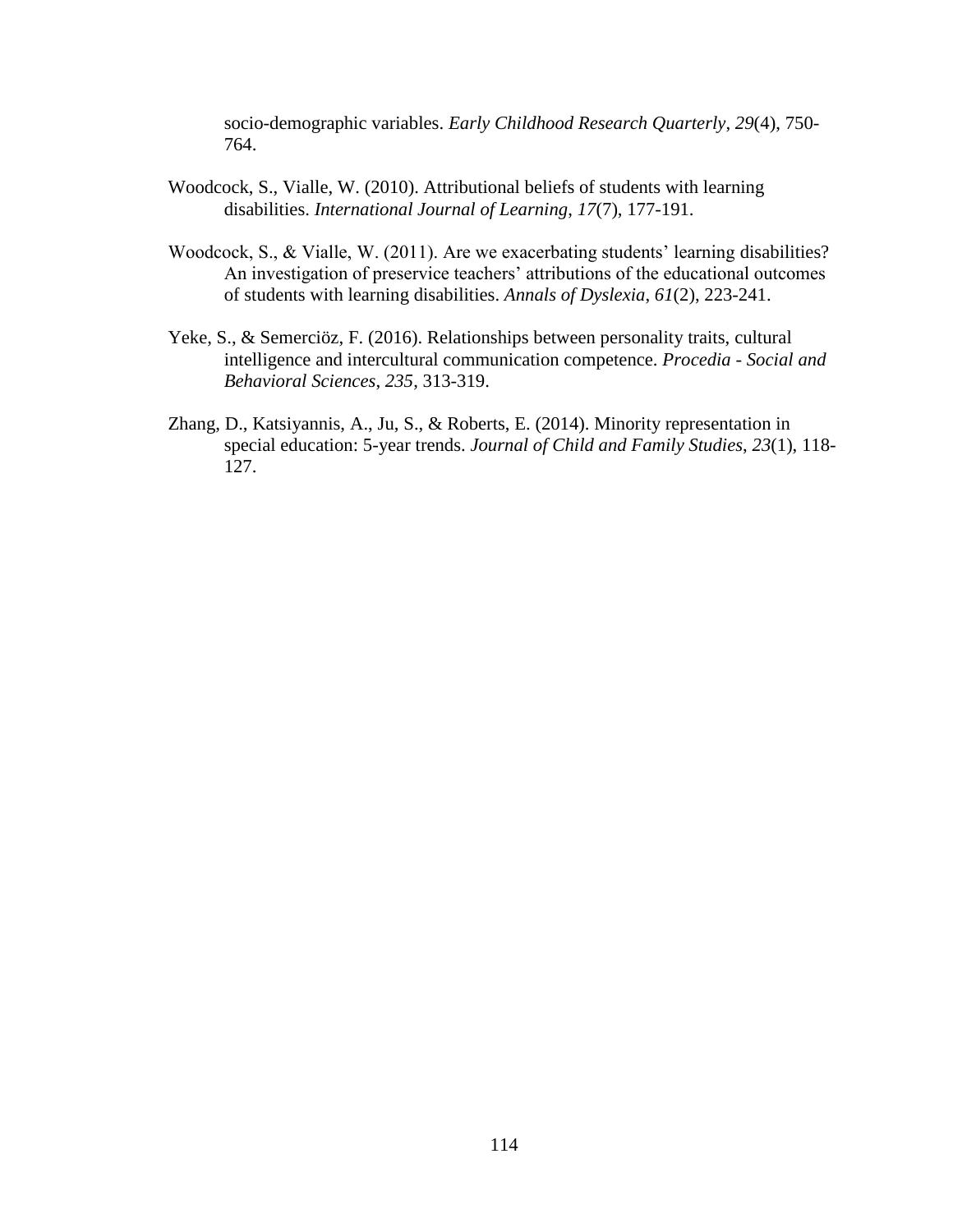socio-demographic variables. *Early Childhood Research Quarterly*, *29*(4), 750-764.

Woodcock, S., Vialle, W. (2010). Attributional beliefs of students with learning disabilities. *International Journal of Learning*, *17*(7), 177-191.

Woodcock, S., & Vialle, W. (2011). Are we exacerbating students' learning disabilities? An investigation of preservice teachers' attributions of the educational outcomes of students with learning disabilities. *Annals of Dyslexia*, *61*(2), 223-241.

Yeke, S., & Semerciöz, F. (2016). Relationships between personality traits, cultural intelligence and intercultural communication competence. *Procedia - Social and Behavioral Sciences*, *235*, 313-319.

Zhang, D., Katsiyannis, A., Ju, S., & Roberts, E. (2014). Minority representation in special education: 5-year trends. *Journal of Child and Family Studies*, *23*(1), 118-127.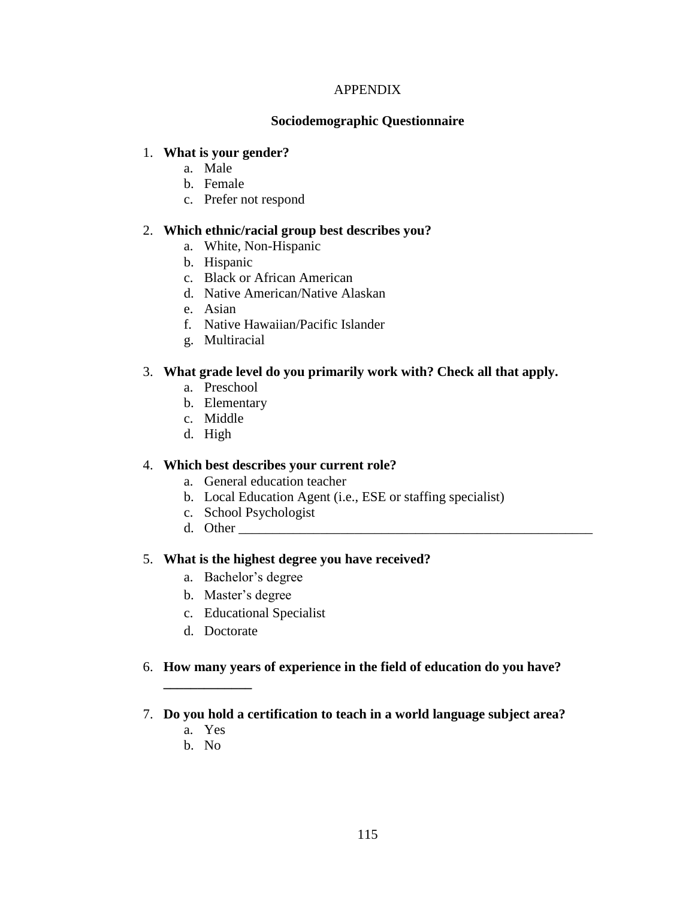# APPENDIX

## Sociodemographic Questionnaire

1. **What is your gender?**
   a. Male
   b. Female
   c. Prefer not respond

2. **Which ethnic/racial group best describes you?**
   a. White, Non-Hispanic
   b. Hispanic
   c. Black or African American
   d. Native American/Native Alaskan
   e. Asian
   f. Native Hawaiian/Pacific Islander
   g. Multiracial

3. **What grade level do you primarily work with? Check all that apply.**
   a. Preschool
   b. Elementary
   c. Middle
   d. High

4. **Which best describes your current role?**
   a. General education teacher
   b. Local Education Agent (i.e., ESE or staffing specialist)
   c. School Psychologist
   d. Other ______________________________________________________

5. **What is the highest degree you have received?**
   a. Bachelor's degree
   b. Master's degree
   c. Educational Specialist
   d. Doctorate

6. **How many years of experience in the field of education do you have? _____________**

7. **Do you hold a certification to teach in a world language subject area?**
   a. Yes
   b. No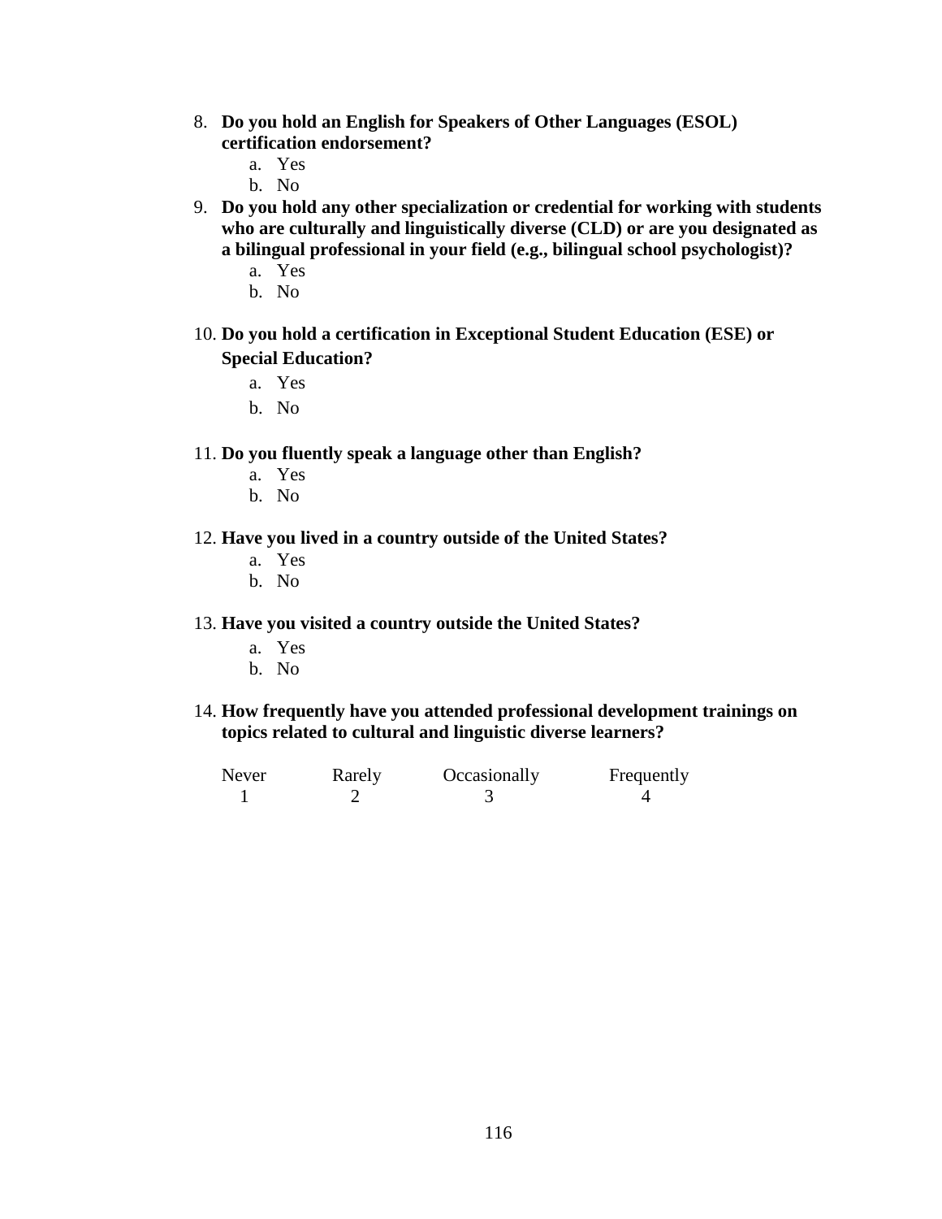8. **Do you hold an English for Speakers of Other Languages (ESOL) certification endorsement?**
   a. Yes
   b. No
9. **Do you hold any other specialization or credential for working with students who are culturally and linguistically diverse (CLD) or are you designated as a bilingual professional in your field (e.g., bilingual school psychologist)?**
   a. Yes
   b. No
10. **Do you hold a certification in Exceptional Student Education (ESE) or Special Education?**
    a. Yes
    b. No
11. **Do you fluently speak a language other than English?**
    a. Yes
    b. No
12. **Have you lived in a country outside of the United States?**
    a. Yes
    b. No
13. **Have you visited a country outside the United States?**
    a. Yes
    b. No
14. **How frequently have you attended professional development trainings on topics related to cultural and linguistic diverse learners?**

| Never | Rarely | Occasionally | Frequently |
|---|---|---|---|
| 1 | 2 | 3 | 4 |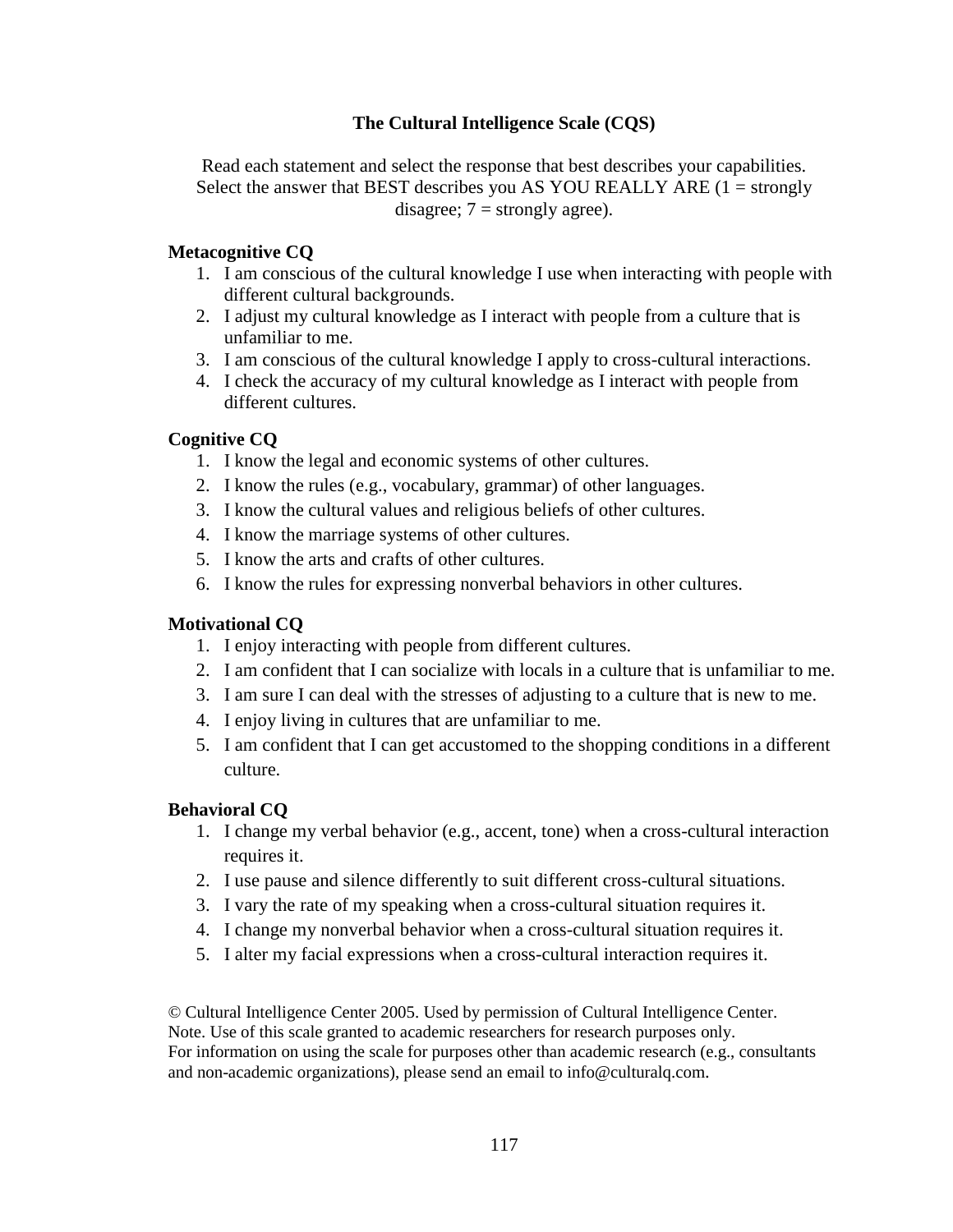**The Cultural Intelligence Scale (CQS)**

Read each statement and select the response that best describes your capabilities. Select the answer that BEST describes you AS YOU REALLY ARE (1 = strongly disagree; 7 = strongly agree).

**Metacognitive CQ**

1. I am conscious of the cultural knowledge I use when interacting with people with different cultural backgrounds.
2. I adjust my cultural knowledge as I interact with people from a culture that is unfamiliar to me.
3. I am conscious of the cultural knowledge I apply to cross-cultural interactions.
4. I check the accuracy of my cultural knowledge as I interact with people from different cultures.

**Cognitive CQ**

1. I know the legal and economic systems of other cultures.
2. I know the rules (e.g., vocabulary, grammar) of other languages.
3. I know the cultural values and religious beliefs of other cultures.
4. I know the marriage systems of other cultures.
5. I know the arts and crafts of other cultures.
6. I know the rules for expressing nonverbal behaviors in other cultures.

**Motivational CQ**

1. I enjoy interacting with people from different cultures.
2. I am confident that I can socialize with locals in a culture that is unfamiliar to me.
3. I am sure I can deal with the stresses of adjusting to a culture that is new to me.
4. I enjoy living in cultures that are unfamiliar to me.
5. I am confident that I can get accustomed to the shopping conditions in a different culture.

**Behavioral CQ**

1. I change my verbal behavior (e.g., accent, tone) when a cross-cultural interaction requires it.
2. I use pause and silence differently to suit different cross-cultural situations.
3. I vary the rate of my speaking when a cross-cultural situation requires it.
4. I change my nonverbal behavior when a cross-cultural situation requires it.
5. I alter my facial expressions when a cross-cultural interaction requires it.

© Cultural Intelligence Center 2005. Used by permission of Cultural Intelligence Center.
Note. Use of this scale granted to academic researchers for research purposes only.
For information on using the scale for purposes other than academic research (e.g., consultants and non-academic organizations), please send an email to info@culturalq.com.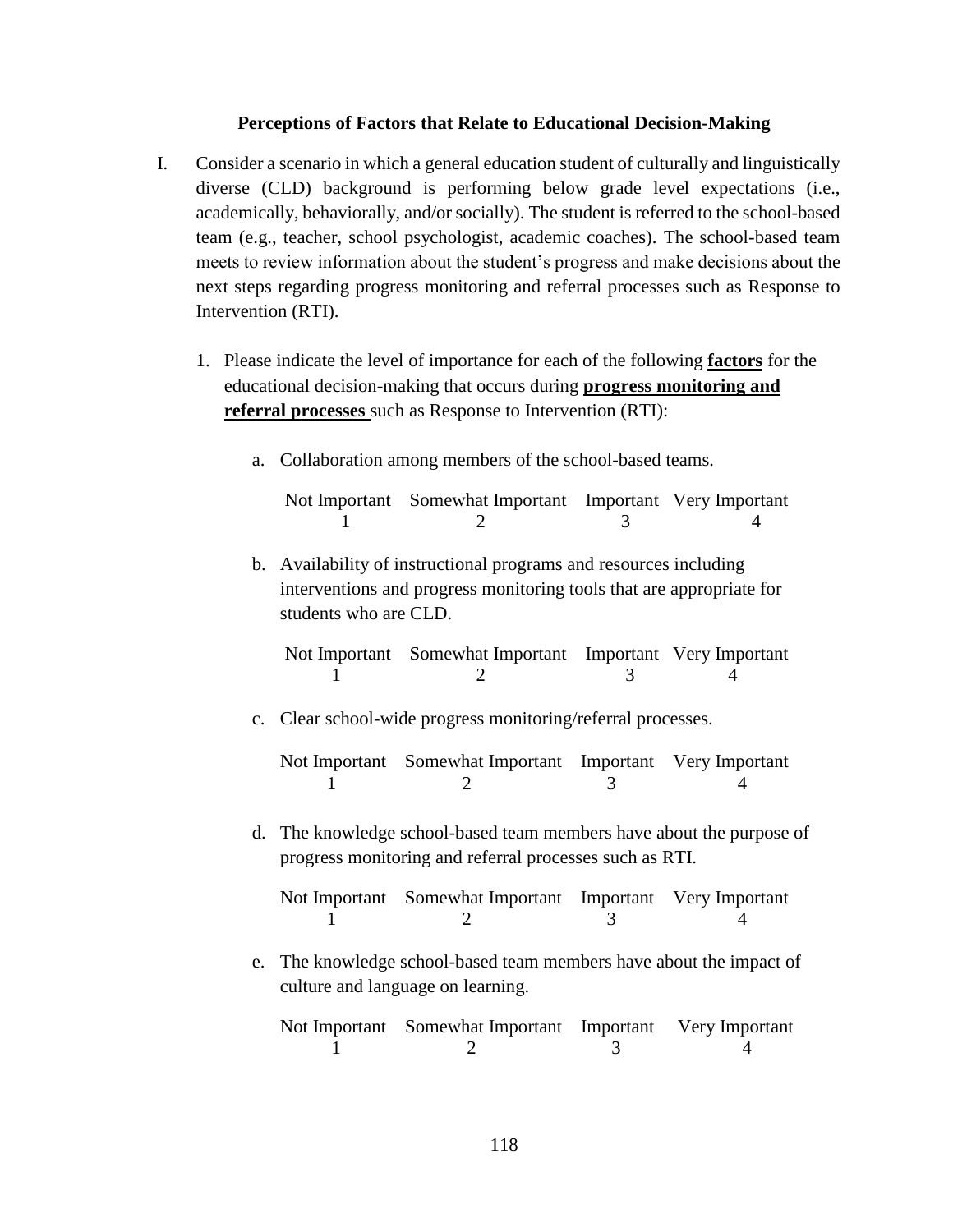**Perceptions of Factors that Relate to Educational Decision-Making**

I. Consider a scenario in which a general education student of culturally and linguistically diverse (CLD) background is performing below grade level expectations (i.e., academically, behaviorally, and/or socially). The student is referred to the school-based team (e.g., teacher, school psychologist, academic coaches). The school-based team meets to review information about the student's progress and make decisions about the next steps regarding progress monitoring and referral processes such as Response to Intervention (RTI).

1. Please indicate the level of importance for each of the following **factors** for the educational decision-making that occurs during **progress monitoring and referral processes** such as Response to Intervention (RTI):

   a. Collaboration among members of the school-based teams.

   | Not Important | Somewhat Important | Important | Very Important |
   |---|---|---|---|
   | 1 | 2 | 3 | 4 |

   b. Availability of instructional programs and resources including interventions and progress monitoring tools that are appropriate for students who are CLD.

   | Not Important | Somewhat Important | Important | Very Important |
   |---|---|---|---|
   | 1 | 2 | 3 | 4 |

   c. Clear school-wide progress monitoring/referral processes.

   | Not Important | Somewhat Important | Important | Very Important |
   |---|---|---|---|
   | 1 | 2 | 3 | 4 |

   d. The knowledge school-based team members have about the purpose of progress monitoring and referral processes such as RTI.

   | Not Important | Somewhat Important | Important | Very Important |
   |---|---|---|---|
   | 1 | 2 | 3 | 4 |

   e. The knowledge school-based team members have about the impact of culture and language on learning.

   | Not Important | Somewhat Important | Important | Very Important |
   |---|---|---|---|
   | 1 | 2 | 3 | 4 |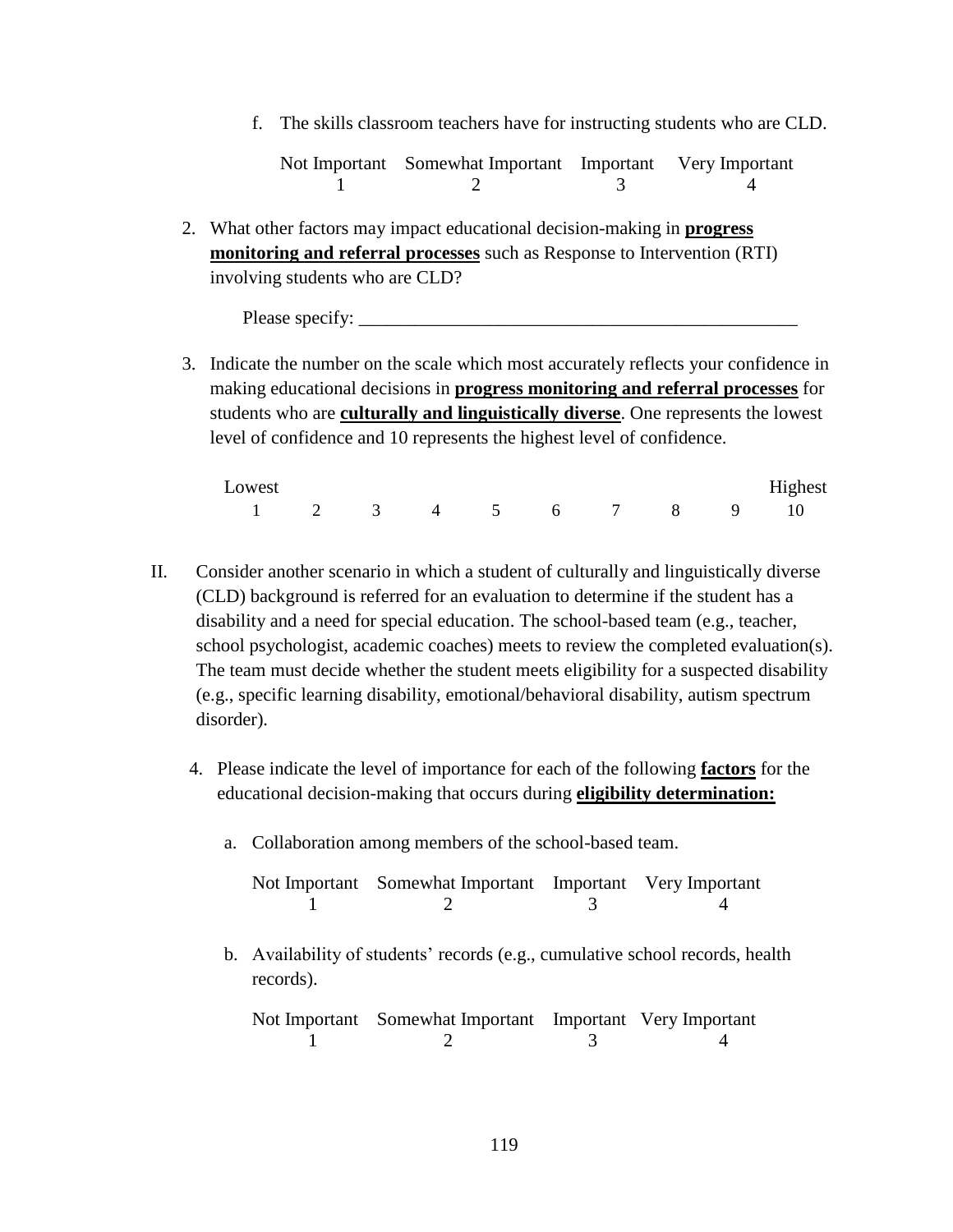f. The skills classroom teachers have for instructing students who are CLD.

| Not Important | Somewhat Important | Important | Very Important |
|---|---|---|---|
| 1 | 2 | 3 | 4 |

2. What other factors may impact educational decision-making in **<u>progress monitoring and referral processes</u>** such as Response to Intervention (RTI) involving students who are CLD?

   Please specify: ________________________________________________

3. Indicate the number on the scale which most accurately reflects your confidence in making educational decisions in **<u>progress monitoring and referral processes</u>** for students who are **<u>culturally and linguistically diverse</u>**. One represents the lowest level of confidence and 10 represents the highest level of confidence.

| Lowest | | | | | | | | | Highest |
|---|---|---|---|---|---|---|---|---|---|
| 1 | 2 | 3 | 4 | 5 | 6 | 7 | 8 | 9 | 10 |

II. Consider another scenario in which a student of culturally and linguistically diverse (CLD) background is referred for an evaluation to determine if the student has a disability and a need for special education. The school-based team (e.g., teacher, school psychologist, academic coaches) meets to review the completed evaluation(s). The team must decide whether the student meets eligibility for a suspected disability (e.g., specific learning disability, emotional/behavioral disability, autism spectrum disorder).

4. Please indicate the level of importance for each of the following **<u>factors</u>** for the educational decision-making that occurs during **<u>eligibility determination:</u>**

   a. Collaboration among members of the school-based team.

| Not Important | Somewhat Important | Important | Very Important |
|---|---|---|---|
| 1 | 2 | 3 | 4 |

   b. Availability of students' records (e.g., cumulative school records, health records).

| Not Important | Somewhat Important | Important | Very Important |
|---|---|---|---|
| 1 | 2 | 3 | 4 |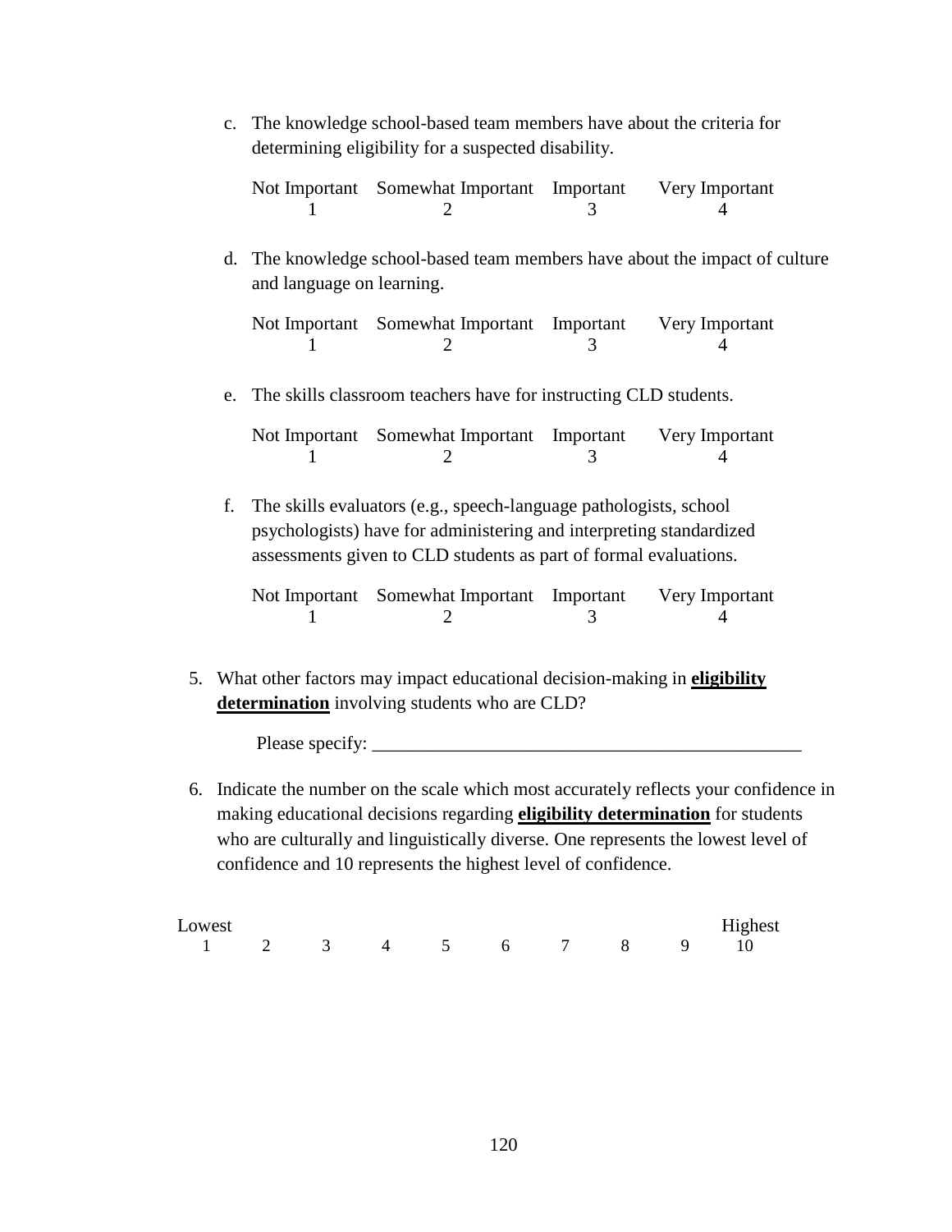c. The knowledge school-based team members have about the criteria for determining eligibility for a suspected disability.

| Not Important | Somewhat Important | Important | Very Important |
|---|---|---|---|
| 1 | 2 | 3 | 4 |

d. The knowledge school-based team members have about the impact of culture and language on learning.

| Not Important | Somewhat Important | Important | Very Important |
|---|---|---|---|
| 1 | 2 | 3 | 4 |

e. The skills classroom teachers have for instructing CLD students.

| Not Important | Somewhat Important | Important | Very Important |
|---|---|---|---|
| 1 | 2 | 3 | 4 |

f. The skills evaluators (e.g., speech-language pathologists, school psychologists) have for administering and interpreting standardized assessments given to CLD students as part of formal evaluations.

| Not Important | Somewhat Important | Important | Very Important |
|---|---|---|---|
| 1 | 2 | 3 | 4 |

5. What other factors may impact educational decision-making in **eligibility determination** involving students who are CLD?

   Please specify: ______________________________________________

6. Indicate the number on the scale which most accurately reflects your confidence in making educational decisions regarding **eligibility determination** for students who are culturally and linguistically diverse. One represents the lowest level of confidence and 10 represents the highest level of confidence.

| Lowest | | | | | | | | | Highest |
|---|---|---|---|---|---|---|---|---|---|
| 1 | 2 | 3 | 4 | 5 | 6 | 7 | 8 | 9 | 10 |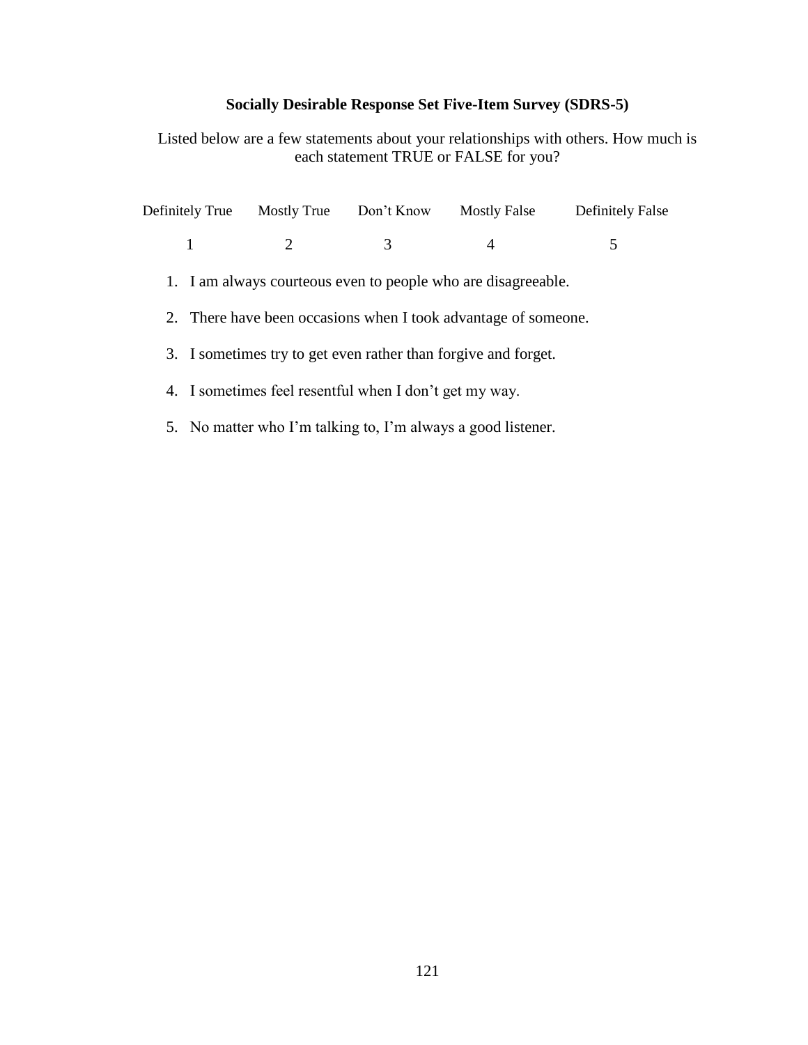**Socially Desirable Response Set Five-Item Survey (SDRS-5)**

Listed below are a few statements about your relationships with others. How much is each statement TRUE or FALSE for you?

| Definitely True | Mostly True | Don't Know | Mostly False | Definitely False |
|---|---|---|---|---|
| 1 | 2 | 3 | 4 | 5 |

1. I am always courteous even to people who are disagreeable.
2. There have been occasions when I took advantage of someone.
3. I sometimes try to get even rather than forgive and forget.
4. I sometimes feel resentful when I don't get my way.
5. No matter who I'm talking to, I'm always a good listener.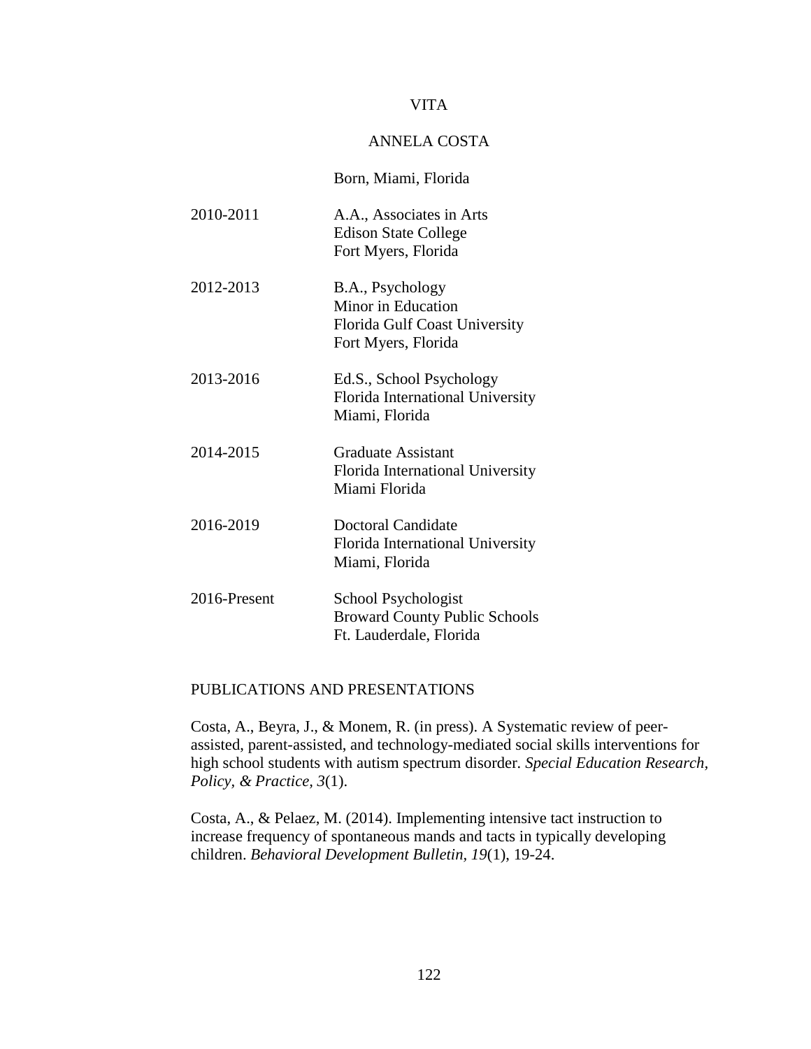# VITA

## ANNELA COSTA

Born, Miami, Florida

| | |
|---|---|
| 2010-2011 | A.A., Associates in Arts<br>Edison State College<br>Fort Myers, Florida |
| 2012-2013 | B.A., Psychology<br>Minor in Education<br>Florida Gulf Coast University<br>Fort Myers, Florida |
| 2013-2016 | Ed.S., School Psychology<br>Florida International University<br>Miami, Florida |
| 2014-2015 | Graduate Assistant<br>Florida International University<br>Miami Florida |
| 2016-2019 | Doctoral Candidate<br>Florida International University<br>Miami, Florida |
| 2016-Present | School Psychologist<br>Broward County Public Schools<br>Ft. Lauderdale, Florida |

PUBLICATIONS AND PRESENTATIONS

Costa, A., Beyra, J., & Monem, R. (in press). A Systematic review of peer-assisted, parent-assisted, and technology-mediated social skills interventions for high school students with autism spectrum disorder. *Special Education Research, Policy, & Practice, 3*(1).

Costa, A., & Pelaez, M. (2014). Implementing intensive tact instruction to increase frequency of spontaneous mands and tacts in typically developing children. *Behavioral Development Bulletin, 19*(1), 19-24.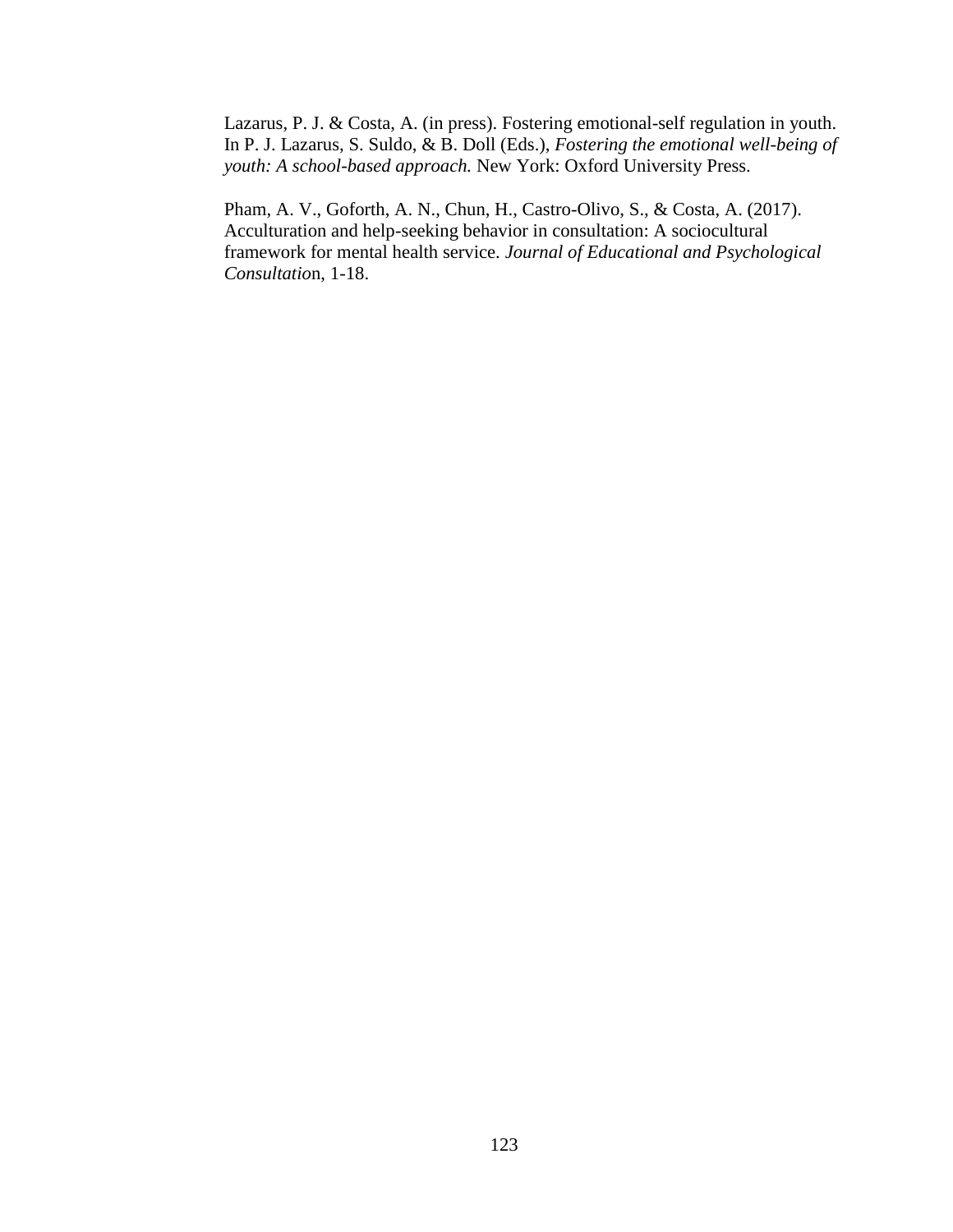Lazarus, P. J. & Costa, A. (in press). Fostering emotional-self regulation in youth. In P. J. Lazarus, S. Suldo, & B. Doll (Eds.), *Fostering the emotional well-being of youth: A school-based approach.* New York: Oxford University Press.

Pham, A. V., Goforth, A. N., Chun, H., Castro-Olivo, S., & Costa, A. (2017). Acculturation and help-seeking behavior in consultation: A sociocultural framework for mental health service. *Journal of Educational and Psychological Consultation*, 1-18.